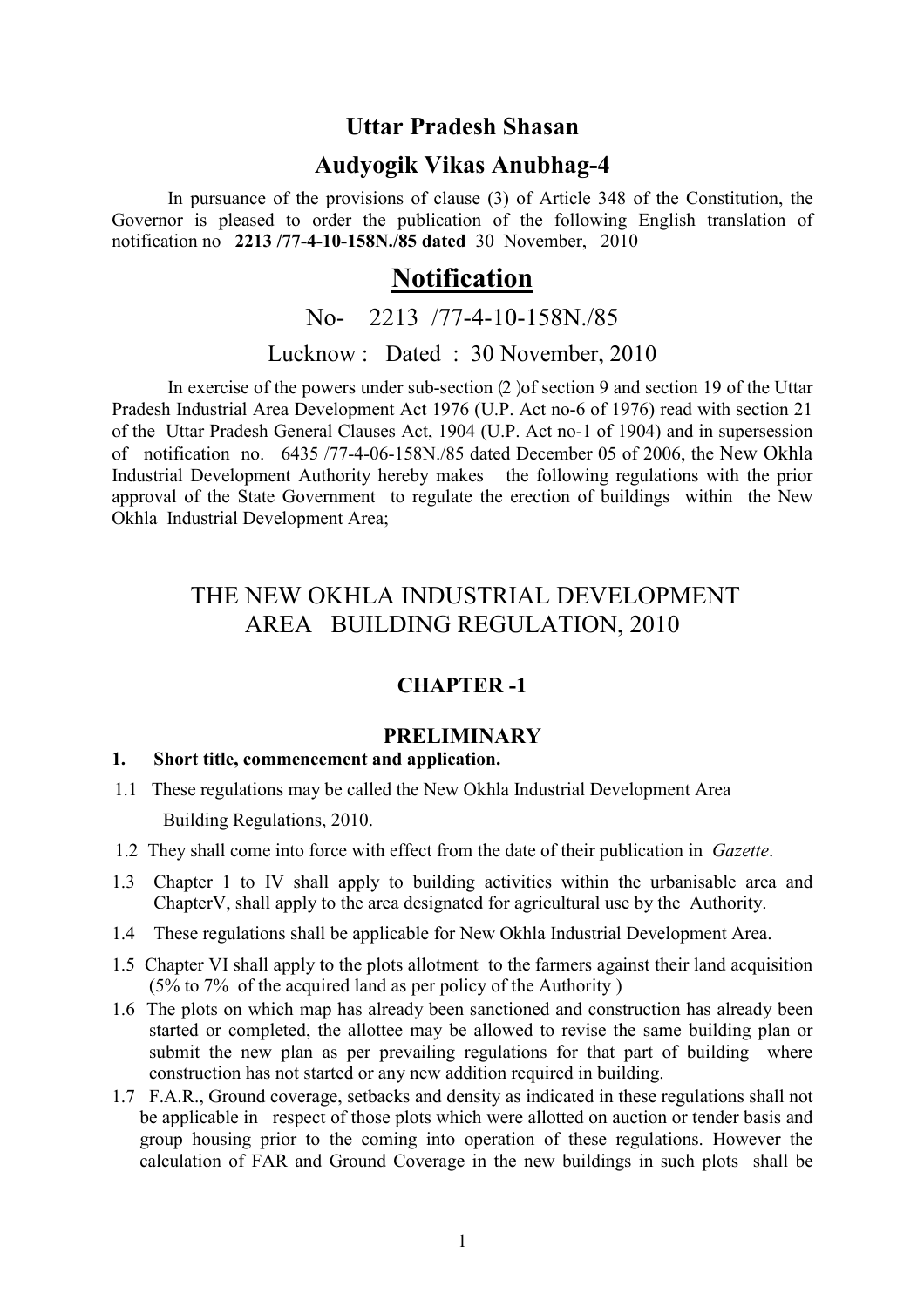# Uttar Pradesh Shasan

## Audyogik Vikas Anubhag-4

In pursuance of the provisions of clause (3) of Article 348 of the Constitution, the Governor is pleased to order the publication of the following English translation of notification no **2213 /77-4-10-158N./85 dated** 30 November, 2010

# Notification

No- 2213 /77-4-10-158N./85

Lucknow : Dated : 30 November, 2010

In exercise of the powers under sub-section (2 )of section 9 and section 19 of the Uttar Pradesh Industrial Area Development Act 1976 (U.P. Act no-6 of 1976) read with section 21 of the Uttar Pradesh General Clauses Act, 1904 (U.P. Act no-1 of 1904) and in supersession of notification no. 6435 /77-4-06-158N./85 dated December 05 of 2006, the New Okhla Industrial Development Authority hereby makes the following regulations with the prior approval of the State Government to regulate the erection of buildings within the New Okhla Industrial Development Area;

## THE NEW OKHLA INDUSTRIAL DEVELOPMENT AREA BUILDING REGULATION, 2010

### CHAPTER -1

### PRELIMINARY

**1. Short title, commencement and application.**

1.1 These regulations may be called the New Okhla Industrial Development Area Building Regulations, 2010.

1.2 They shall come into force with effect from the date of their publication in *Gazette*.

1.3 Chapter 1 to IV shall apply to building activities within the urbanisable area and ChapterV, shall apply to the area designated for agricultural use by the Authority.

1.4 These regulations shall be applicable for New Okhla Industrial Development Area.

1.5 Chapter VI shall apply to the plots allotment to the farmers against their land acquisition (5% to 7% of the acquired land as per policy of the Authority )

1.6 The plots on which map has already been sanctioned and construction has already been started or completed, the allottee may be allowed to revise the same building plan or submit the new plan as per prevailing regulations for that part of building where construction has not started or any new addition required in building.

1.7 F.A.R., Ground coverage, setbacks and density as indicated in these regulations shall not be applicable in respect of those plots which were allotted on auction or tender basis and group housing prior to the coming into operation of these regulations. However the calculation of FAR and Ground Coverage in the new buildings in such plots shall be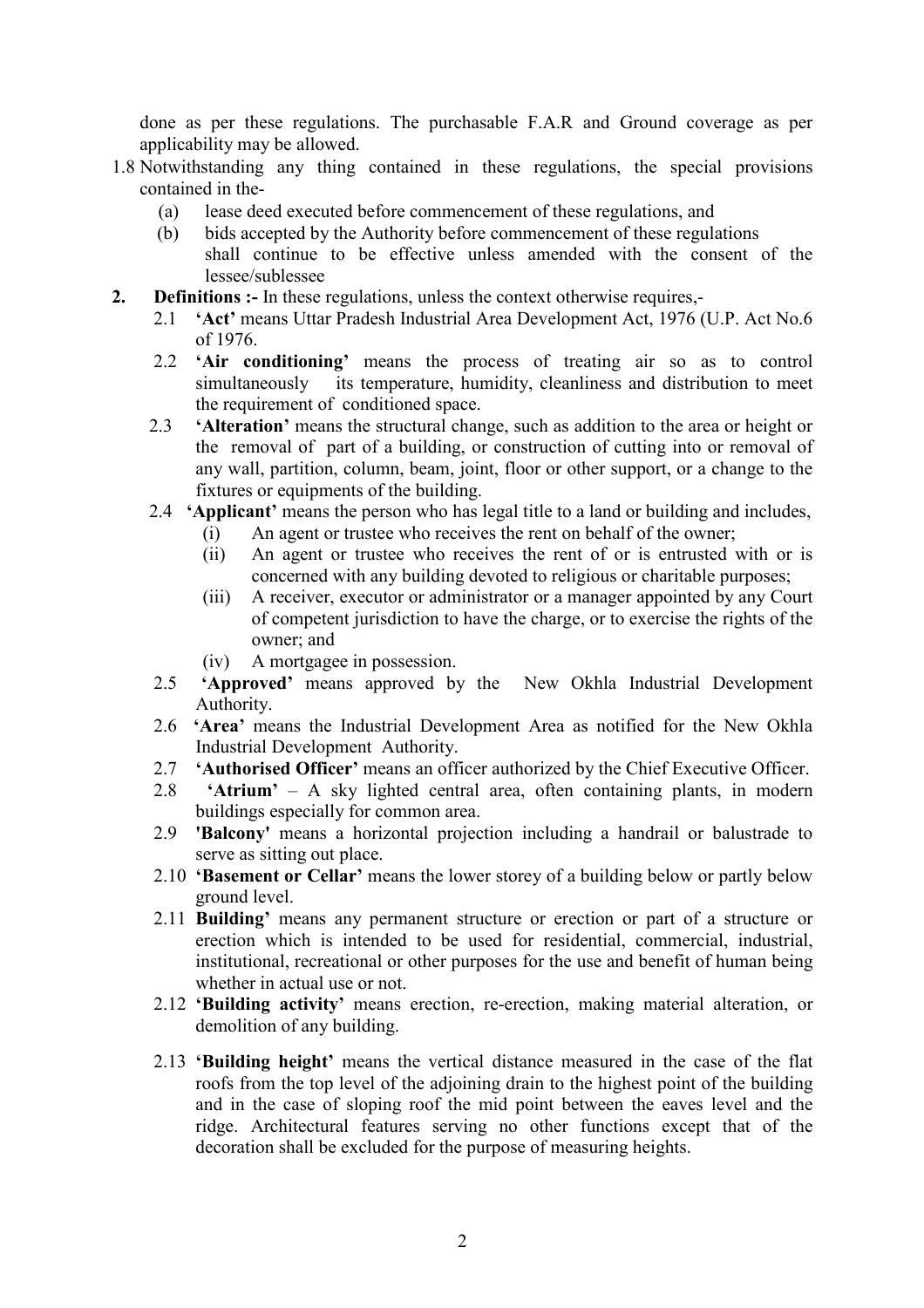done as per these regulations. The purchasable F.A.R and Ground coverage as per applicability may be allowed.

1.8 Notwithstanding any thing contained in these regulations, the special provisions contained in the-

(a) lease deed executed before commencement of these regulations, and

(b) bids accepted by the Authority before commencement of these regulations

shall continue to be effective unless amended with the consent of the lessee/sublessee

**2. Definitions :-** In these regulations, unless the context otherwise requires,-

2.1 **'Act'** means Uttar Pradesh Industrial Area Development Act, 1976 (U.P. Act No.6 of 1976.

2.2 **'Air conditioning'** means the process of treating air so as to control simultaneously its temperature, humidity, cleanliness and distribution to meet the requirement of conditioned space.

2.3 **'Alteration'** means the structural change, such as addition to the area or height or the removal of part of a building, or construction of cutting into or removal of any wall, partition, column, beam, joint, floor or other support, or a change to the fixtures or equipments of the building.

2.4 **'Applicant'** means the person who has legal title to a land or building and includes,

(i) An agent or trustee who receives the rent on behalf of the owner;

(ii) An agent or trustee who receives the rent of or is entrusted with or is concerned with any building devoted to religious or charitable purposes;

(iii) A receiver, executor or administrator or a manager appointed by any Court of competent jurisdiction to have the charge, or to exercise the rights of the owner; and

(iv) A mortgagee in possession.

2.5 **'Approved'** means approved by the New Okhla Industrial Development Authority.

2.6 **'Area'** means the Industrial Development Area as notified for the New Okhla Industrial Development Authority.

2.7 **'Authorised Officer'** means an officer authorized by the Chief Executive Officer.

2.8 **'Atrium'** – A sky lighted central area, often containing plants, in modern buildings especially for common area.

2.9 **'Balcony'** means a horizontal projection including a handrail or balustrade to serve as sitting out place.

2.10 **'Basement or Cellar'** means the lower storey of a building below or partly below ground level.

2.11 **Building'** means any permanent structure or erection or part of a structure or erection which is intended to be used for residential, commercial, industrial, institutional, recreational or other purposes for the use and benefit of human being whether in actual use or not.

2.12 **'Building activity'** means erection, re-erection, making material alteration, or demolition of any building.

2.13 **'Building height'** means the vertical distance measured in the case of the flat roofs from the top level of the adjoining drain to the highest point of the building and in the case of sloping roof the mid point between the eaves level and the ridge. Architectural features serving no other functions except that of the decoration shall be excluded for the purpose of measuring heights.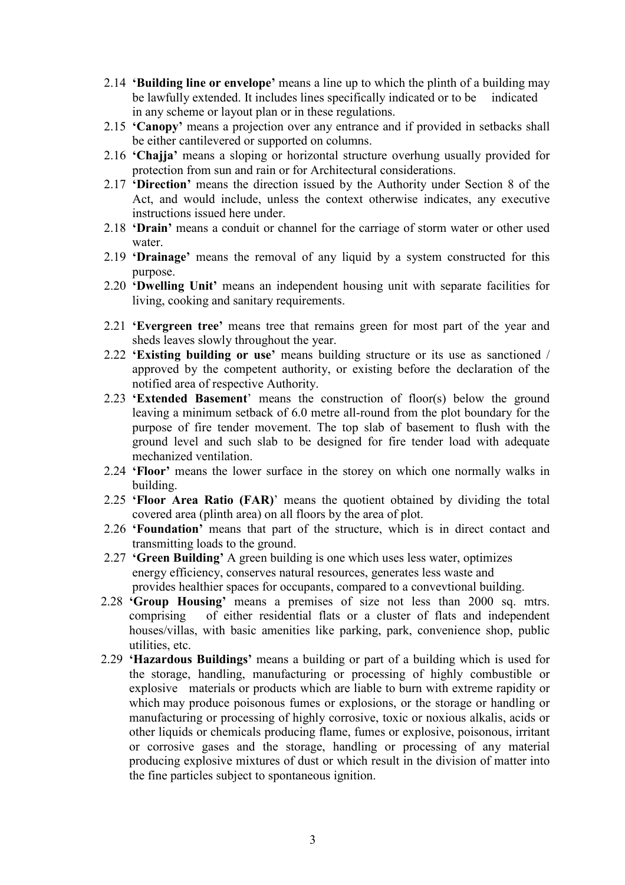2.14 **'Building line or envelope'** means a line up to which the plinth of a building may be lawfully extended. It includes lines specifically indicated or to be indicated in any scheme or layout plan or in these regulations.

2.15 **'Canopy'** means a projection over any entrance and if provided in setbacks shall be either cantilevered or supported on columns.

2.16 **'Chajja'** means a sloping or horizontal structure overhung usually provided for protection from sun and rain or for Architectural considerations.

2.17 **'Direction'** means the direction issued by the Authority under Section 8 of the Act, and would include, unless the context otherwise indicates, any executive instructions issued here under.

2.18 **'Drain'** means a conduit or channel for the carriage of storm water or other used water.

2.19 **'Drainage'** means the removal of any liquid by a system constructed for this purpose.

2.20 **'Dwelling Unit'** means an independent housing unit with separate facilities for living, cooking and sanitary requirements.

2.21 **'Evergreen tree'** means tree that remains green for most part of the year and sheds leaves slowly throughout the year.

2.22 **'Existing building or use'** means building structure or its use as sanctioned / approved by the competent authority, or existing before the declaration of the notified area of respective Authority.

2.23 **'Extended Basement'** means the construction of floor(s) below the ground leaving a minimum setback of 6.0 metre all-round from the plot boundary for the purpose of fire tender movement. The top slab of basement to flush with the ground level and such slab to be designed for fire tender load with adequate mechanized ventilation.

2.24 **'Floor'** means the lower surface in the storey on which one normally walks in building.

2.25 **'Floor Area Ratio (FAR)'** means the quotient obtained by dividing the total covered area (plinth area) on all floors by the area of plot.

2.26 **'Foundation'** means that part of the structure, which is in direct contact and transmitting loads to the ground.

2.27 **'Green Building'** A green building is one which uses less water, optimizes energy efficiency, conserves natural resources, generates less waste and provides healthier spaces for occupants, compared to a convevtional building.

2.28 **'Group Housing'** means a premises of size not less than 2000 sq. mtrs. comprising of either residential flats or a cluster of flats and independent houses/villas, with basic amenities like parking, park, convenience shop, public utilities, etc.

2.29 **'Hazardous Buildings'** means a building or part of a building which is used for the storage, handling, manufacturing or processing of highly combustible or explosive materials or products which are liable to burn with extreme rapidity or which may produce poisonous fumes or explosions, or the storage or handling or manufacturing or processing of highly corrosive, toxic or noxious alkalis, acids or other liquids or chemicals producing flame, fumes or explosive, poisonous, irritant or corrosive gases and the storage, handling or processing of any material producing explosive mixtures of dust or which result in the division of matter into the fine particles subject to spontaneous ignition.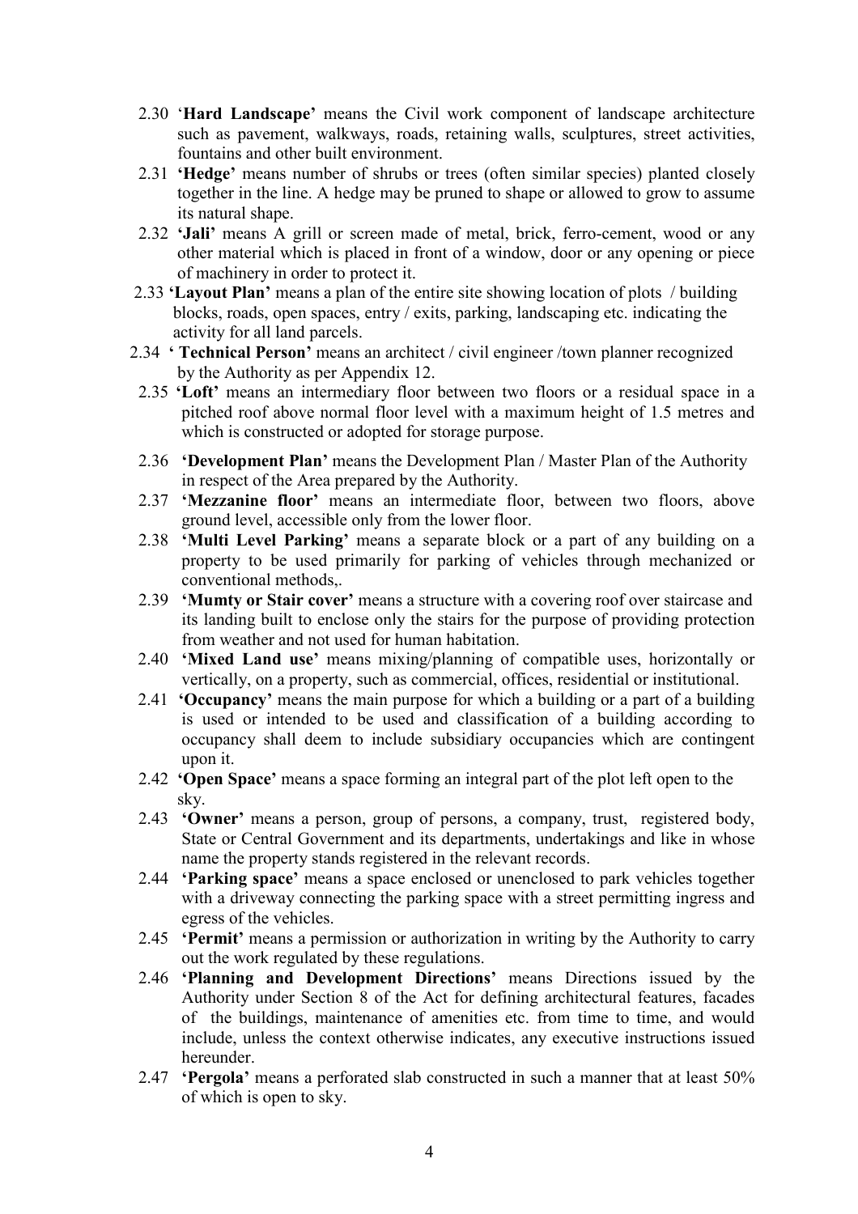2.30 '**Hard Landscape'** means the Civil work component of landscape architecture such as pavement, walkways, roads, retaining walls, sculptures, street activities, fountains and other built environment.

2.31 **'Hedge'** means number of shrubs or trees (often similar species) planted closely together in the line. A hedge may be pruned to shape or allowed to grow to assume its natural shape.

2.32 **'Jali'** means A grill or screen made of metal, brick, ferro-cement, wood or any other material which is placed in front of a window, door or any opening or piece of machinery in order to protect it.

2.33 **'Layout Plan'** means a plan of the entire site showing location of plots / building blocks, roads, open spaces, entry / exits, parking, landscaping etc. indicating the activity for all land parcels.

2.34 **' Technical Person'** means an architect / civil engineer /town planner recognized by the Authority as per Appendix 12.

2.35 **'Loft'** means an intermediary floor between two floors or a residual space in a pitched roof above normal floor level with a maximum height of 1.5 metres and which is constructed or adopted for storage purpose.

2.36 **'Development Plan'** means the Development Plan / Master Plan of the Authority in respect of the Area prepared by the Authority.

2.37 **'Mezzanine floor'** means an intermediate floor, between two floors, above ground level, accessible only from the lower floor.

2.38 **'Multi Level Parking'** means a separate block or a part of any building on a property to be used primarily for parking of vehicles through mechanized or conventional methods,.

2.39 **'Mumty or Stair cover'** means a structure with a covering roof over staircase and its landing built to enclose only the stairs for the purpose of providing protection from weather and not used for human habitation.

2.40 **'Mixed Land use'** means mixing/planning of compatible uses, horizontally or vertically, on a property, such as commercial, offices, residential or institutional.

2.41 **'Occupancy'** means the main purpose for which a building or a part of a building is used or intended to be used and classification of a building according to occupancy shall deem to include subsidiary occupancies which are contingent upon it.

2.42 **'Open Space'** means a space forming an integral part of the plot left open to the sky.

2.43 **'Owner'** means a person, group of persons, a company, trust, registered body, State or Central Government and its departments, undertakings and like in whose name the property stands registered in the relevant records.

2.44 **'Parking space'** means a space enclosed or unenclosed to park vehicles together with a driveway connecting the parking space with a street permitting ingress and egress of the vehicles.

2.45 **'Permit'** means a permission or authorization in writing by the Authority to carry out the work regulated by these regulations.

2.46 **'Planning and Development Directions'** means Directions issued by the Authority under Section 8 of the Act for defining architectural features, facades of the buildings, maintenance of amenities etc. from time to time, and would include, unless the context otherwise indicates, any executive instructions issued hereunder.

2.47 **'Pergola'** means a perforated slab constructed in such a manner that at least 50% of which is open to sky.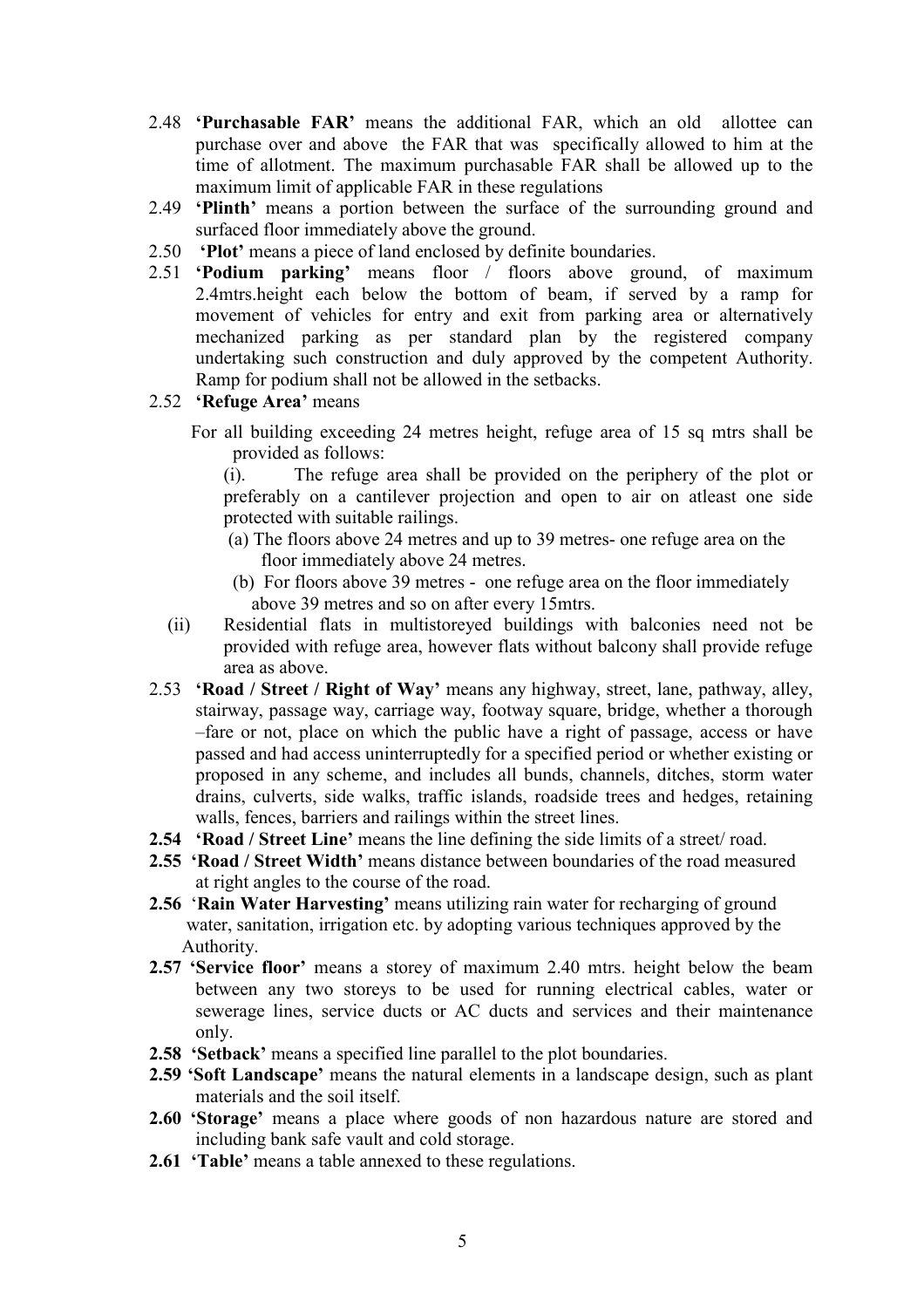2.48 **'Purchasable FAR'** means the additional FAR, which an old allottee can purchase over and above the FAR that was specifically allowed to him at the time of allotment. The maximum purchasable FAR shall be allowed up to the maximum limit of applicable FAR in these regulations

2.49 **'Plinth'** means a portion between the surface of the surrounding ground and surfaced floor immediately above the ground.

2.50 **'Plot'** means a piece of land enclosed by definite boundaries.

2.51 **'Podium parking'** means floor / floors above ground, of maximum 2.4mtrs.height each below the bottom of beam, if served by a ramp for movement of vehicles for entry and exit from parking area or alternatively mechanized parking as per standard plan by the registered company undertaking such construction and duly approved by the competent Authority. Ramp for podium shall not be allowed in the setbacks.

2.52 **'Refuge Area'** means

For all building exceeding 24 metres height, refuge area of 15 sq mtrs shall be provided as follows:

(i). The refuge area shall be provided on the periphery of the plot or preferably on a cantilever projection and open to air on atleast one side protected with suitable railings.

(a) The floors above 24 metres and up to 39 metres- one refuge area on the floor immediately above 24 metres.

(b) For floors above 39 metres - one refuge area on the floor immediately above 39 metres and so on after every 15mtrs.

(ii) Residential flats in multistoreyed buildings with balconies need not be provided with refuge area, however flats without balcony shall provide refuge area as above.

2.53 **'Road / Street / Right of Way'** means any highway, street, lane, pathway, alley, stairway, passage way, carriage way, footway square, bridge, whether a thorough –fare or not, place on which the public have a right of passage, access or have passed and had access uninterruptedly for a specified period or whether existing or proposed in any scheme, and includes all bunds, channels, ditches, storm water drains, culverts, side walks, traffic islands, roadside trees and hedges, retaining walls, fences, barriers and railings within the street lines.

**2.54 'Road / Street Line'** means the line defining the side limits of a street/ road.

**2.55 'Road / Street Width'** means distance between boundaries of the road measured at right angles to the course of the road.

**2.56 'Rain Water Harvesting'** means utilizing rain water for recharging of ground water, sanitation, irrigation etc. by adopting various techniques approved by the Authority.

**2.57 'Service floor'** means a storey of maximum 2.40 mtrs. height below the beam between any two storeys to be used for running electrical cables, water or sewerage lines, service ducts or AC ducts and services and their maintenance only.

**2.58 'Setback'** means a specified line parallel to the plot boundaries.

**2.59 'Soft Landscape'** means the natural elements in a landscape design, such as plant materials and the soil itself.

**2.60 'Storage'** means a place where goods of non hazardous nature are stored and including bank safe vault and cold storage.

**2.61 'Table'** means a table annexed to these regulations.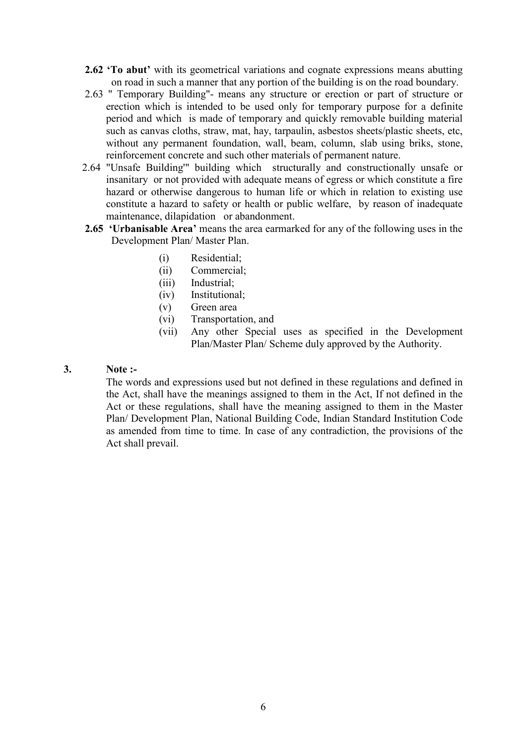**2.62 'To abut'** with its geometrical variations and cognate expressions means abutting on road in such a manner that any portion of the building is on the road boundary.

2.63 " Temporary Building"- means any structure or erection or part of structure or erection which is intended to be used only for temporary purpose for a definite period and which is made of temporary and quickly removable building material such as canvas cloths, straw, mat, hay, tarpaulin, asbestos sheets/plastic sheets, etc, without any permanent foundation, wall, beam, column, slab using briks, stone, reinforcement concrete and such other materials of permanent nature.

2.64 "Unsafe Building'" building which structurally and constructionally unsafe or insanitary or not provided with adequate means of egress or which constitute a fire hazard or otherwise dangerous to human life or which in relation to existing use constitute a hazard to safety or health or public welfare, by reason of inadequate maintenance, dilapidation or abandonment.

**2.65 'Urbanisable Area'** means the area earmarked for any of the following uses in the Development Plan/ Master Plan.

- (i) Residential;
- (ii) Commercial;
- (iii) Industrial;
- (iv) Institutional;
- (v) Green area
- (vi) Transportation, and
- (vii) Any other Special uses as specified in the Development Plan/Master Plan/ Scheme duly approved by the Authority.

**3. Note :-**

The words and expressions used but not defined in these regulations and defined in the Act, shall have the meanings assigned to them in the Act, If not defined in the Act or these regulations, shall have the meaning assigned to them in the Master Plan/ Development Plan, National Building Code, Indian Standard Institution Code as amended from time to time. In case of any contradiction, the provisions of the Act shall prevail.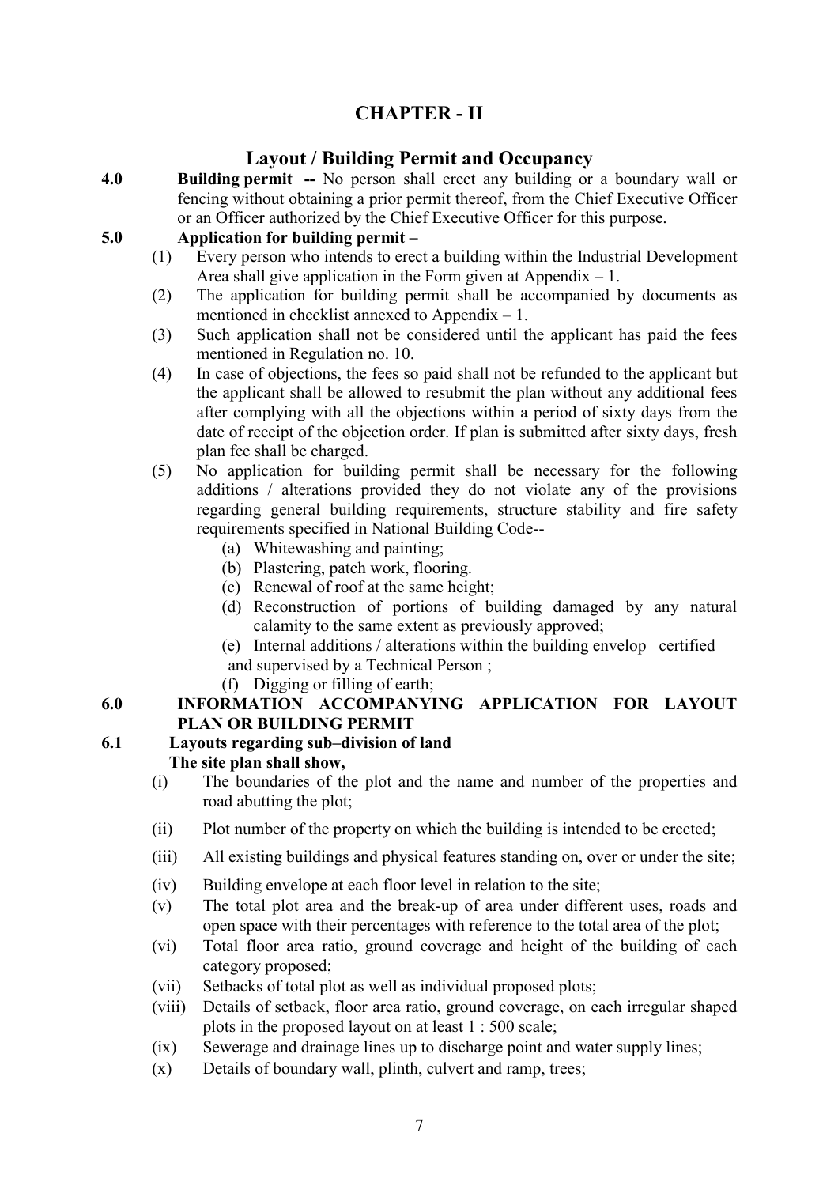# CHAPTER - II

## Layout / Building Permit and Occupancy

**4.0 Building permit --** No person shall erect any building or a boundary wall or fencing without obtaining a prior permit thereof, from the Chief Executive Officer or an Officer authorized by the Chief Executive Officer for this purpose.

**5.0 Application for building permit –**

(1) Every person who intends to erect a building within the Industrial Development Area shall give application in the Form given at Appendix – 1.

(2) The application for building permit shall be accompanied by documents as mentioned in checklist annexed to Appendix – 1.

(3) Such application shall not be considered until the applicant has paid the fees mentioned in Regulation no. 10.

(4) In case of objections, the fees so paid shall not be refunded to the applicant but the applicant shall be allowed to resubmit the plan without any additional fees after complying with all the objections within a period of sixty days from the date of receipt of the objection order. If plan is submitted after sixty days, fresh plan fee shall be charged.

(5) No application for building permit shall be necessary for the following additions / alterations provided they do not violate any of the provisions regarding general building requirements, structure stability and fire safety requirements specified in National Building Code--

(a) Whitewashing and painting;

(b) Plastering, patch work, flooring.

(c) Renewal of roof at the same height;

(d) Reconstruction of portions of building damaged by any natural calamity to the same extent as previously approved;

(e) Internal additions / alterations within the building envelop certified and supervised by a Technical Person ;

(f) Digging or filling of earth;

**6.0 INFORMATION ACCOMPANYING APPLICATION FOR LAYOUT PLAN OR BUILDING PERMIT**

**6.1 Layouts regarding sub–division of land**

**The site plan shall show,**

(i) The boundaries of the plot and the name and number of the properties and road abutting the plot;

(ii) Plot number of the property on which the building is intended to be erected;

(iii) All existing buildings and physical features standing on, over or under the site;

(iv) Building envelope at each floor level in relation to the site;

(v) The total plot area and the break-up of area under different uses, roads and open space with their percentages with reference to the total area of the plot;

(vi) Total floor area ratio, ground coverage and height of the building of each category proposed;

(vii) Setbacks of total plot as well as individual proposed plots;

(viii) Details of setback, floor area ratio, ground coverage, on each irregular shaped plots in the proposed layout on at least 1 : 500 scale;

(ix) Sewerage and drainage lines up to discharge point and water supply lines;

(x) Details of boundary wall, plinth, culvert and ramp, trees;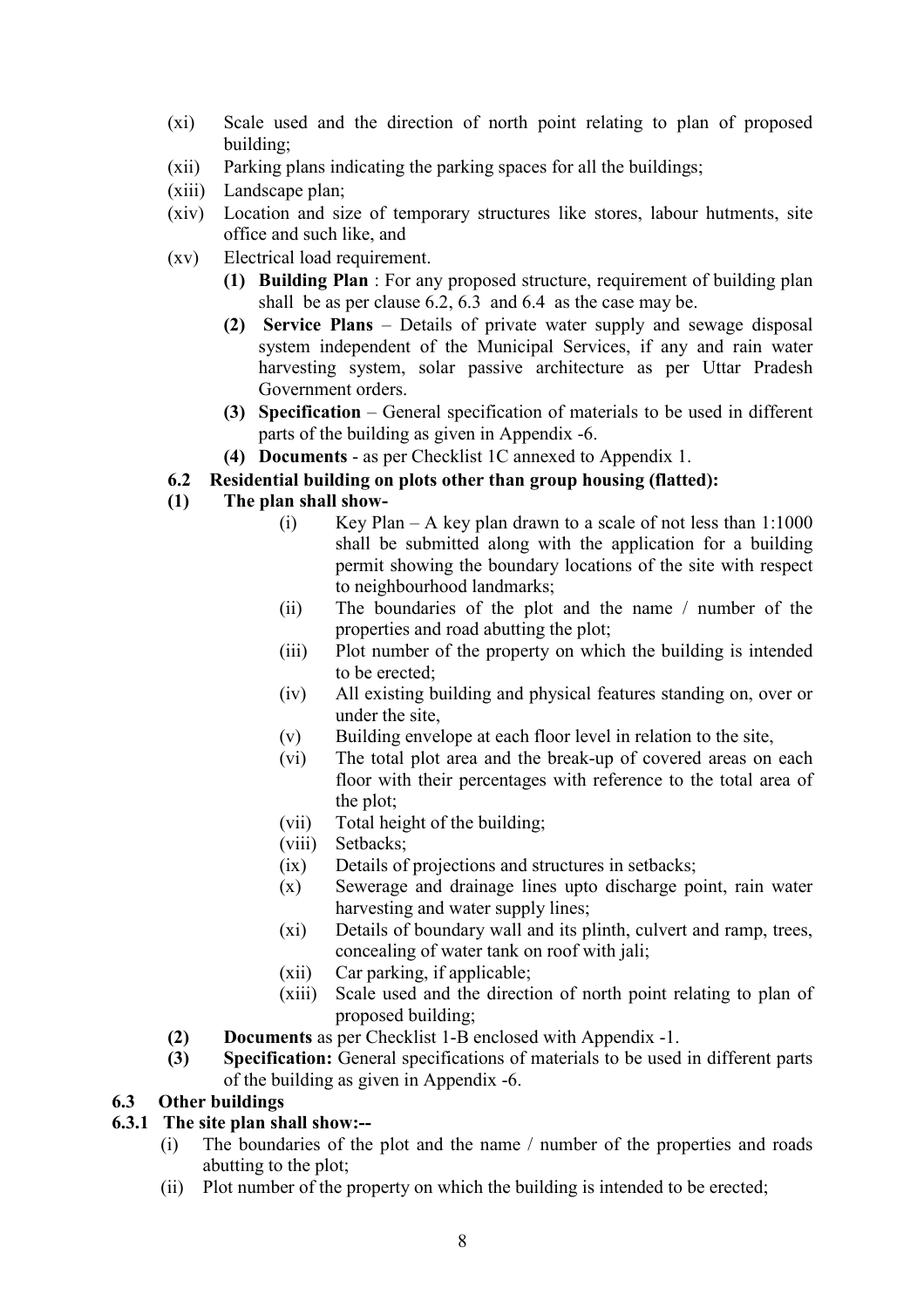(xi) Scale used and the direction of north point relating to plan of proposed building;

(xii) Parking plans indicating the parking spaces for all the buildings;

(xiii) Landscape plan;

(xiv) Location and size of temporary structures like stores, labour hutments, site office and such like, and

(xv) Electrical load requirement.

**(1) Building Plan** : For any proposed structure, requirement of building plan shall be as per clause 6.2, 6.3 and 6.4 as the case may be.

**(2) Service Plans** – Details of private water supply and sewage disposal system independent of the Municipal Services, if any and rain water harvesting system, solar passive architecture as per Uttar Pradesh Government orders.

**(3) Specification** – General specification of materials to be used in different parts of the building as given in Appendix -6.

**(4) Documents** - as per Checklist 1C annexed to Appendix 1.

**6.2 Residential building on plots other than group housing (flatted):**

**(1) The plan shall show-**

(i) Key Plan – A key plan drawn to a scale of not less than 1:1000 shall be submitted along with the application for a building permit showing the boundary locations of the site with respect to neighbourhood landmarks;

(ii) The boundaries of the plot and the name / number of the properties and road abutting the plot;

(iii) Plot number of the property on which the building is intended to be erected;

(iv) All existing building and physical features standing on, over or under the site,

(v) Building envelope at each floor level in relation to the site,

(vi) The total plot area and the break-up of covered areas on each floor with their percentages with reference to the total area of the plot;

(vii) Total height of the building;

(viii) Setbacks;

(ix) Details of projections and structures in setbacks;

(x) Sewerage and drainage lines upto discharge point, rain water harvesting and water supply lines;

(xi) Details of boundary wall and its plinth, culvert and ramp, trees, concealing of water tank on roof with jali;

(xii) Car parking, if applicable;

(xiii) Scale used and the direction of north point relating to plan of proposed building;

**(2) Documents** as per Checklist 1-B enclosed with Appendix -1.

**(3) Specification:** General specifications of materials to be used in different parts of the building as given in Appendix -6.

**6.3 Other buildings**

**6.3.1 The site plan shall show:--**

(i) The boundaries of the plot and the name / number of the properties and roads abutting to the plot;

(ii) Plot number of the property on which the building is intended to be erected;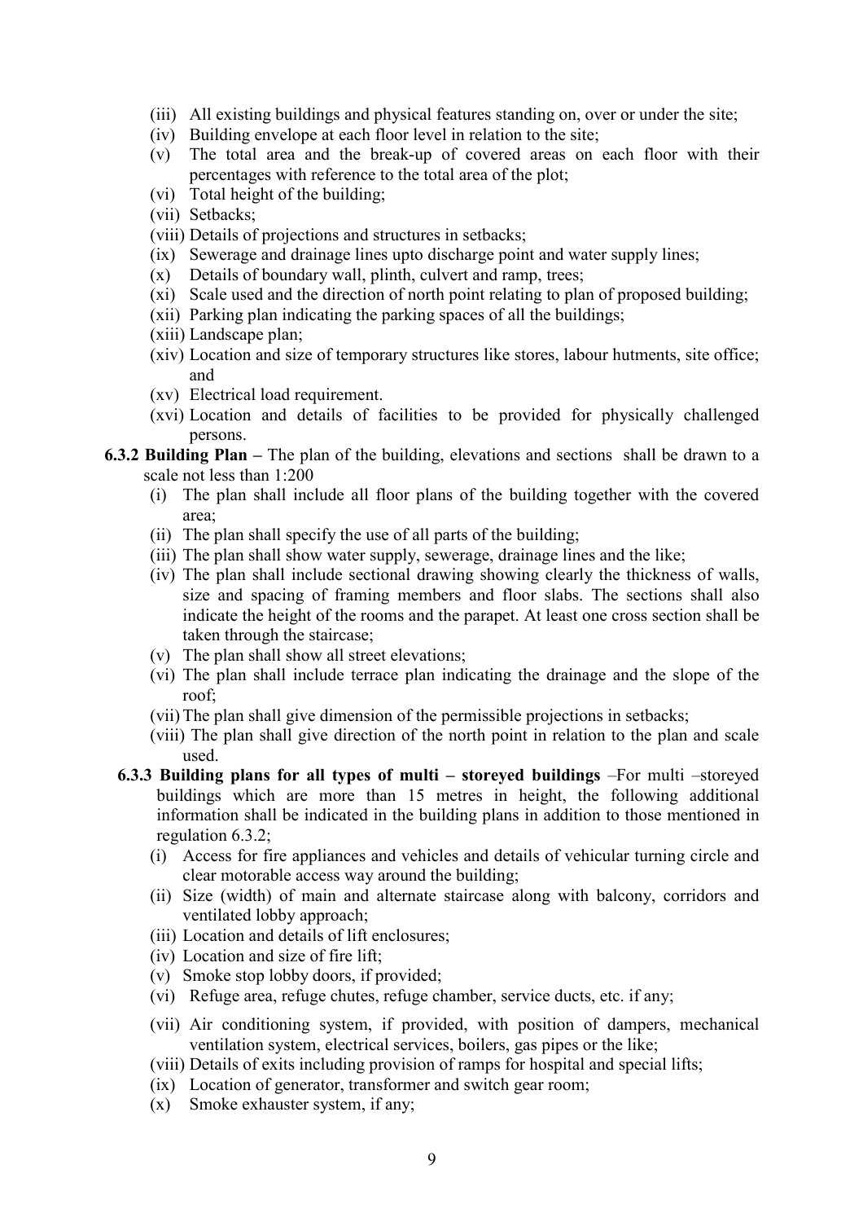- (iii) All existing buildings and physical features standing on, over or under the site;
- (iv) Building envelope at each floor level in relation to the site;
- (v) The total area and the break-up of covered areas on each floor with their percentages with reference to the total area of the plot;
- (vi) Total height of the building;
- (vii) Setbacks;
- (viii) Details of projections and structures in setbacks;
- (ix) Sewerage and drainage lines upto discharge point and water supply lines;
- (x) Details of boundary wall, plinth, culvert and ramp, trees;
- (xi) Scale used and the direction of north point relating to plan of proposed building;
- (xii) Parking plan indicating the parking spaces of all the buildings;
- (xiii) Landscape plan;
- (xiv) Location and size of temporary structures like stores, labour hutments, site office; and
- (xv) Electrical load requirement.
- (xvi) Location and details of facilities to be provided for physically challenged persons.

**6.3.2 Building Plan –** The plan of the building, elevations and sections shall be drawn to a scale not less than 1:200

- (i) The plan shall include all floor plans of the building together with the covered area;
- (ii) The plan shall specify the use of all parts of the building;
- (iii) The plan shall show water supply, sewerage, drainage lines and the like;
- (iv) The plan shall include sectional drawing showing clearly the thickness of walls, size and spacing of framing members and floor slabs. The sections shall also indicate the height of the rooms and the parapet. At least one cross section shall be taken through the staircase;
- (v) The plan shall show all street elevations;
- (vi) The plan shall include terrace plan indicating the drainage and the slope of the roof;
- (vii) The plan shall give dimension of the permissible projections in setbacks;
- (viii) The plan shall give direction of the north point in relation to the plan and scale used.

**6.3.3 Building plans for all types of multi – storeyed buildings** –For multi –storeyed buildings which are more than 15 metres in height, the following additional information shall be indicated in the building plans in addition to those mentioned in regulation 6.3.2;

- (i) Access for fire appliances and vehicles and details of vehicular turning circle and clear motorable access way around the building;
- (ii) Size (width) of main and alternate staircase along with balcony, corridors and ventilated lobby approach;
- (iii) Location and details of lift enclosures;
- (iv) Location and size of fire lift;
- (v) Smoke stop lobby doors, if provided;
- (vi) Refuge area, refuge chutes, refuge chamber, service ducts, etc. if any;
- (vii) Air conditioning system, if provided, with position of dampers, mechanical ventilation system, electrical services, boilers, gas pipes or the like;
- (viii) Details of exits including provision of ramps for hospital and special lifts;
- (ix) Location of generator, transformer and switch gear room;
- (x) Smoke exhauster system, if any;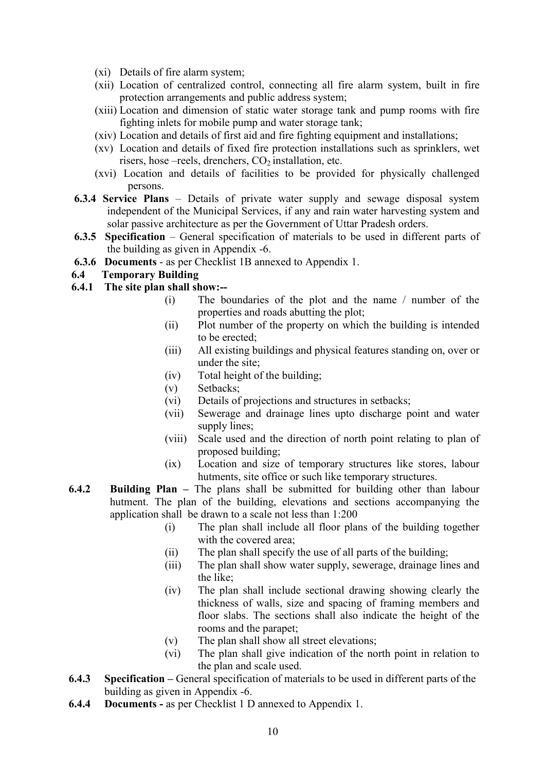(xi) Details of fire alarm system;

(xii) Location of centralized control, connecting all fire alarm system, built in fire protection arrangements and public address system;

(xiii) Location and dimension of static water storage tank and pump rooms with fire fighting inlets for mobile pump and water storage tank;

(xiv) Location and details of first aid and fire fighting equipment and installations;

(xv) Location and details of fixed fire protection installations such as sprinklers, wet risers, hose –reels, drenchers, $CO_2$ installation, etc.

(xvi) Location and details of facilities to be provided for physically challenged persons.

**6.3.4 Service Plans** – Details of private water supply and sewage disposal system independent of the Municipal Services, if any and rain water harvesting system and solar passive architecture as per the Government of Uttar Pradesh orders.

**6.3.5 Specification** – General specification of materials to be used in different parts of the building as given in Appendix -6.

**6.3.6 Documents** - as per Checklist 1B annexed to Appendix 1.

**6.4 Temporary Building**

**6.4.1 The site plan shall show:--**

(i) The boundaries of the plot and the name / number of the properties and roads abutting the plot;

(ii) Plot number of the property on which the building is intended to be erected;

(iii) All existing buildings and physical features standing on, over or under the site;

(iv) Total height of the building;

(v) Setbacks;

(vi) Details of projections and structures in setbacks;

(vii) Sewerage and drainage lines upto discharge point and water supply lines;

(viii) Scale used and the direction of north point relating to plan of proposed building;

(ix) Location and size of temporary structures like stores, labour hutments, site office or such like temporary structures.

**6.4.2 Building Plan –** The plans shall be submitted for building other than labour hutment. The plan of the building, elevations and sections accompanying the application shall be drawn to a scale not less than 1:200

(i) The plan shall include all floor plans of the building together with the covered area;

(ii) The plan shall specify the use of all parts of the building;

(iii) The plan shall show water supply, sewerage, drainage lines and the like;

(iv) The plan shall include sectional drawing showing clearly the thickness of walls, size and spacing of framing members and floor slabs. The sections shall also indicate the height of the rooms and the parapet;

(v) The plan shall show all street elevations;

(vi) The plan shall give indication of the north point in relation to the plan and scale used.

**6.4.3 Specification –** General specification of materials to be used in different parts of the building as given in Appendix -6.

**6.4.4 Documents -** as per Checklist 1 D annexed to Appendix 1.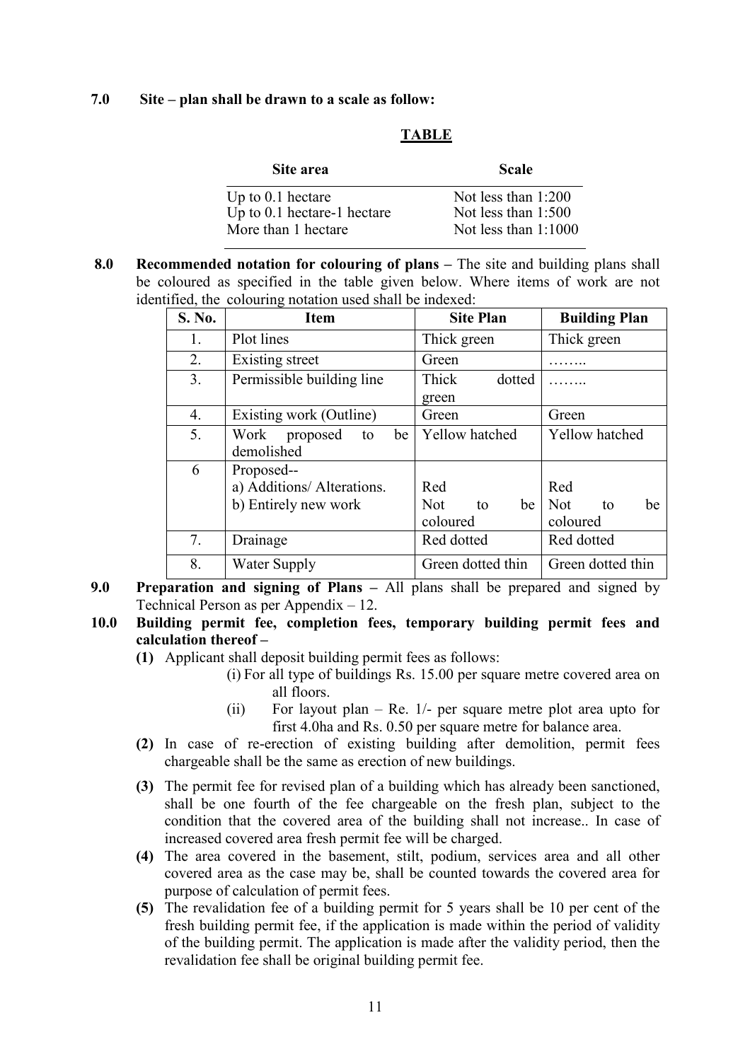**7.0 Site – plan shall be drawn to a scale as follow:**

**TABLE**

| Site area | Scale |
|---|---|
| Up to 0.1 hectare | Not less than 1:200 |
| Up to 0.1 hectare-1 hectare | Not less than 1:500 |
| More than 1 hectare | Not less than 1:1000 |

**8.0 Recommended notation for colouring of plans –** The site and building plans shall be coloured as specified in the table given below. Where items of work are not identified, the colouring notation used shall be indexed:

| S. No. | Item | Site Plan | Building Plan |
|---|---|---|---|
| 1. | Plot lines | Thick green | Thick green |
| 2. | Existing street | Green | …….. |
| 3. | Permissible building line | Thick dotted green | …….. |
| 4. | Existing work (Outline) | Green | Green |
| 5. | Work proposed to be demolished | Yellow hatched | Yellow hatched |
| 6 | Proposed--<br>a) Additions/ Alterations.<br>b) Entirely new work | <br>Red<br>Not to be coloured | <br>Red<br>Not to be coloured |
| 7. | Drainage | Red dotted | Red dotted |
| 8. | Water Supply | Green dotted thin | Green dotted thin |

**9.0 Preparation and signing of Plans –** All plans shall be prepared and signed by Technical Person as per Appendix – 12.

**10.0 Building permit fee, completion fees, temporary building permit fees and calculation thereof –**

**(1)** Applicant shall deposit building permit fees as follows:

(i) For all type of buildings Rs. 15.00 per square metre covered area on all floors.

(ii) For layout plan – Re. 1/- per square metre plot area upto for first 4.0ha and Rs. 0.50 per square metre for balance area.

**(2)** In case of re-erection of existing building after demolition, permit fees chargeable shall be the same as erection of new buildings.

**(3)** The permit fee for revised plan of a building which has already been sanctioned, shall be one fourth of the fee chargeable on the fresh plan, subject to the condition that the covered area of the building shall not increase.. In case of increased covered area fresh permit fee will be charged.

**(4)** The area covered in the basement, stilt, podium, services area and all other covered area as the case may be, shall be counted towards the covered area for purpose of calculation of permit fees.

**(5)** The revalidation fee of a building permit for 5 years shall be 10 per cent of the fresh building permit fee, if the application is made within the period of validity of the building permit. The application is made after the validity period, then the revalidation fee shall be original building permit fee.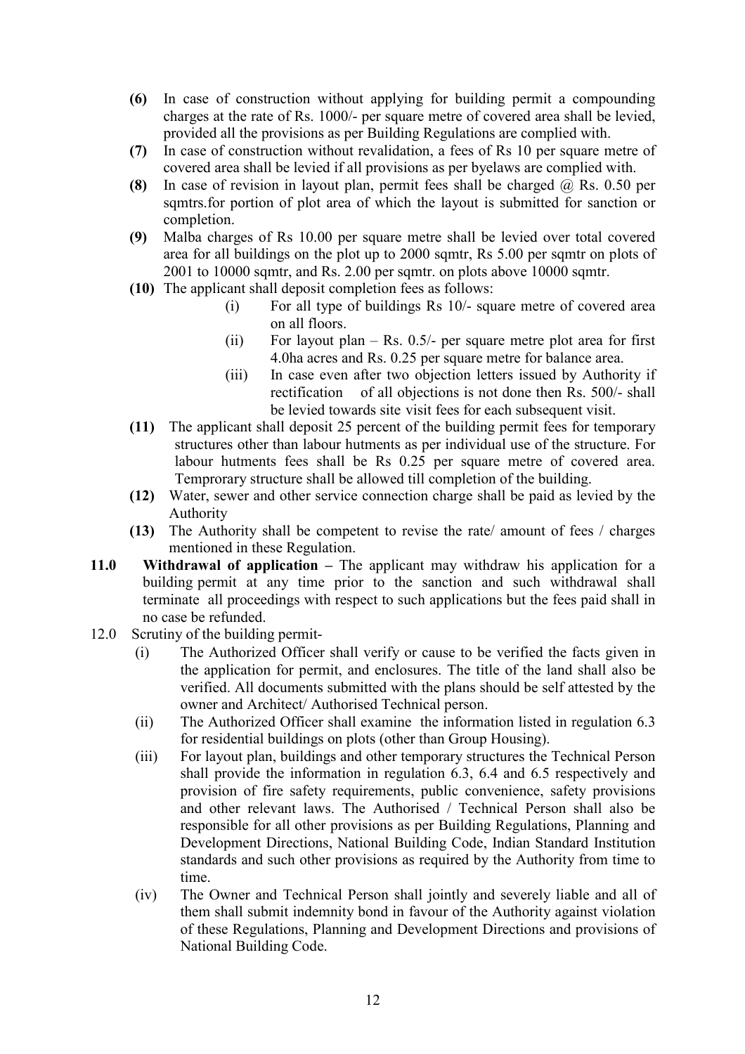**(6)** In case of construction without applying for building permit a compounding charges at the rate of Rs. 1000/- per square metre of covered area shall be levied, provided all the provisions as per Building Regulations are complied with.

**(7)** In case of construction without revalidation, a fees of Rs 10 per square metre of covered area shall be levied if all provisions as per byelaws are complied with.

**(8)** In case of revision in layout plan, permit fees shall be charged @ Rs. 0.50 per sqmtrs.for portion of plot area of which the layout is submitted for sanction or completion.

**(9)** Malba charges of Rs 10.00 per square metre shall be levied over total covered area for all buildings on the plot up to 2000 sqmtr, Rs 5.00 per sqmtr on plots of 2001 to 10000 sqmtr, and Rs. 2.00 per sqmtr. on plots above 10000 sqmtr.

**(10)** The applicant shall deposit completion fees as follows:

(i) For all type of buildings Rs 10/- square metre of covered area on all floors.

(ii) For layout plan – Rs. 0.5/- per square metre plot area for first 4.0ha acres and Rs. 0.25 per square metre for balance area.

(iii) In case even after two objection letters issued by Authority if rectification of all objections is not done then Rs. 500/- shall be levied towards site visit fees for each subsequent visit.

**(11)** The applicant shall deposit 25 percent of the building permit fees for temporary structures other than labour hutments as per individual use of the structure. For labour hutments fees shall be Rs 0.25 per square metre of covered area. Temprorary structure shall be allowed till completion of the building.

**(12)** Water, sewer and other service connection charge shall be paid as levied by the Authority

**(13)** The Authority shall be competent to revise the rate/ amount of fees / charges mentioned in these Regulation.

**11.0 Withdrawal of application –** The applicant may withdraw his application for a building permit at any time prior to the sanction and such withdrawal shall terminate all proceedings with respect to such applications but the fees paid shall in no case be refunded.

12.0 Scrutiny of the building permit-

(i) The Authorized Officer shall verify or cause to be verified the facts given in the application for permit, and enclosures. The title of the land shall also be verified. All documents submitted with the plans should be self attested by the owner and Architect/ Authorised Technical person.

(ii) The Authorized Officer shall examine the information listed in regulation 6.3 for residential buildings on plots (other than Group Housing).

(iii) For layout plan, buildings and other temporary structures the Technical Person shall provide the information in regulation 6.3, 6.4 and 6.5 respectively and provision of fire safety requirements, public convenience, safety provisions and other relevant laws. The Authorised / Technical Person shall also be responsible for all other provisions as per Building Regulations, Planning and Development Directions, National Building Code, Indian Standard Institution standards and such other provisions as required by the Authority from time to time.

(iv) The Owner and Technical Person shall jointly and severely liable and all of them shall submit indemnity bond in favour of the Authority against violation of these Regulations, Planning and Development Directions and provisions of National Building Code.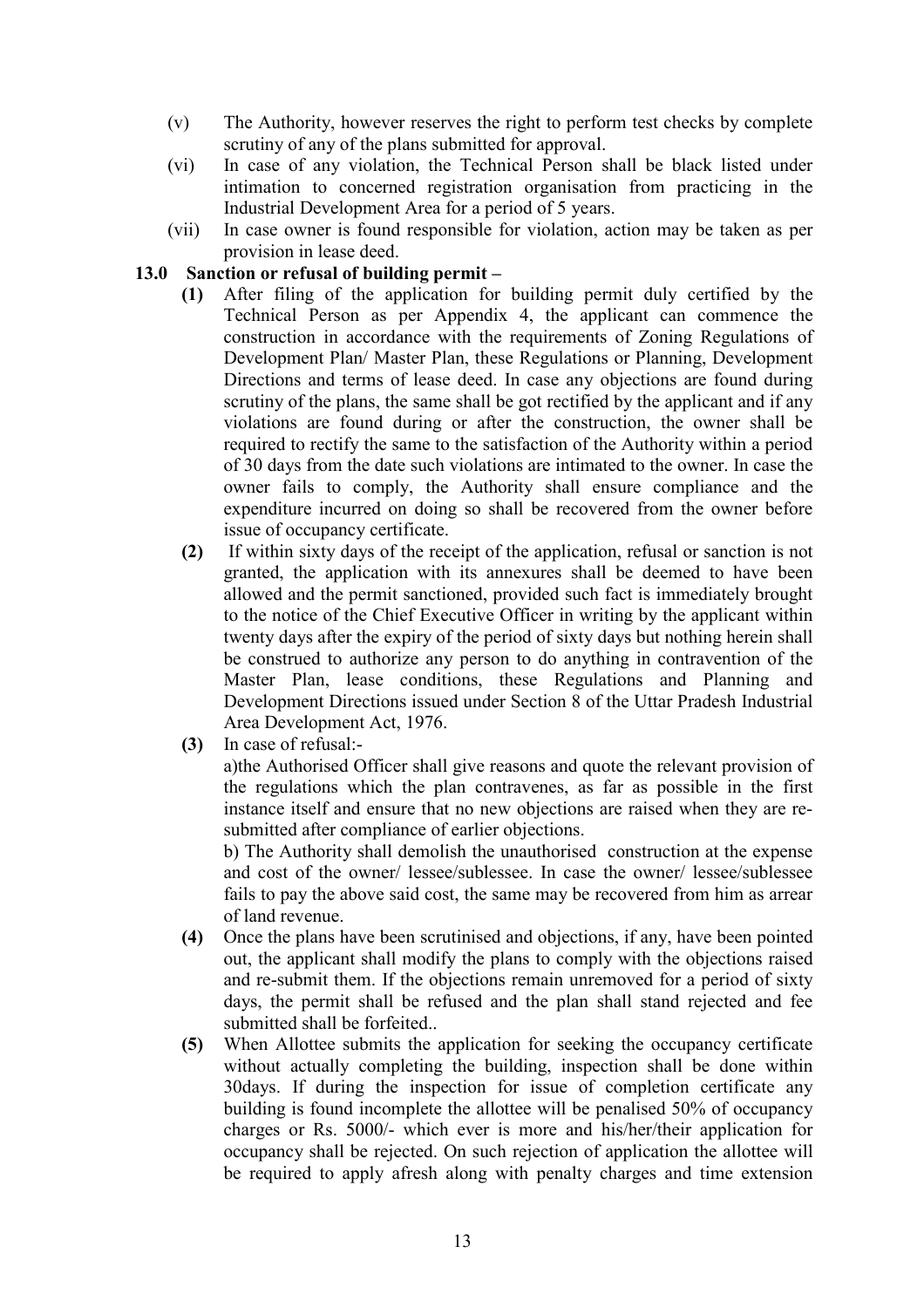(v) The Authority, however reserves the right to perform test checks by complete scrutiny of any of the plans submitted for approval.

(vi) In case of any violation, the Technical Person shall be black listed under intimation to concerned registration organisation from practicing in the Industrial Development Area for a period of 5 years.

(vii) In case owner is found responsible for violation, action may be taken as per provision in lease deed.

**13.0 Sanction or refusal of building permit –**

**(1)** After filing of the application for building permit duly certified by the Technical Person as per Appendix 4, the applicant can commence the construction in accordance with the requirements of Zoning Regulations of Development Plan/ Master Plan, these Regulations or Planning, Development Directions and terms of lease deed. In case any objections are found during scrutiny of the plans, the same shall be got rectified by the applicant and if any violations are found during or after the construction, the owner shall be required to rectify the same to the satisfaction of the Authority within a period of 30 days from the date such violations are intimated to the owner. In case the owner fails to comply, the Authority shall ensure compliance and the expenditure incurred on doing so shall be recovered from the owner before issue of occupancy certificate.

**(2)** If within sixty days of the receipt of the application, refusal or sanction is not granted, the application with its annexures shall be deemed to have been allowed and the permit sanctioned, provided such fact is immediately brought to the notice of the Chief Executive Officer in writing by the applicant within twenty days after the expiry of the period of sixty days but nothing herein shall be construed to authorize any person to do anything in contravention of the Master Plan, lease conditions, these Regulations and Planning and Development Directions issued under Section 8 of the Uttar Pradesh Industrial Area Development Act, 1976.

**(3)** In case of refusal:-

a)the Authorised Officer shall give reasons and quote the relevant provision of the regulations which the plan contravenes, as far as possible in the first instance itself and ensure that no new objections are raised when they are re-submitted after compliance of earlier objections.

b) The Authority shall demolish the unauthorised construction at the expense and cost of the owner/ lessee/sublessee. In case the owner/ lessee/sublessee fails to pay the above said cost, the same may be recovered from him as arrear of land revenue.

**(4)** Once the plans have been scrutinised and objections, if any, have been pointed out, the applicant shall modify the plans to comply with the objections raised and re-submit them. If the objections remain unremoved for a period of sixty days, the permit shall be refused and the plan shall stand rejected and fee submitted shall be forfeited..

**(5)** When Allottee submits the application for seeking the occupancy certificate without actually completing the building, inspection shall be done within 30days. If during the inspection for issue of completion certificate any building is found incomplete the allottee will be penalised 50% of occupancy charges or Rs. 5000/- which ever is more and his/her/their application for occupancy shall be rejected. On such rejection of application the allottee will be required to apply afresh along with penalty charges and time extension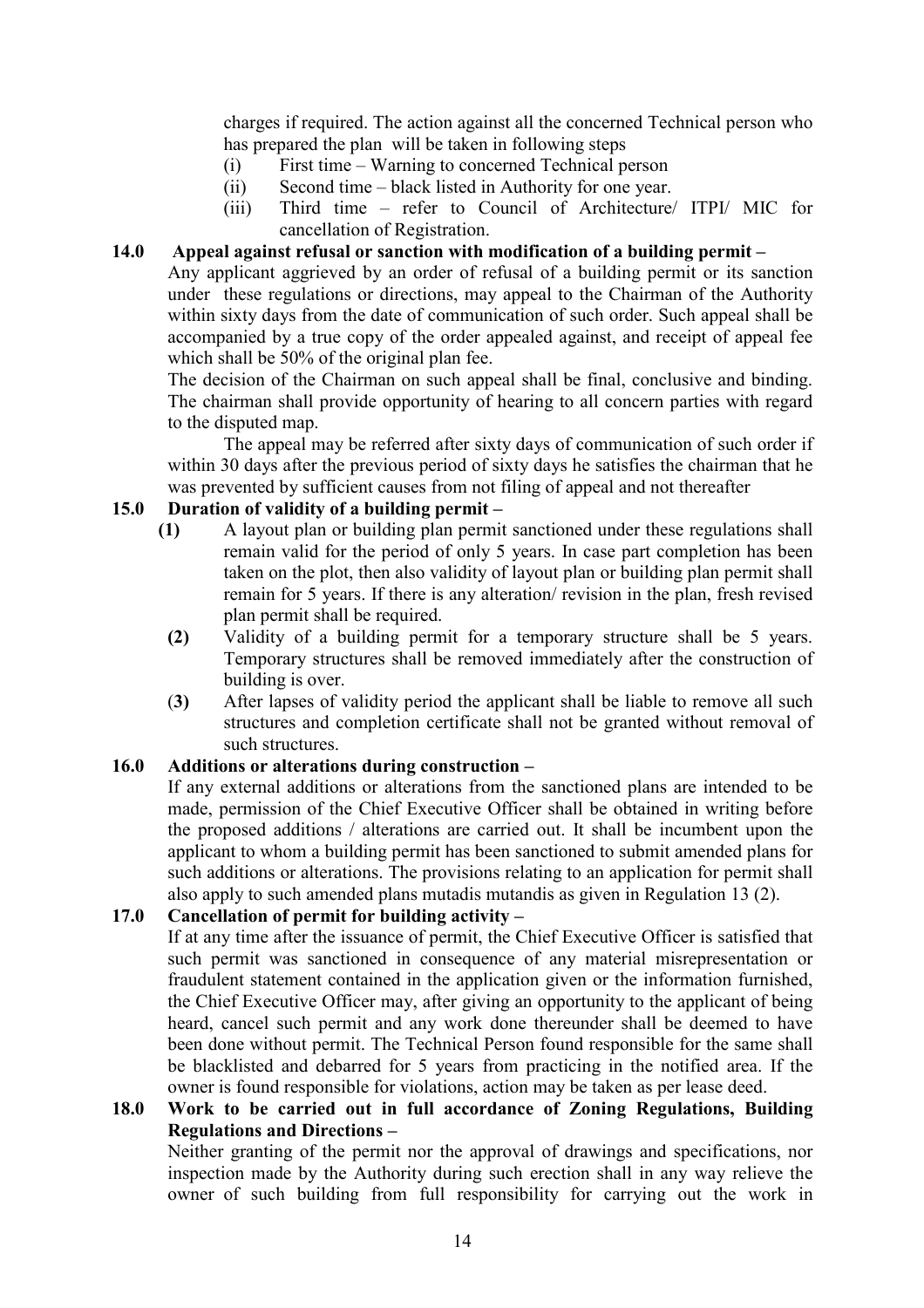charges if required. The action against all the concerned Technical person who has prepared the plan will be taken in following steps

(i) First time – Warning to concerned Technical person
(ii) Second time – black listed in Authority for one year.
(iii) Third time – refer to Council of Architecture/ ITPI/ MIC for cancellation of Registration.

**14.0 Appeal against refusal or sanction with modification of a building permit –**

Any applicant aggrieved by an order of refusal of a building permit or its sanction under these regulations or directions, may appeal to the Chairman of the Authority within sixty days from the date of communication of such order. Such appeal shall be accompanied by a true copy of the order appealed against, and receipt of appeal fee which shall be 50% of the original plan fee.

The decision of the Chairman on such appeal shall be final, conclusive and binding. The chairman shall provide opportunity of hearing to all concern parties with regard to the disputed map.

The appeal may be referred after sixty days of communication of such order if within 30 days after the previous period of sixty days he satisfies the chairman that he was prevented by sufficient causes from not filing of appeal and not thereafter

**15.0 Duration of validity of a building permit –**

**(1)** A layout plan or building plan permit sanctioned under these regulations shall remain valid for the period of only 5 years. In case part completion has been taken on the plot, then also validity of layout plan or building plan permit shall remain for 5 years. If there is any alteration/ revision in the plan, fresh revised plan permit shall be required.

**(2)** Validity of a building permit for a temporary structure shall be 5 years. Temporary structures shall be removed immediately after the construction of building is over.

(**3)** After lapses of validity period the applicant shall be liable to remove all such structures and completion certificate shall not be granted without removal of such structures.

**16.0 Additions or alterations during construction –**

If any external additions or alterations from the sanctioned plans are intended to be made, permission of the Chief Executive Officer shall be obtained in writing before the proposed additions / alterations are carried out. It shall be incumbent upon the applicant to whom a building permit has been sanctioned to submit amended plans for such additions or alterations. The provisions relating to an application for permit shall also apply to such amended plans mutadis mutandis as given in Regulation 13 (2).

**17.0 Cancellation of permit for building activity –**

If at any time after the issuance of permit, the Chief Executive Officer is satisfied that such permit was sanctioned in consequence of any material misrepresentation or fraudulent statement contained in the application given or the information furnished, the Chief Executive Officer may, after giving an opportunity to the applicant of being heard, cancel such permit and any work done thereunder shall be deemed to have been done without permit. The Technical Person found responsible for the same shall be blacklisted and debarred for 5 years from practicing in the notified area. If the owner is found responsible for violations, action may be taken as per lease deed.

**18.0 Work to be carried out in full accordance of Zoning Regulations, Building Regulations and Directions –**

Neither granting of the permit nor the approval of drawings and specifications, nor inspection made by the Authority during such erection shall in any way relieve the owner of such building from full responsibility for carrying out the work in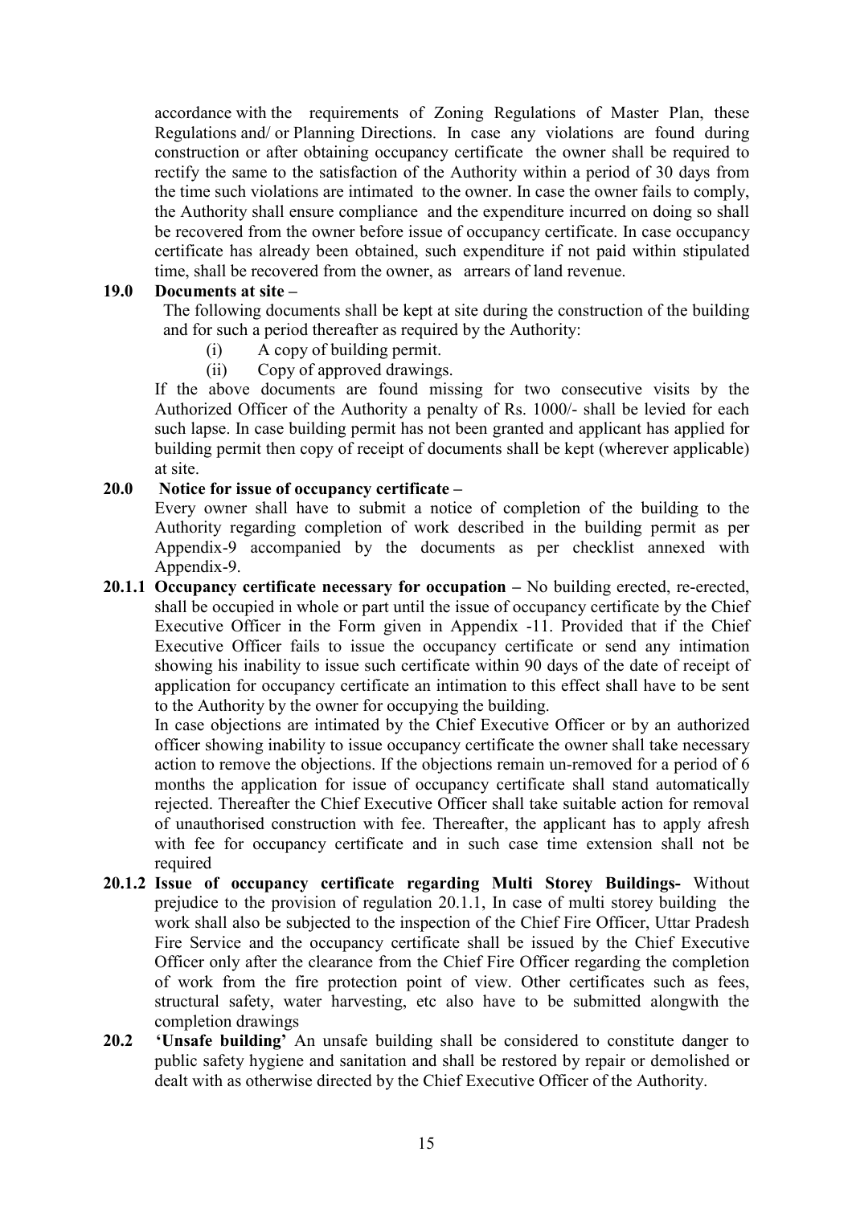accordance with the requirements of Zoning Regulations of Master Plan, these Regulations and/ or Planning Directions. In case any violations are found during construction or after obtaining occupancy certificate the owner shall be required to rectify the same to the satisfaction of the Authority within a period of 30 days from the time such violations are intimated to the owner. In case the owner fails to comply, the Authority shall ensure compliance and the expenditure incurred on doing so shall be recovered from the owner before issue of occupancy certificate. In case occupancy certificate has already been obtained, such expenditure if not paid within stipulated time, shall be recovered from the owner, as arrears of land revenue.

**19.0 Documents at site –**

The following documents shall be kept at site during the construction of the building and for such a period thereafter as required by the Authority:

(i) A copy of building permit.

(ii) Copy of approved drawings.

If the above documents are found missing for two consecutive visits by the Authorized Officer of the Authority a penalty of Rs. 1000/- shall be levied for each such lapse. In case building permit has not been granted and applicant has applied for building permit then copy of receipt of documents shall be kept (wherever applicable) at site.

**20.0 Notice for issue of occupancy certificate –**

Every owner shall have to submit a notice of completion of the building to the Authority regarding completion of work described in the building permit as per Appendix-9 accompanied by the documents as per checklist annexed with Appendix-9.

**20.1.1 Occupancy certificate necessary for occupation –** No building erected, re-erected, shall be occupied in whole or part until the issue of occupancy certificate by the Chief Executive Officer in the Form given in Appendix -11. Provided that if the Chief Executive Officer fails to issue the occupancy certificate or send any intimation showing his inability to issue such certificate within 90 days of the date of receipt of application for occupancy certificate an intimation to this effect shall have to be sent to the Authority by the owner for occupying the building.

In case objections are intimated by the Chief Executive Officer or by an authorized officer showing inability to issue occupancy certificate the owner shall take necessary action to remove the objections. If the objections remain un-removed for a period of 6 months the application for issue of occupancy certificate shall stand automatically rejected. Thereafter the Chief Executive Officer shall take suitable action for removal of unauthorised construction with fee. Thereafter, the applicant has to apply afresh with fee for occupancy certificate and in such case time extension shall not be required

**20.1.2 Issue of occupancy certificate regarding Multi Storey Buildings-** Without prejudice to the provision of regulation 20.1.1, In case of multi storey building the work shall also be subjected to the inspection of the Chief Fire Officer, Uttar Pradesh Fire Service and the occupancy certificate shall be issued by the Chief Executive Officer only after the clearance from the Chief Fire Officer regarding the completion of work from the fire protection point of view. Other certificates such as fees, structural safety, water harvesting, etc also have to be submitted alongwith the completion drawings

**20.2 'Unsafe building'** An unsafe building shall be considered to constitute danger to public safety hygiene and sanitation and shall be restored by repair or demolished or dealt with as otherwise directed by the Chief Executive Officer of the Authority.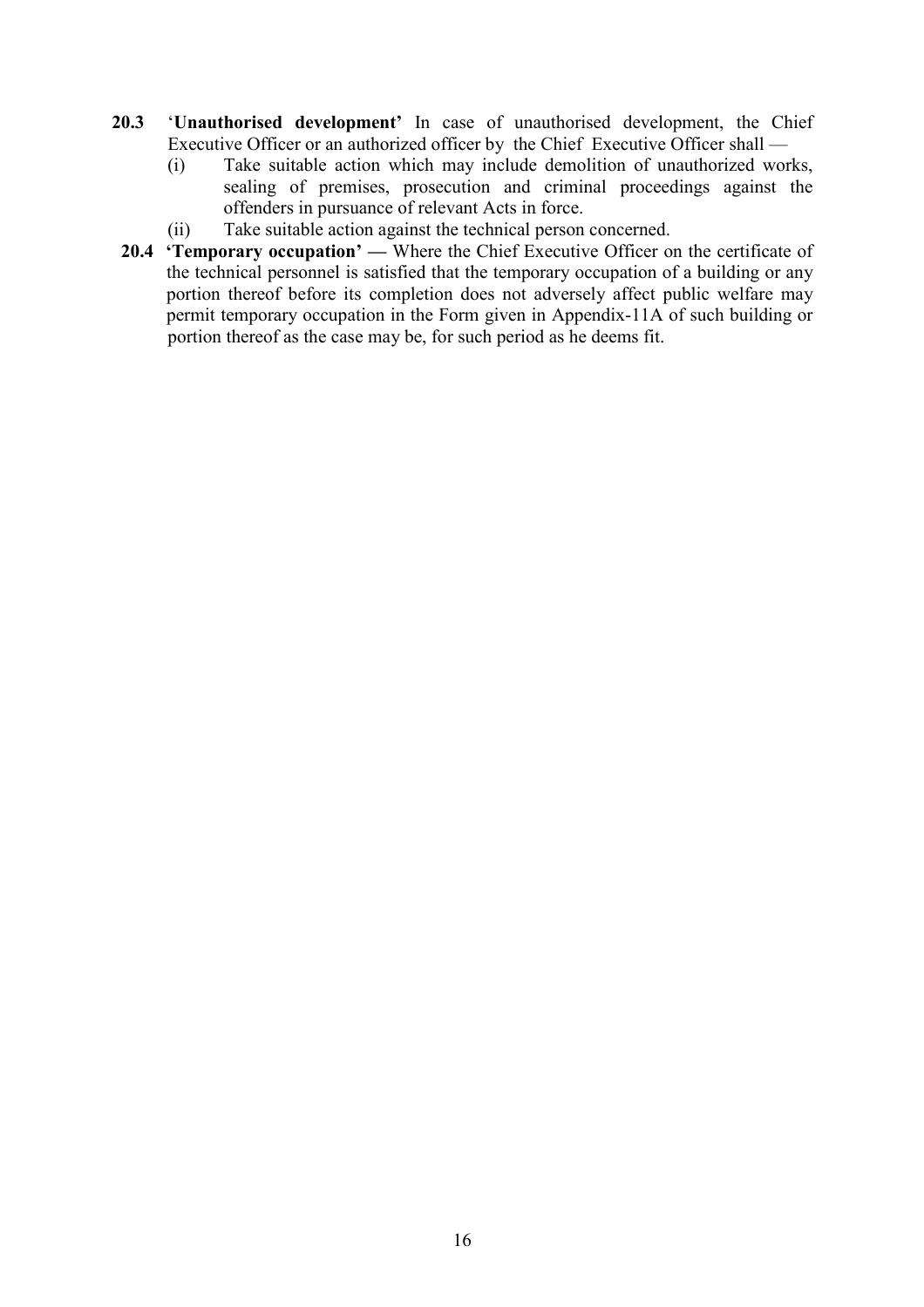**20.3** '**Unauthorised development'** In case of unauthorised development, the Chief Executive Officer or an authorized officer by the Chief Executive Officer shall —

(i) Take suitable action which may include demolition of unauthorized works, sealing of premises, prosecution and criminal proceedings against the offenders in pursuance of relevant Acts in force.

(ii) Take suitable action against the technical person concerned.

**20.4 'Temporary occupation' —** Where the Chief Executive Officer on the certificate of the technical personnel is satisfied that the temporary occupation of a building or any portion thereof before its completion does not adversely affect public welfare may permit temporary occupation in the Form given in Appendix-11A of such building or portion thereof as the case may be, for such period as he deems fit.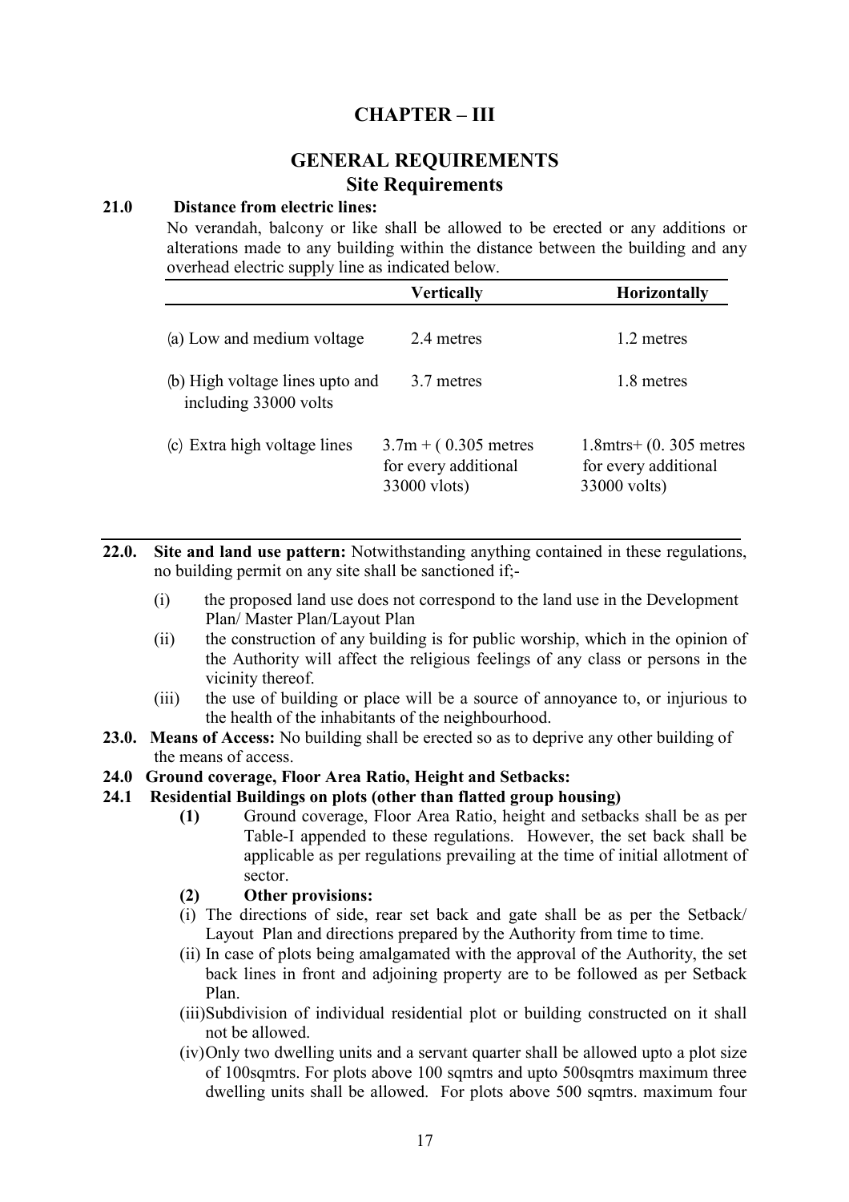# CHAPTER – III

## GENERAL REQUIREMENTS

### Site Requirements

**21.0 Distance from electric lines:**

No verandah, balcony or like shall be allowed to be erected or any additions or alterations made to any building within the distance between the building and any overhead electric supply line as indicated below.

| | Vertically | Horizontally |
|---|---|---|
| (a) Low and medium voltage | 2.4 metres | 1.2 metres |
| (b) High voltage lines upto and including 33000 volts | 3.7 metres | 1.8 metres |
| (c) Extra high voltage lines | 3.7m + ( 0.305 metres for every additional 33000 vlots) | 1.8mtrs+ (0. 305 metres for every additional 33000 volts) |

**22.0. Site and land use pattern:** Notwithstanding anything contained in these regulations, no building permit on any site shall be sanctioned if;-

- (i) the proposed land use does not correspond to the land use in the Development Plan/ Master Plan/Layout Plan
- (ii) the construction of any building is for public worship, which in the opinion of the Authority will affect the religious feelings of any class or persons in the vicinity thereof.
- (iii) the use of building or place will be a source of annoyance to, or injurious to the health of the inhabitants of the neighbourhood.

**23.0. Means of Access:** No building shall be erected so as to deprive any other building of the means of access.

**24.0 Ground coverage, Floor Area Ratio, Height and Setbacks:**

**24.1 Residential Buildings on plots (other than flatted group housing)**

**(1)** Ground coverage, Floor Area Ratio, height and setbacks shall be as per Table-I appended to these regulations. However, the set back shall be applicable as per regulations prevailing at the time of initial allotment of sector.

**(2) Other provisions:**

- (i) The directions of side, rear set back and gate shall be as per the Setback/ Layout Plan and directions prepared by the Authority from time to time.
- (ii) In case of plots being amalgamated with the approval of the Authority, the set back lines in front and adjoining property are to be followed as per Setback Plan.
- (iii) Subdivision of individual residential plot or building constructed on it shall not be allowed.
- (iv) Only two dwelling units and a servant quarter shall be allowed upto a plot size of 100sqmtrs. For plots above 100 sqmtrs and upto 500sqmtrs maximum three dwelling units shall be allowed. For plots above 500 sqmtrs. maximum four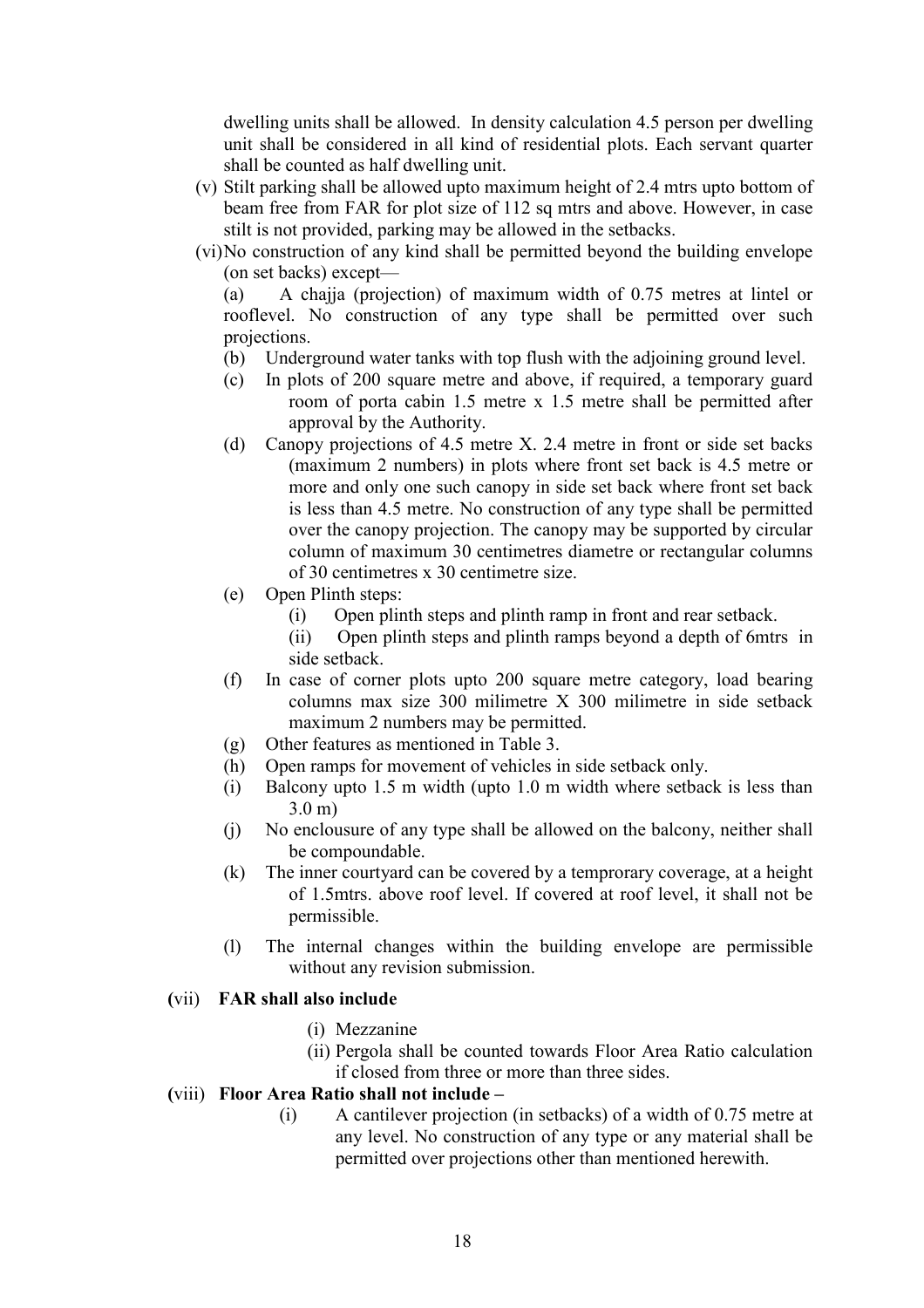dwelling units shall be allowed. In density calculation 4.5 person per dwelling unit shall be considered in all kind of residential plots. Each servant quarter shall be counted as half dwelling unit.

(v) Stilt parking shall be allowed upto maximum height of 2.4 mtrs upto bottom of beam free from FAR for plot size of 112 sq mtrs and above. However, in case stilt is not provided, parking may be allowed in the setbacks.

(vi) No construction of any kind shall be permitted beyond the building envelope (on set backs) except—

(a) A chajja (projection) of maximum width of 0.75 metres at lintel or rooflevel. No construction of any type shall be permitted over such projections.

(b) Underground water tanks with top flush with the adjoining ground level.

(c) In plots of 200 square metre and above, if required, a temporary guard room of porta cabin 1.5 metre x 1.5 metre shall be permitted after approval by the Authority.

(d) Canopy projections of 4.5 metre X. 2.4 metre in front or side set backs (maximum 2 numbers) in plots where front set back is 4.5 metre or more and only one such canopy in side set back where front set back is less than 4.5 metre. No construction of any type shall be permitted over the canopy projection. The canopy may be supported by circular column of maximum 30 centimetres diametre or rectangular columns of 30 centimetres x 30 centimetre size.

(e) Open Plinth steps:

(i) Open plinth steps and plinth ramp in front and rear setback.

(ii) Open plinth steps and plinth ramps beyond a depth of 6mtrs in side setback.

(f) In case of corner plots upto 200 square metre category, load bearing columns max size 300 milimetre X 300 milimetre in side setback maximum 2 numbers may be permitted.

(g) Other features as mentioned in Table 3.

(h) Open ramps for movement of vehicles in side setback only.

(i) Balcony upto 1.5 m width (upto 1.0 m width where setback is less than 3.0 m)

(j) No enclousure of any type shall be allowed on the balcony, neither shall be compoundable.

(k) The inner courtyard can be covered by a temprorary coverage, at a height of 1.5mtrs. above roof level. If covered at roof level, it shall not be permissible.

(l) The internal changes within the building envelope are permissible without any revision submission.

**(vii) FAR shall also include**

(i) Mezzanine

(ii) Pergola shall be counted towards Floor Area Ratio calculation if closed from three or more than three sides.

**(viii) Floor Area Ratio shall not include –**

(i) A cantilever projection (in setbacks) of a width of 0.75 metre at any level. No construction of any type or any material shall be permitted over projections other than mentioned herewith.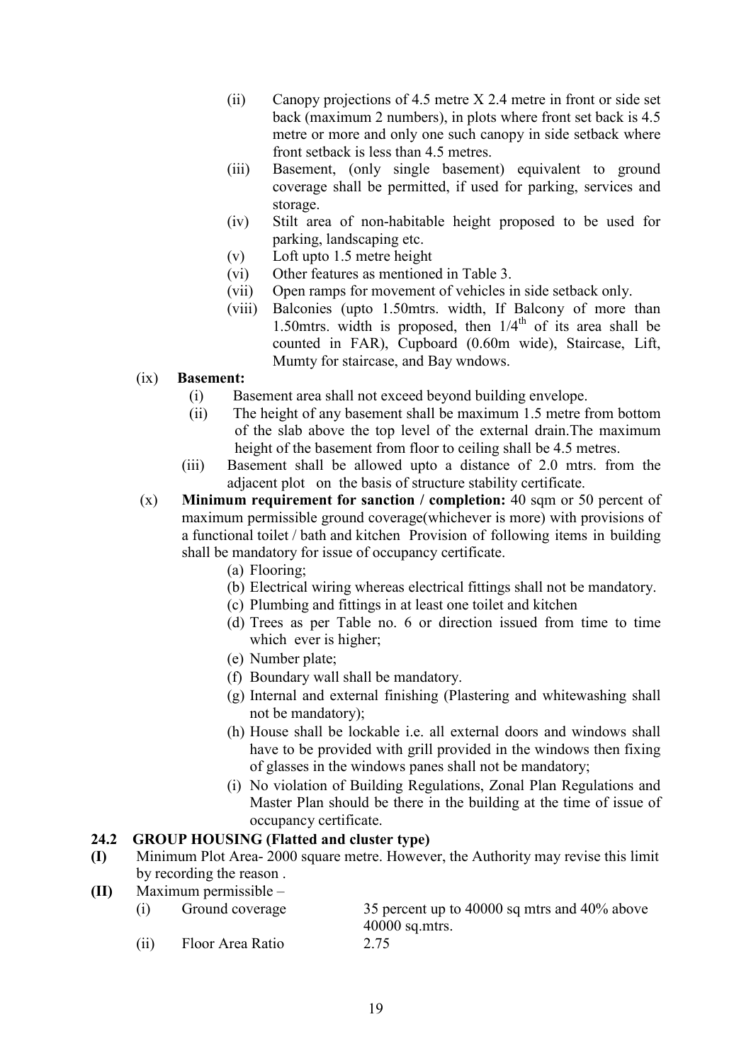(ii) Canopy projections of 4.5 metre X 2.4 metre in front or side set back (maximum 2 numbers), in plots where front set back is 4.5 metre or more and only one such canopy in side setback where front setback is less than 4.5 metres.

(iii) Basement, (only single basement) equivalent to ground coverage shall be permitted, if used for parking, services and storage.

(iv) Stilt area of non-habitable height proposed to be used for parking, landscaping etc.

(v) Loft upto 1.5 metre height

(vi) Other features as mentioned in Table 3.

(vii) Open ramps for movement of vehicles in side setback only.

(viii) Balconies (upto 1.50mtrs. width, If Balcony of more than 1.50mtrs. width is proposed, then $1/4^{th}$ of its area shall be counted in FAR), Cupboard (0.60m wide), Staircase, Lift, Mumty for staircase, and Bay wndows.

(ix) **Basement:**

(i) Basement area shall not exceed beyond building envelope.

(ii) The height of any basement shall be maximum 1.5 metre from bottom of the slab above the top level of the external drain.The maximum height of the basement from floor to ceiling shall be 4.5 metres.

(iii) Basement shall be allowed upto a distance of 2.0 mtrs. from the adjacent plot on the basis of structure stability certificate.

(x) **Minimum requirement for sanction / completion:** 40 sqm or 50 percent of maximum permissible ground coverage(whichever is more) with provisions of a functional toilet / bath and kitchen Provision of following items in building shall be mandatory for issue of occupancy certificate.

(a) Flooring;

(b) Electrical wiring whereas electrical fittings shall not be mandatory.

(c) Plumbing and fittings in at least one toilet and kitchen

(d) Trees as per Table no. 6 or direction issued from time to time which ever is higher;

(e) Number plate;

(f) Boundary wall shall be mandatory.

(g) Internal and external finishing (Plastering and whitewashing shall not be mandatory);

(h) House shall be lockable i.e. all external doors and windows shall have to be provided with grill provided in the windows then fixing of glasses in the windows panes shall not be mandatory;

(i) No violation of Building Regulations, Zonal Plan Regulations and Master Plan should be there in the building at the time of issue of occupancy certificate.

### 24.2 GROUP HOUSING (Flatted and cluster type)

**(I)** Minimum Plot Area- 2000 square metre. However, the Authority may revise this limit by recording the reason .

**(II)** Maximum permissible –

| | | |
|---|---|---|
| (i) | Ground coverage | 35 percent up to 40000 sq mtrs and 40% above 40000 sq.mtrs. |
| (ii) | Floor Area Ratio | 2.75 |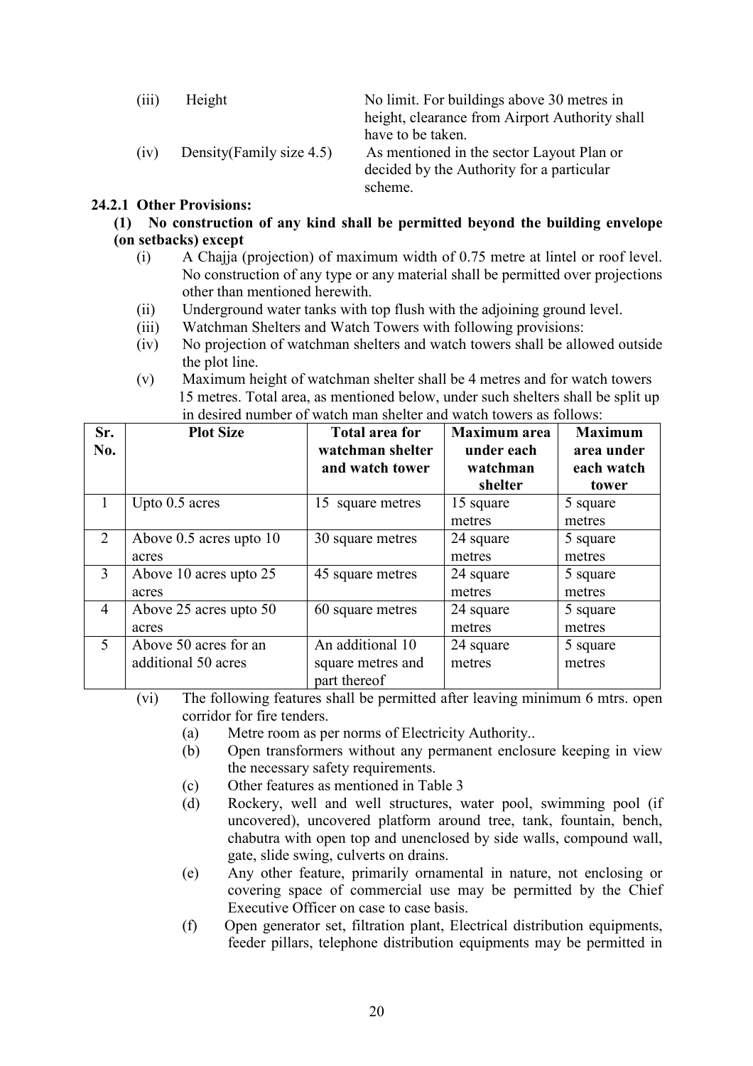| | | |
|---|---|---|
| (iii) | Height | No limit. For buildings above 30 metres in height, clearance from Airport Authority shall have to be taken. |
| (iv) | Density(Family size 4.5) | As mentioned in the sector Layout Plan or decided by the Authority for a particular scheme. |

### 24.2.1 Other Provisions:

**(1) No construction of any kind shall be permitted beyond the building envelope (on setbacks) except**

- (i) A Chajja (projection) of maximum width of 0.75 metre at lintel or roof level. No construction of any type or any material shall be permitted over projections other than mentioned herewith.
- (ii) Underground water tanks with top flush with the adjoining ground level.
- (iii) Watchman Shelters and Watch Towers with following provisions:
- (iv) No projection of watchman shelters and watch towers shall be allowed outside the plot line.
- (v) Maximum height of watchman shelter shall be 4 metres and for watch towers 15 metres. Total area, as mentioned below, under such shelters shall be split up in desired number of watch man shelter and watch towers as follows:

| Sr. No. | Plot Size | Total area for watchman shelter and watch tower | Maximum area under each watchman shelter | Maximum area under each watch tower |
|---|---|---|---|---|
| 1 | Upto 0.5 acres | 15 square metres | 15 square metres | 5 square metres |
| 2 | Above 0.5 acres upto 10 acres | 30 square metres | 24 square metres | 5 square metres |
| 3 | Above 10 acres upto 25 acres | 45 square metres | 24 square metres | 5 square metres |
| 4 | Above 25 acres upto 50 acres | 60 square metres | 24 square metres | 5 square metres |
| 5 | Above 50 acres for an additional 50 acres | An additional 10 square metres and part thereof | 24 square metres | 5 square metres |

- (vi) The following features shall be permitted after leaving minimum 6 mtrs. open corridor for fire tenders.
  - (a) Metre room as per norms of Electricity Authority..
  - (b) Open transformers without any permanent enclosure keeping in view the necessary safety requirements.
  - (c) Other features as mentioned in Table 3
  - (d) Rockery, well and well structures, water pool, swimming pool (if uncovered), uncovered platform around tree, tank, fountain, bench, chabutra with open top and unenclosed by side walls, compound wall, gate, slide swing, culverts on drains.
  - (e) Any other feature, primarily ornamental in nature, not enclosing or covering space of commercial use may be permitted by the Chief Executive Officer on case to case basis.
  - (f) Open generator set, filtration plant, Electrical distribution equipments, feeder pillars, telephone distribution equipments may be permitted in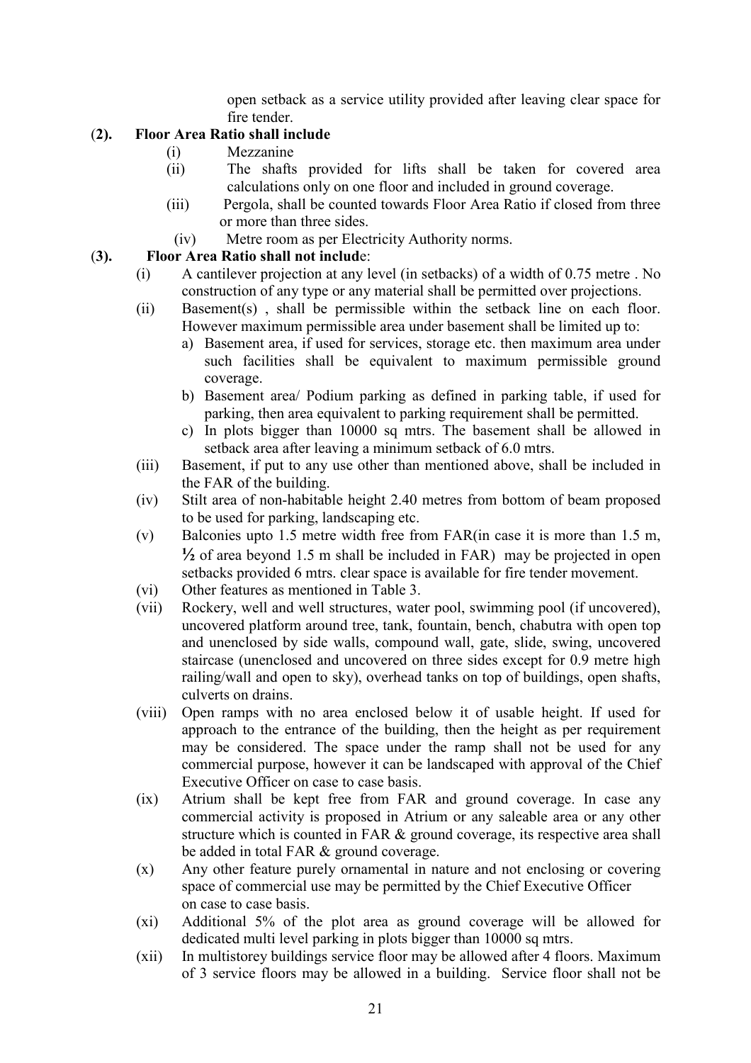open setback as a service utility provided after leaving clear space for fire tender.

**(2). Floor Area Ratio shall include**

- (i) Mezzanine
- (ii) The shafts provided for lifts shall be taken for covered area calculations only on one floor and included in ground coverage.
- (iii) Pergola, shall be counted towards Floor Area Ratio if closed from three or more than three sides.
- (iv) Metre room as per Electricity Authority norms.

**(3). Floor Area Ratio shall not includ**e:

- (i) A cantilever projection at any level (in setbacks) of a width of 0.75 metre . No construction of any type or any material shall be permitted over projections.
- (ii) Basement(s) , shall be permissible within the setback line on each floor. However maximum permissible area under basement shall be limited up to:
  - a) Basement area, if used for services, storage etc. then maximum area under such facilities shall be equivalent to maximum permissible ground coverage.
  - b) Basement area/ Podium parking as defined in parking table, if used for parking, then area equivalent to parking requirement shall be permitted.
  - c) In plots bigger than 10000 sq mtrs. The basement shall be allowed in setback area after leaving a minimum setback of 6.0 mtrs.
- (iii) Basement, if put to any use other than mentioned above, shall be included in the FAR of the building.
- (iv) Stilt area of non-habitable height 2.40 metres from bottom of beam proposed to be used for parking, landscaping etc.
- (v) Balconies upto 1.5 metre width free from FAR(in case it is more than 1.5 m, ½ of area beyond 1.5 m shall be included in FAR) may be projected in open setbacks provided 6 mtrs. clear space is available for fire tender movement.
- (vi) Other features as mentioned in Table 3.
- (vii) Rockery, well and well structures, water pool, swimming pool (if uncovered), uncovered platform around tree, tank, fountain, bench, chabutra with open top and unenclosed by side walls, compound wall, gate, slide, swing, uncovered staircase (unenclosed and uncovered on three sides except for 0.9 metre high railing/wall and open to sky), overhead tanks on top of buildings, open shafts, culverts on drains.
- (viii) Open ramps with no area enclosed below it of usable height. If used for approach to the entrance of the building, then the height as per requirement may be considered. The space under the ramp shall not be used for any commercial purpose, however it can be landscaped with approval of the Chief Executive Officer on case to case basis.
- (ix) Atrium shall be kept free from FAR and ground coverage. In case any commercial activity is proposed in Atrium or any saleable area or any other structure which is counted in FAR & ground coverage, its respective area shall be added in total FAR & ground coverage.
- (x) Any other feature purely ornamental in nature and not enclosing or covering space of commercial use may be permitted by the Chief Executive Officer on case to case basis.
- (xi) Additional 5% of the plot area as ground coverage will be allowed for dedicated multi level parking in plots bigger than 10000 sq mtrs.
- (xii) In multistorey buildings service floor may be allowed after 4 floors. Maximum of 3 service floors may be allowed in a building. Service floor shall not be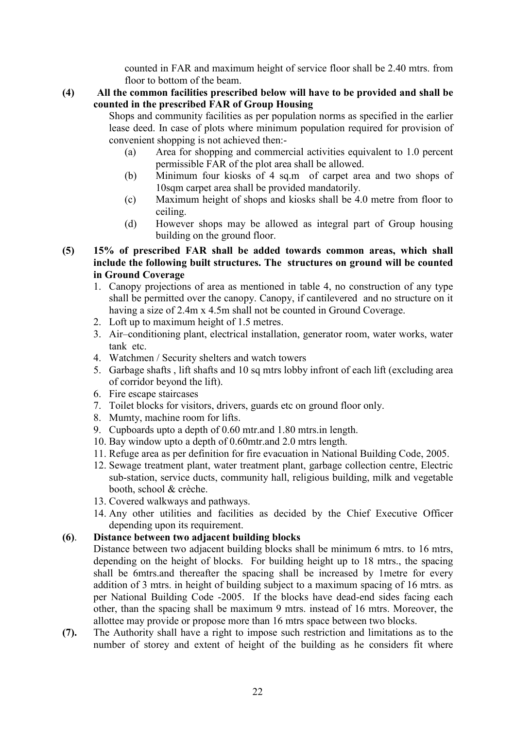counted in FAR and maximum height of service floor shall be 2.40 mtrs. from floor to bottom of the beam.

**(4) All the common facilities prescribed below will have to be provided and shall be counted in the prescribed FAR of Group Housing**

Shops and community facilities as per population norms as specified in the earlier lease deed. In case of plots where minimum population required for provision of convenient shopping is not achieved then:-

- (a) Area for shopping and commercial activities equivalent to 1.0 percent permissible FAR of the plot area shall be allowed.
- (b) Minimum four kiosks of 4 sq.m of carpet area and two shops of 10sqm carpet area shall be provided mandatorily.
- (c) Maximum height of shops and kiosks shall be 4.0 metre from floor to ceiling.
- (d) However shops may be allowed as integral part of Group housing building on the ground floor.

**(5) 15% of prescribed FAR shall be added towards common areas, which shall include the following built structures. The structures on ground will be counted in Ground Coverage**

1. Canopy projections of area as mentioned in table 4, no construction of any type shall be permitted over the canopy. Canopy, if cantilevered and no structure on it having a size of 2.4m x 4.5m shall not be counted in Ground Coverage.
2. Loft up to maximum height of 1.5 metres.
3. Air–conditioning plant, electrical installation, generator room, water works, water tank etc.
4. Watchmen / Security shelters and watch towers
5. Garbage shafts , lift shafts and 10 sq mtrs lobby infront of each lift (excluding area of corridor beyond the lift).
6. Fire escape staircases
7. Toilet blocks for visitors, drivers, guards etc on ground floor only.
8. Mumty, machine room for lifts.
9. Cupboards upto a depth of 0.60 mtr.and 1.80 mtrs.in length.
10. Bay window upto a depth of 0.60mtr.and 2.0 mtrs length.
11. Refuge area as per definition for fire evacuation in National Building Code, 2005.
12. Sewage treatment plant, water treatment plant, garbage collection centre, Electric sub-station, service ducts, community hall, religious building, milk and vegetable booth, school & crèche.
13. Covered walkways and pathways.
14. Any other utilities and facilities as decided by the Chief Executive Officer depending upon its requirement.

**(6). Distance between two adjacent building blocks**

Distance between two adjacent building blocks shall be minimum 6 mtrs. to 16 mtrs, depending on the height of blocks. For building height up to 18 mtrs., the spacing shall be 6mtrs.and thereafter the spacing shall be increased by 1metre for every addition of 3 mtrs. in height of building subject to a maximum spacing of 16 mtrs. as per National Building Code -2005. If the blocks have dead-end sides facing each other, than the spacing shall be maximum 9 mtrs. instead of 16 mtrs. Moreover, the allottee may provide or propose more than 16 mtrs space between two blocks.

**(7).** The Authority shall have a right to impose such restriction and limitations as to the number of storey and extent of height of the building as he considers fit where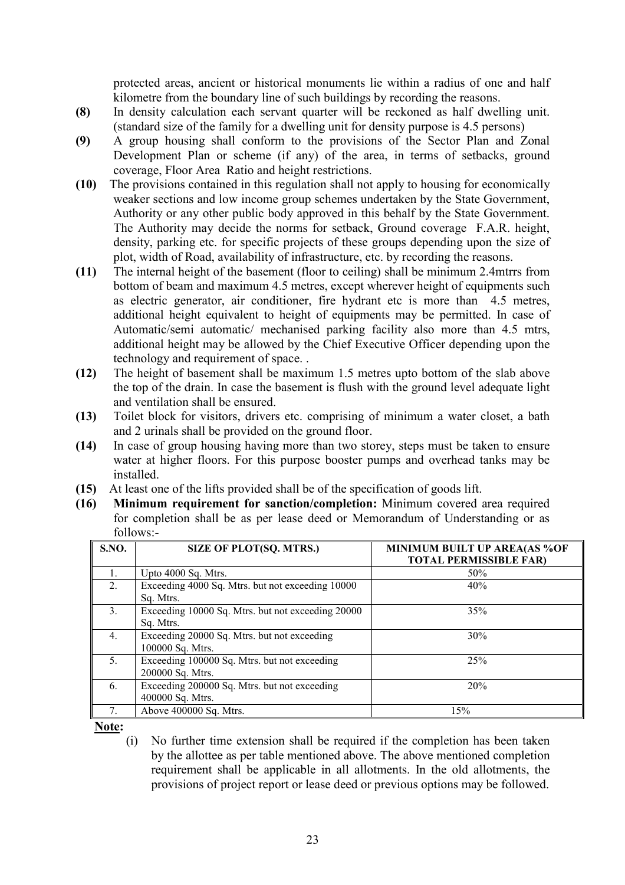protected areas, ancient or historical monuments lie within a radius of one and half kilometre from the boundary line of such buildings by recording the reasons.

**(8)** In density calculation each servant quarter will be reckoned as half dwelling unit. (standard size of the family for a dwelling unit for density purpose is 4.5 persons)

**(9)** A group housing shall conform to the provisions of the Sector Plan and Zonal Development Plan or scheme (if any) of the area, in terms of setbacks, ground coverage, Floor Area Ratio and height restrictions.

**(10)** The provisions contained in this regulation shall not apply to housing for economically weaker sections and low income group schemes undertaken by the State Government, Authority or any other public body approved in this behalf by the State Government. The Authority may decide the norms for setback, Ground coverage F.A.R. height, density, parking etc. for specific projects of these groups depending upon the size of plot, width of Road, availability of infrastructure, etc. by recording the reasons.

**(11)** The internal height of the basement (floor to ceiling) shall be minimum 2.4mtrrs from bottom of beam and maximum 4.5 metres, except wherever height of equipments such as electric generator, air conditioner, fire hydrant etc is more than 4.5 metres, additional height equivalent to height of equipments may be permitted. In case of Automatic/semi automatic/ mechanised parking facility also more than 4.5 mtrs, additional height may be allowed by the Chief Executive Officer depending upon the technology and requirement of space. .

**(12)** The height of basement shall be maximum 1.5 metres upto bottom of the slab above the top of the drain. In case the basement is flush with the ground level adequate light and ventilation shall be ensured.

**(13)** Toilet block for visitors, drivers etc. comprising of minimum a water closet, a bath and 2 urinals shall be provided on the ground floor.

**(14)** In case of group housing having more than two storey, steps must be taken to ensure water at higher floors. For this purpose booster pumps and overhead tanks may be installed.

**(15)** At least one of the lifts provided shall be of the specification of goods lift.

**(16)** **Minimum requirement for sanction/completion:** Minimum covered area required for completion shall be as per lease deed or Memorandum of Understanding or as follows:-

| S.NO. | SIZE OF PLOT(SQ. MTRS.) | MINIMUM BUILT UP AREA(AS %OF TOTAL PERMISSIBLE FAR) |
|---|---|---|
| 1. | Upto 4000 Sq. Mtrs. | 50% |
| 2. | Exceeding 4000 Sq. Mtrs. but not exceeding 10000 Sq. Mtrs. | 40% |
| 3. | Exceeding 10000 Sq. Mtrs. but not exceeding 20000 Sq. Mtrs. | 35% |
| 4. | Exceeding 20000 Sq. Mtrs. but not exceeding 100000 Sq. Mtrs. | 30% |
| 5. | Exceeding 100000 Sq. Mtrs. but not exceeding 200000 Sq. Mtrs. | 25% |
| 6. | Exceeding 200000 Sq. Mtrs. but not exceeding 400000 Sq. Mtrs. | 20% |
| 7. | Above 400000 Sq. Mtrs. | 15% |

**Note:**

(i) No further time extension shall be required if the completion has been taken by the allottee as per table mentioned above. The above mentioned completion requirement shall be applicable in all allotments. In the old allotments, the provisions of project report or lease deed or previous options may be followed.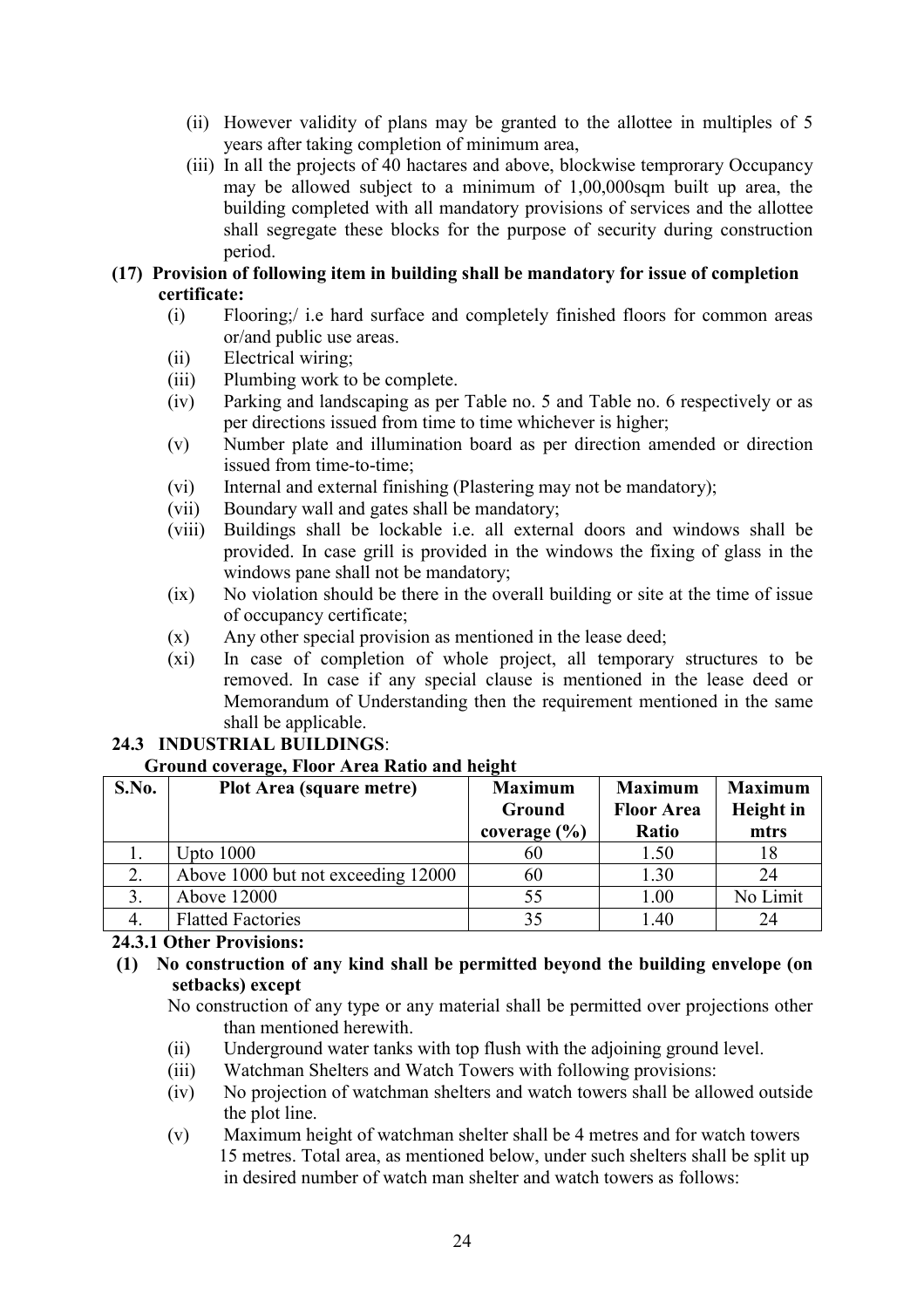(ii) However validity of plans may be granted to the allottee in multiples of 5 years after taking completion of minimum area,

(iii) In all the projects of 40 hactares and above, blockwise temprorary Occupancy may be allowed subject to a minimum of 1,00,000sqm built up area, the building completed with all mandatory provisions of services and the allottee shall segregate these blocks for the purpose of security during construction period.

**(17) Provision of following item in building shall be mandatory for issue of completion certificate:**

(i) Flooring;/ i.e hard surface and completely finished floors for common areas or/and public use areas.

(ii) Electrical wiring;

(iii) Plumbing work to be complete.

(iv) Parking and landscaping as per Table no. 5 and Table no. 6 respectively or as per directions issued from time to time whichever is higher;

(v) Number plate and illumination board as per direction amended or direction issued from time-to-time;

(vi) Internal and external finishing (Plastering may not be mandatory);

(vii) Boundary wall and gates shall be mandatory;

(viii) Buildings shall be lockable i.e. all external doors and windows shall be provided. In case grill is provided in the windows the fixing of glass in the windows pane shall not be mandatory;

(ix) No violation should be there in the overall building or site at the time of issue of occupancy certificate;

(x) Any other special provision as mentioned in the lease deed;

(xi) In case of completion of whole project, all temporary structures to be removed. In case if any special clause is mentioned in the lease deed or Memorandum of Understanding then the requirement mentioned in the same shall be applicable.

## 24.3 INDUSTRIAL BUILDINGS:

**Ground coverage, Floor Area Ratio and height**

| S.No. | Plot Area (square metre) | Maximum Ground coverage (%) | Maximum Floor Area Ratio | Maximum Height in mtrs |
|---|---|---|---|---|
| 1. | Upto 1000 | 60 | 1.50 | 18 |
| 2. | Above 1000 but not exceeding 12000 | 60 | 1.30 | 24 |
| 3. | Above 12000 | 55 | 1.00 | No Limit |
| 4. | Flatted Factories | 35 | 1.40 | 24 |

### 24.3.1 Other Provisions:

**(1) No construction of any kind shall be permitted beyond the building envelope (on setbacks) except**

No construction of any type or any material shall be permitted over projections other than mentioned herewith.

(ii) Underground water tanks with top flush with the adjoining ground level.

(iii) Watchman Shelters and Watch Towers with following provisions:

(iv) No projection of watchman shelters and watch towers shall be allowed outside the plot line.

(v) Maximum height of watchman shelter shall be 4 metres and for watch towers 15 metres. Total area, as mentioned below, under such shelters shall be split up in desired number of watch man shelter and watch towers as follows: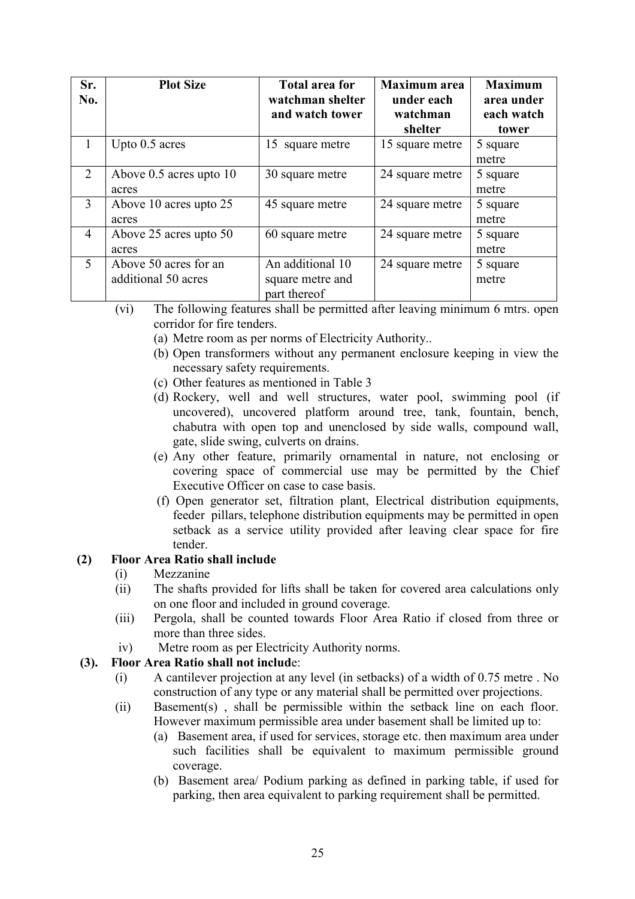| Sr. No. | Plot Size | Total area for watchman shelter and watch tower | Maximum area under each watchman shelter | Maximum area under each watch tower |
|---|---|---|---|---|
| 1 | Upto 0.5 acres | 15 square metre | 15 square metre | 5 square metre |
| 2 | Above 0.5 acres upto 10 acres | 30 square metre | 24 square metre | 5 square metre |
| 3 | Above 10 acres upto 25 acres | 45 square metre | 24 square metre | 5 square metre |
| 4 | Above 25 acres upto 50 acres | 60 square metre | 24 square metre | 5 square metre |
| 5 | Above 50 acres for an additional 50 acres | An additional 10 square metre and part thereof | 24 square metre | 5 square metre |

(vi) The following features shall be permitted after leaving minimum 6 mtrs. open corridor for fire tenders.

- (a) Metre room as per norms of Electricity Authority..
- (b) Open transformers without any permanent enclosure keeping in view the necessary safety requirements.
- (c) Other features as mentioned in Table 3
- (d) Rockery, well and well structures, water pool, swimming pool (if uncovered), uncovered platform around tree, tank, fountain, bench, chabutra with open top and unenclosed by side walls, compound wall, gate, slide swing, culverts on drains.
- (e) Any other feature, primarily ornamental in nature, not enclosing or covering space of commercial use may be permitted by the Chief Executive Officer on case to case basis.
- (f) Open generator set, filtration plant, Electrical distribution equipments, feeder pillars, telephone distribution equipments may be permitted in open setback as a service utility provided after leaving clear space for fire tender.

**(2) Floor Area Ratio shall include**

- (i) Mezzanine
- (ii) The shafts provided for lifts shall be taken for covered area calculations only on one floor and included in ground coverage.
- (iii) Pergola, shall be counted towards Floor Area Ratio if closed from three or more than three sides.
- iv) Metre room as per Electricity Authority norms.

**(3). Floor Area Ratio shall not include**:

- (i) A cantilever projection at any level (in setbacks) of a width of 0.75 metre . No construction of any type or any material shall be permitted over projections.
- (ii) Basement(s) , shall be permissible within the setback line on each floor. However maximum permissible area under basement shall be limited up to:
  - (a) Basement area, if used for services, storage etc. then maximum area under such facilities shall be equivalent to maximum permissible ground coverage.
  - (b) Basement area/ Podium parking as defined in parking table, if used for parking, then area equivalent to parking requirement shall be permitted.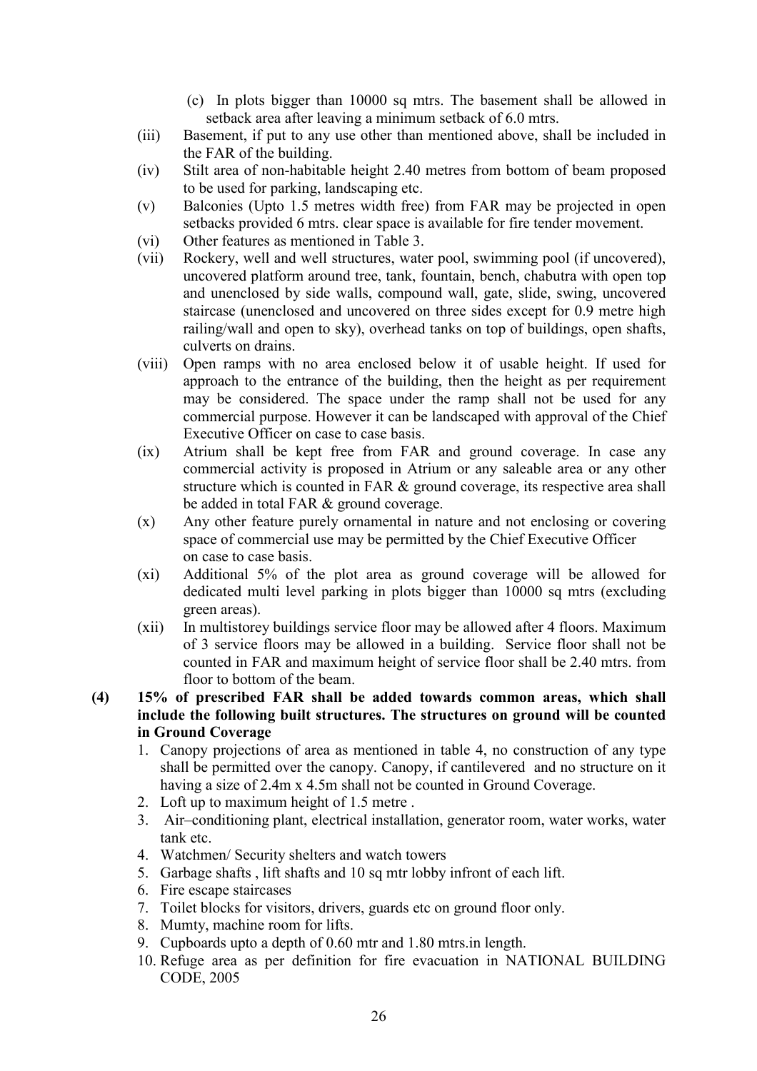(c) In plots bigger than 10000 sq mtrs. The basement shall be allowed in setback area after leaving a minimum setback of 6.0 mtrs.

(iii) Basement, if put to any use other than mentioned above, shall be included in the FAR of the building.

(iv) Stilt area of non-habitable height 2.40 metres from bottom of beam proposed to be used for parking, landscaping etc.

(v) Balconies (Upto 1.5 metres width free) from FAR may be projected in open setbacks provided 6 mtrs. clear space is available for fire tender movement.

(vi) Other features as mentioned in Table 3.

(vii) Rockery, well and well structures, water pool, swimming pool (if uncovered), uncovered platform around tree, tank, fountain, bench, chabutra with open top and unenclosed by side walls, compound wall, gate, slide, swing, uncovered staircase (unenclosed and uncovered on three sides except for 0.9 metre high railing/wall and open to sky), overhead tanks on top of buildings, open shafts, culverts on drains.

(viii) Open ramps with no area enclosed below it of usable height. If used for approach to the entrance of the building, then the height as per requirement may be considered. The space under the ramp shall not be used for any commercial purpose. However it can be landscaped with approval of the Chief Executive Officer on case to case basis.

(ix) Atrium shall be kept free from FAR and ground coverage. In case any commercial activity is proposed in Atrium or any saleable area or any other structure which is counted in FAR & ground coverage, its respective area shall be added in total FAR & ground coverage.

(x) Any other feature purely ornamental in nature and not enclosing or covering space of commercial use may be permitted by the Chief Executive Officer on case to case basis.

(xi) Additional 5% of the plot area as ground coverage will be allowed for dedicated multi level parking in plots bigger than 10000 sq mtrs (excluding green areas).

(xii) In multistorey buildings service floor may be allowed after 4 floors. Maximum of 3 service floors may be allowed in a building. Service floor shall not be counted in FAR and maximum height of service floor shall be 2.40 mtrs. from floor to bottom of the beam.

**(4) 15% of prescribed FAR shall be added towards common areas, which shall include the following built structures. The structures on ground will be counted in Ground Coverage**

1. Canopy projections of area as mentioned in table 4, no construction of any type shall be permitted over the canopy. Canopy, if cantilevered and no structure on it having a size of 2.4m x 4.5m shall not be counted in Ground Coverage.
2. Loft up to maximum height of 1.5 metre .
3. Air–conditioning plant, electrical installation, generator room, water works, water tank etc.
4. Watchmen/ Security shelters and watch towers
5. Garbage shafts , lift shafts and 10 sq mtr lobby infront of each lift.
6. Fire escape staircases
7. Toilet blocks for visitors, drivers, guards etc on ground floor only.
8. Mumty, machine room for lifts.
9. Cupboards upto a depth of 0.60 mtr and 1.80 mtrs.in length.
10. Refuge area as per definition for fire evacuation in NATIONAL BUILDING CODE, 2005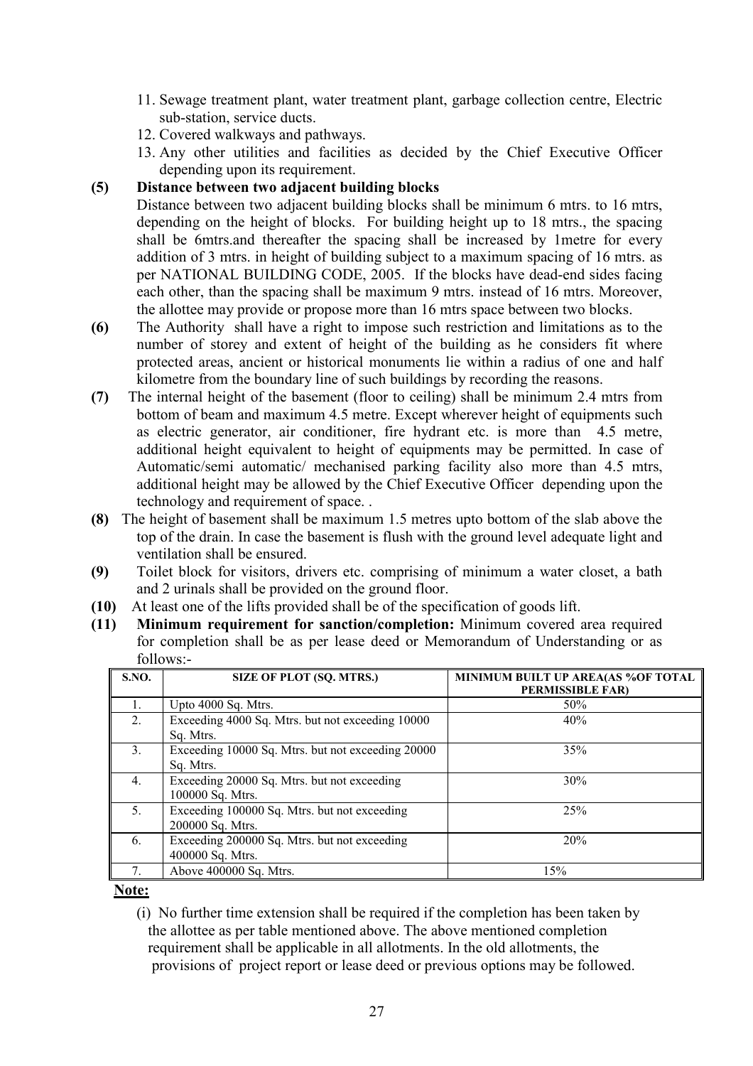11. Sewage treatment plant, water treatment plant, garbage collection centre, Electric sub-station, service ducts.
12. Covered walkways and pathways.
13. Any other utilities and facilities as decided by the Chief Executive Officer depending upon its requirement.

**(5) Distance between two adjacent building blocks**

Distance between two adjacent building blocks shall be minimum 6 mtrs. to 16 mtrs, depending on the height of blocks. For building height up to 18 mtrs., the spacing shall be 6mtrs.and thereafter the spacing shall be increased by 1metre for every addition of 3 mtrs. in height of building subject to a maximum spacing of 16 mtrs. as per NATIONAL BUILDING CODE, 2005. If the blocks have dead-end sides facing each other, than the spacing shall be maximum 9 mtrs. instead of 16 mtrs. Moreover, the allottee may provide or propose more than 16 mtrs space between two blocks.

**(6)** The Authority shall have a right to impose such restriction and limitations as to the number of storey and extent of height of the building as he considers fit where protected areas, ancient or historical monuments lie within a radius of one and half kilometre from the boundary line of such buildings by recording the reasons.

**(7)** The internal height of the basement (floor to ceiling) shall be minimum 2.4 mtrs from bottom of beam and maximum 4.5 metre. Except wherever height of equipments such as electric generator, air conditioner, fire hydrant etc. is more than 4.5 metre, additional height equivalent to height of equipments may be permitted. In case of Automatic/semi automatic/ mechanised parking facility also more than 4.5 mtrs, additional height may be allowed by the Chief Executive Officer depending upon the technology and requirement of space. .

**(8)** The height of basement shall be maximum 1.5 metres upto bottom of the slab above the top of the drain. In case the basement is flush with the ground level adequate light and ventilation shall be ensured.

**(9)** Toilet block for visitors, drivers etc. comprising of minimum a water closet, a bath and 2 urinals shall be provided on the ground floor.

**(10)** At least one of the lifts provided shall be of the specification of goods lift.

**(11) Minimum requirement for sanction/completion:** Minimum covered area required for completion shall be as per lease deed or Memorandum of Understanding or as follows:-

| S.NO. | SIZE OF PLOT (SQ. MTRS.) | MINIMUM BUILT UP AREA(AS %OF TOTAL PERMISSIBLE FAR) |
|---|---|---|
| 1. | Upto 4000 Sq. Mtrs. | 50% |
| 2. | Exceeding 4000 Sq. Mtrs. but not exceeding 10000 Sq. Mtrs. | 40% |
| 3. | Exceeding 10000 Sq. Mtrs. but not exceeding 20000 Sq. Mtrs. | 35% |
| 4. | Exceeding 20000 Sq. Mtrs. but not exceeding 100000 Sq. Mtrs. | 30% |
| 5. | Exceeding 100000 Sq. Mtrs. but not exceeding 200000 Sq. Mtrs. | 25% |
| 6. | Exceeding 200000 Sq. Mtrs. but not exceeding 400000 Sq. Mtrs. | 20% |
| 7. | Above 400000 Sq. Mtrs. | 15% |

**Note:**

(i) No further time extension shall be required if the completion has been taken by the allottee as per table mentioned above. The above mentioned completion requirement shall be applicable in all allotments. In the old allotments, the provisions of project report or lease deed or previous options may be followed.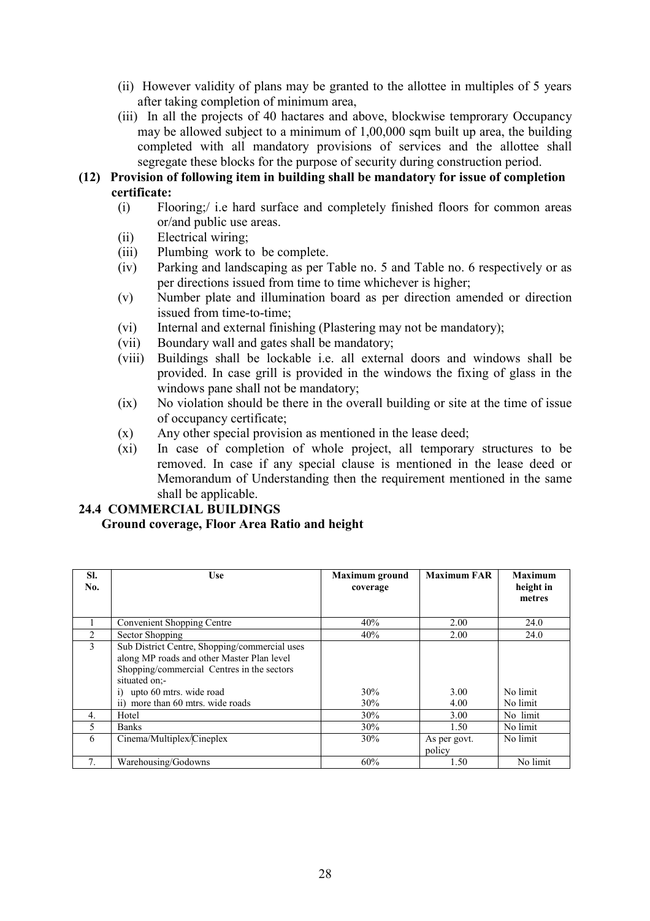(ii) However validity of plans may be granted to the allottee in multiples of 5 years after taking completion of minimum area,

(iii) In all the projects of 40 hactares and above, blockwise temprorary Occupancy may be allowed subject to a minimum of 1,00,000 sqm built up area, the building completed with all mandatory provisions of services and the allottee shall segregate these blocks for the purpose of security during construction period.

**(12) Provision of following item in building shall be mandatory for issue of completion certificate:**

(i) Flooring;/ i.e hard surface and completely finished floors for common areas or/and public use areas.

(ii) Electrical wiring;

(iii) Plumbing work to be complete.

(iv) Parking and landscaping as per Table no. 5 and Table no. 6 respectively or as per directions issued from time to time whichever is higher;

(v) Number plate and illumination board as per direction amended or direction issued from time-to-time;

(vi) Internal and external finishing (Plastering may not be mandatory);

(vii) Boundary wall and gates shall be mandatory;

(viii) Buildings shall be lockable i.e. all external doors and windows shall be provided. In case grill is provided in the windows the fixing of glass in the windows pane shall not be mandatory;

(ix) No violation should be there in the overall building or site at the time of issue of occupancy certificate;

(x) Any other special provision as mentioned in the lease deed;

(xi) In case of completion of whole project, all temporary structures to be removed. In case if any special clause is mentioned in the lease deed or Memorandum of Understanding then the requirement mentioned in the same shall be applicable.

## 24.4 COMMERCIAL BUILDINGS

**Ground coverage, Floor Area Ratio and height**

| Sl. No. | Use | Maximum ground coverage | Maximum FAR | Maximum height in metres |
|---|---|---|---|---|
| 1 | Convenient Shopping Centre | 40% | 2.00 | 24.0 |
| 2 | Sector Shopping | 40% | 2.00 | 24.0 |
| 3 | Sub District Centre, Shopping/commercial uses along MP roads and other Master Plan level Shopping/commercial Centres in the sectors situated on;- | | | |
| | i) upto 60 mtrs. wide road | 30% | 3.00 | No limit |
| | ii) more than 60 mtrs. wide roads | 30% | 4.00 | No limit |
| 4. | Hotel | 30% | 3.00 | No limit |
| 5 | Banks | 30% | 1.50 | No limit |
| 6 | Cinema/Multiplex/Cineplex | 30% | As per govt. policy | No limit |
| 7. | Warehousing/Godowns | 60% | 1.50 | No limit |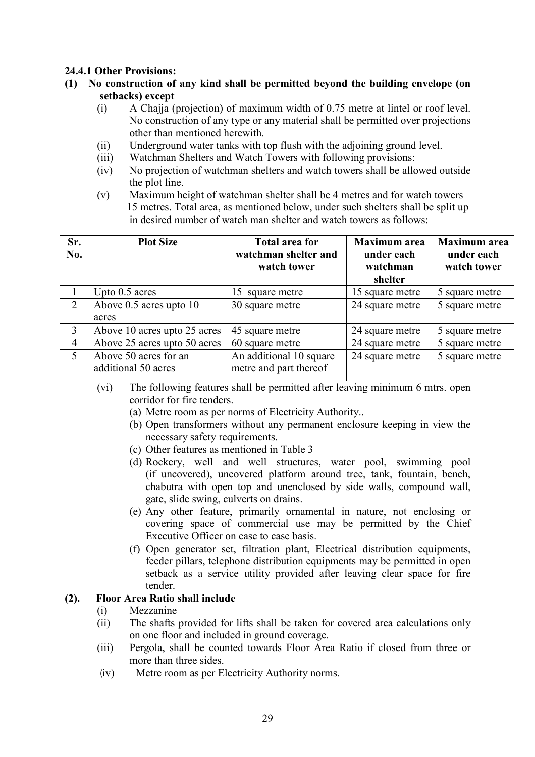**24.4.1 Other Provisions:**

**(1) No construction of any kind shall be permitted beyond the building envelope (on setbacks) except**

- (i) A Chajja (projection) of maximum width of 0.75 metre at lintel or roof level. No construction of any type or any material shall be permitted over projections other than mentioned herewith.
- (ii) Underground water tanks with top flush with the adjoining ground level.
- (iii) Watchman Shelters and Watch Towers with following provisions:
- (iv) No projection of watchman shelters and watch towers shall be allowed outside the plot line.
- (v) Maximum height of watchman shelter shall be 4 metres and for watch towers 15 metres. Total area, as mentioned below, under such shelters shall be split up in desired number of watch man shelter and watch towers as follows:

| Sr. No. | Plot Size | Total area for watchman shelter and watch tower | Maximum area under each watchman shelter | Maximum area under each watch tower |
|---|---|---|---|---|
| 1 | Upto 0.5 acres | 15 square metre | 15 square metre | 5 square metre |
| 2 | Above 0.5 acres upto 10 acres | 30 square metre | 24 square metre | 5 square metre |
| 3 | Above 10 acres upto 25 acres | 45 square metre | 24 square metre | 5 square metre |
| 4 | Above 25 acres upto 50 acres | 60 square metre | 24 square metre | 5 square metre |
| 5 | Above 50 acres for an additional 50 acres | An additional 10 square metre and part thereof | 24 square metre | 5 square metre |

- (vi) The following features shall be permitted after leaving minimum 6 mtrs. open corridor for fire tenders.
  - (a) Metre room as per norms of Electricity Authority..
  - (b) Open transformers without any permanent enclosure keeping in view the necessary safety requirements.
  - (c) Other features as mentioned in Table 3
  - (d) Rockery, well and well structures, water pool, swimming pool (if uncovered), uncovered platform around tree, tank, fountain, bench, chabutra with open top and unenclosed by side walls, compound wall, gate, slide swing, culverts on drains.
  - (e) Any other feature, primarily ornamental in nature, not enclosing or covering space of commercial use may be permitted by the Chief Executive Officer on case to case basis.
  - (f) Open generator set, filtration plant, Electrical distribution equipments, feeder pillars, telephone distribution equipments may be permitted in open setback as a service utility provided after leaving clear space for fire tender.

**(2). Floor Area Ratio shall include**

- (i) Mezzanine
- (ii) The shafts provided for lifts shall be taken for covered area calculations only on one floor and included in ground coverage.
- (iii) Pergola, shall be counted towards Floor Area Ratio if closed from three or more than three sides.
- (iv) Metre room as per Electricity Authority norms.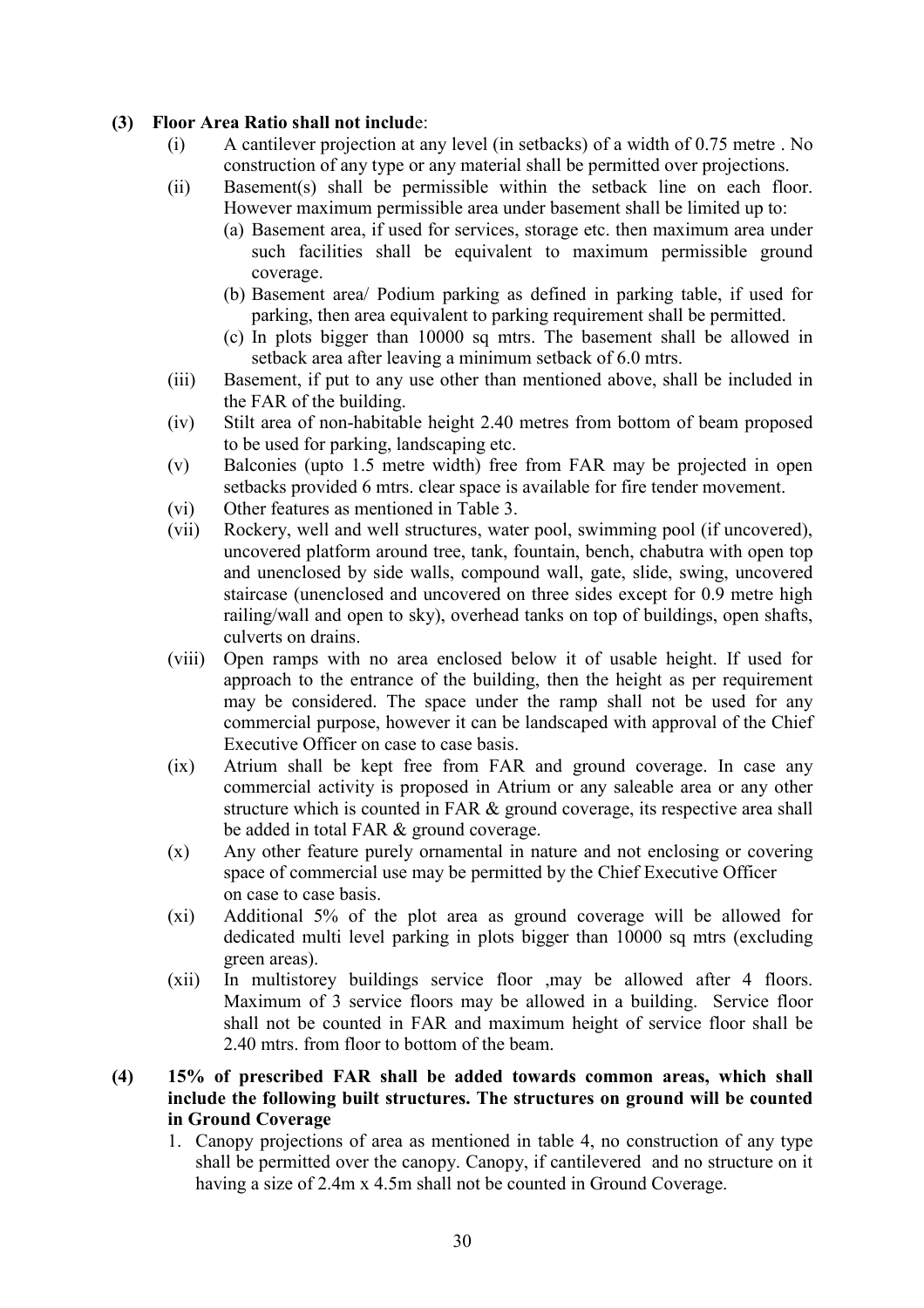**(3) Floor Area Ratio shall not include:**

(i) A cantilever projection at any level (in setbacks) of a width of 0.75 metre . No construction of any type or any material shall be permitted over projections.

(ii) Basement(s) shall be permissible within the setback line on each floor. However maximum permissible area under basement shall be limited up to:

(a) Basement area, if used for services, storage etc. then maximum area under such facilities shall be equivalent to maximum permissible ground coverage.

(b) Basement area/ Podium parking as defined in parking table, if used for parking, then area equivalent to parking requirement shall be permitted.

(c) In plots bigger than 10000 sq mtrs. The basement shall be allowed in setback area after leaving a minimum setback of 6.0 mtrs.

(iii) Basement, if put to any use other than mentioned above, shall be included in the FAR of the building.

(iv) Stilt area of non-habitable height 2.40 metres from bottom of beam proposed to be used for parking, landscaping etc.

(v) Balconies (upto 1.5 metre width) free from FAR may be projected in open setbacks provided 6 mtrs. clear space is available for fire tender movement.

(vi) Other features as mentioned in Table 3.

(vii) Rockery, well and well structures, water pool, swimming pool (if uncovered), uncovered platform around tree, tank, fountain, bench, chabutra with open top and unenclosed by side walls, compound wall, gate, slide, swing, uncovered staircase (unenclosed and uncovered on three sides except for 0.9 metre high railing/wall and open to sky), overhead tanks on top of buildings, open shafts, culverts on drains.

(viii) Open ramps with no area enclosed below it of usable height. If used for approach to the entrance of the building, then the height as per requirement may be considered. The space under the ramp shall not be used for any commercial purpose, however it can be landscaped with approval of the Chief Executive Officer on case to case basis.

(ix) Atrium shall be kept free from FAR and ground coverage. In case any commercial activity is proposed in Atrium or any saleable area or any other structure which is counted in FAR & ground coverage, its respective area shall be added in total FAR & ground coverage.

(x) Any other feature purely ornamental in nature and not enclosing or covering space of commercial use may be permitted by the Chief Executive Officer on case to case basis.

(xi) Additional 5% of the plot area as ground coverage will be allowed for dedicated multi level parking in plots bigger than 10000 sq mtrs (excluding green areas).

(xii) In multistorey buildings service floor ,may be allowed after 4 floors. Maximum of 3 service floors may be allowed in a building. Service floor shall not be counted in FAR and maximum height of service floor shall be 2.40 mtrs. from floor to bottom of the beam.

**(4) 15% of prescribed FAR shall be added towards common areas, which shall include the following built structures. The structures on ground will be counted in Ground Coverage**

1. Canopy projections of area as mentioned in table 4, no construction of any type shall be permitted over the canopy. Canopy, if cantilevered and no structure on it having a size of 2.4m x 4.5m shall not be counted in Ground Coverage.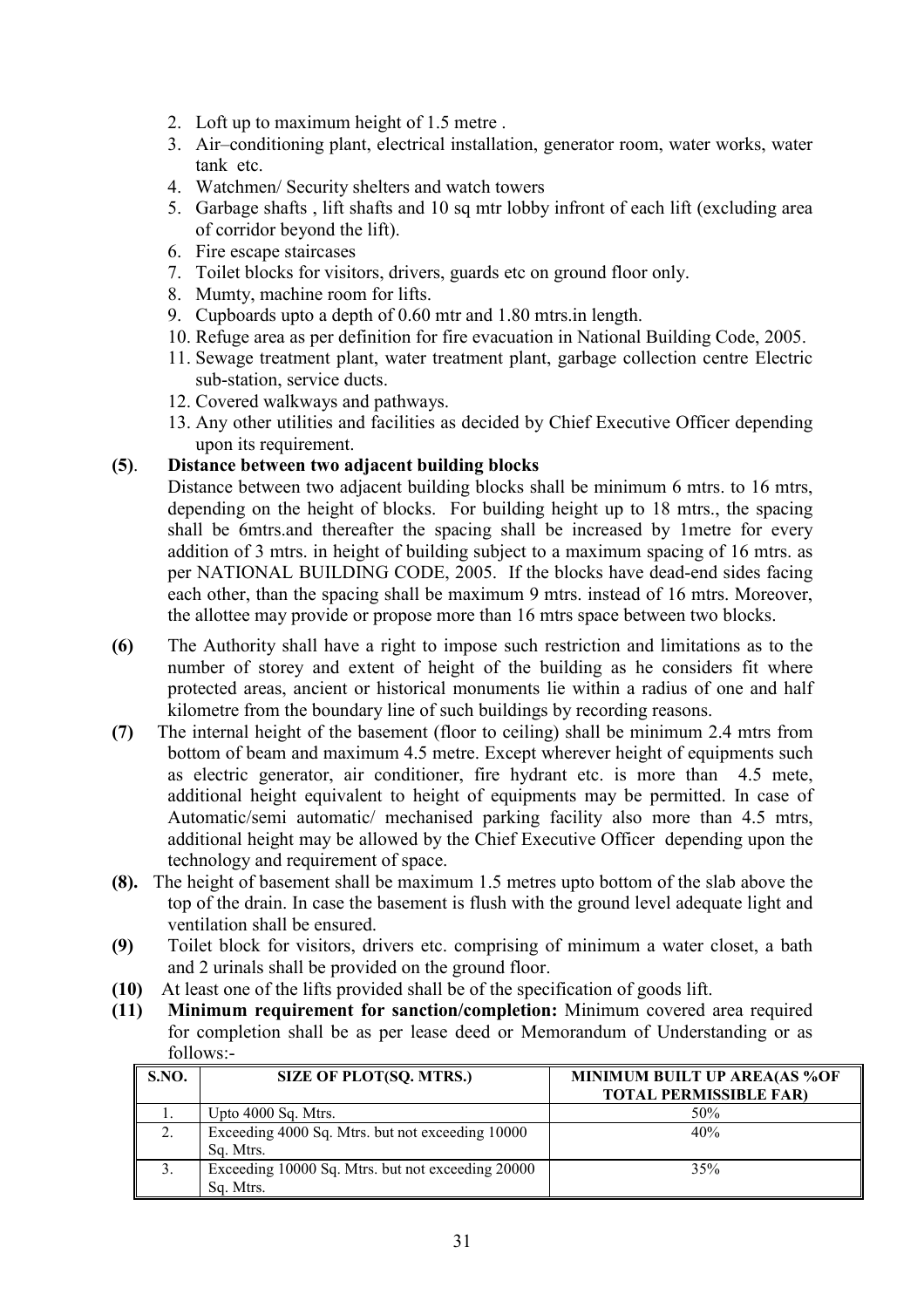2. Loft up to maximum height of 1.5 metre .
3. Air–conditioning plant, electrical installation, generator room, water works, water tank etc.
4. Watchmen/ Security shelters and watch towers
5. Garbage shafts , lift shafts and 10 sq mtr lobby infront of each lift (excluding area of corridor beyond the lift).
6. Fire escape staircases
7. Toilet blocks for visitors, drivers, guards etc on ground floor only.
8. Mumty, machine room for lifts.
9. Cupboards upto a depth of 0.60 mtr and 1.80 mtrs.in length.
10. Refuge area as per definition for fire evacuation in National Building Code, 2005.
11. Sewage treatment plant, water treatment plant, garbage collection centre Electric sub-station, service ducts.
12. Covered walkways and pathways.
13. Any other utilities and facilities as decided by Chief Executive Officer depending upon its requirement.

**(5)**. **Distance between two adjacent building blocks**

Distance between two adjacent building blocks shall be minimum 6 mtrs. to 16 mtrs, depending on the height of blocks. For building height up to 18 mtrs., the spacing shall be 6mtrs.and thereafter the spacing shall be increased by 1metre for every addition of 3 mtrs. in height of building subject to a maximum spacing of 16 mtrs. as per NATIONAL BUILDING CODE, 2005. If the blocks have dead-end sides facing each other, than the spacing shall be maximum 9 mtrs. instead of 16 mtrs. Moreover, the allottee may provide or propose more than 16 mtrs space between two blocks.

**(6)** The Authority shall have a right to impose such restriction and limitations as to the number of storey and extent of height of the building as he considers fit where protected areas, ancient or historical monuments lie within a radius of one and half kilometre from the boundary line of such buildings by recording reasons.

**(7)** The internal height of the basement (floor to ceiling) shall be minimum 2.4 mtrs from bottom of beam and maximum 4.5 metre. Except wherever height of equipments such as electric generator, air conditioner, fire hydrant etc. is more than 4.5 mete, additional height equivalent to height of equipments may be permitted. In case of Automatic/semi automatic/ mechanised parking facility also more than 4.5 mtrs, additional height may be allowed by the Chief Executive Officer depending upon the technology and requirement of space.

**(8).** The height of basement shall be maximum 1.5 metres upto bottom of the slab above the top of the drain. In case the basement is flush with the ground level adequate light and ventilation shall be ensured.

**(9)** Toilet block for visitors, drivers etc. comprising of minimum a water closet, a bath and 2 urinals shall be provided on the ground floor.

**(10)** At least one of the lifts provided shall be of the specification of goods lift.

**(11)** **Minimum requirement for sanction/completion:** Minimum covered area required for completion shall be as per lease deed or Memorandum of Understanding or as follows:-

| S.NO. | SIZE OF PLOT(SQ. MTRS.) | MINIMUM BUILT UP AREA(AS %OF TOTAL PERMISSIBLE FAR) |
|---|---|---|
| 1. | Upto 4000 Sq. Mtrs. | 50% |
| 2. | Exceeding 4000 Sq. Mtrs. but not exceeding 10000 Sq. Mtrs. | 40% |
| 3. | Exceeding 10000 Sq. Mtrs. but not exceeding 20000 Sq. Mtrs. | 35% |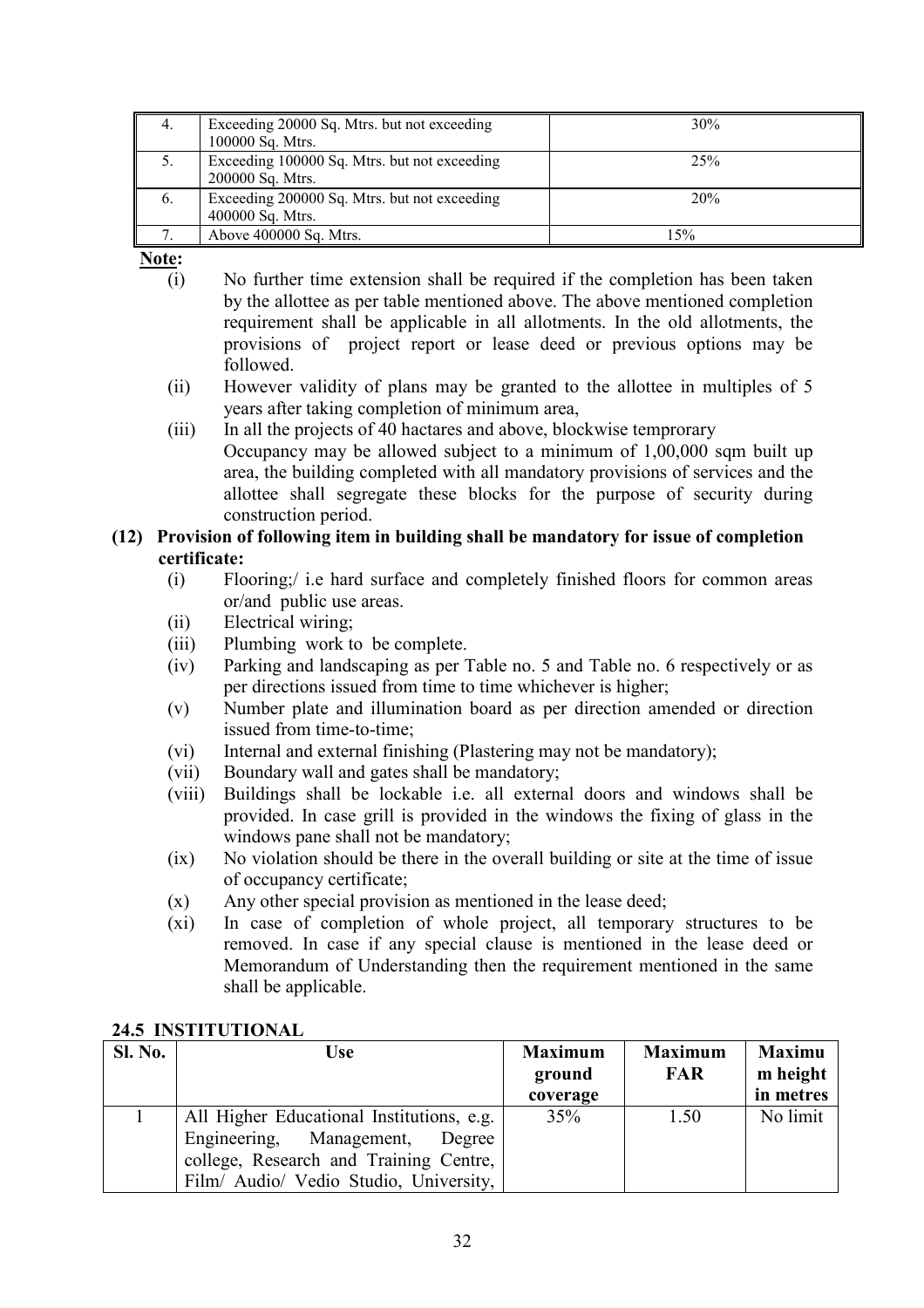| 4. | Exceeding 20000 Sq. Mtrs. but not exceeding 100000 Sq. Mtrs. | 30% |
|---|---|---|
| 5. | Exceeding 100000 Sq. Mtrs. but not exceeding 200000 Sq. Mtrs. | 25% |
| 6. | Exceeding 200000 Sq. Mtrs. but not exceeding 400000 Sq. Mtrs. | 20% |
| 7. | Above 400000 Sq. Mtrs. | 15% |

**Note:**

(i) No further time extension shall be required if the completion has been taken by the allottee as per table mentioned above. The above mentioned completion requirement shall be applicable in all allotments. In the old allotments, the provisions of project report or lease deed or previous options may be followed.

(ii) However validity of plans may be granted to the allottee in multiples of 5 years after taking completion of minimum area,

(iii) In all the projects of 40 hactares and above, blockwise temprorary Occupancy may be allowed subject to a minimum of 1,00,000 sqm built up area, the building completed with all mandatory provisions of services and the allottee shall segregate these blocks for the purpose of security during construction period.

**(12) Provision of following item in building shall be mandatory for issue of completion certificate:**

(i) Flooring;/ i.e hard surface and completely finished floors for common areas or/and public use areas.

(ii) Electrical wiring;

(iii) Plumbing work to be complete.

(iv) Parking and landscaping as per Table no. 5 and Table no. 6 respectively or as per directions issued from time to time whichever is higher;

(v) Number plate and illumination board as per direction amended or direction issued from time-to-time;

(vi) Internal and external finishing (Plastering may not be mandatory);

(vii) Boundary wall and gates shall be mandatory;

(viii) Buildings shall be lockable i.e. all external doors and windows shall be provided. In case grill is provided in the windows the fixing of glass in the windows pane shall not be mandatory;

(ix) No violation should be there in the overall building or site at the time of issue of occupancy certificate;

(x) Any other special provision as mentioned in the lease deed;

(xi) In case of completion of whole project, all temporary structures to be removed. In case if any special clause is mentioned in the lease deed or Memorandum of Understanding then the requirement mentioned in the same shall be applicable.

**24.5 INSTITUTIONAL**

| Sl. No. | Use | Maximum ground coverage | Maximum FAR | Maximum height in metres |
|---|---|---|---|---|
| 1 | All Higher Educational Institutions, e.g. Engineering, Management, Degree college, Research and Training Centre, Film/ Audio/ Vedio Studio, University, | 35% | 1.50 | No limit |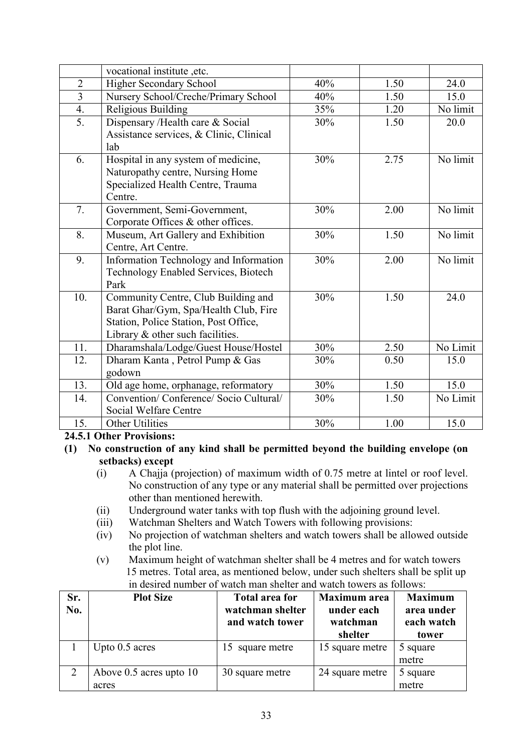|  | vocational institute ,etc. |  |  |  |
|---|---|---|---|---|
| 2 | Higher Secondary School | 40% | 1.50 | 24.0 |
| 3 | Nursery School/Creche/Primary School | 40% | 1.50 | 15.0 |
| 4. | Religious Building | 35% | 1.20 | No limit |
| 5. | Dispensary /Health care & Social Assistance services, & Clinic, Clinical lab | 30% | 1.50 | 20.0 |
| 6. | Hospital in any system of medicine, Naturopathy centre, Nursing Home Specialized Health Centre, Trauma Centre. | 30% | 2.75 | No limit |
| 7. | Government, Semi-Government, Corporate Offices & other offices. | 30% | 2.00 | No limit |
| 8. | Museum, Art Gallery and Exhibition Centre, Art Centre. | 30% | 1.50 | No limit |
| 9. | Information Technology and Information Technology Enabled Services, Biotech Park | 30% | 2.00 | No limit |
| 10. | Community Centre, Club Building and Barat Ghar/Gym, Spa/Health Club, Fire Station, Police Station, Post Office, Library & other such facilities. | 30% | 1.50 | 24.0 |
| 11. | Dharamshala/Lodge/Guest House/Hostel | 30% | 2.50 | No Limit |
| 12. | Dharam Kanta , Petrol Pump & Gas godown | 30% | 0.50 | 15.0 |
| 13. | Old age home, orphanage, reformatory | 30% | 1.50 | 15.0 |
| 14. | Convention/ Conference/ Socio Cultural/ Social Welfare Centre | 30% | 1.50 | No Limit |
| 15. | Other Utilities | 30% | 1.00 | 15.0 |

**24.5.1 Other Provisions:**

**(1) No construction of any kind shall be permitted beyond the building envelope (on setbacks) except**

(i) A Chajja (projection) of maximum width of 0.75 metre at lintel or roof level. No construction of any type or any material shall be permitted over projections other than mentioned herewith.

(ii) Underground water tanks with top flush with the adjoining ground level.

(iii) Watchman Shelters and Watch Towers with following provisions:

(iv) No projection of watchman shelters and watch towers shall be allowed outside the plot line.

(v) Maximum height of watchman shelter shall be 4 metres and for watch towers 15 metres. Total area, as mentioned below, under such shelters shall be split up in desired number of watch man shelter and watch towers as follows:

| Sr. No. | Plot Size | Total area for watchman shelter and watch tower | Maximum area under each watchman shelter | Maximum area under each watch tower |
|---|---|---|---|---|
| 1 | Upto 0.5 acres | 15 square metre | 15 square metre | 5 square metre |
| 2 | Above 0.5 acres upto 10 acres | 30 square metre | 24 square metre | 5 square metre |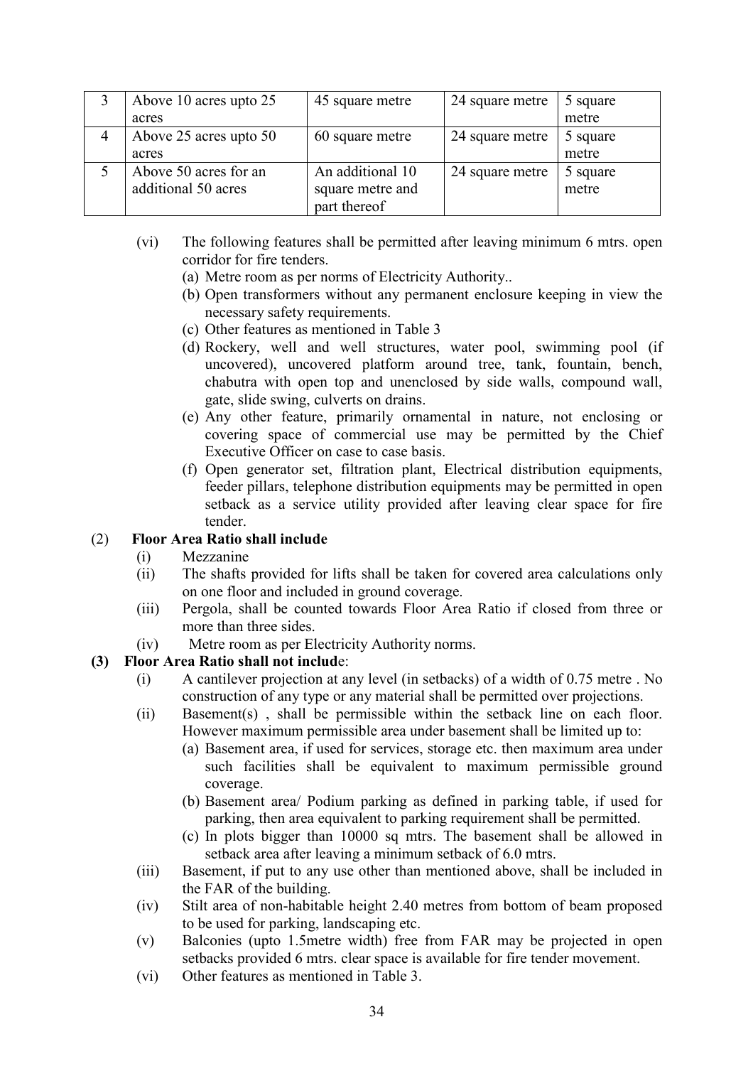| 3 | Above 10 acres upto 25 acres | 45 square metre | 24 square metre | 5 square metre |
|---|---|---|---|---|
| 4 | Above 25 acres upto 50 acres | 60 square metre | 24 square metre | 5 square metre |
| 5 | Above 50 acres for an additional 50 acres | An additional 10 square metre and part thereof | 24 square metre | 5 square metre |

(vi) The following features shall be permitted after leaving minimum 6 mtrs. open corridor for fire tenders.

(a) Metre room as per norms of Electricity Authority..

(b) Open transformers without any permanent enclosure keeping in view the necessary safety requirements.

(c) Other features as mentioned in Table 3

(d) Rockery, well and well structures, water pool, swimming pool (if uncovered), uncovered platform around tree, tank, fountain, bench, chabutra with open top and unenclosed by side walls, compound wall, gate, slide swing, culverts on drains.

(e) Any other feature, primarily ornamental in nature, not enclosing or covering space of commercial use may be permitted by the Chief Executive Officer on case to case basis.

(f) Open generator set, filtration plant, Electrical distribution equipments, feeder pillars, telephone distribution equipments may be permitted in open setback as a service utility provided after leaving clear space for fire tender.

(2) **Floor Area Ratio shall include**

(i) Mezzanine

(ii) The shafts provided for lifts shall be taken for covered area calculations only on one floor and included in ground coverage.

(iii) Pergola, shall be counted towards Floor Area Ratio if closed from three or more than three sides.

(iv) Metre room as per Electricity Authority norms.

**(3) Floor Area Ratio shall not includ**e:

(i) A cantilever projection at any level (in setbacks) of a width of 0.75 metre . No construction of any type or any material shall be permitted over projections.

(ii) Basement(s) , shall be permissible within the setback line on each floor. However maximum permissible area under basement shall be limited up to:

(a) Basement area, if used for services, storage etc. then maximum area under such facilities shall be equivalent to maximum permissible ground coverage.

(b) Basement area/ Podium parking as defined in parking table, if used for parking, then area equivalent to parking requirement shall be permitted.

(c) In plots bigger than 10000 sq mtrs. The basement shall be allowed in setback area after leaving a minimum setback of 6.0 mtrs.

(iii) Basement, if put to any use other than mentioned above, shall be included in the FAR of the building.

(iv) Stilt area of non-habitable height 2.40 metres from bottom of beam proposed to be used for parking, landscaping etc.

(v) Balconies (upto 1.5metre width) free from FAR may be projected in open setbacks provided 6 mtrs. clear space is available for fire tender movement.

(vi) Other features as mentioned in Table 3.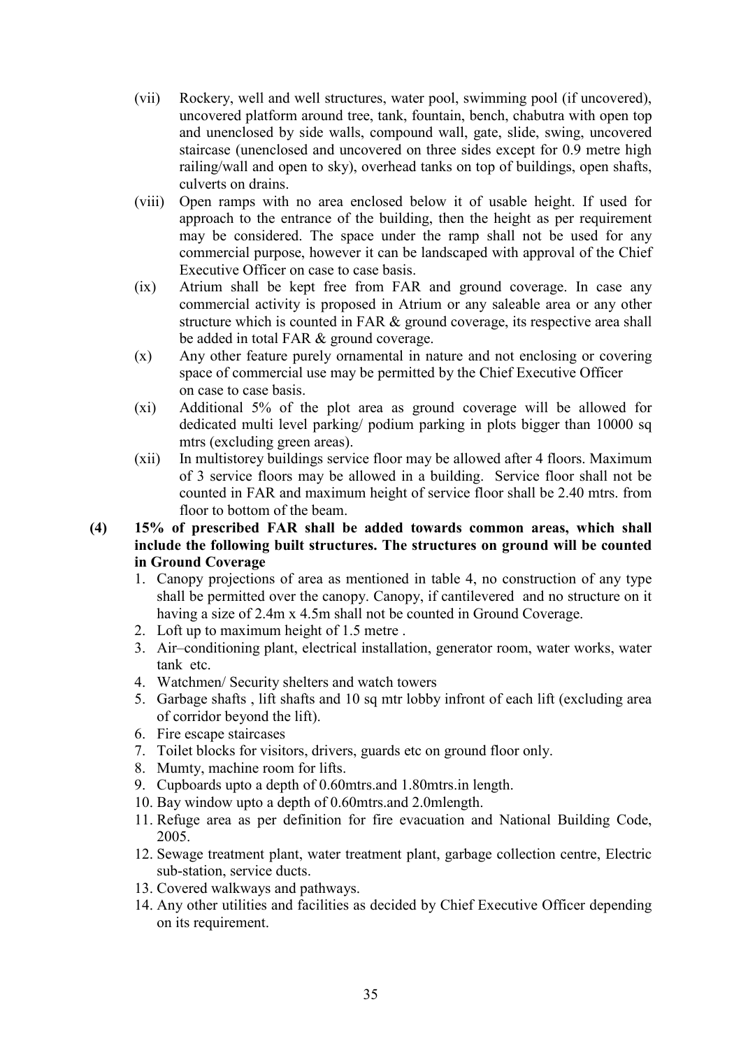(vii) Rockery, well and well structures, water pool, swimming pool (if uncovered), uncovered platform around tree, tank, fountain, bench, chabutra with open top and unenclosed by side walls, compound wall, gate, slide, swing, uncovered staircase (unenclosed and uncovered on three sides except for 0.9 metre high railing/wall and open to sky), overhead tanks on top of buildings, open shafts, culverts on drains.

(viii) Open ramps with no area enclosed below it of usable height. If used for approach to the entrance of the building, then the height as per requirement may be considered. The space under the ramp shall not be used for any commercial purpose, however it can be landscaped with approval of the Chief Executive Officer on case to case basis.

(ix) Atrium shall be kept free from FAR and ground coverage. In case any commercial activity is proposed in Atrium or any saleable area or any other structure which is counted in FAR & ground coverage, its respective area shall be added in total FAR & ground coverage.

(x) Any other feature purely ornamental in nature and not enclosing or covering space of commercial use may be permitted by the Chief Executive Officer on case to case basis.

(xi) Additional 5% of the plot area as ground coverage will be allowed for dedicated multi level parking/ podium parking in plots bigger than 10000 sq mtrs (excluding green areas).

(xii) In multistorey buildings service floor may be allowed after 4 floors. Maximum of 3 service floors may be allowed in a building. Service floor shall not be counted in FAR and maximum height of service floor shall be 2.40 mtrs. from floor to bottom of the beam.

**(4) 15% of prescribed FAR shall be added towards common areas, which shall include the following built structures. The structures on ground will be counted in Ground Coverage**

1. Canopy projections of area as mentioned in table 4, no construction of any type shall be permitted over the canopy. Canopy, if cantilevered and no structure on it having a size of 2.4m x 4.5m shall not be counted in Ground Coverage.
2. Loft up to maximum height of 1.5 metre .
3. Air–conditioning plant, electrical installation, generator room, water works, water tank etc.
4. Watchmen/ Security shelters and watch towers
5. Garbage shafts , lift shafts and 10 sq mtr lobby infront of each lift (excluding area of corridor beyond the lift).
6. Fire escape staircases
7. Toilet blocks for visitors, drivers, guards etc on ground floor only.
8. Mumty, machine room for lifts.
9. Cupboards upto a depth of 0.60mtrs.and 1.80mtrs.in length.
10. Bay window upto a depth of 0.60mtrs.and 2.0mlength.
11. Refuge area as per definition for fire evacuation and National Building Code, 2005.
12. Sewage treatment plant, water treatment plant, garbage collection centre, Electric sub-station, service ducts.
13. Covered walkways and pathways.
14. Any other utilities and facilities as decided by Chief Executive Officer depending on its requirement.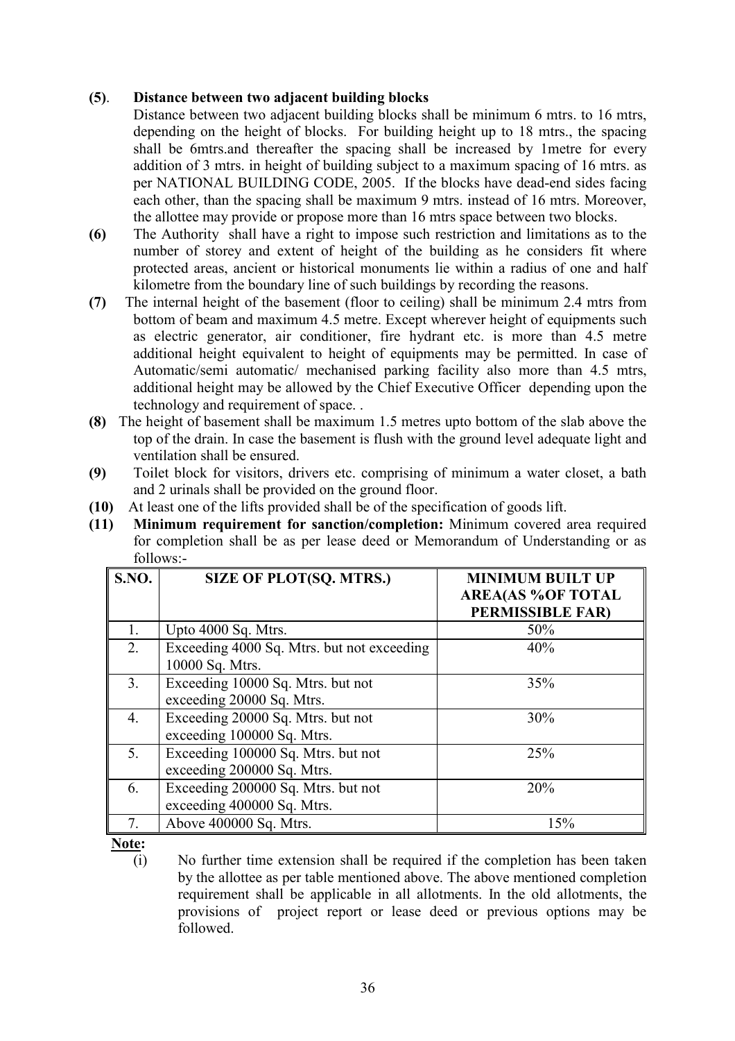**(5)**. **Distance between two adjacent building blocks**

Distance between two adjacent building blocks shall be minimum 6 mtrs. to 16 mtrs, depending on the height of blocks. For building height up to 18 mtrs., the spacing shall be 6mtrs.and thereafter the spacing shall be increased by 1metre for every addition of 3 mtrs. in height of building subject to a maximum spacing of 16 mtrs. as per NATIONAL BUILDING CODE, 2005. If the blocks have dead-end sides facing each other, than the spacing shall be maximum 9 mtrs. instead of 16 mtrs. Moreover, the allottee may provide or propose more than 16 mtrs space between two blocks.

**(6)** The Authority shall have a right to impose such restriction and limitations as to the number of storey and extent of height of the building as he considers fit where protected areas, ancient or historical monuments lie within a radius of one and half kilometre from the boundary line of such buildings by recording the reasons.

**(7)** The internal height of the basement (floor to ceiling) shall be minimum 2.4 mtrs from bottom of beam and maximum 4.5 metre. Except wherever height of equipments such as electric generator, air conditioner, fire hydrant etc. is more than 4.5 metre additional height equivalent to height of equipments may be permitted. In case of Automatic/semi automatic/ mechanised parking facility also more than 4.5 mtrs, additional height may be allowed by the Chief Executive Officer depending upon the technology and requirement of space. .

**(8)** The height of basement shall be maximum 1.5 metres upto bottom of the slab above the top of the drain. In case the basement is flush with the ground level adequate light and ventilation shall be ensured.

**(9)** Toilet block for visitors, drivers etc. comprising of minimum a water closet, a bath and 2 urinals shall be provided on the ground floor.

**(10)** At least one of the lifts provided shall be of the specification of goods lift.

**(11)** **Minimum requirement for sanction/completion:** Minimum covered area required for completion shall be as per lease deed or Memorandum of Understanding or as follows:-

| S.NO. | SIZE OF PLOT(SQ. MTRS.) | MINIMUM BUILT UP AREA(AS %OF TOTAL PERMISSIBLE FAR) |
|---|---|---|
| 1. | Upto 4000 Sq. Mtrs. | 50% |
| 2. | Exceeding 4000 Sq. Mtrs. but not exceeding 10000 Sq. Mtrs. | 40% |
| 3. | Exceeding 10000 Sq. Mtrs. but not exceeding 20000 Sq. Mtrs. | 35% |
| 4. | Exceeding 20000 Sq. Mtrs. but not exceeding 100000 Sq. Mtrs. | 30% |
| 5. | Exceeding 100000 Sq. Mtrs. but not exceeding 200000 Sq. Mtrs. | 25% |
| 6. | Exceeding 200000 Sq. Mtrs. but not exceeding 400000 Sq. Mtrs. | 20% |
| 7. | Above 400000 Sq. Mtrs. | 15% |

**Note:**

(i) No further time extension shall be required if the completion has been taken by the allottee as per table mentioned above. The above mentioned completion requirement shall be applicable in all allotments. In the old allotments, the provisions of project report or lease deed or previous options may be followed.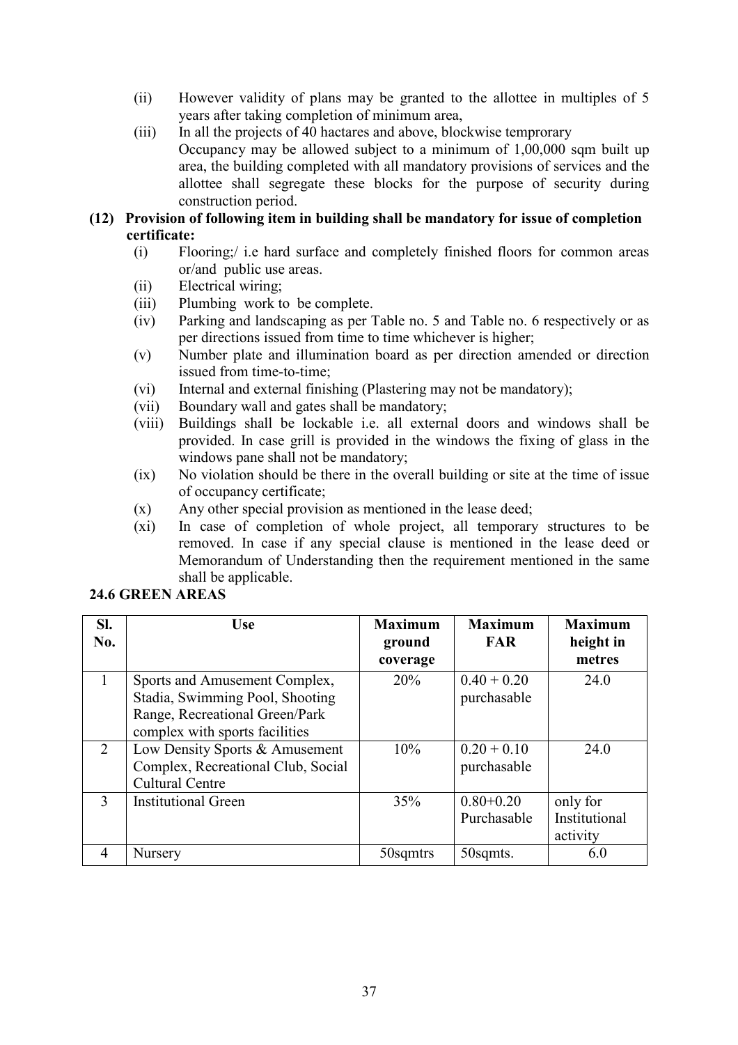(ii) However validity of plans may be granted to the allottee in multiples of 5 years after taking completion of minimum area,

(iii) In all the projects of 40 hactares and above, blockwise temprorary Occupancy may be allowed subject to a minimum of 1,00,000 sqm built up area, the building completed with all mandatory provisions of services and the allottee shall segregate these blocks for the purpose of security during construction period.

**(12) Provision of following item in building shall be mandatory for issue of completion certificate:**

(i) Flooring;/ i.e hard surface and completely finished floors for common areas or/and public use areas.

(ii) Electrical wiring;

(iii) Plumbing work to be complete.

(iv) Parking and landscaping as per Table no. 5 and Table no. 6 respectively or as per directions issued from time to time whichever is higher;

(v) Number plate and illumination board as per direction amended or direction issued from time-to-time;

(vi) Internal and external finishing (Plastering may not be mandatory);

(vii) Boundary wall and gates shall be mandatory;

(viii) Buildings shall be lockable i.e. all external doors and windows shall be provided. In case grill is provided in the windows the fixing of glass in the windows pane shall not be mandatory;

(ix) No violation should be there in the overall building or site at the time of issue of occupancy certificate;

(x) Any other special provision as mentioned in the lease deed;

(xi) In case of completion of whole project, all temporary structures to be removed. In case if any special clause is mentioned in the lease deed or Memorandum of Understanding then the requirement mentioned in the same shall be applicable.

**24.6 GREEN AREAS**

| Sl. No. | Use | Maximum ground coverage | Maximum FAR | Maximum height in metres |
|---|---|---|---|---|
| 1 | Sports and Amusement Complex, Stadia, Swimming Pool, Shooting Range, Recreational Green/Park complex with sports facilities | 20% | 0.40 + 0.20 purchasable | 24.0 |
| 2 | Low Density Sports & Amusement Complex, Recreational Club, Social Cultural Centre | 10% | 0.20 + 0.10 purchasable | 24.0 |
| 3 | Institutional Green | 35% | 0.80+0.20 Purchasable | only for Institutional activity |
| 4 | Nursery | 50sqmtrs | 50sqmts. | 6.0 |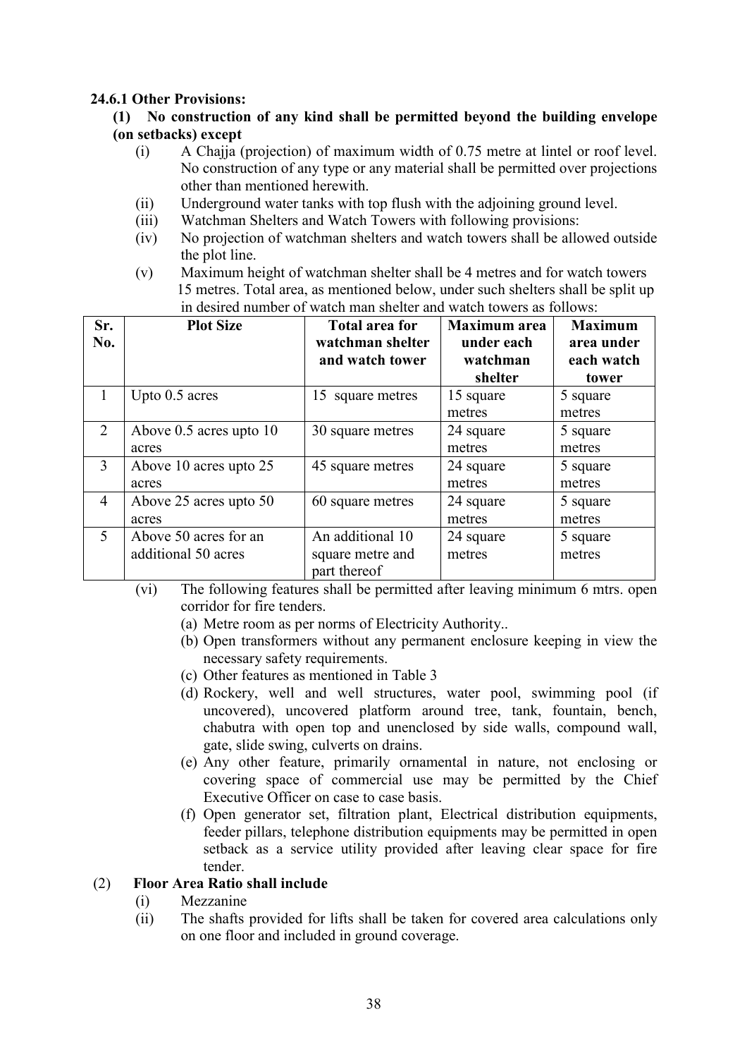**24.6.1 Other Provisions:**

**(1) No construction of any kind shall be permitted beyond the building envelope (on setbacks) except**

(i) A Chajja (projection) of maximum width of 0.75 metre at lintel or roof level. No construction of any type or any material shall be permitted over projections other than mentioned herewith.

(ii) Underground water tanks with top flush with the adjoining ground level.

(iii) Watchman Shelters and Watch Towers with following provisions:

(iv) No projection of watchman shelters and watch towers shall be allowed outside the plot line.

(v) Maximum height of watchman shelter shall be 4 metres and for watch towers 15 metres. Total area, as mentioned below, under such shelters shall be split up in desired number of watch man shelter and watch towers as follows:

| Sr. No. | Plot Size | Total area for watchman shelter and watch tower | Maximum area under each watchman shelter | Maximum area under each watch tower |
|---|---|---|---|---|
| 1 | Upto 0.5 acres | 15 square metres | 15 square metres | 5 square metres |
| 2 | Above 0.5 acres upto 10 acres | 30 square metres | 24 square metres | 5 square metres |
| 3 | Above 10 acres upto 25 acres | 45 square metres | 24 square metres | 5 square metres |
| 4 | Above 25 acres upto 50 acres | 60 square metres | 24 square metres | 5 square metres |
| 5 | Above 50 acres for an additional 50 acres | An additional 10 square metre and part thereof | 24 square metres | 5 square metres |

(vi) The following features shall be permitted after leaving minimum 6 mtrs. open corridor for fire tenders.

(a) Metre room as per norms of Electricity Authority..

(b) Open transformers without any permanent enclosure keeping in view the necessary safety requirements.

(c) Other features as mentioned in Table 3

(d) Rockery, well and well structures, water pool, swimming pool (if uncovered), uncovered platform around tree, tank, fountain, bench, chabutra with open top and unenclosed by side walls, compound wall, gate, slide swing, culverts on drains.

(e) Any other feature, primarily ornamental in nature, not enclosing or covering space of commercial use may be permitted by the Chief Executive Officer on case to case basis.

(f) Open generator set, filtration plant, Electrical distribution equipments, feeder pillars, telephone distribution equipments may be permitted in open setback as a service utility provided after leaving clear space for fire tender.

(2) **Floor Area Ratio shall include**

(i) Mezzanine

(ii) The shafts provided for lifts shall be taken for covered area calculations only on one floor and included in ground coverage.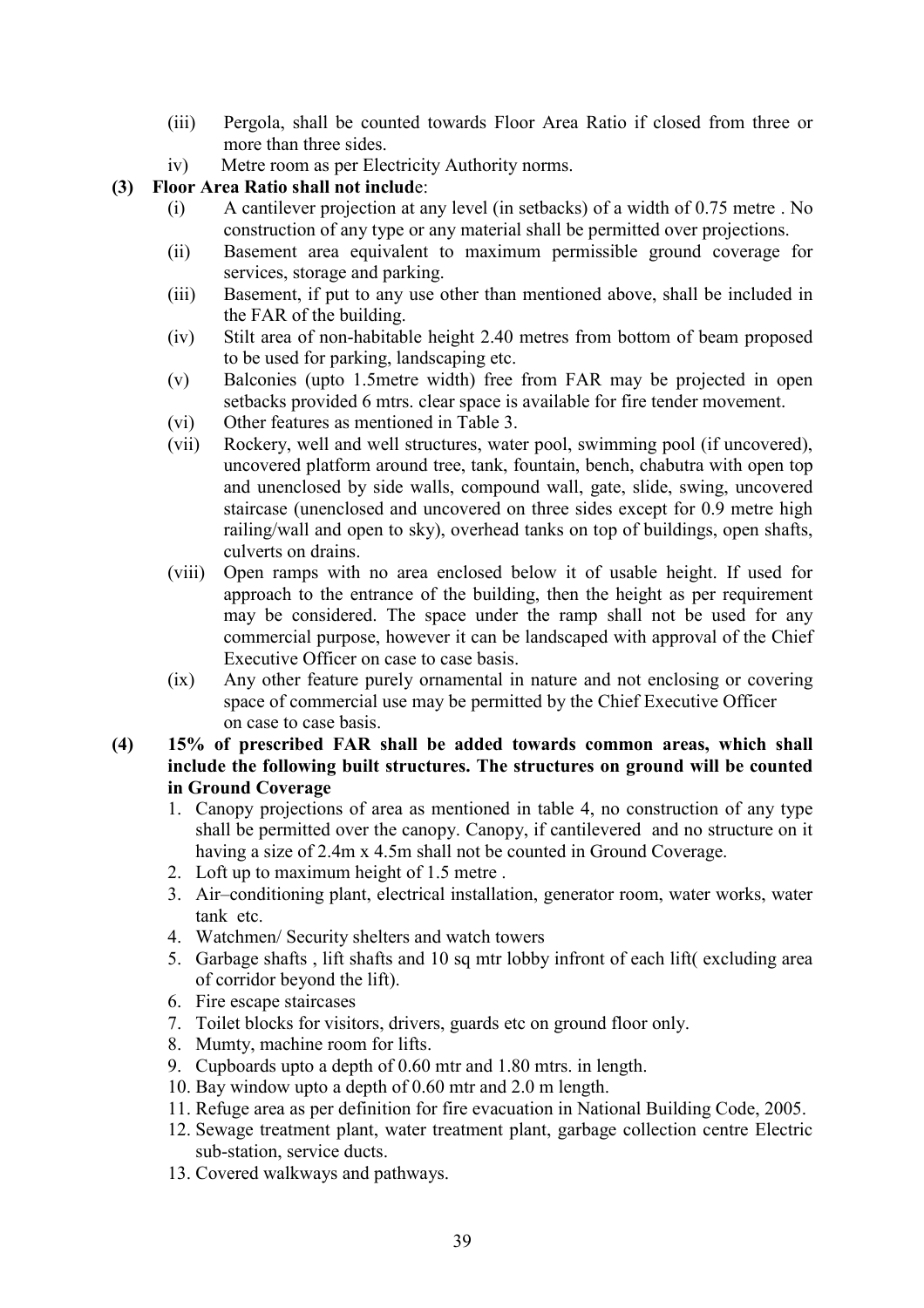(iii) Pergola, shall be counted towards Floor Area Ratio if closed from three or more than three sides.

iv) Metre room as per Electricity Authority norms.

**(3) Floor Area Ratio shall not includ**e:

(i) A cantilever projection at any level (in setbacks) of a width of 0.75 metre . No construction of any type or any material shall be permitted over projections.

(ii) Basement area equivalent to maximum permissible ground coverage for services, storage and parking.

(iii) Basement, if put to any use other than mentioned above, shall be included in the FAR of the building.

(iv) Stilt area of non-habitable height 2.40 metres from bottom of beam proposed to be used for parking, landscaping etc.

(v) Balconies (upto 1.5metre width) free from FAR may be projected in open setbacks provided 6 mtrs. clear space is available for fire tender movement.

(vi) Other features as mentioned in Table 3.

(vii) Rockery, well and well structures, water pool, swimming pool (if uncovered), uncovered platform around tree, tank, fountain, bench, chabutra with open top and unenclosed by side walls, compound wall, gate, slide, swing, uncovered staircase (unenclosed and uncovered on three sides except for 0.9 metre high railing/wall and open to sky), overhead tanks on top of buildings, open shafts, culverts on drains.

(viii) Open ramps with no area enclosed below it of usable height. If used for approach to the entrance of the building, then the height as per requirement may be considered. The space under the ramp shall not be used for any commercial purpose, however it can be landscaped with approval of the Chief Executive Officer on case to case basis.

(ix) Any other feature purely ornamental in nature and not enclosing or covering space of commercial use may be permitted by the Chief Executive Officer on case to case basis.

**(4) 15% of prescribed FAR shall be added towards common areas, which shall include the following built structures. The structures on ground will be counted in Ground Coverage**

1. Canopy projections of area as mentioned in table 4, no construction of any type shall be permitted over the canopy. Canopy, if cantilevered and no structure on it having a size of 2.4m x 4.5m shall not be counted in Ground Coverage.
2. Loft up to maximum height of 1.5 metre .
3. Air–conditioning plant, electrical installation, generator room, water works, water tank etc.
4. Watchmen/ Security shelters and watch towers
5. Garbage shafts , lift shafts and 10 sq mtr lobby infront of each lift( excluding area of corridor beyond the lift).
6. Fire escape staircases
7. Toilet blocks for visitors, drivers, guards etc on ground floor only.
8. Mumty, machine room for lifts.
9. Cupboards upto a depth of 0.60 mtr and 1.80 mtrs. in length.
10. Bay window upto a depth of 0.60 mtr and 2.0 m length.
11. Refuge area as per definition for fire evacuation in National Building Code, 2005.
12. Sewage treatment plant, water treatment plant, garbage collection centre Electric sub-station, service ducts.
13. Covered walkways and pathways.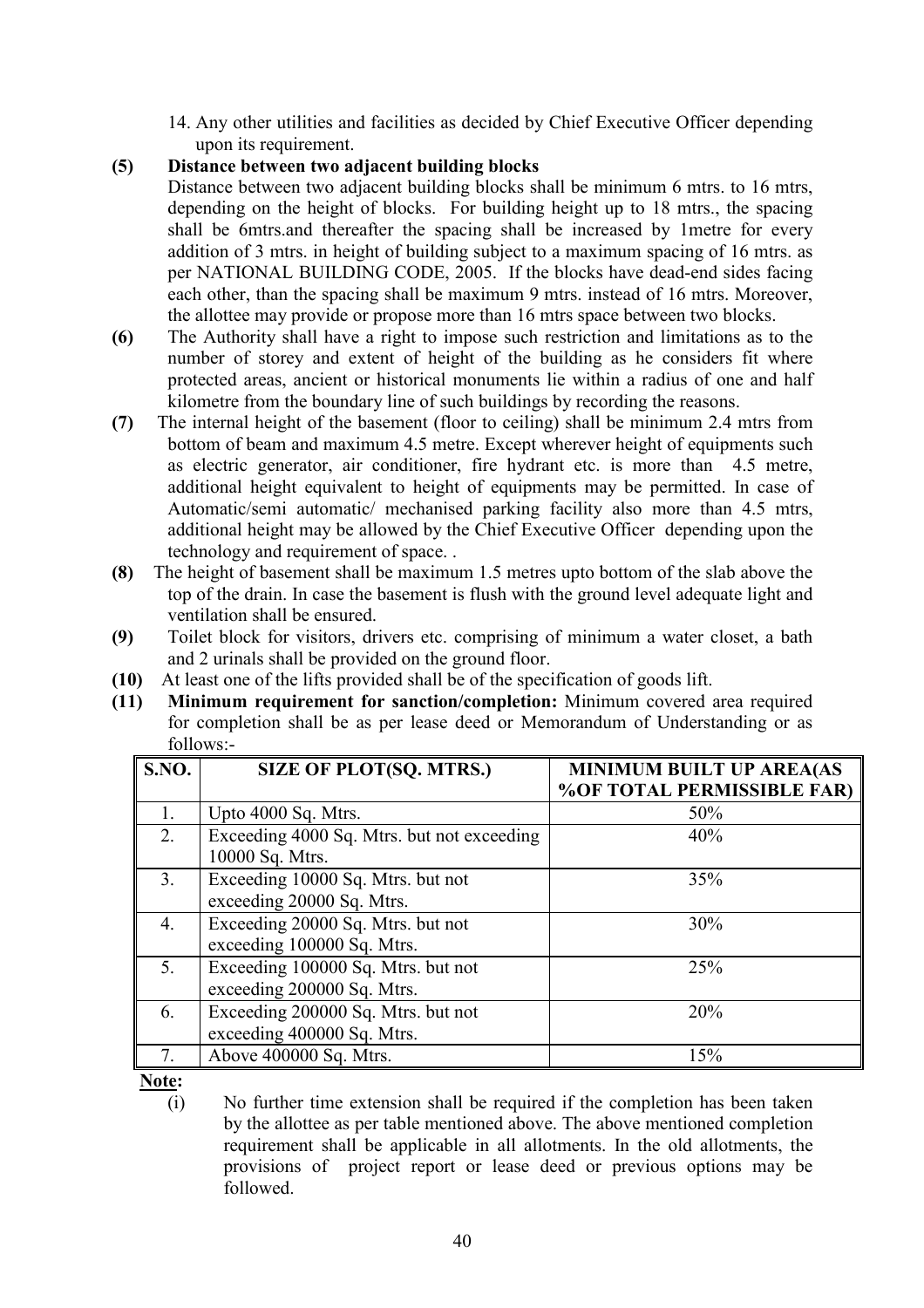14. Any other utilities and facilities as decided by Chief Executive Officer depending upon its requirement.

**(5) Distance between two adjacent building blocks**

Distance between two adjacent building blocks shall be minimum 6 mtrs. to 16 mtrs, depending on the height of blocks. For building height up to 18 mtrs., the spacing shall be 6mtrs.and thereafter the spacing shall be increased by 1metre for every addition of 3 mtrs. in height of building subject to a maximum spacing of 16 mtrs. as per NATIONAL BUILDING CODE, 2005. If the blocks have dead-end sides facing each other, than the spacing shall be maximum 9 mtrs. instead of 16 mtrs. Moreover, the allottee may provide or propose more than 16 mtrs space between two blocks.

**(6)** The Authority shall have a right to impose such restriction and limitations as to the number of storey and extent of height of the building as he considers fit where protected areas, ancient or historical monuments lie within a radius of one and half kilometre from the boundary line of such buildings by recording the reasons.

**(7)** The internal height of the basement (floor to ceiling) shall be minimum 2.4 mtrs from bottom of beam and maximum 4.5 metre. Except wherever height of equipments such as electric generator, air conditioner, fire hydrant etc. is more than 4.5 metre, additional height equivalent to height of equipments may be permitted. In case of Automatic/semi automatic/ mechanised parking facility also more than 4.5 mtrs, additional height may be allowed by the Chief Executive Officer depending upon the technology and requirement of space. .

**(8)** The height of basement shall be maximum 1.5 metres upto bottom of the slab above the top of the drain. In case the basement is flush with the ground level adequate light and ventilation shall be ensured.

**(9)** Toilet block for visitors, drivers etc. comprising of minimum a water closet, a bath and 2 urinals shall be provided on the ground floor.

**(10)** At least one of the lifts provided shall be of the specification of goods lift.

**(11) Minimum requirement for sanction/completion:** Minimum covered area required for completion shall be as per lease deed or Memorandum of Understanding or as follows:-

| S.NO. | SIZE OF PLOT(SQ. MTRS.) | MINIMUM BUILT UP AREA(AS %OF TOTAL PERMISSIBLE FAR) |
|---|---|---|
| 1. | Upto 4000 Sq. Mtrs. | 50% |
| 2. | Exceeding 4000 Sq. Mtrs. but not exceeding 10000 Sq. Mtrs. | 40% |
| 3. | Exceeding 10000 Sq. Mtrs. but not exceeding 20000 Sq. Mtrs. | 35% |
| 4. | Exceeding 20000 Sq. Mtrs. but not exceeding 100000 Sq. Mtrs. | 30% |
| 5. | Exceeding 100000 Sq. Mtrs. but not exceeding 200000 Sq. Mtrs. | 25% |
| 6. | Exceeding 200000 Sq. Mtrs. but not exceeding 400000 Sq. Mtrs. | 20% |
| 7. | Above 400000 Sq. Mtrs. | 15% |

**Note:**

(i) No further time extension shall be required if the completion has been taken by the allottee as per table mentioned above. The above mentioned completion requirement shall be applicable in all allotments. In the old allotments, the provisions of project report or lease deed or previous options may be followed.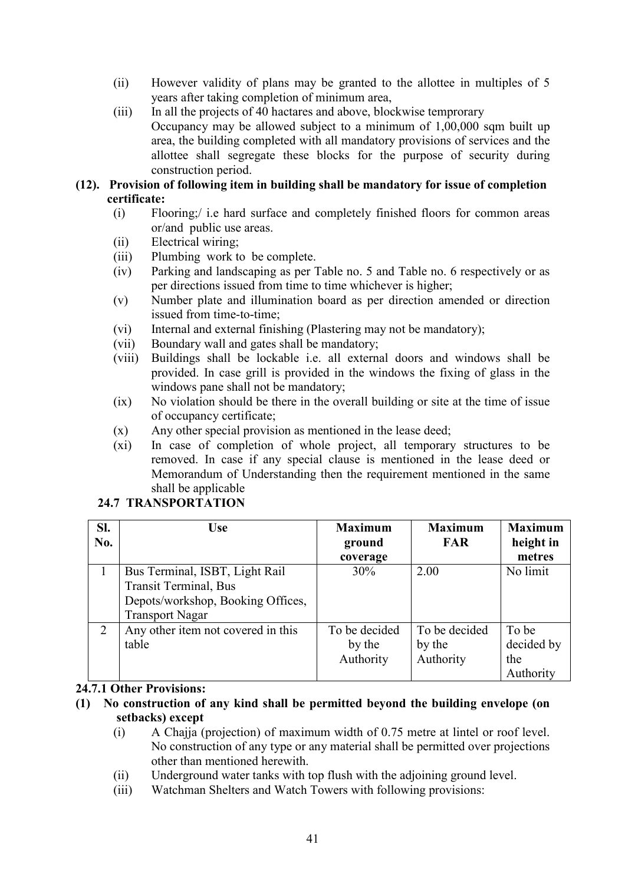(ii) However validity of plans may be granted to the allottee in multiples of 5 years after taking completion of minimum area,

(iii) In all the projects of 40 hactares and above, blockwise temprorary Occupancy may be allowed subject to a minimum of 1,00,000 sqm built up area, the building completed with all mandatory provisions of services and the allottee shall segregate these blocks for the purpose of security during construction period.

**(12). Provision of following item in building shall be mandatory for issue of completion certificate:**

(i) Flooring;/ i.e hard surface and completely finished floors for common areas or/and public use areas.

(ii) Electrical wiring;

(iii) Plumbing work to be complete.

(iv) Parking and landscaping as per Table no. 5 and Table no. 6 respectively or as per directions issued from time to time whichever is higher;

(v) Number plate and illumination board as per direction amended or direction issued from time-to-time;

(vi) Internal and external finishing (Plastering may not be mandatory);

(vii) Boundary wall and gates shall be mandatory;

(viii) Buildings shall be lockable i.e. all external doors and windows shall be provided. In case grill is provided in the windows the fixing of glass in the windows pane shall not be mandatory;

(ix) No violation should be there in the overall building or site at the time of issue of occupancy certificate;

(x) Any other special provision as mentioned in the lease deed;

(xi) In case of completion of whole project, all temporary structures to be removed. In case if any special clause is mentioned in the lease deed or Memorandum of Understanding then the requirement mentioned in the same shall be applicable

**24.7 TRANSPORTATION**

| Sl. No. | Use | Maximum ground coverage | Maximum FAR | Maximum height in metres |
|---|---|---|---|---|
| 1 | Bus Terminal, ISBT, Light Rail Transit Terminal, Bus Depots/workshop, Booking Offices, Transport Nagar | 30% | 2.00 | No limit |
| 2 | Any other item not covered in this table | To be decided by the Authority | To be decided by the Authority | To be decided by the Authority |

**24.7.1 Other Provisions:**

**(1) No construction of any kind shall be permitted beyond the building envelope (on setbacks) except**

(i) A Chajja (projection) of maximum width of 0.75 metre at lintel or roof level. No construction of any type or any material shall be permitted over projections other than mentioned herewith.

(ii) Underground water tanks with top flush with the adjoining ground level.

(iii) Watchman Shelters and Watch Towers with following provisions: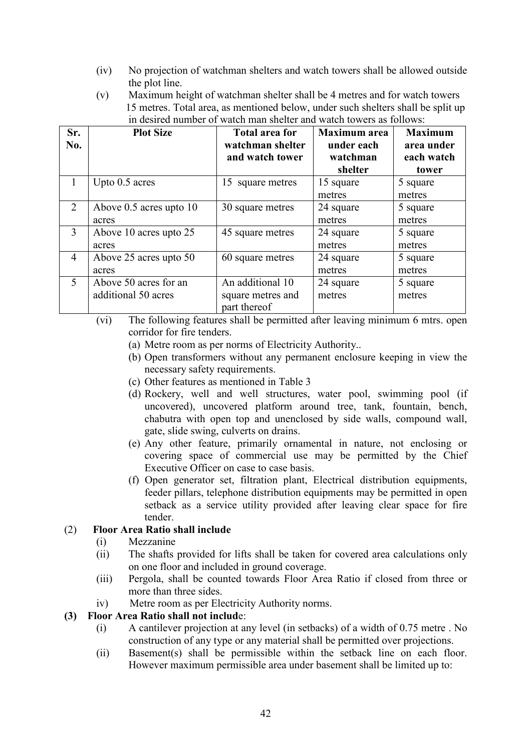(iv) No projection of watchman shelters and watch towers shall be allowed outside the plot line.

(v) Maximum height of watchman shelter shall be 4 metres and for watch towers 15 metres. Total area, as mentioned below, under such shelters shall be split up in desired number of watch man shelter and watch towers as follows:

| Sr. No. | Plot Size | Total area for watchman shelter and watch tower | Maximum area under each watchman shelter | Maximum area under each watch tower |
|---|---|---|---|---|
| 1 | Upto 0.5 acres | 15 square metres | 15 square metres | 5 square metres |
| 2 | Above 0.5 acres upto 10 acres | 30 square metres | 24 square metres | 5 square metres |
| 3 | Above 10 acres upto 25 acres | 45 square metres | 24 square metres | 5 square metres |
| 4 | Above 25 acres upto 50 acres | 60 square metres | 24 square metres | 5 square metres |
| 5 | Above 50 acres for an additional 50 acres | An additional 10 square metres and part thereof | 24 square metres | 5 square metres |

(vi) The following features shall be permitted after leaving minimum 6 mtrs. open corridor for fire tenders.

(a) Metre room as per norms of Electricity Authority..

(b) Open transformers without any permanent enclosure keeping in view the necessary safety requirements.

(c) Other features as mentioned in Table 3

(d) Rockery, well and well structures, water pool, swimming pool (if uncovered), uncovered platform around tree, tank, fountain, bench, chabutra with open top and unenclosed by side walls, compound wall, gate, slide swing, culverts on drains.

(e) Any other feature, primarily ornamental in nature, not enclosing or covering space of commercial use may be permitted by the Chief Executive Officer on case to case basis.

(f) Open generator set, filtration plant, Electrical distribution equipments, feeder pillars, telephone distribution equipments may be permitted in open setback as a service utility provided after leaving clear space for fire tender.

(2) **Floor Area Ratio shall include**

(i) Mezzanine

(ii) The shafts provided for lifts shall be taken for covered area calculations only on one floor and included in ground coverage.

(iii) Pergola, shall be counted towards Floor Area Ratio if closed from three or more than three sides.

iv) Metre room as per Electricity Authority norms.

**(3) Floor Area Ratio shall not include**:

(i) A cantilever projection at any level (in setbacks) of a width of 0.75 metre . No construction of any type or any material shall be permitted over projections.

(ii) Basement(s) shall be permissible within the setback line on each floor. However maximum permissible area under basement shall be limited up to: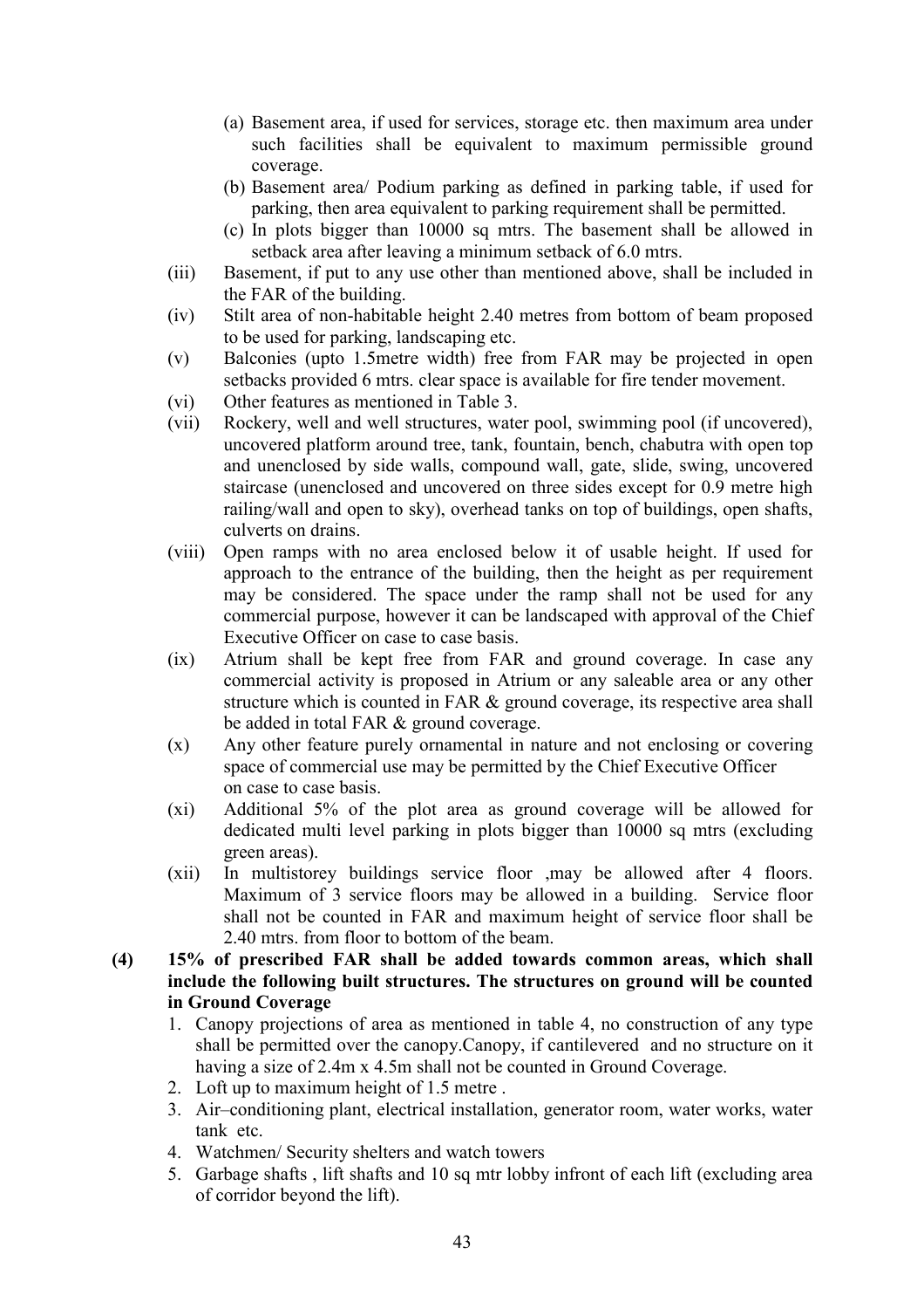(a) Basement area, if used for services, storage etc. then maximum area under such facilities shall be equivalent to maximum permissible ground coverage.

(b) Basement area/ Podium parking as defined in parking table, if used for parking, then area equivalent to parking requirement shall be permitted.

(c) In plots bigger than 10000 sq mtrs. The basement shall be allowed in setback area after leaving a minimum setback of 6.0 mtrs.

(iii) Basement, if put to any use other than mentioned above, shall be included in the FAR of the building.

(iv) Stilt area of non-habitable height 2.40 metres from bottom of beam proposed to be used for parking, landscaping etc.

(v) Balconies (upto 1.5metre width) free from FAR may be projected in open setbacks provided 6 mtrs. clear space is available for fire tender movement.

(vi) Other features as mentioned in Table 3.

(vii) Rockery, well and well structures, water pool, swimming pool (if uncovered), uncovered platform around tree, tank, fountain, bench, chabutra with open top and unenclosed by side walls, compound wall, gate, slide, swing, uncovered staircase (unenclosed and uncovered on three sides except for 0.9 metre high railing/wall and open to sky), overhead tanks on top of buildings, open shafts, culverts on drains.

(viii) Open ramps with no area enclosed below it of usable height. If used for approach to the entrance of the building, then the height as per requirement may be considered. The space under the ramp shall not be used for any commercial purpose, however it can be landscaped with approval of the Chief Executive Officer on case to case basis.

(ix) Atrium shall be kept free from FAR and ground coverage. In case any commercial activity is proposed in Atrium or any saleable area or any other structure which is counted in FAR & ground coverage, its respective area shall be added in total FAR & ground coverage.

(x) Any other feature purely ornamental in nature and not enclosing or covering space of commercial use may be permitted by the Chief Executive Officer on case to case basis.

(xi) Additional 5% of the plot area as ground coverage will be allowed for dedicated multi level parking in plots bigger than 10000 sq mtrs (excluding green areas).

(xii) In multistorey buildings service floor ,may be allowed after 4 floors. Maximum of 3 service floors may be allowed in a building. Service floor shall not be counted in FAR and maximum height of service floor shall be 2.40 mtrs. from floor to bottom of the beam.

**(4) 15% of prescribed FAR shall be added towards common areas, which shall include the following built structures. The structures on ground will be counted in Ground Coverage**

1. Canopy projections of area as mentioned in table 4, no construction of any type shall be permitted over the canopy.Canopy, if cantilevered and no structure on it having a size of 2.4m x 4.5m shall not be counted in Ground Coverage.
2. Loft up to maximum height of 1.5 metre .
3. Air–conditioning plant, electrical installation, generator room, water works, water tank etc.
4. Watchmen/ Security shelters and watch towers
5. Garbage shafts , lift shafts and 10 sq mtr lobby infront of each lift (excluding area of corridor beyond the lift).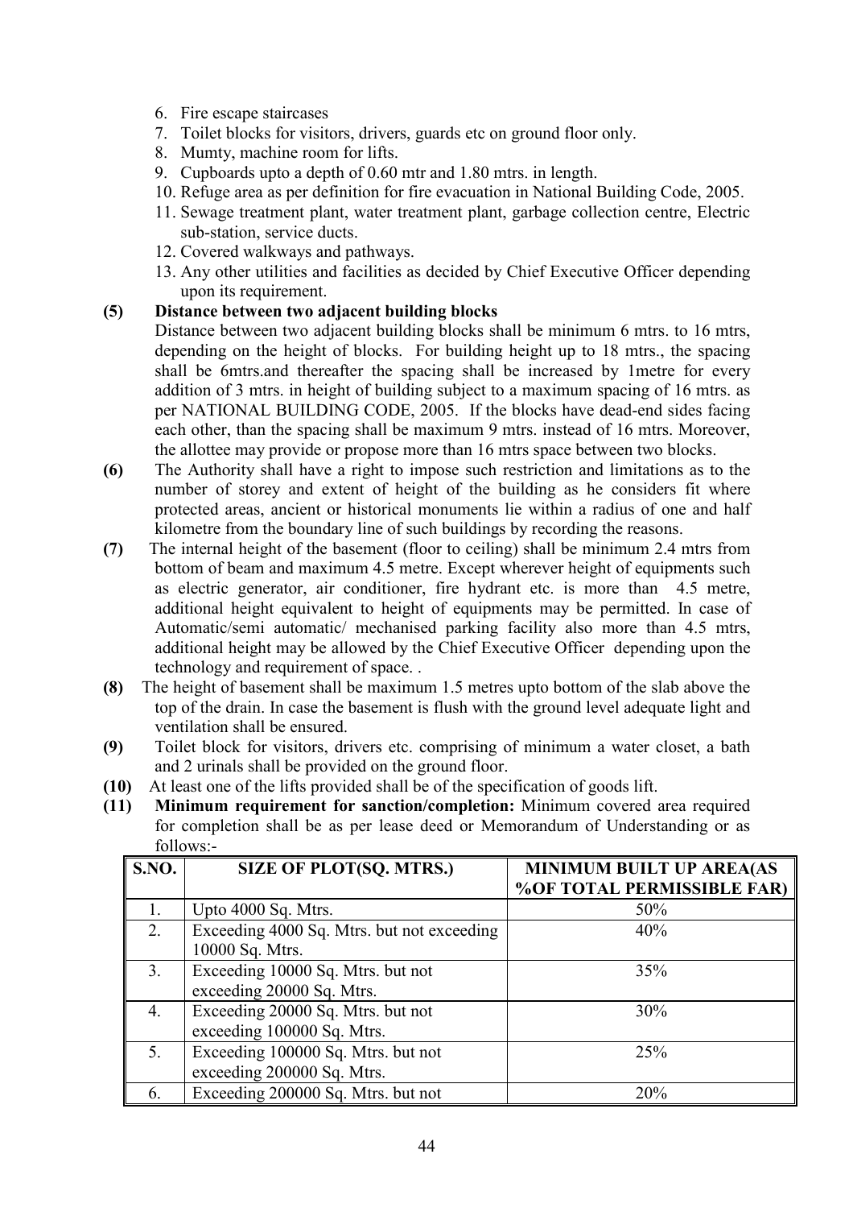6. Fire escape staircases
7. Toilet blocks for visitors, drivers, guards etc on ground floor only.
8. Mumty, machine room for lifts.
9. Cupboards upto a depth of 0.60 mtr and 1.80 mtrs. in length.
10. Refuge area as per definition for fire evacuation in National Building Code, 2005.
11. Sewage treatment plant, water treatment plant, garbage collection centre, Electric sub-station, service ducts.
12. Covered walkways and pathways.
13. Any other utilities and facilities as decided by Chief Executive Officer depending upon its requirement.

**(5) Distance between two adjacent building blocks**

Distance between two adjacent building blocks shall be minimum 6 mtrs. to 16 mtrs, depending on the height of blocks. For building height up to 18 mtrs., the spacing shall be 6mtrs.and thereafter the spacing shall be increased by 1metre for every addition of 3 mtrs. in height of building subject to a maximum spacing of 16 mtrs. as per NATIONAL BUILDING CODE, 2005. If the blocks have dead-end sides facing each other, than the spacing shall be maximum 9 mtrs. instead of 16 mtrs. Moreover, the allottee may provide or propose more than 16 mtrs space between two blocks.

**(6)** The Authority shall have a right to impose such restriction and limitations as to the number of storey and extent of height of the building as he considers fit where protected areas, ancient or historical monuments lie within a radius of one and half kilometre from the boundary line of such buildings by recording the reasons.

**(7)** The internal height of the basement (floor to ceiling) shall be minimum 2.4 mtrs from bottom of beam and maximum 4.5 metre. Except wherever height of equipments such as electric generator, air conditioner, fire hydrant etc. is more than 4.5 metre, additional height equivalent to height of equipments may be permitted. In case of Automatic/semi automatic/ mechanised parking facility also more than 4.5 mtrs, additional height may be allowed by the Chief Executive Officer depending upon the technology and requirement of space. .

**(8)** The height of basement shall be maximum 1.5 metres upto bottom of the slab above the top of the drain. In case the basement is flush with the ground level adequate light and ventilation shall be ensured.

**(9)** Toilet block for visitors, drivers etc. comprising of minimum a water closet, a bath and 2 urinals shall be provided on the ground floor.

**(10)** At least one of the lifts provided shall be of the specification of goods lift.

**(11)** **Minimum requirement for sanction/completion:** Minimum covered area required for completion shall be as per lease deed or Memorandum of Understanding or as follows:-

| S.NO. | SIZE OF PLOT(SQ. MTRS.) | MINIMUM BUILT UP AREA(AS %OF TOTAL PERMISSIBLE FAR) |
|---|---|---|
| 1. | Upto 4000 Sq. Mtrs. | 50% |
| 2. | Exceeding 4000 Sq. Mtrs. but not exceeding 10000 Sq. Mtrs. | 40% |
| 3. | Exceeding 10000 Sq. Mtrs. but not exceeding 20000 Sq. Mtrs. | 35% |
| 4. | Exceeding 20000 Sq. Mtrs. but not exceeding 100000 Sq. Mtrs. | 30% |
| 5. | Exceeding 100000 Sq. Mtrs. but not exceeding 200000 Sq. Mtrs. | 25% |
| 6. | Exceeding 200000 Sq. Mtrs. but not | 20% |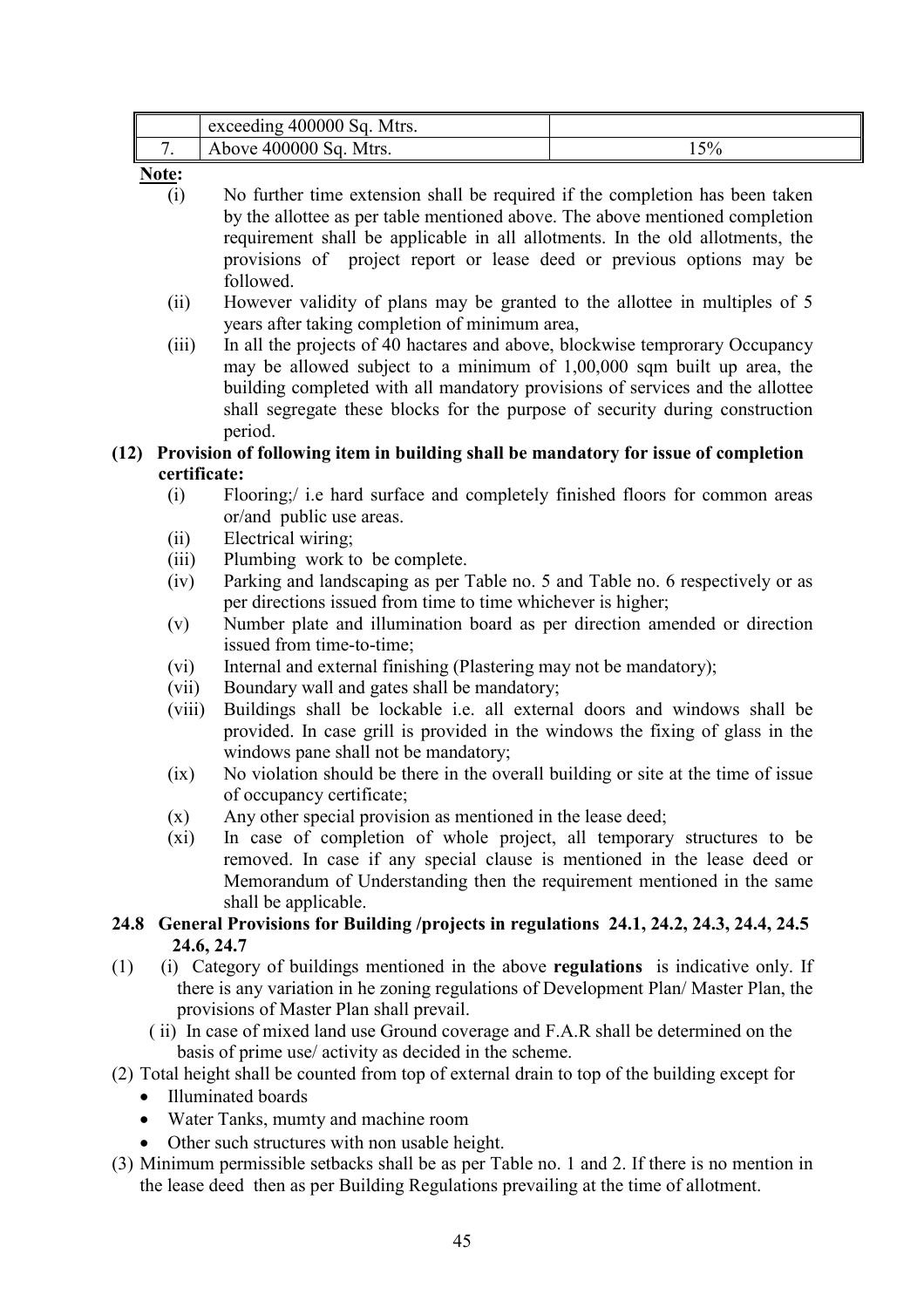|    | exceeding 400000 Sq. Mtrs. |     |
|----|----|----|
| 7. | Above 400000 Sq. Mtrs. | 15% |

**Note:**

(i) No further time extension shall be required if the completion has been taken by the allottee as per table mentioned above. The above mentioned completion requirement shall be applicable in all allotments. In the old allotments, the provisions of project report or lease deed or previous options may be followed.

(ii) However validity of plans may be granted to the allottee in multiples of 5 years after taking completion of minimum area,

(iii) In all the projects of 40 hactares and above, blockwise temprorary Occupancy may be allowed subject to a minimum of 1,00,000 sqm built up area, the building completed with all mandatory provisions of services and the allottee shall segregate these blocks for the purpose of security during construction period.

**(12) Provision of following item in building shall be mandatory for issue of completion certificate:**

(i) Flooring;/ i.e hard surface and completely finished floors for common areas or/and public use areas.

(ii) Electrical wiring;

(iii) Plumbing work to be complete.

(iv) Parking and landscaping as per Table no. 5 and Table no. 6 respectively or as per directions issued from time to time whichever is higher;

(v) Number plate and illumination board as per direction amended or direction issued from time-to-time;

(vi) Internal and external finishing (Plastering may not be mandatory);

(vii) Boundary wall and gates shall be mandatory;

(viii) Buildings shall be lockable i.e. all external doors and windows shall be provided. In case grill is provided in the windows the fixing of glass in the windows pane shall not be mandatory;

(ix) No violation should be there in the overall building or site at the time of issue of occupancy certificate;

(x) Any other special provision as mentioned in the lease deed;

(xi) In case of completion of whole project, all temporary structures to be removed. In case if any special clause is mentioned in the lease deed or Memorandum of Understanding then the requirement mentioned in the same shall be applicable.

**24.8 General Provisions for Building /projects in regulations 24.1, 24.2, 24.3, 24.4, 24.5 24.6, 24.7**

(1) (i) Category of buildings mentioned in the above **regulations** is indicative only. If there is any variation in he zoning regulations of Development Plan/ Master Plan, the provisions of Master Plan shall prevail.

( ii) In case of mixed land use Ground coverage and F.A.R shall be determined on the basis of prime use/ activity as decided in the scheme.

(2) Total height shall be counted from top of external drain to top of the building except for

- Illuminated boards
- Water Tanks, mumty and machine room
- Other such structures with non usable height.

(3) Minimum permissible setbacks shall be as per Table no. 1 and 2. If there is no mention in the lease deed then as per Building Regulations prevailing at the time of allotment.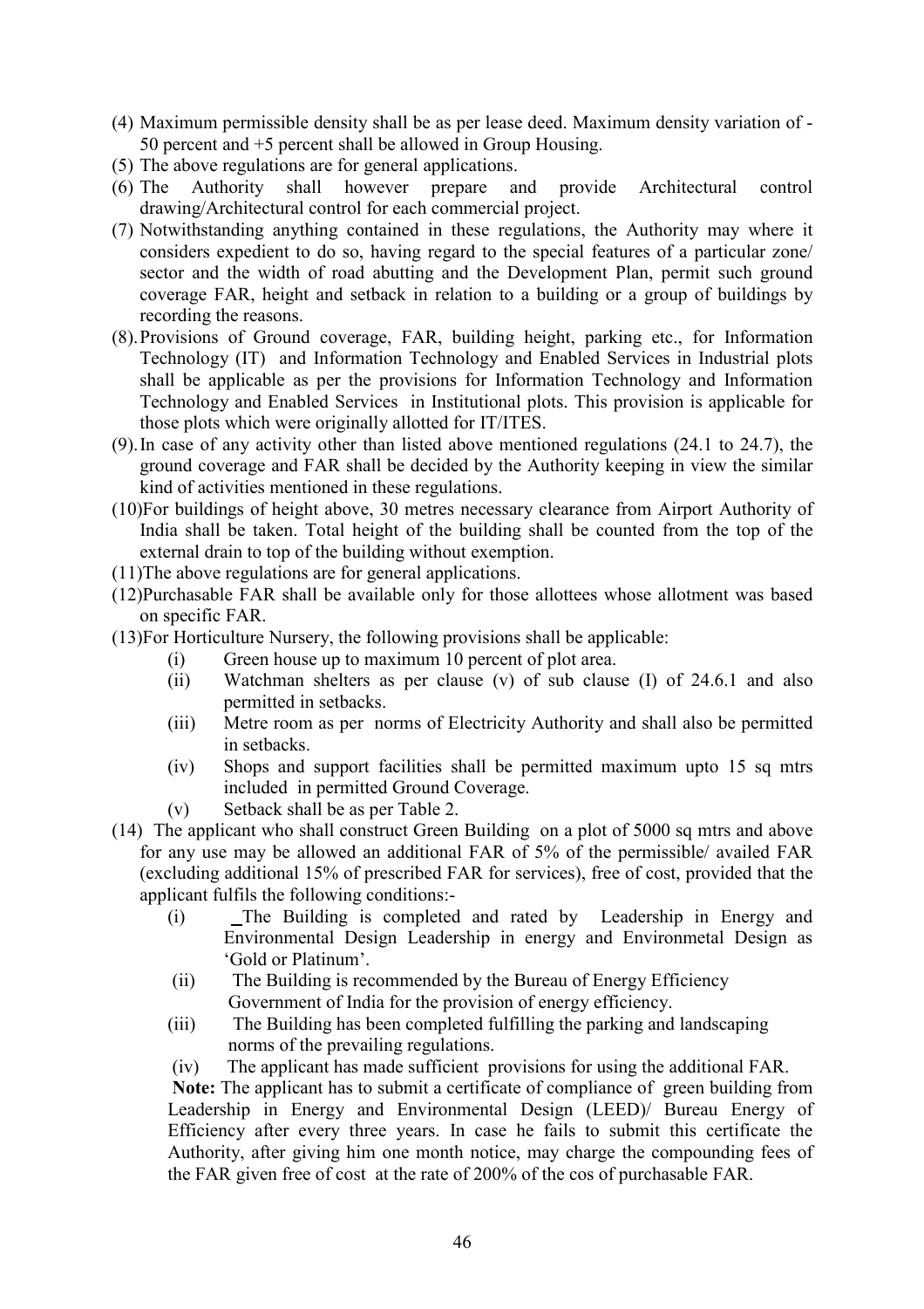(4) Maximum permissible density shall be as per lease deed. Maximum density variation of -50 percent and +5 percent shall be allowed in Group Housing.

(5) The above regulations are for general applications.

(6) The Authority shall however prepare and provide Architectural control drawing/Architectural control for each commercial project.

(7) Notwithstanding anything contained in these regulations, the Authority may where it considers expedient to do so, having regard to the special features of a particular zone/ sector and the width of road abutting and the Development Plan, permit such ground coverage FAR, height and setback in relation to a building or a group of buildings by recording the reasons.

(8). Provisions of Ground coverage, FAR, building height, parking etc., for Information Technology (IT) and Information Technology and Enabled Services in Industrial plots shall be applicable as per the provisions for Information Technology and Information Technology and Enabled Services in Institutional plots. This provision is applicable for those plots which were originally allotted for IT/ITES.

(9). In case of any activity other than listed above mentioned regulations (24.1 to 24.7), the ground coverage and FAR shall be decided by the Authority keeping in view the similar kind of activities mentioned in these regulations.

(10)For buildings of height above, 30 metres necessary clearance from Airport Authority of India shall be taken. Total height of the building shall be counted from the top of the external drain to top of the building without exemption.

(11)The above regulations are for general applications.

(12)Purchasable FAR shall be available only for those allottees whose allotment was based on specific FAR.

(13)For Horticulture Nursery, the following provisions shall be applicable:

- (i) Green house up to maximum 10 percent of plot area.
- (ii) Watchman shelters as per clause (v) of sub clause (I) of 24.6.1 and also permitted in setbacks.
- (iii) Metre room as per norms of Electricity Authority and shall also be permitted in setbacks.
- (iv) Shops and support facilities shall be permitted maximum upto 15 sq mtrs included in permitted Ground Coverage.
- (v) Setback shall be as per Table 2.

(14) The applicant who shall construct Green Building on a plot of 5000 sq mtrs and above for any use may be allowed an additional FAR of 5% of the permissible/ availed FAR (excluding additional 15% of prescribed FAR for services), free of cost, provided that the applicant fulfils the following conditions:-

- (i) _The Building is completed and rated by Leadership in Energy and Environmental Design Leadership in energy and Environmetal Design as 'Gold or Platinum'.
- (ii) The Building is recommended by the Bureau of Energy Efficiency Government of India for the provision of energy efficiency.
- (iii) The Building has been completed fulfilling the parking and landscaping norms of the prevailing regulations.
- (iv) The applicant has made sufficient provisions for using the additional FAR.

**Note:** The applicant has to submit a certificate of compliance of green building from Leadership in Energy and Environmental Design (LEED)/ Bureau Energy of Efficiency after every three years. In case he fails to submit this certificate the Authority, after giving him one month notice, may charge the compounding fees of the FAR given free of cost at the rate of 200% of the cos of purchasable FAR.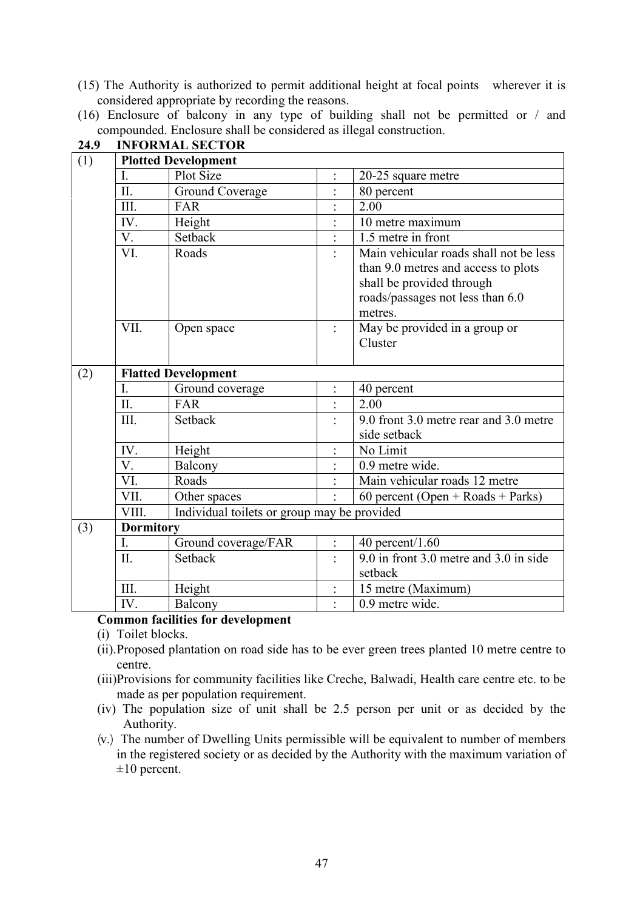(15) The Authority is authorized to permit additional height at focal points wherever it is considered appropriate by recording the reasons.

(16) Enclosure of balcony in any type of building shall not be permitted or / and compounded. Enclosure shall be considered as illegal construction.

## 24.9 INFORMAL SECTOR

| | | | | |
|---|---|---|---|---|
| (1) | **Plotted Development** | | | |
| | I. | Plot Size | : | 20-25 square metre |
| | II. | Ground Coverage | : | 80 percent |
| | III. | FAR | : | 2.00 |
| | IV. | Height | : | 10 metre maximum |
| | V. | Setback | : | 1.5 metre in front |
| | VI. | Roads | : | Main vehicular roads shall not be less than 9.0 metres and access to plots shall be provided through roads/passages not less than 6.0 metres. |
| | VII. | Open space | : | May be provided in a group or Cluster |
| (2) | **Flatted Development** | | | |
| | I. | Ground coverage | : | 40 percent |
| | II. | FAR | : | 2.00 |
| | III. | Setback | : | 9.0 front 3.0 metre rear and 3.0 metre side setback |
| | IV. | Height | : | No Limit |
| | V. | Balcony | : | 0.9 metre wide. |
| | VI. | Roads | : | Main vehicular roads 12 metre |
| | VII. | Other spaces | : | 60 percent (Open + Roads + Parks) |
| | VIII. | Individual toilets or group may be provided | | |
| (3) | **Dormitory** | | | |
| | I. | Ground coverage/FAR | : | 40 percent/1.60 |
| | II. | Setback | : | 9.0 in front 3.0 metre and 3.0 in side setback |
| | III. | Height | : | 15 metre (Maximum) |
| | IV. | Balcony | : | 0.9 metre wide. |

**Common facilities for development**

(i) Toilet blocks.

(ii). Proposed plantation on road side has to be ever green trees planted 10 metre centre to centre.

(iii) Provisions for community facilities like Creche, Balwadi, Health care centre etc. to be made as per population requirement.

(iv) The population size of unit shall be 2.5 person per unit or as decided by the Authority.

(v.) The number of Dwelling Units permissible will be equivalent to number of members in the registered society or as decided by the Authority with the maximum variation of ±10 percent.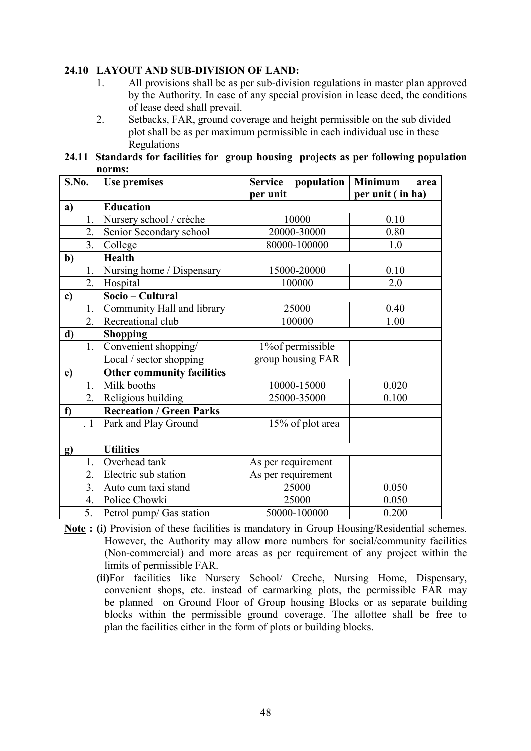## 24.10 LAYOUT AND SUB-DIVISION OF LAND:

1. All provisions shall be as per sub-division regulations in master plan approved by the Authority. In case of any special provision in lease deed, the conditions of lease deed shall prevail.
2. Setbacks, FAR, ground coverage and height permissible on the sub divided plot shall be as per maximum permissible in each individual use in these Regulations

## 24.11 Standards for facilities for group housing projects as per following population norms:

| S.No. | Use premises | Service population per unit | Minimum area per unit ( in ha) |
|---|---|---|---|
| **a)** | **Education** | | |
| 1. | Nursery school / crèche | 10000 | 0.10 |
| 2. | Senior Secondary school | 20000-30000 | 0.80 |
| 3. | College | 80000-100000 | 1.0 |
| **b)** | **Health** | | |
| 1. | Nursing home / Dispensary | 15000-20000 | 0.10 |
| 2. | Hospital | 100000 | 2.0 |
| **c)** | **Socio – Cultural** | | |
| 1. | Community Hall and library | 25000 | 0.40 |
| 2. | Recreational club | 100000 | 1.00 |
| **d)** | **Shopping** | | |
| 1. | Convenient shopping/ Local / sector shopping | 1%of permissible group housing FAR | |
| **e)** | **Other community facilities** | | |
| 1. | Milk booths | 10000-15000 | 0.020 |
| 2. | Religious building | 25000-35000 | 0.100 |
| **f)** | **Recreation / Green Parks** | | |
| . 1 | Park and Play Ground | 15% of plot area | |
| | | | |
| **g)** | **Utilities** | | |
| 1. | Overhead tank | As per requirement | |
| 2. | Electric sub station | As per requirement | |
| 3. | Auto cum taxi stand | 25000 | 0.050 |
| 4. | Police Chowki | 25000 | 0.050 |
| 5. | Petrol pump/ Gas station | 50000-100000 | 0.200 |

**Note : (i)** Provision of these facilities is mandatory in Group Housing/Residential schemes. However, the Authority may allow more numbers for social/community facilities (Non-commercial) and more areas as per requirement of any project within the limits of permissible FAR.

**(ii)**For facilities like Nursery School/ Creche, Nursing Home, Dispensary, convenient shops, etc. instead of earmarking plots, the permissible FAR may be planned on Ground Floor of Group housing Blocks or as separate building blocks within the permissible ground coverage. The allottee shall be free to plan the facilities either in the form of plots or building blocks.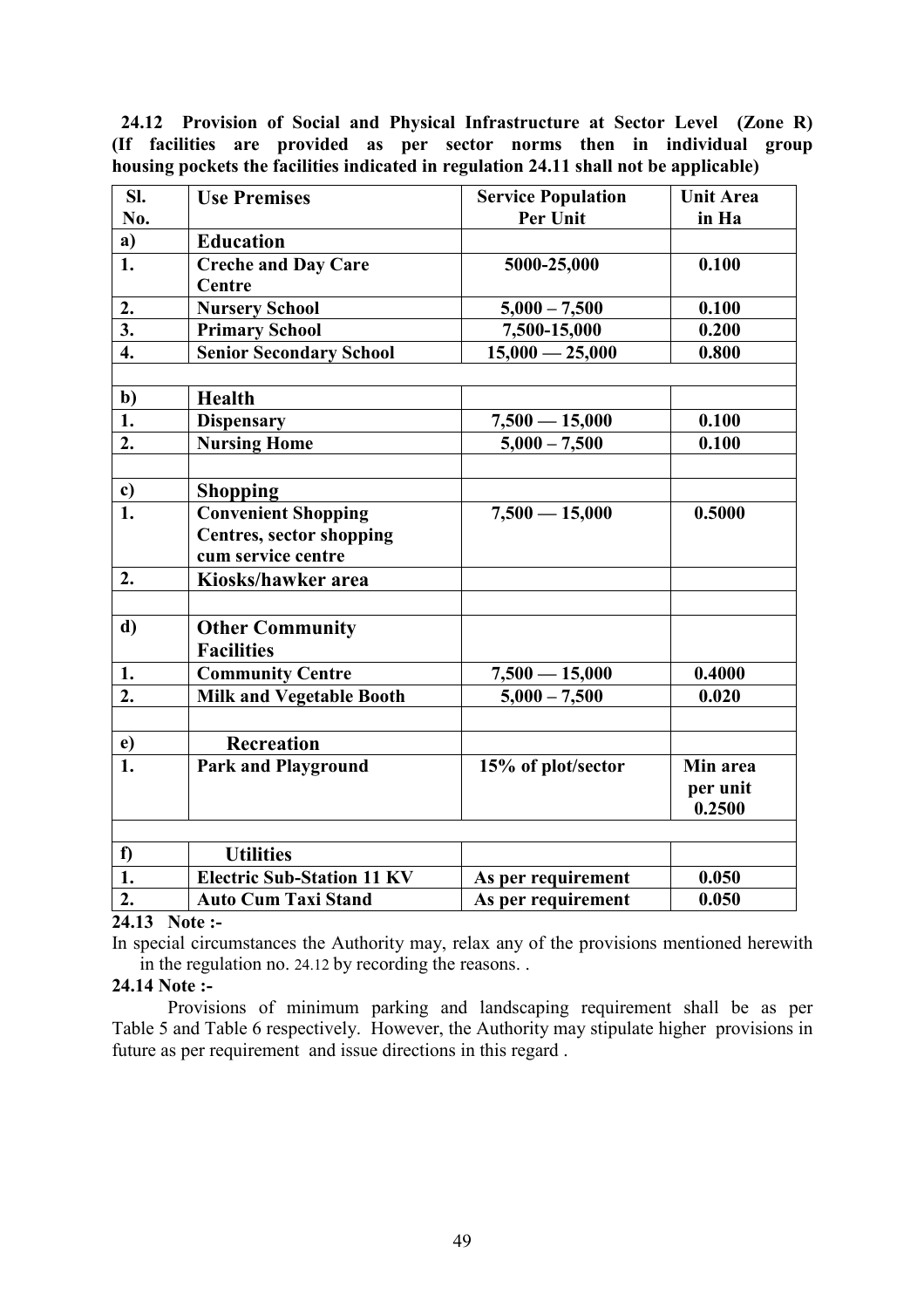**24.12 Provision of Social and Physical Infrastructure at Sector Level (Zone R) (If facilities are provided as per sector norms then in individual group housing pockets the facilities indicated in regulation 24.11 shall not be applicable)**

| Sl. No. | Use Premises | Service Population Per Unit | Unit Area in Ha |
|---|---|---|---|
| **a)** | **Education** | | |
| **1.** | **Creche and Day Care Centre** | **5000-25,000** | **0.100** |
| **2.** | **Nursery School** | **5,000 – 7,500** | **0.100** |
| **3.** | **Primary School** | **7,500-15,000** | **0.200** |
| **4.** | **Senior Secondary School** | **15,000 — 25,000** | **0.800** |
| | | | |
| **b)** | **Health** | | |
| **1.** | **Dispensary** | **7,500 — 15,000** | **0.100** |
| **2.** | **Nursing Home** | **5,000 – 7,500** | **0.100** |
| | | | |
| **c)** | **Shopping** | | |
| **1.** | **Convenient Shopping Centres, sector shopping cum service centre** | **7,500 — 15,000** | **0.5000** |
| **2.** | **Kiosks/hawker area** | | |
| | | | |
| **d)** | **Other Community Facilities** | | |
| **1.** | **Community Centre** | **7,500 — 15,000** | **0.4000** |
| **2.** | **Milk and Vegetable Booth** | **5,000 – 7,500** | **0.020** |
| | | | |
| **e)** | **Recreation** | | |
| **1.** | **Park and Playground** | **15% of plot/sector** | **Min area per unit 0.2500** |
| | | | |
| **f)** | **Utilities** | | |
| **1.** | **Electric Sub-Station 11 KV** | **As per requirement** | **0.050** |
| **2.** | **Auto Cum Taxi Stand** | **As per requirement** | **0.050** |

**24.13 Note :-**

In special circumstances the Authority may, relax any of the provisions mentioned herewith in the regulation no. 24.12 by recording the reasons. .

**24.14 Note :-**

Provisions of minimum parking and landscaping requirement shall be as per Table 5 and Table 6 respectively. However, the Authority may stipulate higher provisions in future as per requirement and issue directions in this regard .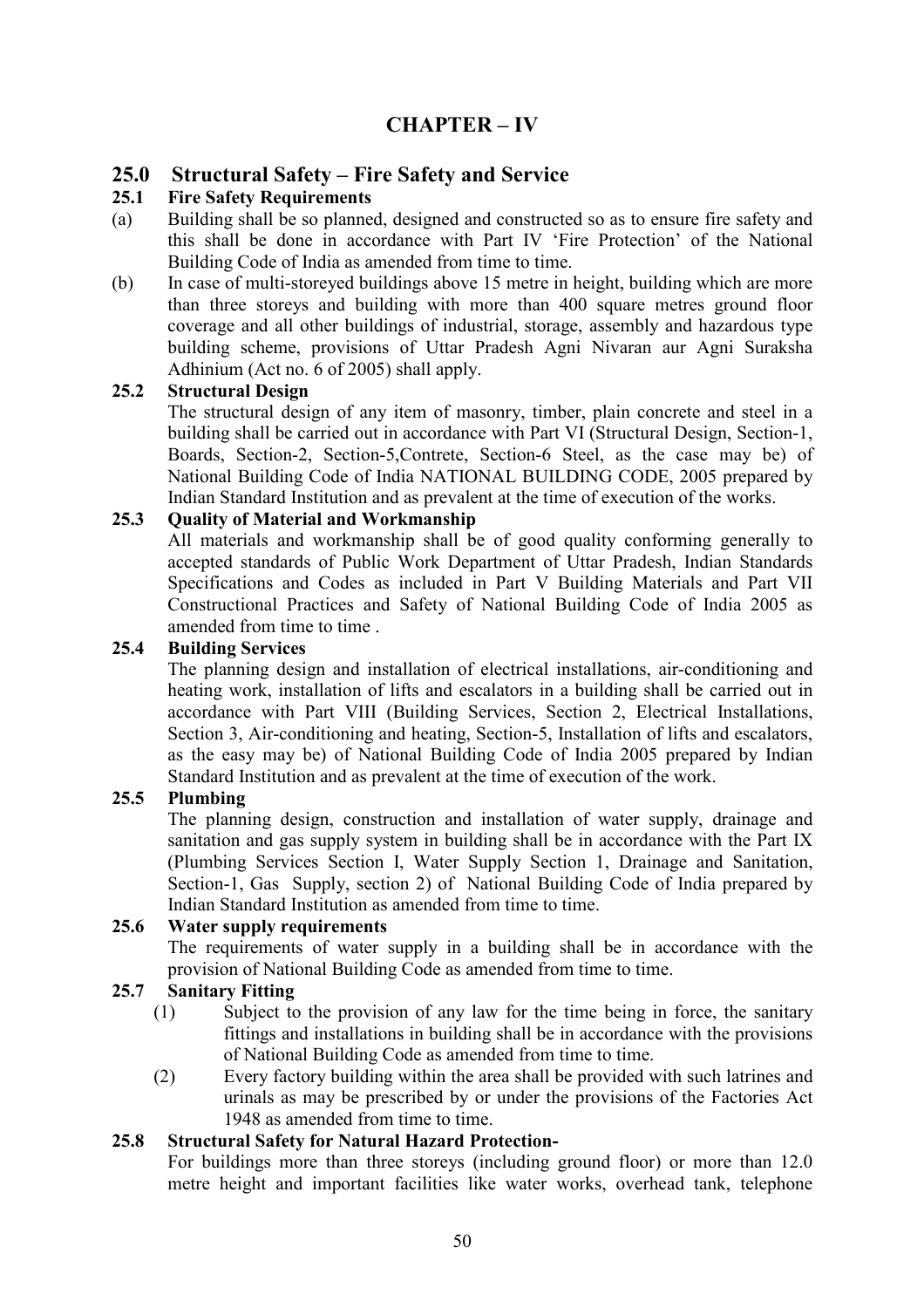# CHAPTER – IV

## 25.0 Structural Safety – Fire Safety and Service

### 25.1 Fire Safety Requirements

(a) Building shall be so planned, designed and constructed so as to ensure fire safety and this shall be done in accordance with Part IV 'Fire Protection' of the National Building Code of India as amended from time to time.

(b) In case of multi-storeyed buildings above 15 metre in height, building which are more than three storeys and building with more than 400 square metres ground floor coverage and all other buildings of industrial, storage, assembly and hazardous type building scheme, provisions of Uttar Pradesh Agni Nivaran aur Agni Suraksha Adhinium (Act no. 6 of 2005) shall apply.

### 25.2 Structural Design

The structural design of any item of masonry, timber, plain concrete and steel in a building shall be carried out in accordance with Part VI (Structural Design, Section-1, Boards, Section-2, Section-5,Contrete, Section-6 Steel, as the case may be) of National Building Code of India NATIONAL BUILDING CODE, 2005 prepared by Indian Standard Institution and as prevalent at the time of execution of the works.

### 25.3 Quality of Material and Workmanship

All materials and workmanship shall be of good quality conforming generally to accepted standards of Public Work Department of Uttar Pradesh, Indian Standards Specifications and Codes as included in Part V Building Materials and Part VII Constructional Practices and Safety of National Building Code of India 2005 as amended from time to time .

### 25.4 Building Services

The planning design and installation of electrical installations, air-conditioning and heating work, installation of lifts and escalators in a building shall be carried out in accordance with Part VIII (Building Services, Section 2, Electrical Installations, Section 3, Air-conditioning and heating, Section-5, Installation of lifts and escalators, as the easy may be) of National Building Code of India 2005 prepared by Indian Standard Institution and as prevalent at the time of execution of the work.

### 25.5 Plumbing

The planning design, construction and installation of water supply, drainage and sanitation and gas supply system in building shall be in accordance with the Part IX (Plumbing Services Section I, Water Supply Section 1, Drainage and Sanitation, Section-1, Gas Supply, section 2) of National Building Code of India prepared by Indian Standard Institution as amended from time to time.

### 25.6 Water supply requirements

The requirements of water supply in a building shall be in accordance with the provision of National Building Code as amended from time to time.

### 25.7 Sanitary Fitting

(1) Subject to the provision of any law for the time being in force, the sanitary fittings and installations in building shall be in accordance with the provisions of National Building Code as amended from time to time.

(2) Every factory building within the area shall be provided with such latrines and urinals as may be prescribed by or under the provisions of the Factories Act 1948 as amended from time to time.

### 25.8 Structural Safety for Natural Hazard Protection-

For buildings more than three storeys (including ground floor) or more than 12.0 metre height and important facilities like water works, overhead tank, telephone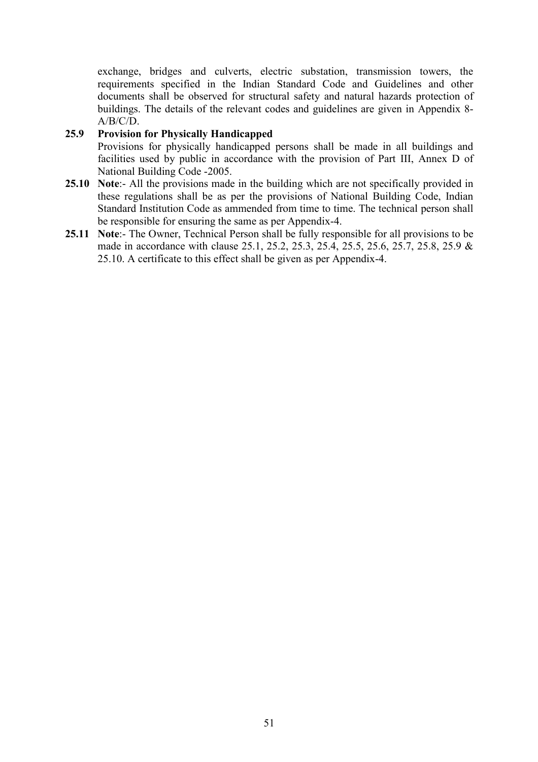exchange, bridges and culverts, electric substation, transmission towers, the requirements specified in the Indian Standard Code and Guidelines and other documents shall be observed for structural safety and natural hazards protection of buildings. The details of the relevant codes and guidelines are given in Appendix 8-A/B/C/D.

**25.9 Provision for Physically Handicapped**

Provisions for physically handicapped persons shall be made in all buildings and facilities used by public in accordance with the provision of Part III, Annex D of National Building Code -2005.

**25.10 Note**:- All the provisions made in the building which are not specifically provided in these regulations shall be as per the provisions of National Building Code, Indian Standard Institution Code as ammended from time to time. The technical person shall be responsible for ensuring the same as per Appendix-4.

**25.11 Note**:- The Owner, Technical Person shall be fully responsible for all provisions to be made in accordance with clause 25.1, 25.2, 25.3, 25.4, 25.5, 25.6, 25.7, 25.8, 25.9 & 25.10. A certificate to this effect shall be given as per Appendix-4.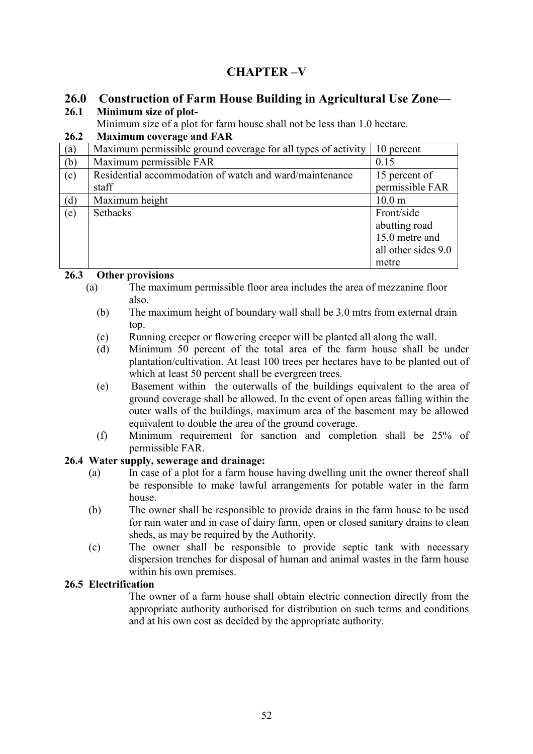# CHAPTER –V

## 26.0 Construction of Farm House Building in Agricultural Use Zone—

### 26.1 Minimum size of plot-

Minimum size of a plot for farm house shall not be less than 1.0 hectare.

### 26.2 Maximum coverage and FAR

| | | |
|---|---|---|
| (a) | Maximum permissible ground coverage for all types of activity | 10 percent |
| (b) | Maximum permissible FAR | 0.15 |
| (c) | Residential accommodation of watch and ward/maintenance staff | 15 percent of permissible FAR |
| (d) | Maximum height | 10.0 m |
| (e) | Setbacks | Front/side abutting road 15.0 metre and all other sides 9.0 metre |

### 26.3 Other provisions

(a) The maximum permissible floor area includes the area of mezzanine floor also.

(b) The maximum height of boundary wall shall be 3.0 mtrs from external drain top.

(c) Running creeper or flowering creeper will be planted all along the wall.

(d) Minimum 50 percent of the total area of the farm house shall be under plantation/cultivation. At least 100 trees per hectares have to be planted out of which at least 50 percent shall be evergreen trees.

(e) Basement within the outerwalls of the buildings equivalent to the area of ground coverage shall be allowed. In the event of open areas falling within the outer walls of the buildings, maximum area of the basement may be allowed equivalent to double the area of the ground coverage.

(f) Minimum requirement for sanction and completion shall be 25% of permissible FAR.

### 26.4 Water supply, sewerage and drainage:

(a) In case of a plot for a farm house having dwelling unit the owner thereof shall be responsible to make lawful arrangements for potable water in the farm house.

(b) The owner shall be responsible to provide drains in the farm house to be used for rain water and in case of dairy farm, open or closed sanitary drains to clean sheds, as may be required by the Authority.

(c) The owner shall be responsible to provide septic tank with necessary dispersion trenches for disposal of human and animal wastes in the farm house within his own premises.

### 26.5 Electrification

The owner of a farm house shall obtain electric connection directly from the appropriate authority authorised for distribution on such terms and conditions and at his own cost as decided by the appropriate authority.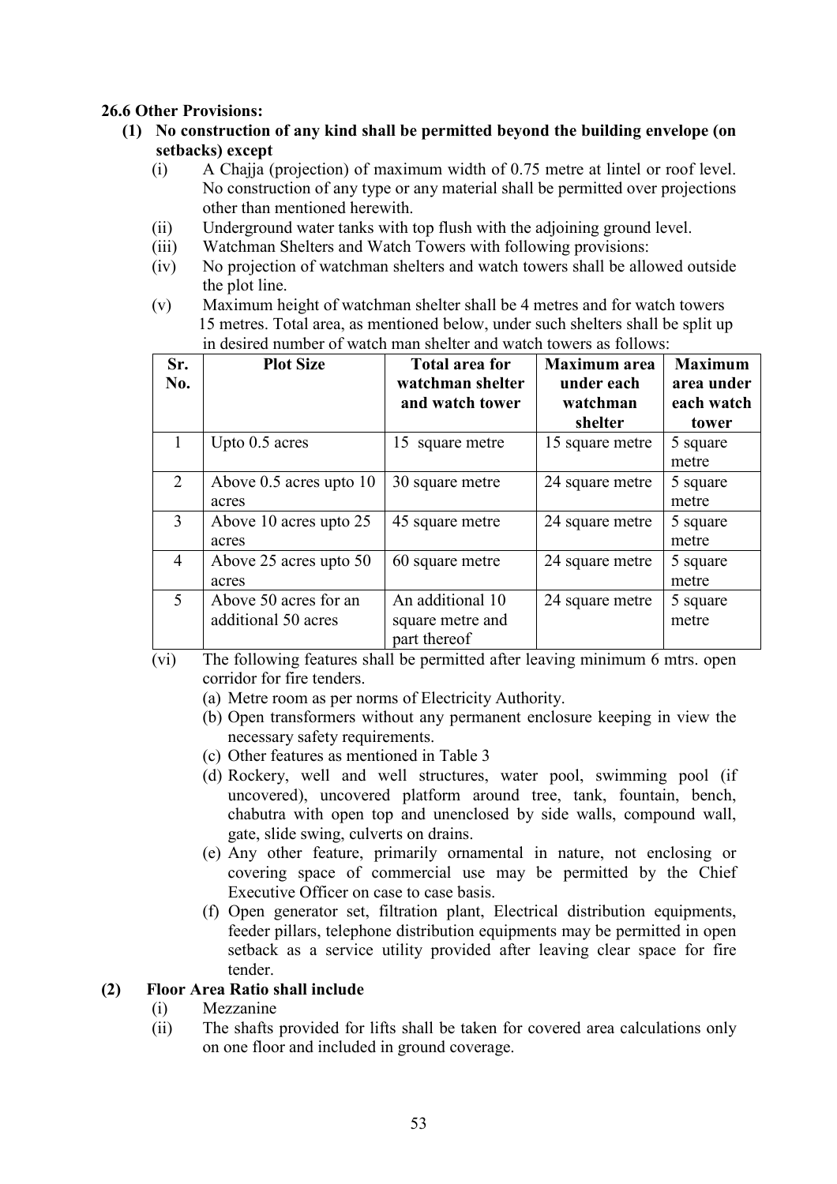**26.6 Other Provisions:**

**(1) No construction of any kind shall be permitted beyond the building envelope (on setbacks) except**

(i) A Chajja (projection) of maximum width of 0.75 metre at lintel or roof level. No construction of any type or any material shall be permitted over projections other than mentioned herewith.

(ii) Underground water tanks with top flush with the adjoining ground level.

(iii) Watchman Shelters and Watch Towers with following provisions:

(iv) No projection of watchman shelters and watch towers shall be allowed outside the plot line.

(v) Maximum height of watchman shelter shall be 4 metres and for watch towers 15 metres. Total area, as mentioned below, under such shelters shall be split up in desired number of watch man shelter and watch towers as follows:

| Sr. No. | Plot Size | Total area for watchman shelter and watch tower | Maximum area under each watchman shelter | Maximum area under each watch tower |
|---|---|---|---|---|
| 1 | Upto 0.5 acres | 15 square metre | 15 square metre | 5 square metre |
| 2 | Above 0.5 acres upto 10 acres | 30 square metre | 24 square metre | 5 square metre |
| 3 | Above 10 acres upto 25 acres | 45 square metre | 24 square metre | 5 square metre |
| 4 | Above 25 acres upto 50 acres | 60 square metre | 24 square metre | 5 square metre |
| 5 | Above 50 acres for an additional 50 acres | An additional 10 square metre and part thereof | 24 square metre | 5 square metre |

(vi) The following features shall be permitted after leaving minimum 6 mtrs. open corridor for fire tenders.

(a) Metre room as per norms of Electricity Authority.

(b) Open transformers without any permanent enclosure keeping in view the necessary safety requirements.

(c) Other features as mentioned in Table 3

(d) Rockery, well and well structures, water pool, swimming pool (if uncovered), uncovered platform around tree, tank, fountain, bench, chabutra with open top and unenclosed by side walls, compound wall, gate, slide swing, culverts on drains.

(e) Any other feature, primarily ornamental in nature, not enclosing or covering space of commercial use may be permitted by the Chief Executive Officer on case to case basis.

(f) Open generator set, filtration plant, Electrical distribution equipments, feeder pillars, telephone distribution equipments may be permitted in open setback as a service utility provided after leaving clear space for fire tender.

**(2) Floor Area Ratio shall include**

(i) Mezzanine

(ii) The shafts provided for lifts shall be taken for covered area calculations only on one floor and included in ground coverage.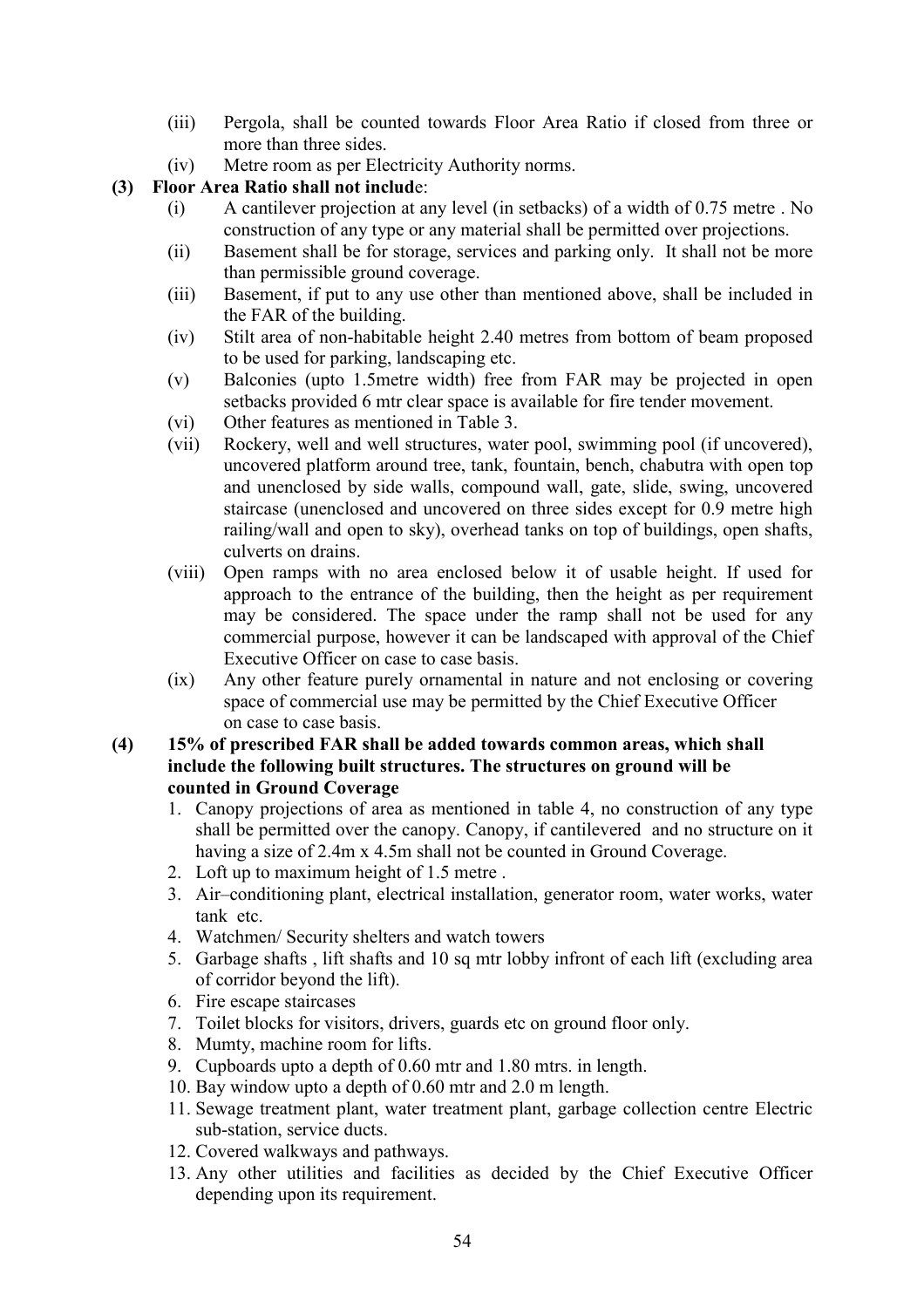(iii) Pergola, shall be counted towards Floor Area Ratio if closed from three or more than three sides.

(iv) Metre room as per Electricity Authority norms.

**(3) Floor Area Ratio shall not includ**e:

(i) A cantilever projection at any level (in setbacks) of a width of 0.75 metre . No construction of any type or any material shall be permitted over projections.

(ii) Basement shall be for storage, services and parking only. It shall not be more than permissible ground coverage.

(iii) Basement, if put to any use other than mentioned above, shall be included in the FAR of the building.

(iv) Stilt area of non-habitable height 2.40 metres from bottom of beam proposed to be used for parking, landscaping etc.

(v) Balconies (upto 1.5metre width) free from FAR may be projected in open setbacks provided 6 mtr clear space is available for fire tender movement.

(vi) Other features as mentioned in Table 3.

(vii) Rockery, well and well structures, water pool, swimming pool (if uncovered), uncovered platform around tree, tank, fountain, bench, chabutra with open top and unenclosed by side walls, compound wall, gate, slide, swing, uncovered staircase (unenclosed and uncovered on three sides except for 0.9 metre high railing/wall and open to sky), overhead tanks on top of buildings, open shafts, culverts on drains.

(viii) Open ramps with no area enclosed below it of usable height. If used for approach to the entrance of the building, then the height as per requirement may be considered. The space under the ramp shall not be used for any commercial purpose, however it can be landscaped with approval of the Chief Executive Officer on case to case basis.

(ix) Any other feature purely ornamental in nature and not enclosing or covering space of commercial use may be permitted by the Chief Executive Officer on case to case basis.

**(4) 15% of prescribed FAR shall be added towards common areas, which shall include the following built structures. The structures on ground will be counted in Ground Coverage**

1. Canopy projections of area as mentioned in table 4, no construction of any type shall be permitted over the canopy. Canopy, if cantilevered and no structure on it having a size of 2.4m x 4.5m shall not be counted in Ground Coverage.
2. Loft up to maximum height of 1.5 metre .
3. Air–conditioning plant, electrical installation, generator room, water works, water tank etc.
4. Watchmen/ Security shelters and watch towers
5. Garbage shafts , lift shafts and 10 sq mtr lobby infront of each lift (excluding area of corridor beyond the lift).
6. Fire escape staircases
7. Toilet blocks for visitors, drivers, guards etc on ground floor only.
8. Mumty, machine room for lifts.
9. Cupboards upto a depth of 0.60 mtr and 1.80 mtrs. in length.
10. Bay window upto a depth of 0.60 mtr and 2.0 m length.
11. Sewage treatment plant, water treatment plant, garbage collection centre Electric sub-station, service ducts.
12. Covered walkways and pathways.
13. Any other utilities and facilities as decided by the Chief Executive Officer depending upon its requirement.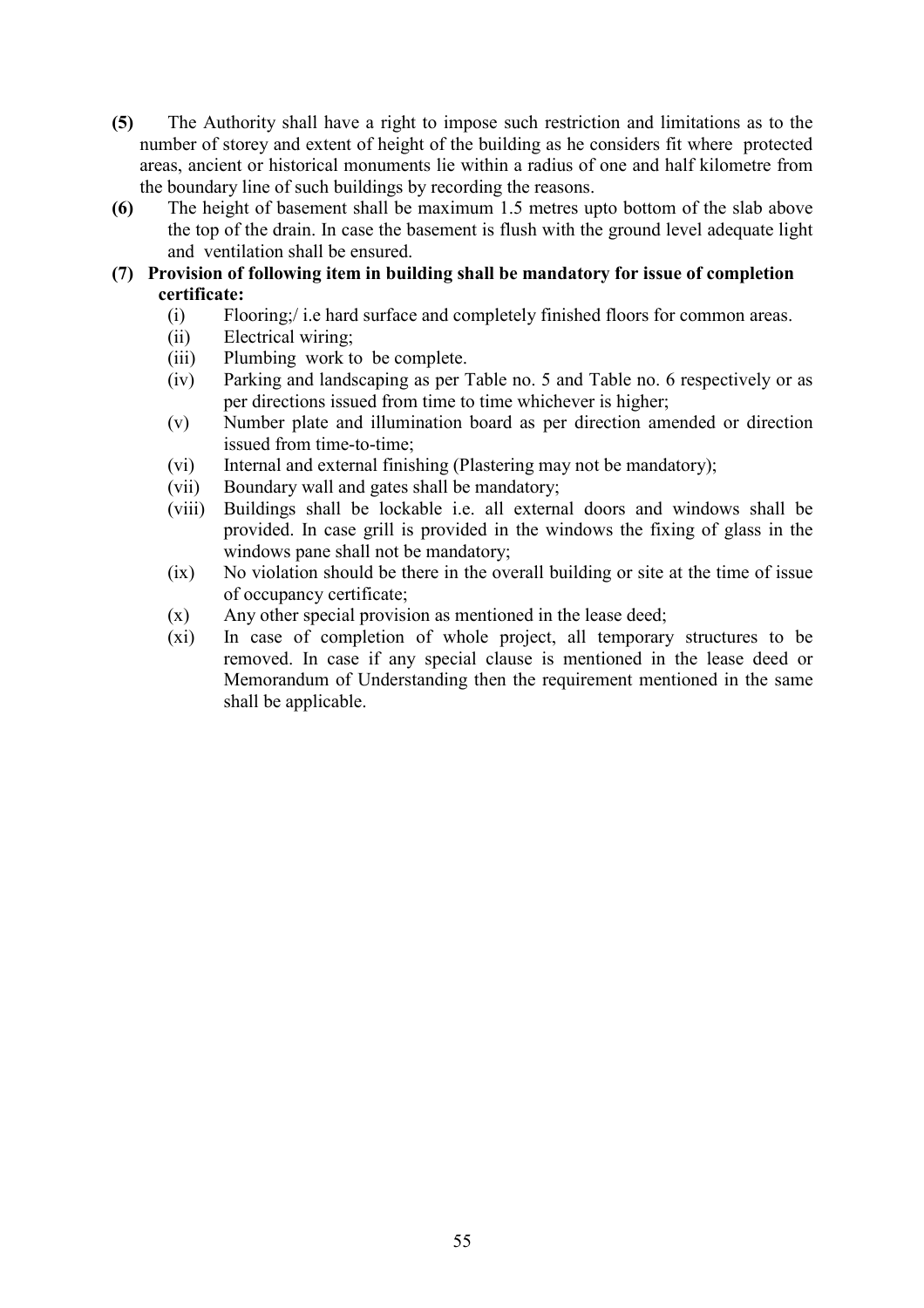**(5)** The Authority shall have a right to impose such restriction and limitations as to the number of storey and extent of height of the building as he considers fit where protected areas, ancient or historical monuments lie within a radius of one and half kilometre from the boundary line of such buildings by recording the reasons.

**(6)** The height of basement shall be maximum 1.5 metres upto bottom of the slab above the top of the drain. In case the basement is flush with the ground level adequate light and ventilation shall be ensured.

**(7) Provision of following item in building shall be mandatory for issue of completion certificate:**

- (i) Flooring;/ i.e hard surface and completely finished floors for common areas.
- (ii) Electrical wiring;
- (iii) Plumbing work to be complete.
- (iv) Parking and landscaping as per Table no. 5 and Table no. 6 respectively or as per directions issued from time to time whichever is higher;
- (v) Number plate and illumination board as per direction amended or direction issued from time-to-time;
- (vi) Internal and external finishing (Plastering may not be mandatory);
- (vii) Boundary wall and gates shall be mandatory;
- (viii) Buildings shall be lockable i.e. all external doors and windows shall be provided. In case grill is provided in the windows the fixing of glass in the windows pane shall not be mandatory;
- (ix) No violation should be there in the overall building or site at the time of issue of occupancy certificate;
- (x) Any other special provision as mentioned in the lease deed;
- (xi) In case of completion of whole project, all temporary structures to be removed. In case if any special clause is mentioned in the lease deed or Memorandum of Understanding then the requirement mentioned in the same shall be applicable.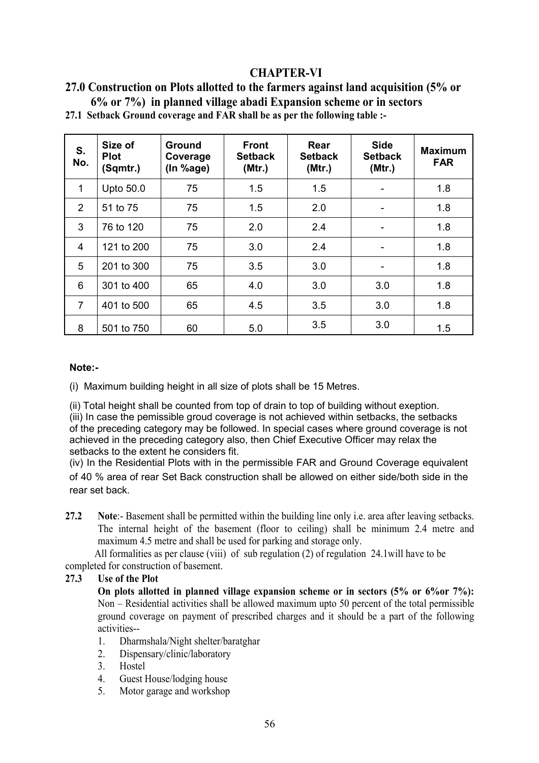# CHAPTER-VI

## 27.0 Construction on Plots allotted to the farmers against land acquisition (5% or 6% or 7%) in planned village abadi Expansion scheme or in sectors

**27.1 Setback Ground coverage and FAR shall be as per the following table :-**

| S. No. | Size of Plot (Sqmtr.) | Ground Coverage (In %age) | Front Setback (Mtr.) | Rear Setback (Mtr.) | Side Setback (Mtr.) | Maximum FAR |
|---|---|---|---|---|---|---|
| 1 | Upto 50.0 | 75 | 1.5 | 1.5 | - | 1.8 |
| 2 | 51 to 75 | 75 | 1.5 | 2.0 | - | 1.8 |
| 3 | 76 to 120 | 75 | 2.0 | 2.4 | - | 1.8 |
| 4 | 121 to 200 | 75 | 3.0 | 2.4 | - | 1.8 |
| 5 | 201 to 300 | 75 | 3.5 | 3.0 | - | 1.8 |
| 6 | 301 to 400 | 65 | 4.0 | 3.0 | 3.0 | 1.8 |
| 7 | 401 to 500 | 65 | 4.5 | 3.5 | 3.0 | 1.8 |
| 8 | 501 to 750 | 60 | 5.0 | 3.5 | 3.0 | 1.5 |

**Note:-**

(i) Maximum building height in all size of plots shall be 15 Metres.

(ii) Total height shall be counted from top of drain to top of building without exeption.

(iii) In case the pemissible groud coverage is not achieved within setbacks, the setbacks of the preceding category may be followed. In special cases where ground coverage is not achieved in the preceding category also, then Chief Executive Officer may relax the setbacks to the extent he considers fit.

(iv) In the Residential Plots with in the permissible FAR and Ground Coverage equivalent of 40 % area of rear Set Back construction shall be allowed on either side/both side in the rear set back.

**27.2 Note**:- Basement shall be permitted within the building line only i.e. area after leaving setbacks. The internal height of the basement (floor to ceiling) shall be minimum 2.4 metre and maximum 4.5 metre and shall be used for parking and storage only.

All formalities as per clause (viii) of sub regulation (2) of regulation 24.1will have to be completed for construction of basement.

**27.3 Use of the Plot**

**On plots allotted in planned village expansion scheme or in sectors (5% or 6%or 7%):** Non – Residential activities shall be allowed maximum upto 50 percent of the total permissible ground coverage on payment of prescribed charges and it should be a part of the following activities--

1. Dharmshala/Night shelter/baratghar
2. Dispensary/clinic/laboratory
3. Hostel
4. Guest House/lodging house
5. Motor garage and workshop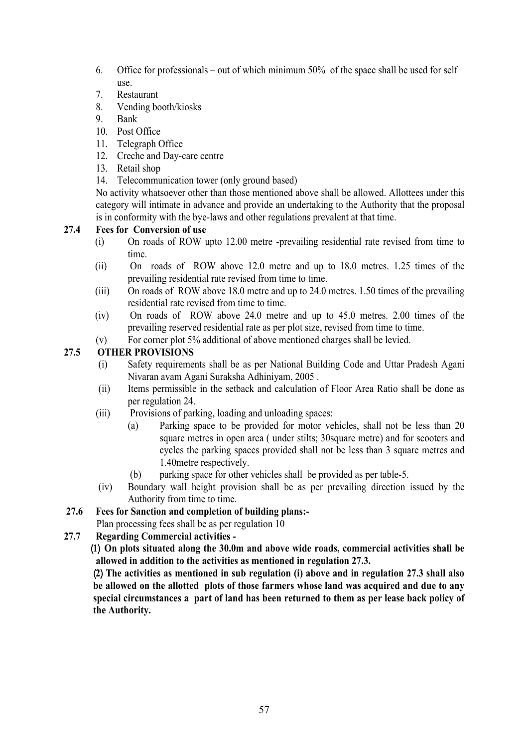6. Office for professionals – out of which minimum 50% of the space shall be used for self use.
7. Restaurant
8. Vending booth/kiosks
9. Bank
10. Post Office
11. Telegraph Office
12. Creche and Day-care centre
13. Retail shop
14. Telecommunication tower (only ground based)

No activity whatsoever other than those mentioned above shall be allowed. Allottees under this category will intimate in advance and provide an undertaking to the Authority that the proposal is in conformity with the bye-laws and other regulations prevalent at that time.

**27.4 Fees for Conversion of use**

(i) On roads of ROW upto 12.00 metre -prevailing residential rate revised from time to time.

(ii) On roads of ROW above 12.0 metre and up to 18.0 metres. 1.25 times of the prevailing residential rate revised from time to time.

(iii) On roads of ROW above 18.0 metre and up to 24.0 metres. 1.50 times of the prevailing residential rate revised from time to time.

(iv) On roads of ROW above 24.0 metre and up to 45.0 metres. 2.00 times of the prevailing reserved residential rate as per plot size, revised from time to time.

(v) For corner plot 5% additional of above mentioned charges shall be levied.

**27.5 OTHER PROVISIONS**

(i) Safety requirements shall be as per National Building Code and Uttar Pradesh Agani Nivaran avam Agani Suraksha Adhiniyam, 2005 .

(ii) Items permissible in the setback and calculation of Floor Area Ratio shall be done as per regulation 24.

(iii) Provisions of parking, loading and unloading spaces:

(a) Parking space to be provided for motor vehicles, shall not be less than 20 square metres in open area ( under stilts; 30square metre) and for scooters and cycles the parking spaces provided shall not be less than 3 square metres and 1.40metre respectively.

(b) parking space for other vehicles shall be provided as per table-5.

(iv) Boundary wall height provision shall be as per prevailing direction issued by the Authority from time to time.

**27.6 Fees for Sanction and completion of building plans:-**

Plan processing fees shall be as per regulation 10

**27.7 Regarding Commercial activities -**

**(1) On plots situated along the 30.0m and above wide roads, commercial activities shall be allowed in addition to the activities as mentioned in regulation 27.3.**

**(2) The activities as mentioned in sub regulation (i) above and in regulation 27.3 shall also be allowed on the allotted plots of those farmers whose land was acquired and due to any special circumstances a part of land has been returned to them as per lease back policy of the Authority.**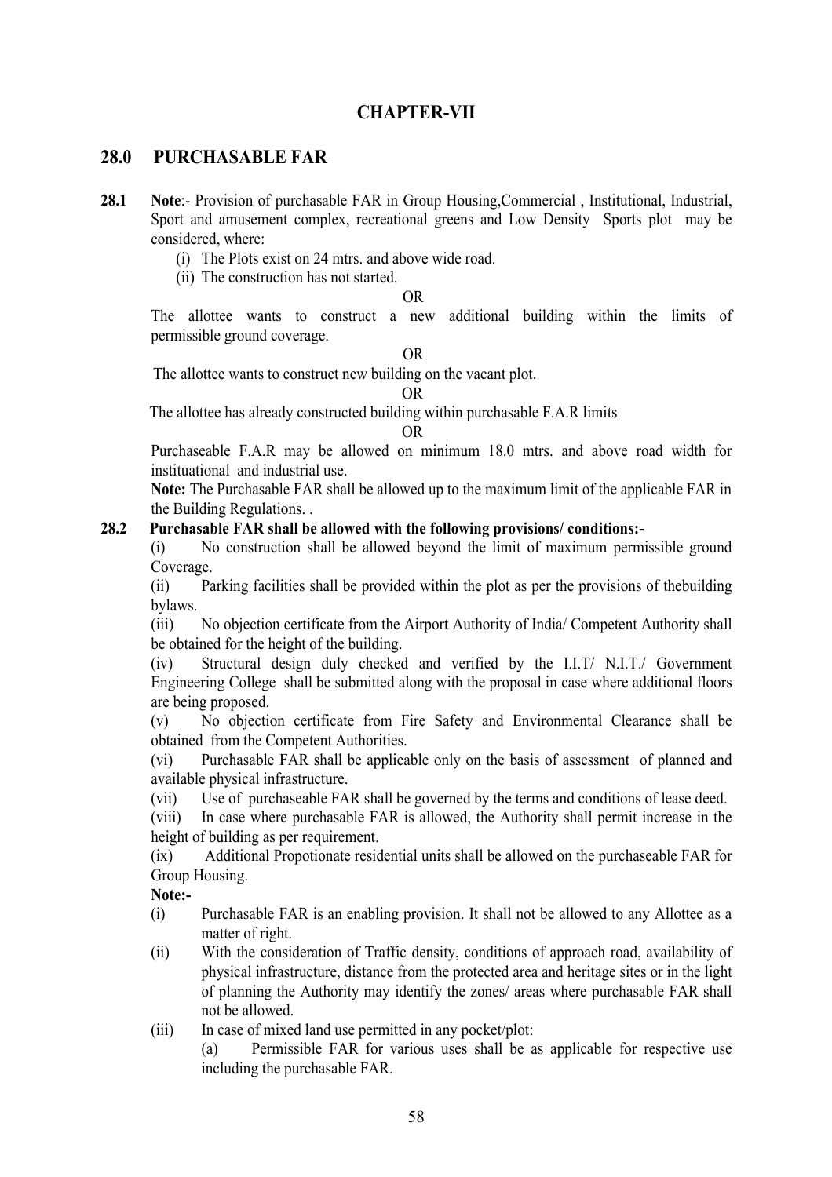# CHAPTER-VII

## 28.0 PURCHASABLE FAR

**28.1** **Note**:- Provision of purchasable FAR in Group Housing,Commercial , Institutional, Industrial, Sport and amusement complex, recreational greens and Low Density Sports plot may be considered, where:

(i) The Plots exist on 24 mtrs. and above wide road.

(ii) The construction has not started.

OR

The allottee wants to construct a new additional building within the limits of permissible ground coverage.

OR

The allottee wants to construct new building on the vacant plot.

OR

The allottee has already constructed building within purchasable F.A.R limits

OR

Purchaseable F.A.R may be allowed on minimum 18.0 mtrs. and above road width for instituational and industrial use.

**Note:** The Purchasable FAR shall be allowed up to the maximum limit of the applicable FAR in the Building Regulations. .

**28.2** **Purchasable FAR shall be allowed with the following provisions/ conditions:-**

(i) No construction shall be allowed beyond the limit of maximum permissible ground Coverage.

(ii) Parking facilities shall be provided within the plot as per the provisions of thebuilding bylaws.

(iii) No objection certificate from the Airport Authority of India/ Competent Authority shall be obtained for the height of the building.

(iv) Structural design duly checked and verified by the I.I.T/ N.I.T./ Government Engineering College shall be submitted along with the proposal in case where additional floors are being proposed.

(v) No objection certificate from Fire Safety and Environmental Clearance shall be obtained from the Competent Authorities.

(vi) Purchasable FAR shall be applicable only on the basis of assessment of planned and available physical infrastructure.

(vii) Use of purchaseable FAR shall be governed by the terms and conditions of lease deed.

(viii) In case where purchasable FAR is allowed, the Authority shall permit increase in the height of building as per requirement.

(ix) Additional Propotionate residential units shall be allowed on the purchaseable FAR for Group Housing.

**Note:-**

(i) Purchasable FAR is an enabling provision. It shall not be allowed to any Allottee as a matter of right.

(ii) With the consideration of Traffic density, conditions of approach road, availability of physical infrastructure, distance from the protected area and heritage sites or in the light of planning the Authority may identify the zones/ areas where purchasable FAR shall not be allowed.

(iii) In case of mixed land use permitted in any pocket/plot:

(a) Permissible FAR for various uses shall be as applicable for respective use including the purchasable FAR.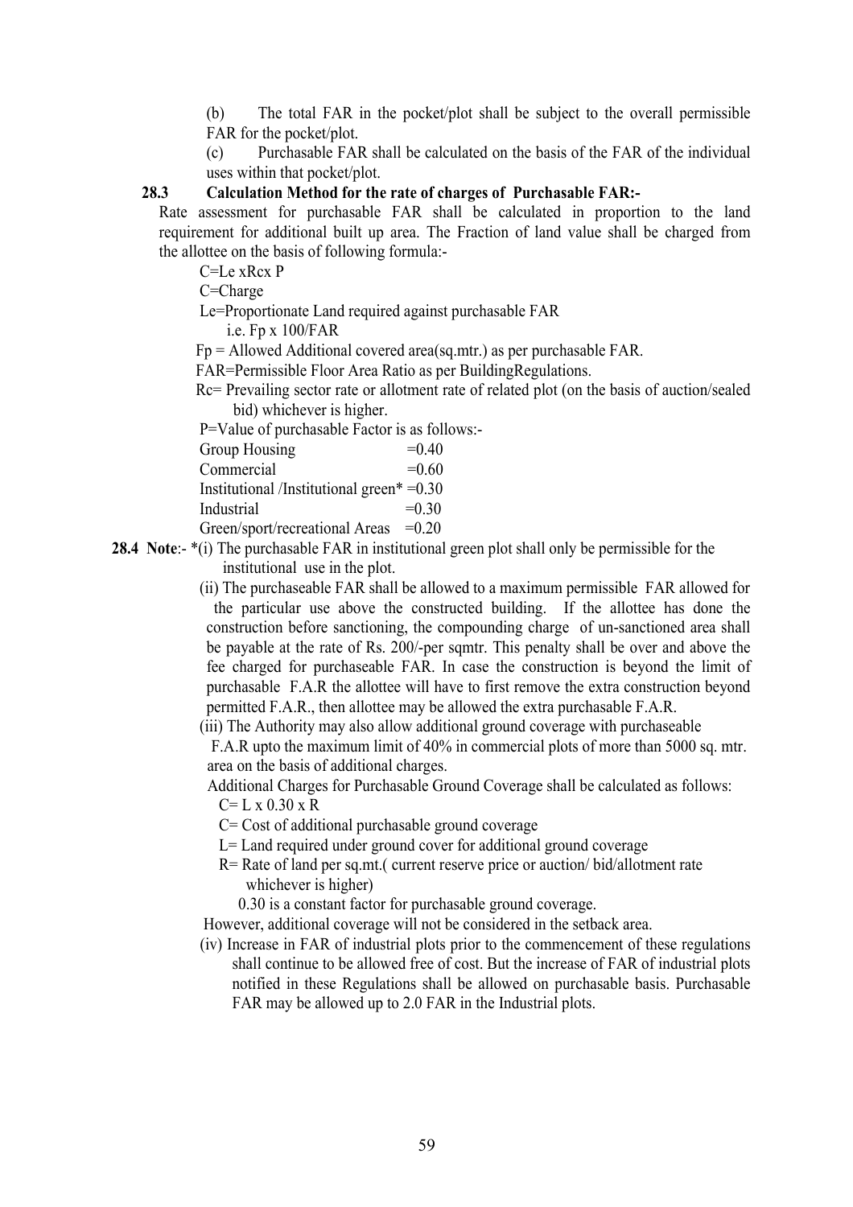(b) The total FAR in the pocket/plot shall be subject to the overall permissible FAR for the pocket/plot.

(c) Purchasable FAR shall be calculated on the basis of the FAR of the individual uses within that pocket/plot.

**28.3 Calculation Method for the rate of charges of Purchasable FAR:-**

Rate assessment for purchasable FAR shall be calculated in proportion to the land requirement for additional built up area. The Fraction of land value shall be charged from the allottee on the basis of following formula:-

C=Le xRcx P

C=Charge

Le=Proportionate Land required against purchasable FAR

i.e. Fp x 100/FAR

Fp = Allowed Additional covered area(sq.mtr.) as per purchasable FAR.

FAR=Permissible Floor Area Ratio as per BuildingRegulations.

Rc= Prevailing sector rate or allotment rate of related plot (on the basis of auction/sealed bid) whichever is higher.

P=Value of purchasable Factor is as follows:-

| | |
|---|---|
| Group Housing | =0.40 |
| Commercial | =0.60 |
| Institutional /Institutional green* | =0.30 |
| Industrial | =0.30 |
| Green/sport/recreational Areas | =0.20 |

**28.4 Note**:- *(i) The purchasable FAR in institutional green plot shall only be permissible for the institutional use in the plot.

(ii) The purchaseable FAR shall be allowed to a maximum permissible FAR allowed for the particular use above the constructed building. If the allottee has done the construction before sanctioning, the compounding charge of un-sanctioned area shall be payable at the rate of Rs. 200/-per sqmtr. This penalty shall be over and above the fee charged for purchaseable FAR. In case the construction is beyond the limit of purchasable F.A.R the allottee will have to first remove the extra construction beyond permitted F.A.R., then allottee may be allowed the extra purchasable F.A.R.

(iii) The Authority may also allow additional ground coverage with purchaseable F.A.R upto the maximum limit of 40% in commercial plots of more than 5000 sq. mtr. area on the basis of additional charges.

Additional Charges for Purchasable Ground Coverage shall be calculated as follows:

C= L x 0.30 x R

C= Cost of additional purchasable ground coverage

L= Land required under ground cover for additional ground coverage

R= Rate of land per sq.mt.( current reserve price or auction/ bid/allotment rate whichever is higher)

0.30 is a constant factor for purchasable ground coverage.

However, additional coverage will not be considered in the setback area.

(iv) Increase in FAR of industrial plots prior to the commencement of these regulations shall continue to be allowed free of cost. But the increase of FAR of industrial plots notified in these Regulations shall be allowed on purchasable basis. Purchasable FAR may be allowed up to 2.0 FAR in the Industrial plots.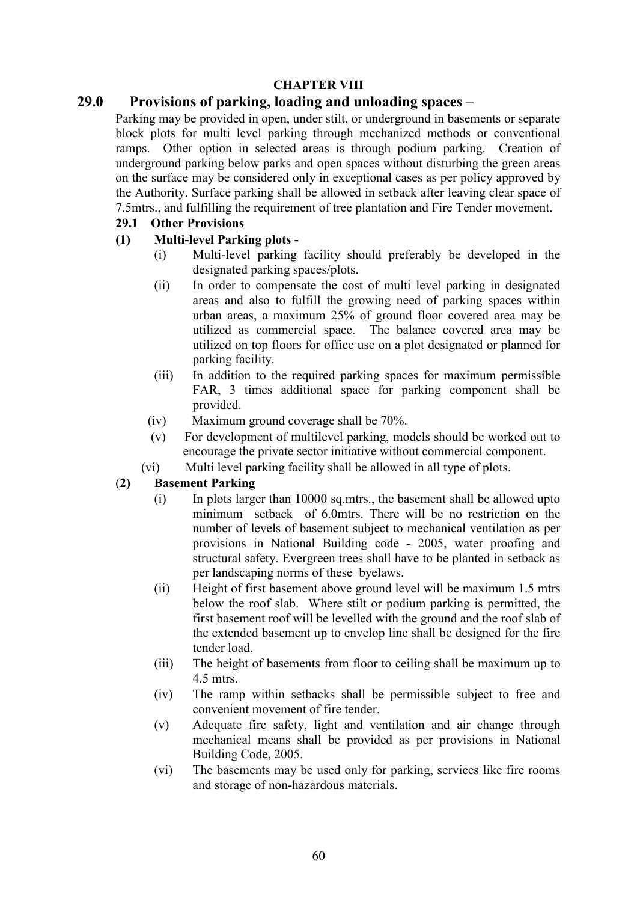# CHAPTER VIII

## 29.0 Provisions of parking, loading and unloading spaces –

Parking may be provided in open, under stilt, or underground in basements or separate block plots for multi level parking through mechanized methods or conventional ramps. Other option in selected areas is through podium parking. Creation of underground parking below parks and open spaces without disturbing the green areas on the surface may be considered only in exceptional cases as per policy approved by the Authority. Surface parking shall be allowed in setback after leaving clear space of 7.5mtrs., and fulfilling the requirement of tree plantation and Fire Tender movement.

### 29.1 Other Provisions

**(1) Multi-level Parking plots -**

- (i) Multi-level parking facility should preferably be developed in the designated parking spaces/plots.
- (ii) In order to compensate the cost of multi level parking in designated areas and also to fulfill the growing need of parking spaces within urban areas, a maximum 25% of ground floor covered area may be utilized as commercial space. The balance covered area may be utilized on top floors for office use on a plot designated or planned for parking facility.
- (iii) In addition to the required parking spaces for maximum permissible FAR, 3 times additional space for parking component shall be provided.
- (iv) Maximum ground coverage shall be 70%.
- (v) For development of multilevel parking, models should be worked out to encourage the private sector initiative without commercial component.
- (vi) Multi level parking facility shall be allowed in all type of plots.

**(2) Basement Parking**

- (i) In plots larger than 10000 sq.mtrs., the basement shall be allowed upto minimum setback of 6.0mtrs. There will be no restriction on the number of levels of basement subject to mechanical ventilation as per provisions in National Building code - 2005, water proofing and structural safety. Evergreen trees shall have to be planted in setback as per landscaping norms of these byelaws.
- (ii) Height of first basement above ground level will be maximum 1.5 mtrs below the roof slab. Where stilt or podium parking is permitted, the first basement roof will be levelled with the ground and the roof slab of the extended basement up to envelop line shall be designed for the fire tender load.
- (iii) The height of basements from floor to ceiling shall be maximum up to 4.5 mtrs.
- (iv) The ramp within setbacks shall be permissible subject to free and convenient movement of fire tender.
- (v) Adequate fire safety, light and ventilation and air change through mechanical means shall be provided as per provisions in National Building Code, 2005.
- (vi) The basements may be used only for parking, services like fire rooms and storage of non-hazardous materials.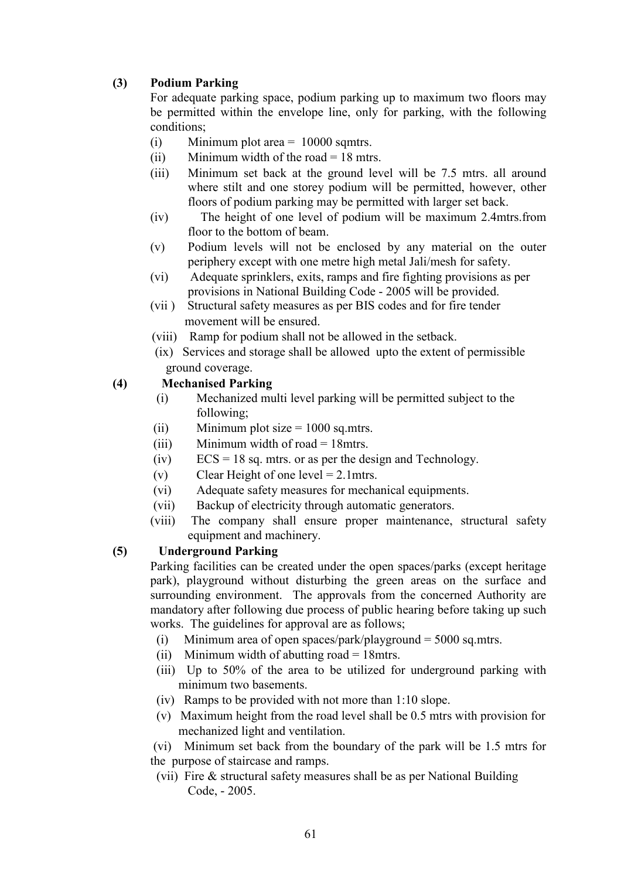**(3) Podium Parking**

For adequate parking space, podium parking up to maximum two floors may be permitted within the envelope line, only for parking, with the following conditions;

(i) Minimum plot area = 10000 sqmtrs.

(ii) Minimum width of the road = 18 mtrs.

(iii) Minimum set back at the ground level will be 7.5 mtrs. all around where stilt and one storey podium will be permitted, however, other floors of podium parking may be permitted with larger set back.

(iv) The height of one level of podium will be maximum 2.4mtrs.from floor to the bottom of beam.

(v) Podium levels will not be enclosed by any material on the outer periphery except with one metre high metal Jali/mesh for safety.

(vi) Adequate sprinklers, exits, ramps and fire fighting provisions as per provisions in National Building Code - 2005 will be provided.

(vii ) Structural safety measures as per BIS codes and for fire tender movement will be ensured.

(viii) Ramp for podium shall not be allowed in the setback.

(ix) Services and storage shall be allowed upto the extent of permissible ground coverage.

**(4) Mechanised Parking**

(i) Mechanized multi level parking will be permitted subject to the following;

(ii) Minimum plot size = 1000 sq.mtrs.

(iii) Minimum width of road = 18mtrs.

(iv) ECS = 18 sq. mtrs. or as per the design and Technology.

(v) Clear Height of one level = 2.1mtrs.

(vi) Adequate safety measures for mechanical equipments.

(vii) Backup of electricity through automatic generators.

(viii) The company shall ensure proper maintenance, structural safety equipment and machinery.

**(5) Underground Parking**

Parking facilities can be created under the open spaces/parks (except heritage park), playground without disturbing the green areas on the surface and surrounding environment. The approvals from the concerned Authority are mandatory after following due process of public hearing before taking up such works. The guidelines for approval are as follows;

(i) Minimum area of open spaces/park/playground = 5000 sq.mtrs.

(ii) Minimum width of abutting road = 18mtrs.

(iii) Up to 50% of the area to be utilized for underground parking with minimum two basements.

(iv) Ramps to be provided with not more than 1:10 slope.

(v) Maximum height from the road level shall be 0.5 mtrs with provision for mechanized light and ventilation.

(vi) Minimum set back from the boundary of the park will be 1.5 mtrs for the purpose of staircase and ramps.

(vii) Fire & structural safety measures shall be as per National Building Code, - 2005.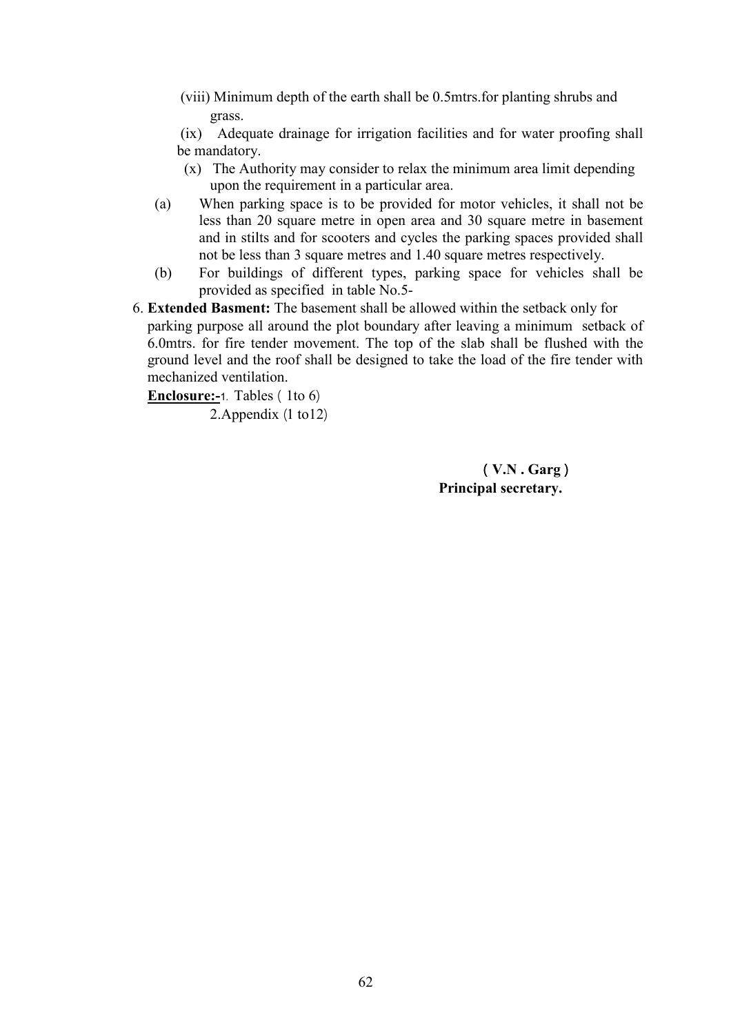(viii) Minimum depth of the earth shall be 0.5mtrs.for planting shrubs and grass.

(ix) Adequate drainage for irrigation facilities and for water proofing shall be mandatory.

(x) The Authority may consider to relax the minimum area limit depending upon the requirement in a particular area.

(a) When parking space is to be provided for motor vehicles, it shall not be less than 20 square metre in open area and 30 square metre in basement and in stilts and for scooters and cycles the parking spaces provided shall not be less than 3 square metres and 1.40 square metres respectively.

(b) For buildings of different types, parking space for vehicles shall be provided as specified in table No.5-

6. **Extended Basment:** The basement shall be allowed within the setback only for parking purpose all around the plot boundary after leaving a minimum setback of 6.0mtrs. for fire tender movement. The top of the slab shall be flushed with the ground level and the roof shall be designed to take the load of the fire tender with mechanized ventilation.

**Enclosure:-**1. Tables ( 1to 6)

2.Appendix (1 to12)

**( V.N . Garg )**
**Principal secretary.**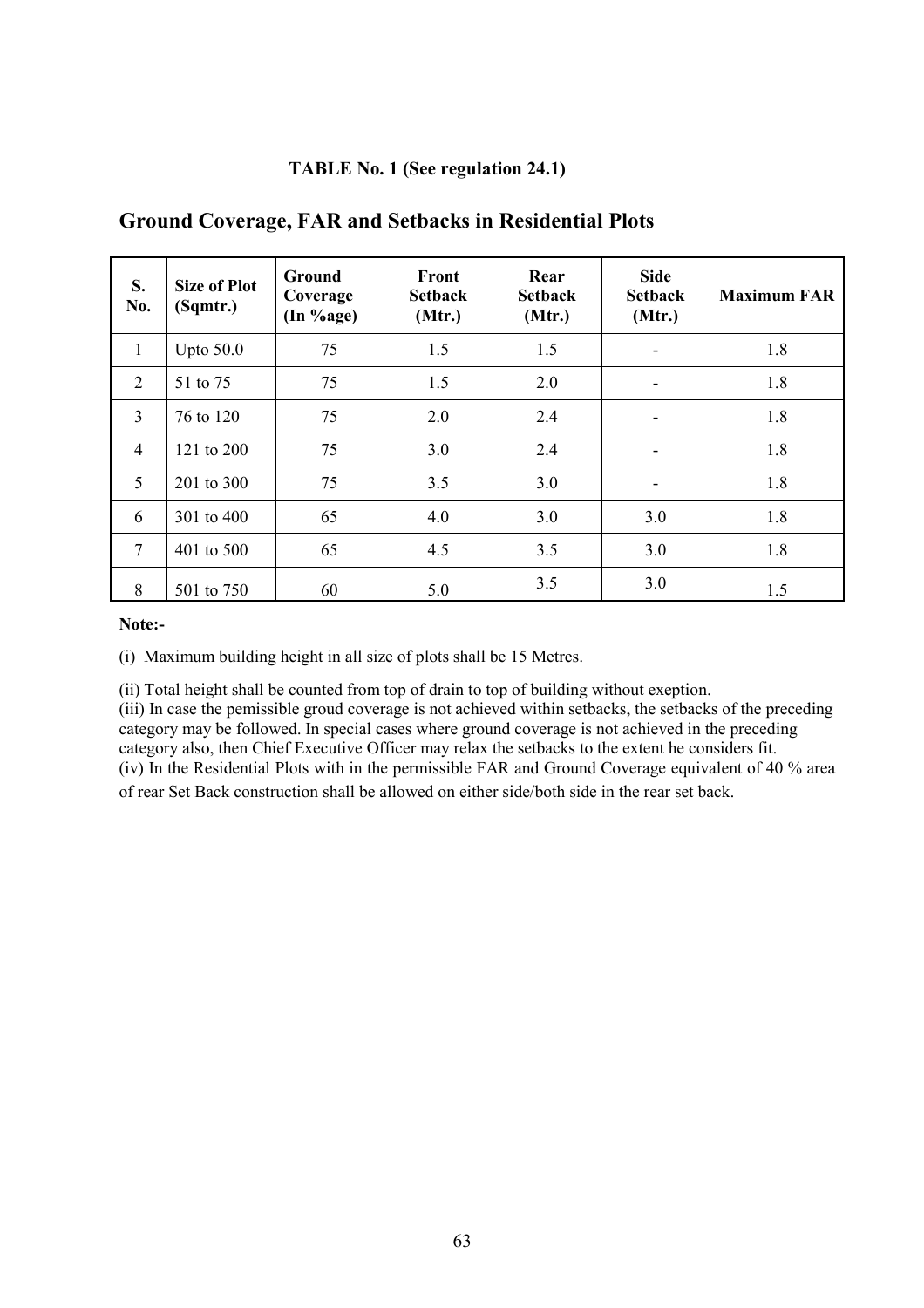**TABLE No. 1 (See regulation 24.1)**

## Ground Coverage, FAR and Setbacks in Residential Plots

| S. No. | Size of Plot (Sqmtr.) | Ground Coverage (In %age) | Front Setback (Mtr.) | Rear Setback (Mtr.) | Side Setback (Mtr.) | Maximum FAR |
|---|---|---|---|---|---|---|
| 1 | Upto 50.0 | 75 | 1.5 | 1.5 | - | 1.8 |
| 2 | 51 to 75 | 75 | 1.5 | 2.0 | - | 1.8 |
| 3 | 76 to 120 | 75 | 2.0 | 2.4 | - | 1.8 |
| 4 | 121 to 200 | 75 | 3.0 | 2.4 | - | 1.8 |
| 5 | 201 to 300 | 75 | 3.5 | 3.0 | - | 1.8 |
| 6 | 301 to 400 | 65 | 4.0 | 3.0 | 3.0 | 1.8 |
| 7 | 401 to 500 | 65 | 4.5 | 3.5 | 3.0 | 1.8 |
| 8 | 501 to 750 | 60 | 5.0 | 3.5 | 3.0 | 1.5 |

**Note:-**

(i) Maximum building height in all size of plots shall be 15 Metres.

(ii) Total height shall be counted from top of drain to top of building without exeption.

(iii) In case the pemissible groud coverage is not achieved within setbacks, the setbacks of the preceding category may be followed. In special cases where ground coverage is not achieved in the preceding category also, then Chief Executive Officer may relax the setbacks to the extent he considers fit.

(iv) In the Residential Plots with in the permissible FAR and Ground Coverage equivalent of 40 % area of rear Set Back construction shall be allowed on either side/both side in the rear set back.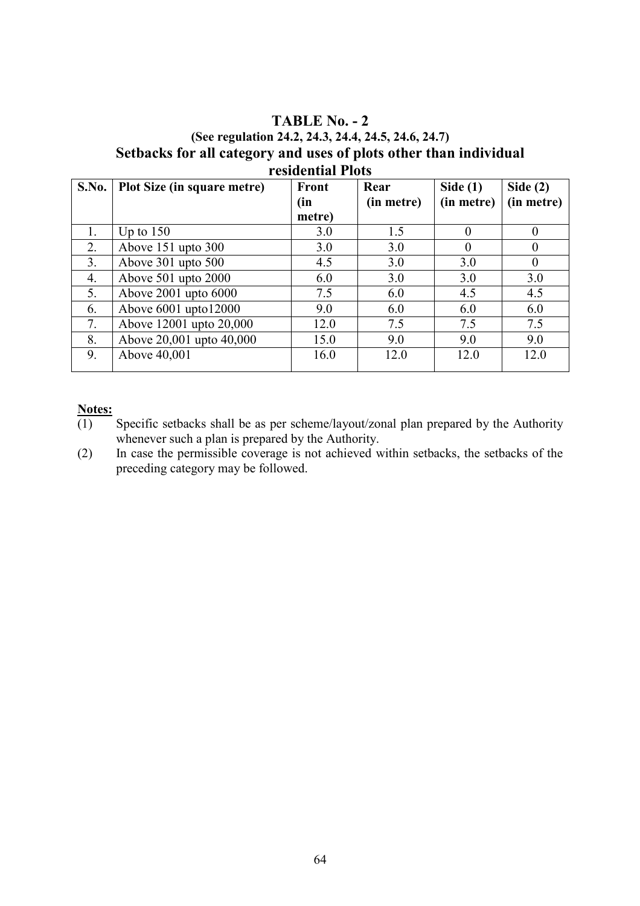## TABLE No. - 2

**(See regulation 24.2, 24.3, 24.4, 24.5, 24.6, 24.7)**

### Setbacks for all category and uses of plots other than individual residential Plots

| S.No. | Plot Size (in square metre) | Front (in metre) | Rear (in metre) | Side (1) (in metre) | Side (2) (in metre) |
|---|---|---|---|---|---|
| 1. | Up to 150 | 3.0 | 1.5 | 0 | 0 |
| 2. | Above 151 upto 300 | 3.0 | 3.0 | 0 | 0 |
| 3. | Above 301 upto 500 | 4.5 | 3.0 | 3.0 | 0 |
| 4. | Above 501 upto 2000 | 6.0 | 3.0 | 3.0 | 3.0 |
| 5. | Above 2001 upto 6000 | 7.5 | 6.0 | 4.5 | 4.5 |
| 6. | Above 6001 upto12000 | 9.0 | 6.0 | 6.0 | 6.0 |
| 7. | Above 12001 upto 20,000 | 12.0 | 7.5 | 7.5 | 7.5 |
| 8. | Above 20,001 upto 40,000 | 15.0 | 9.0 | 9.0 | 9.0 |
| 9. | Above 40,001 | 16.0 | 12.0 | 12.0 | 12.0 |

**Notes:**

(1) Specific setbacks shall be as per scheme/layout/zonal plan prepared by the Authority whenever such a plan is prepared by the Authority.

(2) In case the permissible coverage is not achieved within setbacks, the setbacks of the preceding category may be followed.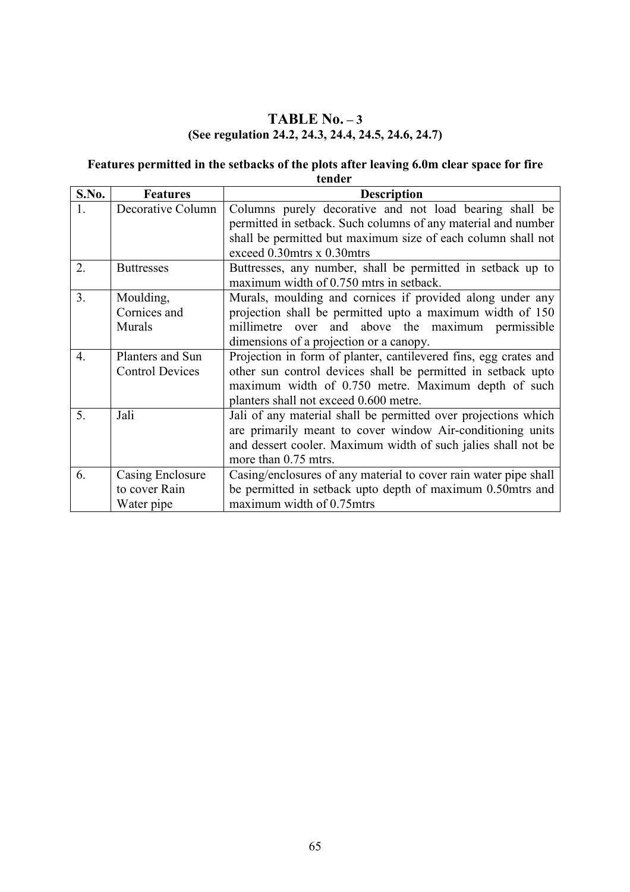## TABLE No. – 3

**(See regulation 24.2, 24.3, 24.4, 24.5, 24.6, 24.7)**

**Features permitted in the setbacks of the plots after leaving 6.0m clear space for fire tender**

| S.No. | Features | Description |
|---|---|---|
| 1. | Decorative Column | Columns purely decorative and not load bearing shall be permitted in setback. Such columns of any material and number shall be permitted but maximum size of each column shall not exceed 0.30mtrs x 0.30mtrs |
| 2. | Buttresses | Buttresses, any number, shall be permitted in setback up to maximum width of 0.750 mtrs in setback. |
| 3. | Moulding, Cornices and Murals | Murals, moulding and cornices if provided along under any projection shall be permitted upto a maximum width of 150 millimetre over and above the maximum permissible dimensions of a projection or a canopy. |
| 4. | Planters and Sun Control Devices | Projection in form of planter, cantilevered fins, egg crates and other sun control devices shall be permitted in setback upto maximum width of 0.750 metre. Maximum depth of such planters shall not exceed 0.600 metre. |
| 5. | Jali | Jali of any material shall be permitted over projections which are primarily meant to cover window Air-conditioning units and dessert cooler. Maximum width of such jalies shall not be more than 0.75 mtrs. |
| 6. | Casing Enclosure to cover Rain Water pipe | Casing/enclosures of any material to cover rain water pipe shall be permitted in setback upto depth of maximum 0.50mtrs and maximum width of 0.75mtrs |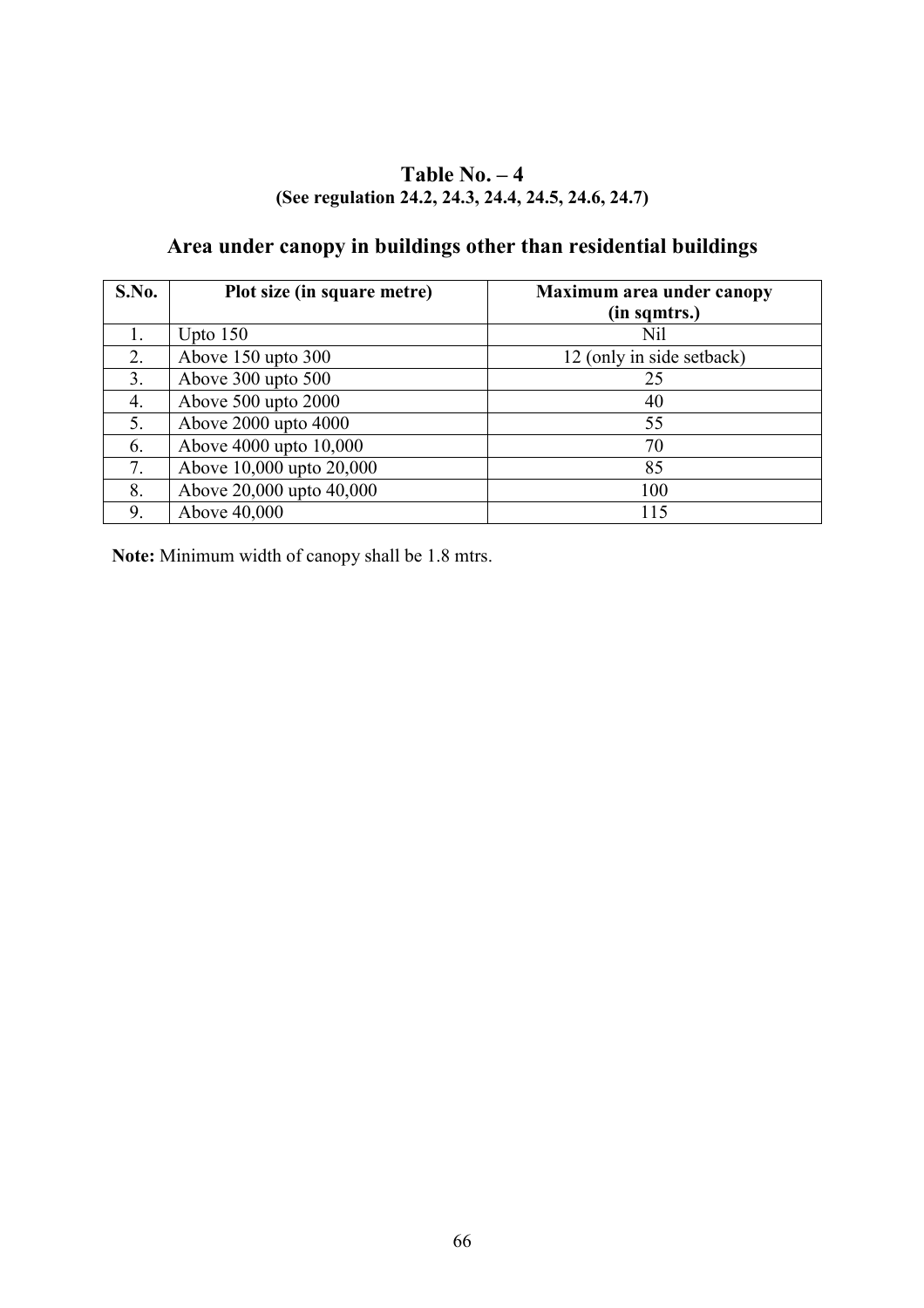## Table No. – 4
**(See regulation 24.2, 24.3, 24.4, 24.5, 24.6, 24.7)**

### Area under canopy in buildings other than residential buildings

| S.No. | Plot size (in square metre) | Maximum area under canopy (in sqmtrs.) |
|---|---|---|
| 1. | Upto 150 | Nil |
| 2. | Above 150 upto 300 | 12 (only in side setback) |
| 3. | Above 300 upto 500 | 25 |
| 4. | Above 500 upto 2000 | 40 |
| 5. | Above 2000 upto 4000 | 55 |
| 6. | Above 4000 upto 10,000 | 70 |
| 7. | Above 10,000 upto 20,000 | 85 |
| 8. | Above 20,000 upto 40,000 | 100 |
| 9. | Above 40,000 | 115 |

**Note:** Minimum width of canopy shall be 1.8 mtrs.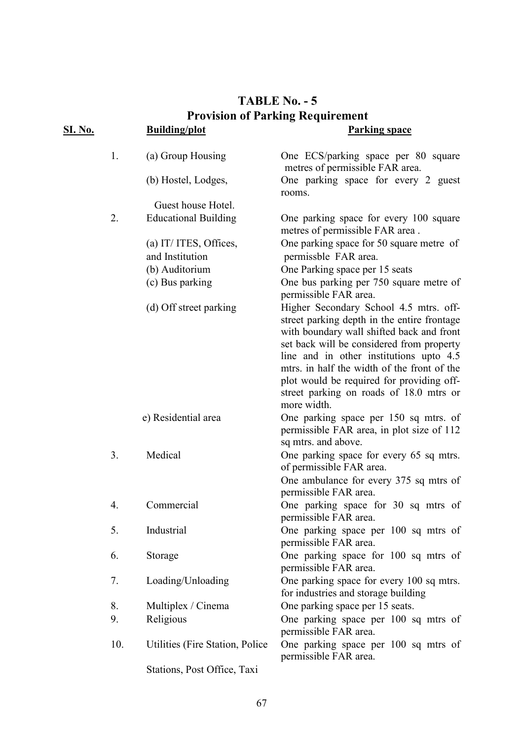## TABLE No. - 5
## Provision of Parking Requirement

| SI. No. | Building/plot | Parking space |
|---|---|---|
| 1. | (a) Group Housing | One ECS/parking space per 80 square metres of permissible FAR area. |
| | (b) Hostel, Lodges, Guest house Hotel. | One parking space for every 2 guest rooms. |
| 2. | Educational Building | One parking space for every 100 square metres of permissible FAR area . |
| | (a) IT/ ITES, Offices, and Institution | One parking space for 50 square metre of permissble FAR area. |
| | (b) Auditorium | One Parking space per 15 seats |
| | (c) Bus parking | One bus parking per 750 square metre of permissible FAR area. |
| | (d) Off street parking | Higher Secondary School 4.5 mtrs. off-street parking depth in the entire frontage with boundary wall shifted back and front set back will be considered from property line and in other institutions upto 4.5 mtrs. in half the width of the front of the plot would be required for providing off-street parking on roads of 18.0 mtrs or more width. |
| | e) Residential area | One parking space per 150 sq mtrs. of permissible FAR area, in plot size of 112 sq mtrs. and above. |
| 3. | Medical | One parking space for every 65 sq mtrs. of permissible FAR area. One ambulance for every 375 sq mtrs of permissible FAR area. |
| 4. | Commercial | One parking space for 30 sq mtrs of permissible FAR area. |
| 5. | Industrial | One parking space per 100 sq mtrs of permissible FAR area. |
| 6. | Storage | One parking space for 100 sq mtrs of permissible FAR area. |
| 7. | Loading/Unloading | One parking space for every 100 sq mtrs. for industries and storage building |
| 8. | Multiplex / Cinema | One parking space per 15 seats. |
| 9. | Religious | One parking space per 100 sq mtrs of permissible FAR area. |
| 10. | Utilities (Fire Station, Police Stations, Post Office, Taxi | One parking space per 100 sq mtrs of permissible FAR area. |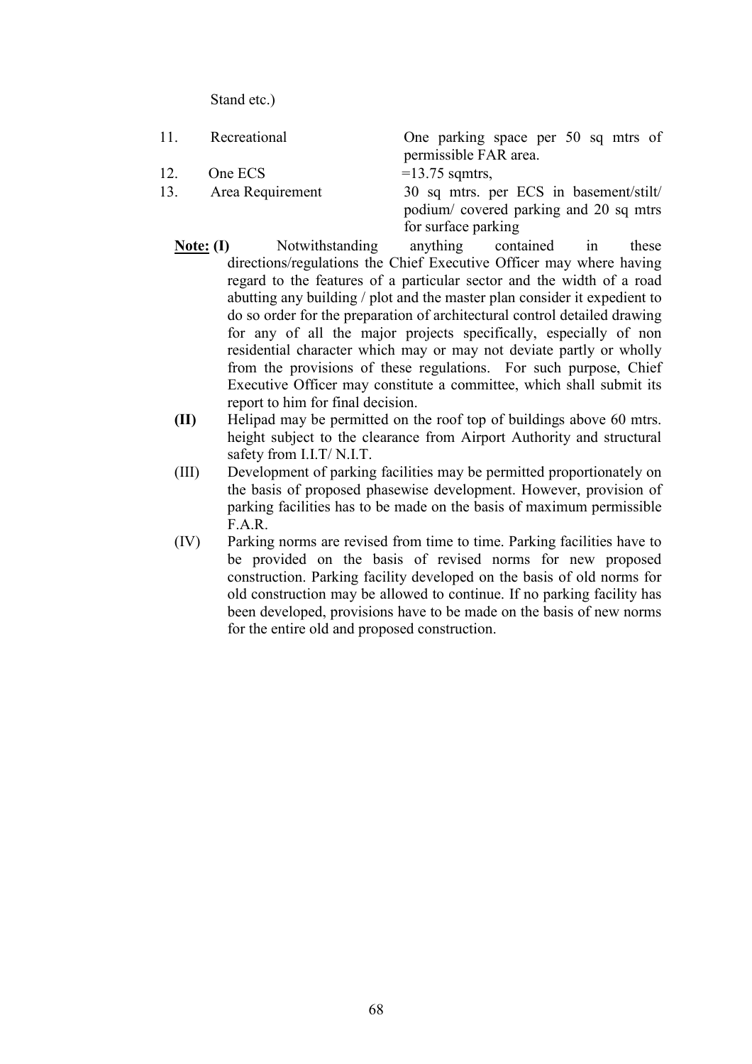Stand etc.)

| | | |
|---|---|---|
| 11. | Recreational | One parking space per 50 sq mtrs of permissible FAR area. |
| 12. | One ECS | =13.75 sqmtrs, |
| 13. | Area Requirement | 30 sq mtrs. per ECS in basement/stilt/ podium/ covered parking and 20 sq mtrs for surface parking |

**Note: (I)** Notwithstanding anything contained in these directions/regulations the Chief Executive Officer may where having regard to the features of a particular sector and the width of a road abutting any building / plot and the master plan consider it expedient to do so order for the preparation of architectural control detailed drawing for any of all the major projects specifically, especially of non residential character which may or may not deviate partly or wholly from the provisions of these regulations. For such purpose, Chief Executive Officer may constitute a committee, which shall submit its report to him for final decision.

**(II)** Helipad may be permitted on the roof top of buildings above 60 mtrs. height subject to the clearance from Airport Authority and structural safety from I.I.T/ N.I.T.

(III) Development of parking facilities may be permitted proportionately on the basis of proposed phasewise development. However, provision of parking facilities has to be made on the basis of maximum permissible F.A.R.

(IV) Parking norms are revised from time to time. Parking facilities have to be provided on the basis of revised norms for new proposed construction. Parking facility developed on the basis of old norms for old construction may be allowed to continue. If no parking facility has been developed, provisions have to be made on the basis of new norms for the entire old and proposed construction.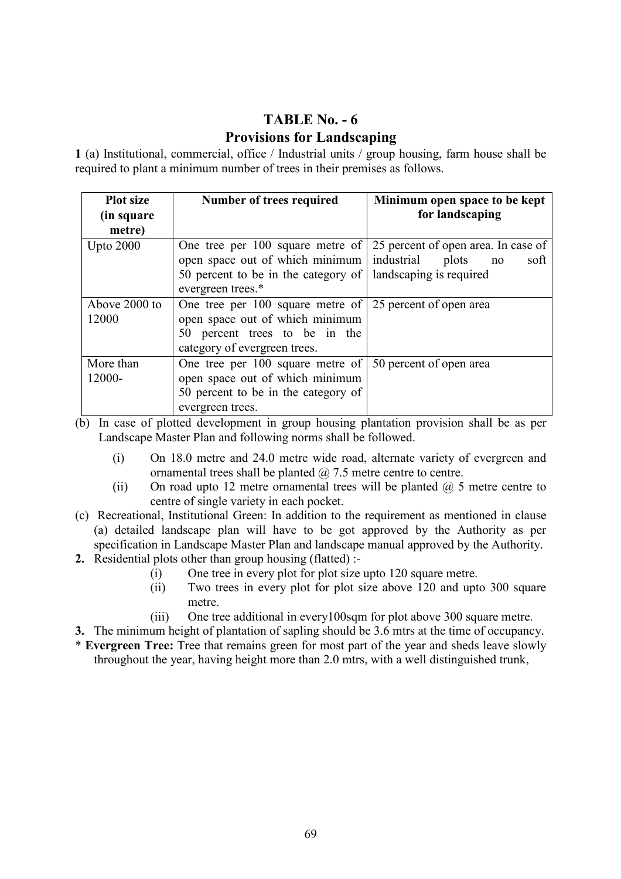# TABLE No. - 6
## Provisions for Landscaping

**1** (a) Institutional, commercial, office / Industrial units / group housing, farm house shall be required to plant a minimum number of trees in their premises as follows.

| Plot size (in square metre) | Number of trees required | Minimum open space to be kept for landscaping |
|---|---|---|
| Upto 2000 | One tree per 100 square metre of open space out of which minimum 50 percent to be in the category of evergreen trees.* | 25 percent of open area. In case of industrial plots no soft landscaping is required |
| Above 2000 to 12000 | One tree per 100 square metre of open space out of which minimum 50 percent trees to be in the category of evergreen trees. | 25 percent of open area |
| More than 12000- | One tree per 100 square metre of open space out of which minimum 50 percent to be in the category of evergreen trees. | 50 percent of open area |

(b) In case of plotted development in group housing plantation provision shall be as per Landscape Master Plan and following norms shall be followed.

- (i) On 18.0 metre and 24.0 metre wide road, alternate variety of evergreen and ornamental trees shall be planted @ 7.5 metre centre to centre.
- (ii) On road upto 12 metre ornamental trees will be planted @ 5 metre centre to centre of single variety in each pocket.

(c) Recreational, Institutional Green: In addition to the requirement as mentioned in clause (a) detailed landscape plan will have to be got approved by the Authority as per specification in Landscape Master Plan and landscape manual approved by the Authority.

**2.** Residential plots other than group housing (flatted) :-

- (i) One tree in every plot for plot size upto 120 square metre.
- (ii) Two trees in every plot for plot size above 120 and upto 300 square metre.
- (iii) One tree additional in every100sqm for plot above 300 square metre.

**3.** The minimum height of plantation of sapling should be 3.6 mtrs at the time of occupancy.

\* **Evergreen Tree:** Tree that remains green for most part of the year and sheds leave slowly throughout the year, having height more than 2.0 mtrs, with a well distinguished trunk,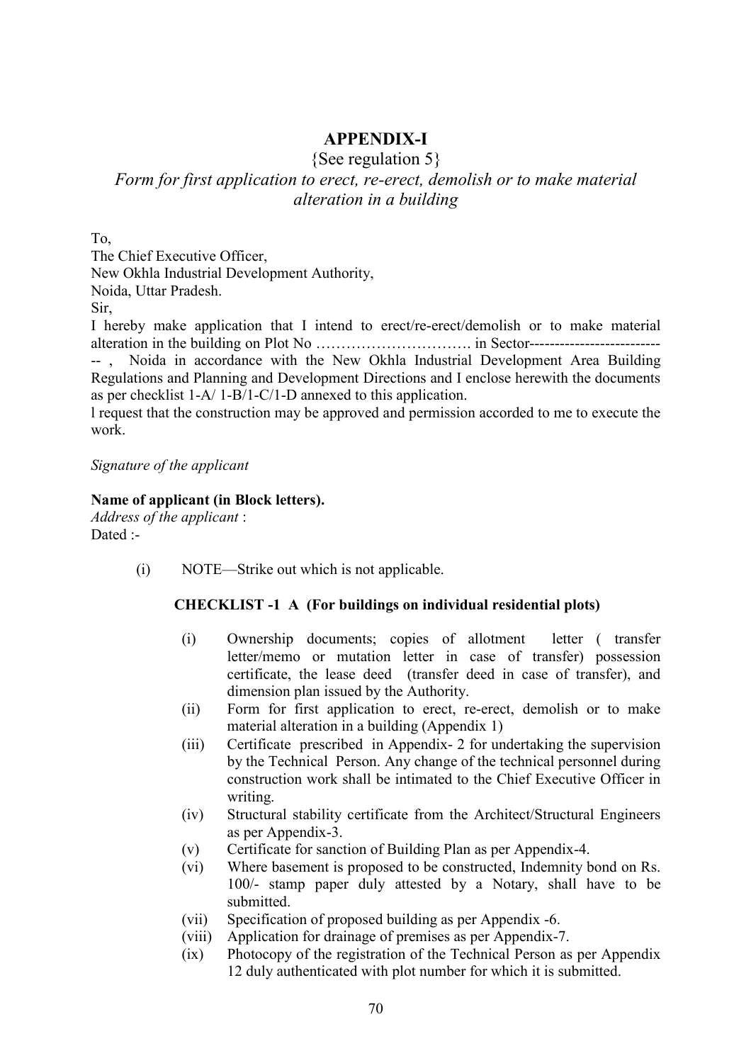# APPENDIX-I

{See regulation 5}

*Form for first application to erect, re-erect, demolish or to make material alteration in a building*

To,
The Chief Executive Officer,
New Okhla Industrial Development Authority,
Noida, Uttar Pradesh.
Sir,

I hereby make application that I intend to erect/re-erect/demolish or to make material alteration in the building on Plot No …………………………. in Sector--------------------------- , Noida in accordance with the New Okhla Industrial Development Area Building Regulations and Planning and Development Directions and I enclose herewith the documents as per checklist 1-A/ 1-B/1-C/1-D annexed to this application.

l request that the construction may be approved and permission accorded to me to execute the work.

*Signature of the applicant*

**Name of applicant (in Block letters).**
*Address of the applicant* :
Dated :-

(i) NOTE—Strike out which is not applicable.

**CHECKLIST -1 A (For buildings on individual residential plots)**

(i) Ownership documents; copies of allotment letter ( transfer letter/memo or mutation letter in case of transfer) possession certificate, the lease deed (transfer deed in case of transfer), and dimension plan issued by the Authority.
(ii) Form for first application to erect, re-erect, demolish or to make material alteration in a building (Appendix 1)
(iii) Certificate prescribed in Appendix- 2 for undertaking the supervision by the Technical Person. Any change of the technical personnel during construction work shall be intimated to the Chief Executive Officer in writing.
(iv) Structural stability certificate from the Architect/Structural Engineers as per Appendix-3.
(v) Certificate for sanction of Building Plan as per Appendix-4.
(vi) Where basement is proposed to be constructed, Indemnity bond on Rs. 100/- stamp paper duly attested by a Notary, shall have to be submitted.
(vii) Specification of proposed building as per Appendix -6.
(viii) Application for drainage of premises as per Appendix-7.
(ix) Photocopy of the registration of the Technical Person as per Appendix 12 duly authenticated with plot number for which it is submitted.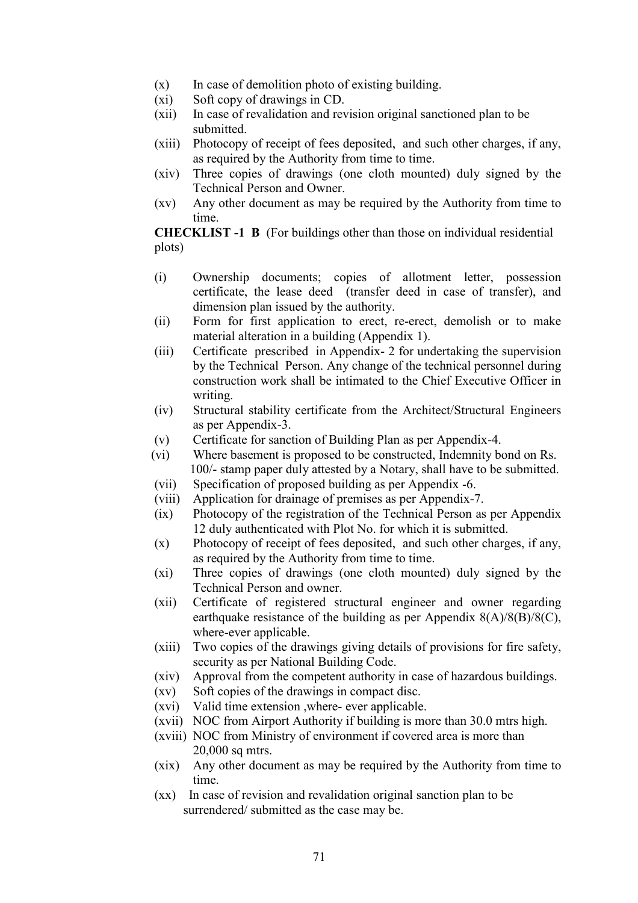(x) In case of demolition photo of existing building.

(xi) Soft copy of drawings in CD.

(xii) In case of revalidation and revision original sanctioned plan to be submitted.

(xiii) Photocopy of receipt of fees deposited, and such other charges, if any, as required by the Authority from time to time.

(xiv) Three copies of drawings (one cloth mounted) duly signed by the Technical Person and Owner.

(xv) Any other document as may be required by the Authority from time to time.

**CHECKLIST -1 B** (For buildings other than those on individual residential plots)

(i) Ownership documents; copies of allotment letter, possession certificate, the lease deed (transfer deed in case of transfer), and dimension plan issued by the authority.

(ii) Form for first application to erect, re-erect, demolish or to make material alteration in a building (Appendix 1).

(iii) Certificate prescribed in Appendix- 2 for undertaking the supervision by the Technical Person. Any change of the technical personnel during construction work shall be intimated to the Chief Executive Officer in writing.

(iv) Structural stability certificate from the Architect/Structural Engineers as per Appendix-3.

(v) Certificate for sanction of Building Plan as per Appendix-4.

(vi) Where basement is proposed to be constructed, Indemnity bond on Rs. 100/- stamp paper duly attested by a Notary, shall have to be submitted.

(vii) Specification of proposed building as per Appendix -6.

(viii) Application for drainage of premises as per Appendix-7.

(ix) Photocopy of the registration of the Technical Person as per Appendix 12 duly authenticated with Plot No. for which it is submitted.

(x) Photocopy of receipt of fees deposited, and such other charges, if any, as required by the Authority from time to time.

(xi) Three copies of drawings (one cloth mounted) duly signed by the Technical Person and owner.

(xii) Certificate of registered structural engineer and owner regarding earthquake resistance of the building as per Appendix 8(A)/8(B)/8(C), where-ever applicable.

(xiii) Two copies of the drawings giving details of provisions for fire safety, security as per National Building Code.

(xiv) Approval from the competent authority in case of hazardous buildings.

(xv) Soft copies of the drawings in compact disc.

(xvi) Valid time extension ,where- ever applicable.

(xvii) NOC from Airport Authority if building is more than 30.0 mtrs high.

(xviii) NOC from Ministry of environment if covered area is more than 20,000 sq mtrs.

(xix) Any other document as may be required by the Authority from time to time.

(xx) In case of revision and revalidation original sanction plan to be surrendered/ submitted as the case may be.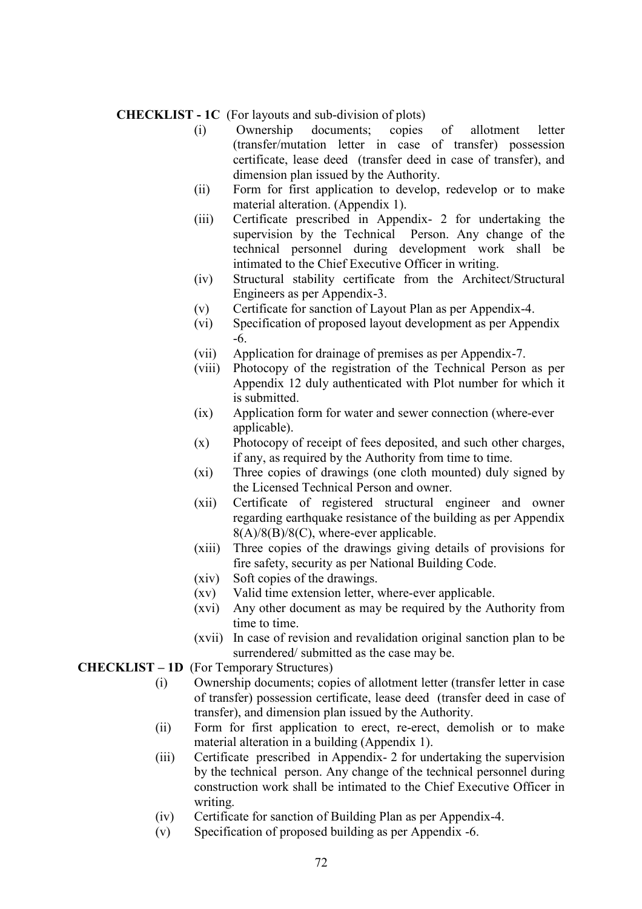**CHECKLIST - 1C** (For layouts and sub-division of plots)

- (i) Ownership documents; copies of allotment letter (transfer/mutation letter in case of transfer) possession certificate, lease deed (transfer deed in case of transfer), and dimension plan issued by the Authority.
- (ii) Form for first application to develop, redevelop or to make material alteration. (Appendix 1).
- (iii) Certificate prescribed in Appendix- 2 for undertaking the supervision by the Technical Person. Any change of the technical personnel during development work shall be intimated to the Chief Executive Officer in writing.
- (iv) Structural stability certificate from the Architect/Structural Engineers as per Appendix-3.
- (v) Certificate for sanction of Layout Plan as per Appendix-4.
- (vi) Specification of proposed layout development as per Appendix -6.
- (vii) Application for drainage of premises as per Appendix-7.
- (viii) Photocopy of the registration of the Technical Person as per Appendix 12 duly authenticated with Plot number for which it is submitted.
- (ix) Application form for water and sewer connection (where-ever applicable).
- (x) Photocopy of receipt of fees deposited, and such other charges, if any, as required by the Authority from time to time.
- (xi) Three copies of drawings (one cloth mounted) duly signed by the Licensed Technical Person and owner.
- (xii) Certificate of registered structural engineer and owner regarding earthquake resistance of the building as per Appendix 8(A)/8(B)/8(C), where-ever applicable.
- (xiii) Three copies of the drawings giving details of provisions for fire safety, security as per National Building Code.
- (xiv) Soft copies of the drawings.
- (xv) Valid time extension letter, where-ever applicable.
- (xvi) Any other document as may be required by the Authority from time to time.
- (xvii) In case of revision and revalidation original sanction plan to be surrendered/ submitted as the case may be.

**CHECKLIST – 1D** (For Temporary Structures)

- (i) Ownership documents; copies of allotment letter (transfer letter in case of transfer) possession certificate, lease deed (transfer deed in case of transfer), and dimension plan issued by the Authority.
- (ii) Form for first application to erect, re-erect, demolish or to make material alteration in a building (Appendix 1).
- (iii) Certificate prescribed in Appendix- 2 for undertaking the supervision by the technical person. Any change of the technical personnel during construction work shall be intimated to the Chief Executive Officer in writing.
- (iv) Certificate for sanction of Building Plan as per Appendix-4.
- (v) Specification of proposed building as per Appendix -6.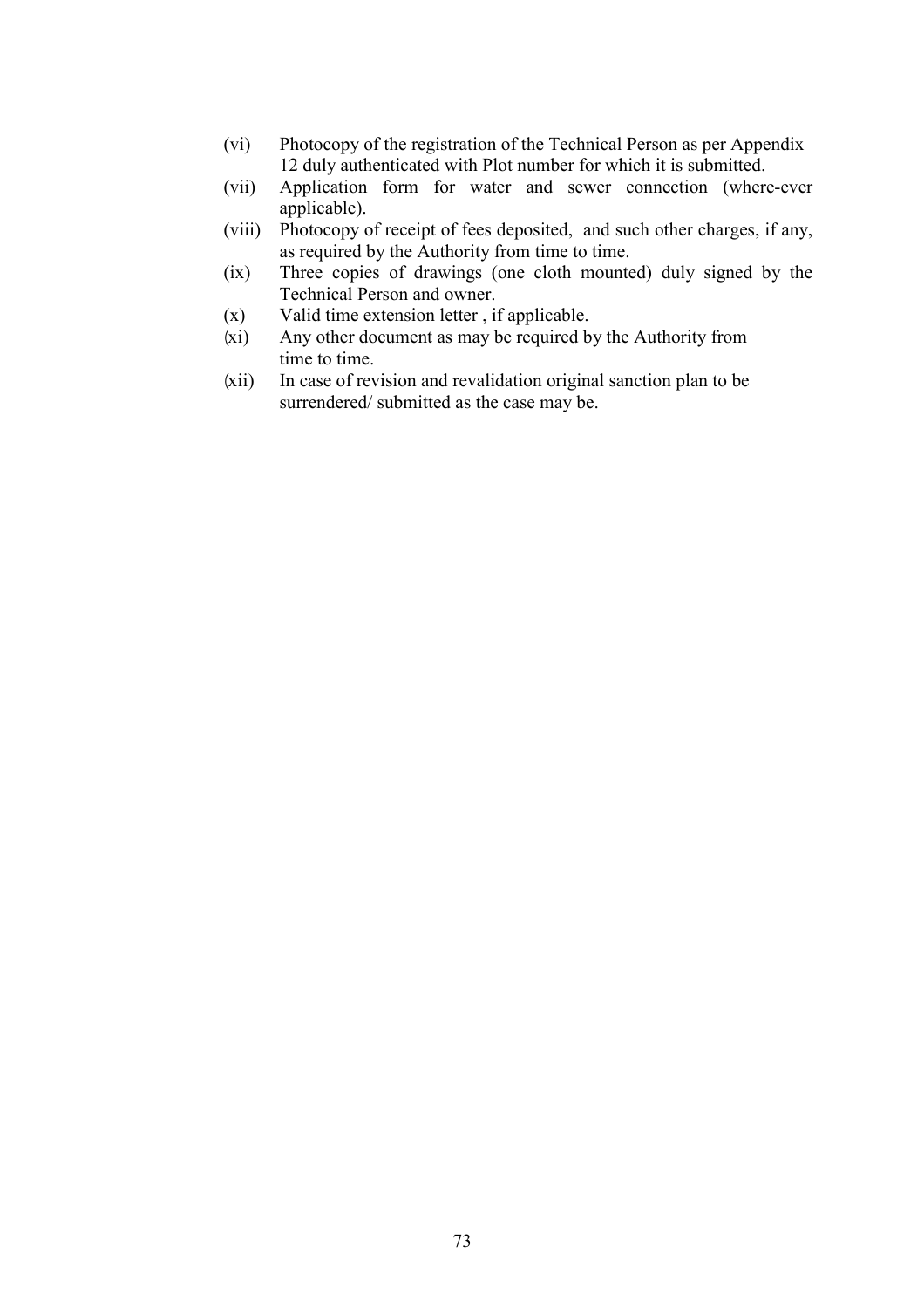(vi) Photocopy of the registration of the Technical Person as per Appendix 12 duly authenticated with Plot number for which it is submitted.

(vii) Application form for water and sewer connection (where-ever applicable).

(viii) Photocopy of receipt of fees deposited, and such other charges, if any, as required by the Authority from time to time.

(ix) Three copies of drawings (one cloth mounted) duly signed by the Technical Person and owner.

(x) Valid time extension letter , if applicable.

(xi) Any other document as may be required by the Authority from time to time.

(xii) In case of revision and revalidation original sanction plan to be surrendered/ submitted as the case may be.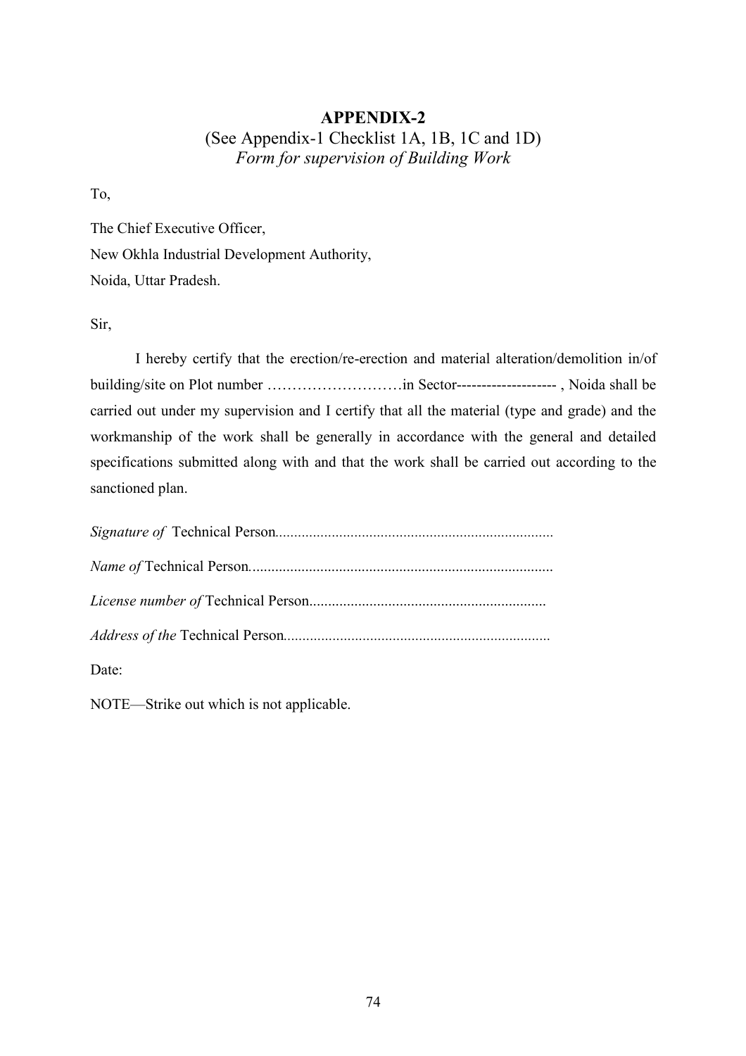## APPENDIX-2

(See Appendix-1 Checklist 1A, 1B, 1C and 1D)

*Form for supervision of Building Work*

To,

The Chief Executive Officer,
New Okhla Industrial Development Authority,
Noida, Uttar Pradesh.

Sir,

I hereby certify that the erection/re-erection and material alteration/demolition in/of building/site on Plot number ………………………in Sector-------------------- , Noida shall be carried out under my supervision and I certify that all the material (type and grade) and the workmanship of the work shall be generally in accordance with the general and detailed specifications submitted along with and that the work shall be carried out according to the sanctioned plan.

*Signature of* Technical Person.........................................................................

*Name of* Technical Person................................................................................

*License number of* Technical Person..............................................................

*Address of the* Technical Person......................................................................

Date:

NOTE—Strike out which is not applicable.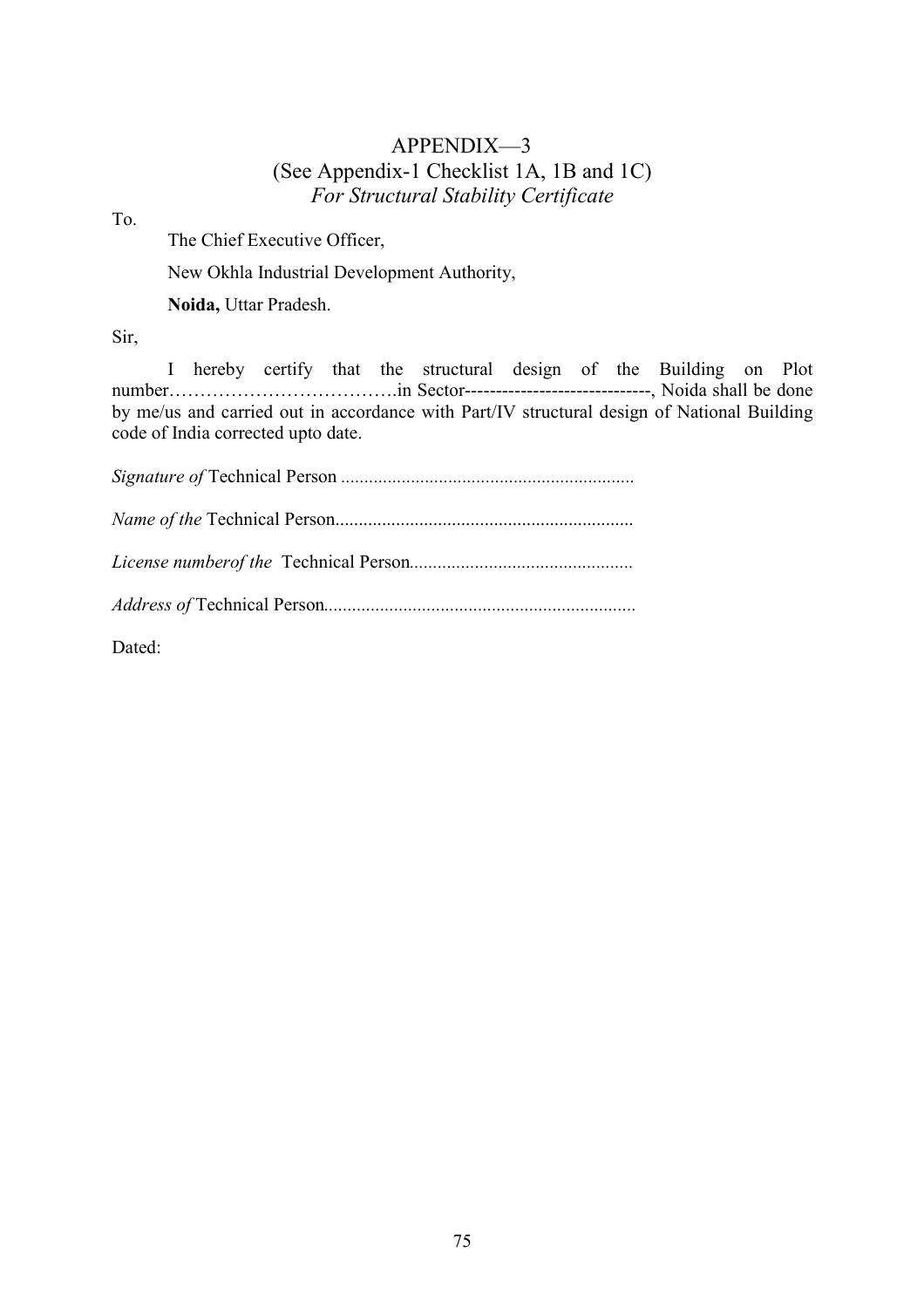# APPENDIX—3

## (See Appendix-1 Checklist 1A, 1B and 1C)

### *For Structural Stability Certificate*

To.

The Chief Executive Officer,

New Okhla Industrial Development Authority,

**Noida,** Uttar Pradesh.

Sir,

I hereby certify that the structural design of the Building on Plot number……………………………….in Sector-----------------------------, Noida shall be done by me/us and carried out in accordance with Part/IV structural design of National Building code of India corrected upto date.

*Signature of* Technical Person ..............................................................

*Name of the* Technical Person...............................................................

*License numberof the* Technical Person...............................................

*Address of* Technical Person..................................................................

Dated: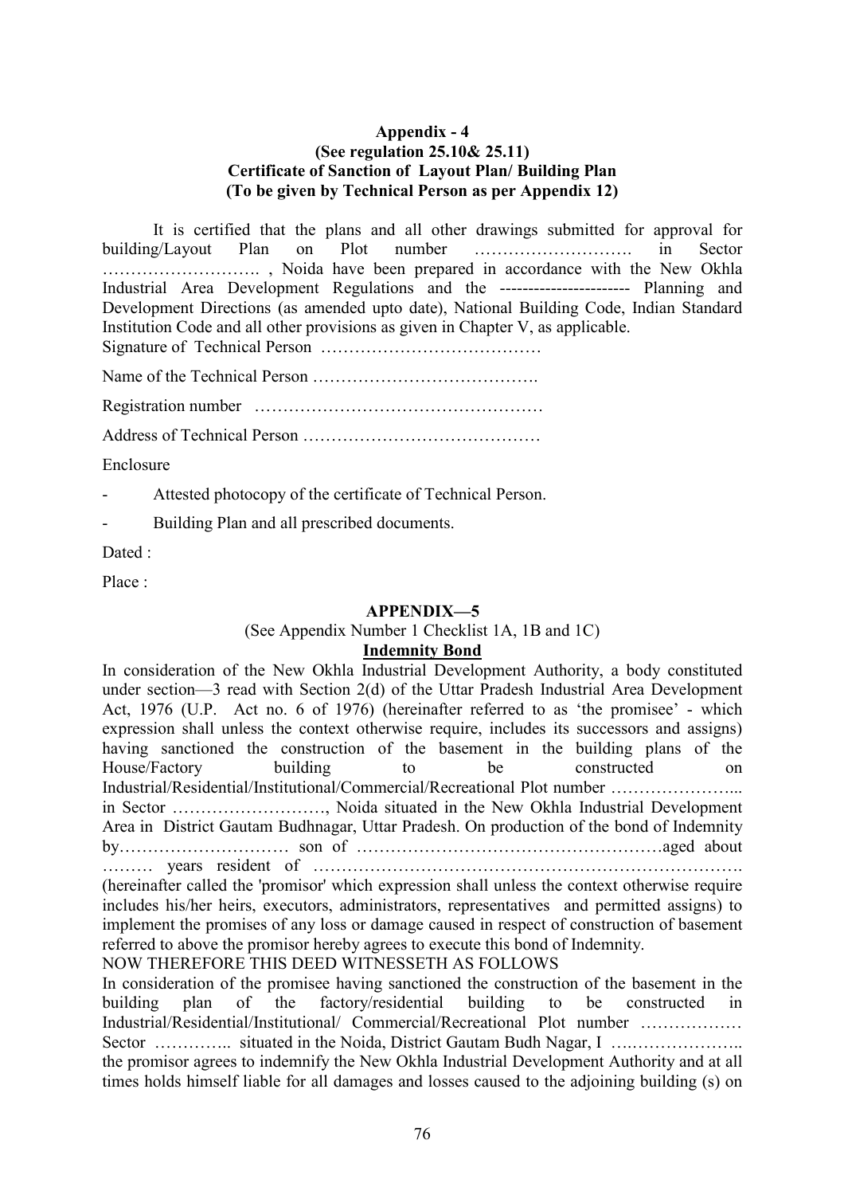**Appendix - 4**
**(See regulation 25.10& 25.11)**
**Certificate of Sanction of Layout Plan/ Building Plan**
**(To be given by Technical Person as per Appendix 12)**

It is certified that the plans and all other drawings submitted for approval for building/Layout Plan on Plot number ………………………. in Sector ………………………. , Noida have been prepared in accordance with the New Okhla Industrial Area Development Regulations and the ----------------------- Planning and Development Directions (as amended upto date), National Building Code, Indian Standard Institution Code and all other provisions as given in Chapter V, as applicable.

Signature of Technical Person …………………………………

Name of the Technical Person ………………………………….

Registration number ……………………………………………

Address of Technical Person ……………………………………

Enclosure

- Attested photocopy of the certificate of Technical Person.
- Building Plan and all prescribed documents.

Dated :

Place :

**APPENDIX—5**

(See Appendix Number 1 Checklist 1A, 1B and 1C)

**Indemnity Bond**

In consideration of the New Okhla Industrial Development Authority, a body constituted under section—3 read with Section 2(d) of the Uttar Pradesh Industrial Area Development Act, 1976 (U.P. Act no. 6 of 1976) (hereinafter referred to as 'the promisee' - which expression shall unless the context otherwise require, includes its successors and assigns) having sanctioned the construction of the basement in the building plans of the House/Factory building to be constructed on Industrial/Residential/Institutional/Commercial/Recreational Plot number …………………... in Sector ………………………, Noida situated in the New Okhla Industrial Development Area in District Gautam Budhnagar, Uttar Pradesh. On production of the bond of Indemnity by………………………… son of ………………………………………………aged about ……… years resident of ………………………………………………………………. (hereinafter called the 'promisor' which expression shall unless the context otherwise require includes his/her heirs, executors, administrators, representatives and permitted assigns) to implement the promises of any loss or damage caused in respect of construction of basement referred to above the promisor hereby agrees to execute this bond of Indemnity.

NOW THEREFORE THIS DEED WITNESSETH AS FOLLOWS

In consideration of the promisee having sanctioned the construction of the basement in the building plan of the factory/residential building to be constructed in Industrial/Residential/Institutional/ Commercial/Recreational Plot number ……………… Sector ………….. situated in the Noida, District Gautam Budh Nagar, I ….……………….. the promisor agrees to indemnify the New Okhla Industrial Development Authority and at all times holds himself liable for all damages and losses caused to the adjoining building (s) on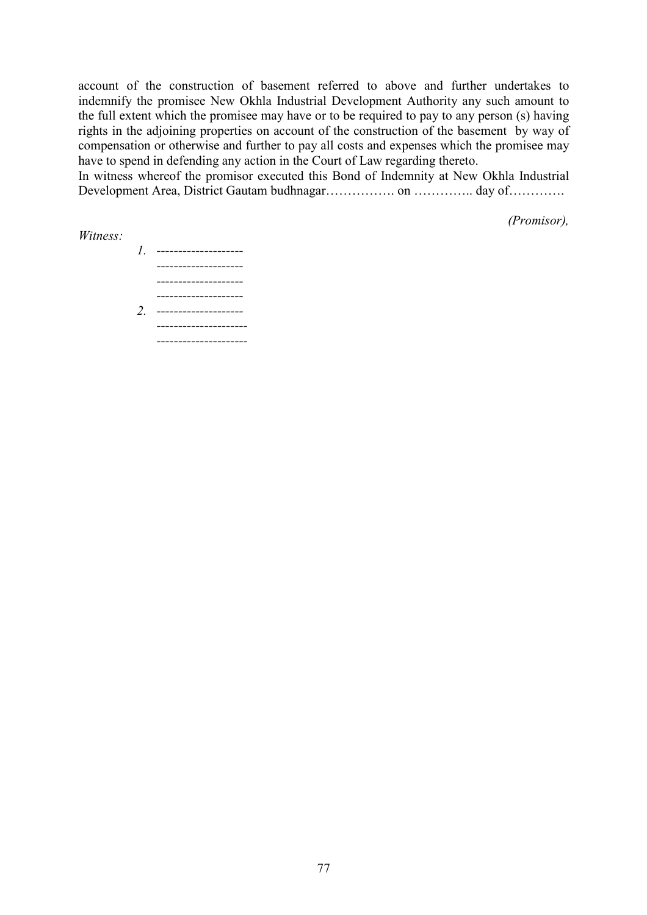account of the construction of basement referred to above and further undertakes to indemnify the promisee New Okhla Industrial Development Authority any such amount to the full extent which the promisee may have or to be required to pay to any person (s) having rights in the adjoining properties on account of the construction of the basement by way of compensation or otherwise and further to pay all costs and expenses which the promisee may have to spend in defending any action in the Court of Law regarding thereto.

In witness whereof the promisor executed this Bond of Indemnity at New Okhla Industrial Development Area, District Gautam budhnagar……………. on ………….. day of………….

*(Promisor),*

*Witness:*

1. --------------------
   --------------------
   --------------------
   --------------------
2. --------------------
   ---------------------
   ---------------------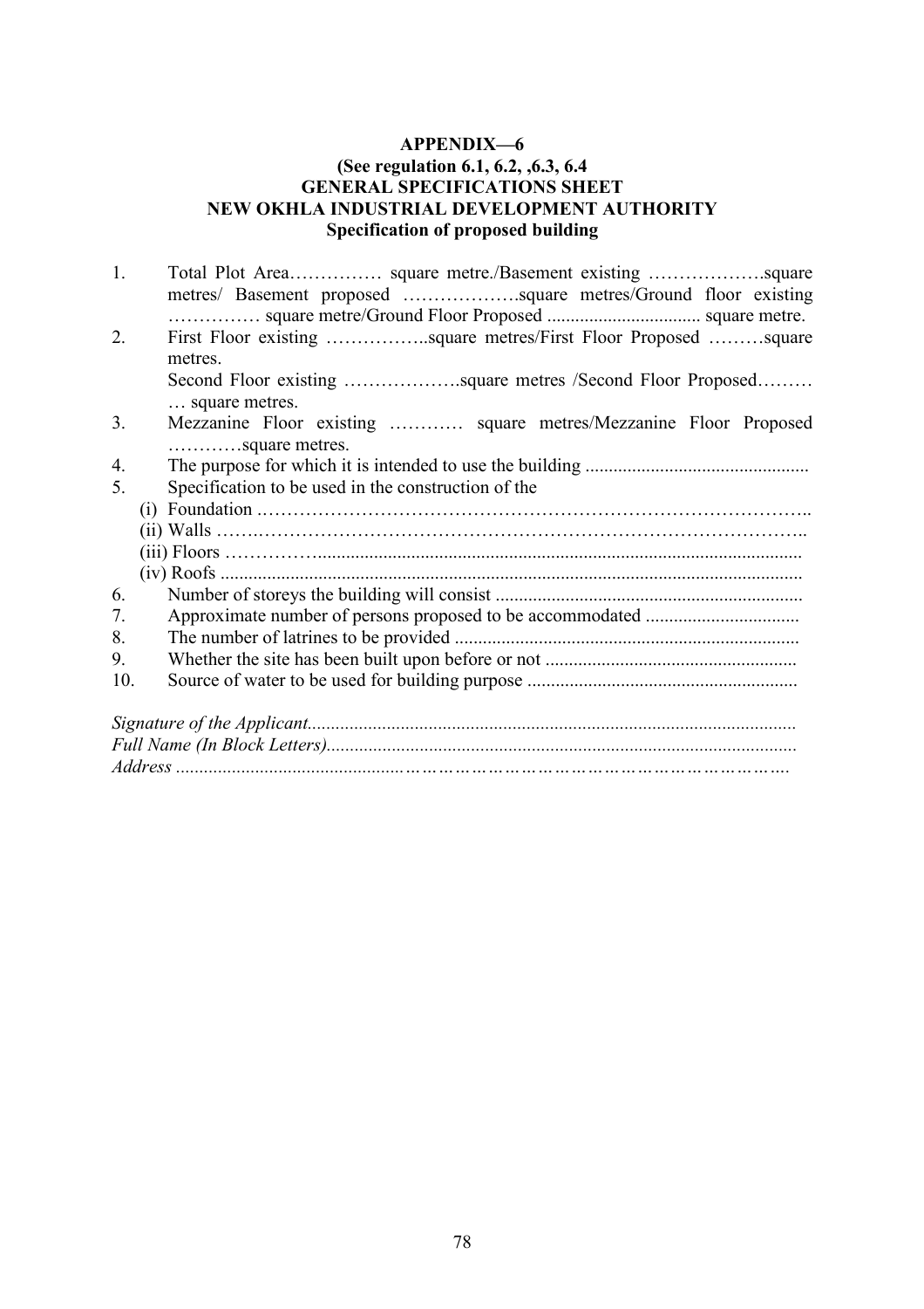**APPENDIX—6**
**(See regulation 6.1, 6.2, ,6.3, 6.4**
**GENERAL SPECIFICATIONS SHEET**
**NEW OKHLA INDUSTRIAL DEVELOPMENT AUTHORITY**
**Specification of proposed building**

1. Total Plot Area…………… square metre./Basement existing ……………….square metres/ Basement proposed ……………….square metres/Ground floor existing …………… square metre/Ground Floor Proposed ................................ square metre.
2. First Floor existing ……………..square metres/First Floor Proposed ………square metres.
   Second Floor existing ……………….square metres /Second Floor Proposed……… … square metres.
3. Mezzanine Floor existing ………… square metres/Mezzanine Floor Proposed …………square metres.
4. The purpose for which it is intended to use the building ...............................................
5. Specification to be used in the construction of the
   (i) Foundation .……………………………………………………………………………..
   (ii) Walls …….……………………………………………………………………………..
   (iii) Floors ……………........................................................................................................
   (iv) Roofs ...........................................................................................................................
6. Number of storeys the building will consist ..................................................................
7. Approximate number of persons proposed to be accommodated .................................
8. The number of latrines to be provided .........................................................................
9. Whether the site has been built upon before or not .....................................................
10. Source of water to be used for building purpose .........................................................

*Signature of the Applicant.......................................................................................................*
*Full Name (In Block Letters)...................................................................................................*
*Address .................................................…………………………………………………….*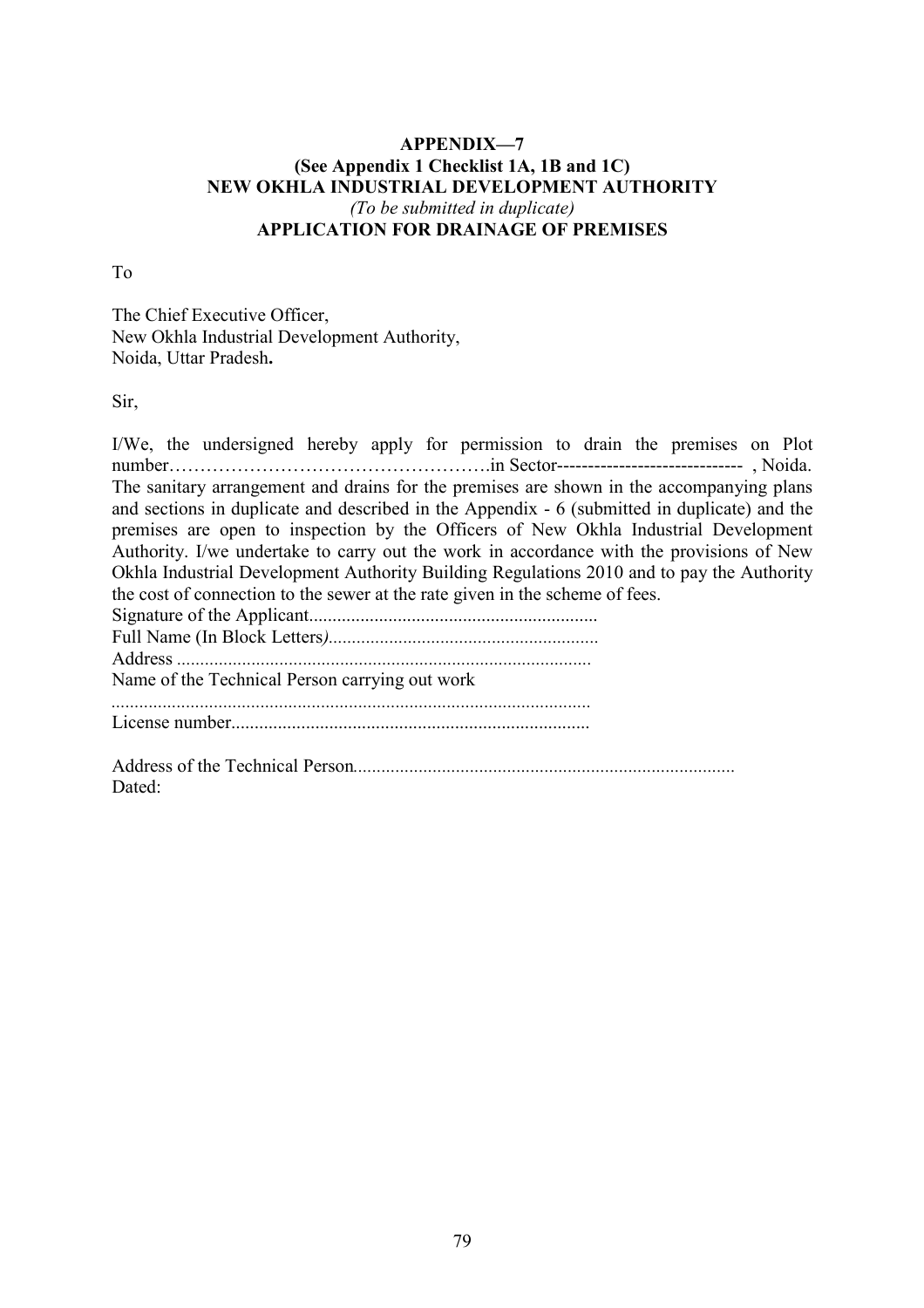**APPENDIX—7**
**(See Appendix 1 Checklist 1A, 1B and 1C)**
**NEW OKHLA INDUSTRIAL DEVELOPMENT AUTHORITY**
*(To be submitted in duplicate)*
**APPLICATION FOR DRAINAGE OF PREMISES**

To

The Chief Executive Officer,
New Okhla Industrial Development Authority,
Noida, Uttar Pradesh**.**

Sir,

I/We, the undersigned hereby apply for permission to drain the premises on Plot number…………………………………………….in Sector------------------------------ , Noida. The sanitary arrangement and drains for the premises are shown in the accompanying plans and sections in duplicate and described in the Appendix - 6 (submitted in duplicate) and the premises are open to inspection by the Officers of New Okhla Industrial Development Authority. I/we undertake to carry out the work in accordance with the provisions of New Okhla Industrial Development Authority Building Regulations 2010 and to pay the Authority the cost of connection to the sewer at the rate given in the scheme of fees.

Signature of the Applicant.............................................................
Full Name (In Block Letters*)*.........................................................
Address ........................................................................................
Name of the Technical Person carrying out work
......................................................................................................
License number............................................................................

Address of the Technical Person.................................................................................
Dated: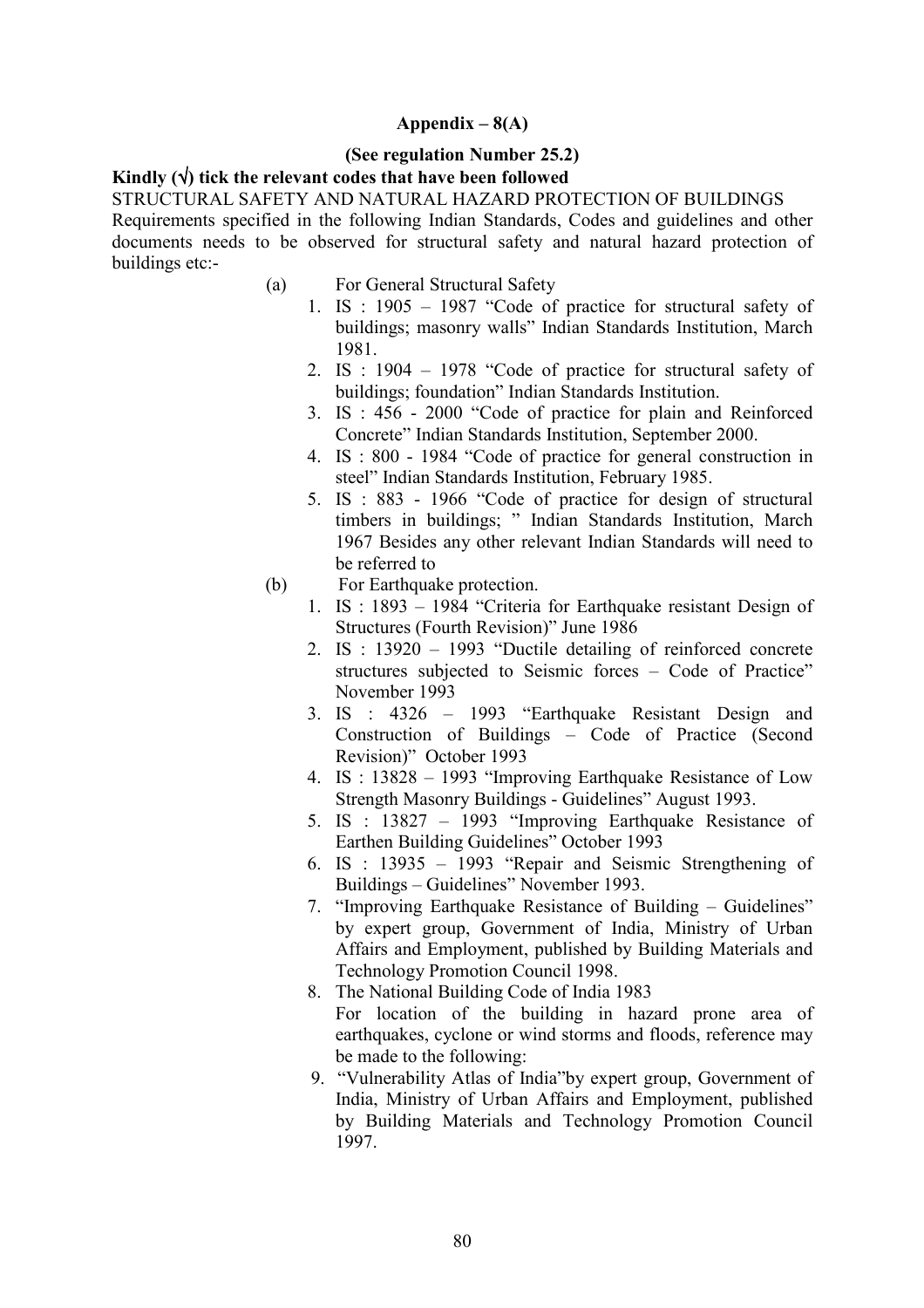**Appendix – 8(A)**

**(See regulation Number 25.2)**

**Kindly (√) tick the relevant codes that have been followed**

STRUCTURAL SAFETY AND NATURAL HAZARD PROTECTION OF BUILDINGS

Requirements specified in the following Indian Standards, Codes and guidelines and other documents needs to be observed for structural safety and natural hazard protection of buildings etc:-

(a) For General Structural Safety

1. IS : 1905 – 1987 "Code of practice for structural safety of buildings; masonry walls" Indian Standards Institution, March 1981.
2. IS : 1904 – 1978 "Code of practice for structural safety of buildings; foundation" Indian Standards Institution.
3. IS : 456 - 2000 "Code of practice for plain and Reinforced Concrete" Indian Standards Institution, September 2000.
4. IS : 800 - 1984 "Code of practice for general construction in steel" Indian Standards Institution, February 1985.
5. IS : 883 - 1966 "Code of practice for design of structural timbers in buildings; " Indian Standards Institution, March 1967 Besides any other relevant Indian Standards will need to be referred to

(b) For Earthquake protection.

1. IS : 1893 – 1984 "Criteria for Earthquake resistant Design of Structures (Fourth Revision)" June 1986
2. IS : 13920 – 1993 "Ductile detailing of reinforced concrete structures subjected to Seismic forces – Code of Practice" November 1993
3. IS : 4326 – 1993 "Earthquake Resistant Design and Construction of Buildings – Code of Practice (Second Revision)" October 1993
4. IS : 13828 – 1993 "Improving Earthquake Resistance of Low Strength Masonry Buildings - Guidelines" August 1993.
5. IS : 13827 – 1993 "Improving Earthquake Resistance of Earthen Building Guidelines" October 1993
6. IS : 13935 – 1993 "Repair and Seismic Strengthening of Buildings – Guidelines" November 1993.
7. "Improving Earthquake Resistance of Building – Guidelines" by expert group, Government of India, Ministry of Urban Affairs and Employment, published by Building Materials and Technology Promotion Council 1998.
8. The National Building Code of India 1983
   For location of the building in hazard prone area of earthquakes, cyclone or wind storms and floods, reference may be made to the following:
9. "Vulnerability Atlas of India"by expert group, Government of India, Ministry of Urban Affairs and Employment, published by Building Materials and Technology Promotion Council 1997.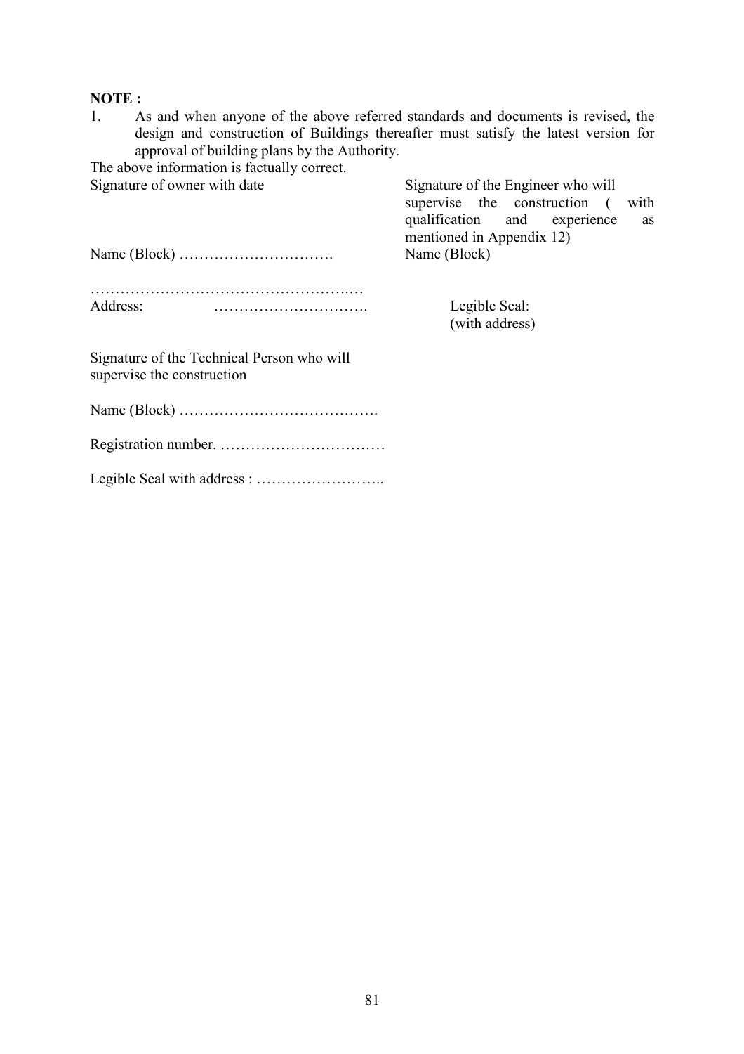**NOTE :**

1. As and when anyone of the above referred standards and documents is revised, the design and construction of Buildings thereafter must satisfy the latest version for approval of building plans by the Authority.

The above information is factually correct.

Signature of owner with date

Name (Block) ………………………….

……………………………………………..…

Address: ………………………….

Signature of the Engineer who will supervise the construction ( with qualification and experience as mentioned in Appendix 12)

Name (Block)

Legible Seal: (with address)

Signature of the Technical Person who will supervise the construction

Name (Block) ………………………………….

Registration number. ……………………………

Legible Seal with address : ……………………..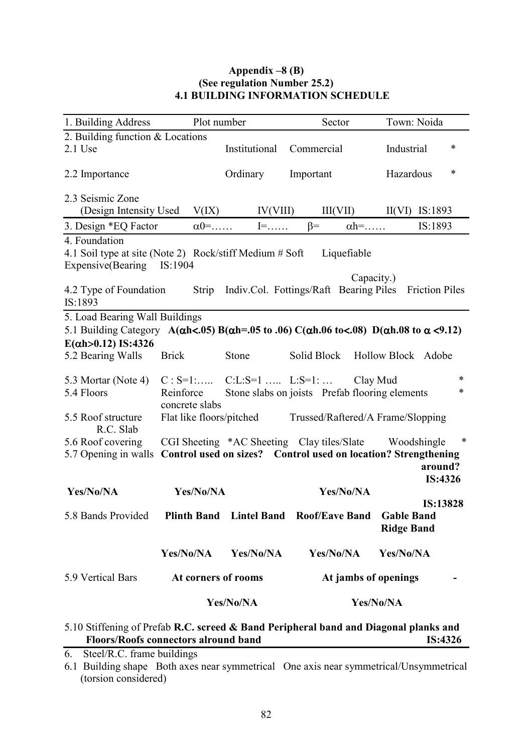**Appendix –8 (B)**
**(See regulation Number 25.2)**
**4.1 BUILDING INFORMATION SCHEDULE**

1. Building Address Plot number Sector Town: Noida

2. Building function & Locations

2.1 Use Institutional Commercial Industrial *

2.2 Importance Ordinary Important Hazardous *

2.3 Seismic Zone
(Design Intensity Used V(IX) IV(VIII) III(VII) II(VI) IS:1893

3. Design *EQ Factor $\alpha 0=$…… I=…… $\beta=$ $\alpha h=$…… IS:1893

4. Foundation

4.1 Soil type at site (Note 2) Rock/stiff Medium # Soft Liquefiable Expensive(Bearing Capacity.) IS:1904

4.2 Type of Foundation Strip Indiv.Col. Fottings/Raft Bearing Piles Friction Piles IS:1893

5. Load Bearing Wall Buildings

5.1 Building Category **A($\alpha$h<.05) B($\alpha$h=.05 to .06) C($\alpha$h.06 to<.08) D($\alpha$h.08 to $\alpha$ <9.12) E($\alpha$h>0.12) IS:4326**

5.2 Bearing Walls Brick Stone Solid Block Hollow Block Adobe

5.3 Mortar (Note 4) C : S=1:….. C:L:S=1 ….. L:S=1: … Clay Mud *

5.4 Floors Reinforce concrete slabs Stone slabs on joists Prefab flooring elements *

5.5 Roof structure R.C. Slab Flat like floors/pitched Trussed/Raftered/A Frame/Slopping

5.6 Roof covering CGI Sheeting *AC Sheeting Clay tiles/Slate Woodshingle *

5.7 Opening in walls **Control used on sizes? Control used on location? Strengthening around? IS:4326**

**Yes/No/NA Yes/No/NA Yes/No/NA**

**IS:13828**

| 5.8 Bands Provided | **Plinth Band** | **Lintel Band** | **Roof/Eave Band** | **Gable Band Ridge Band** |
|---|---|---|---|---|
| | **Yes/No/NA** | **Yes/No/NA** | **Yes/No/NA** | **Yes/No/NA** |

| 5.9 Vertical Bars | **At corners of rooms** | **At jambs of openings** | **-** |
|---|---|---|---|
| | **Yes/No/NA** | **Yes/No/NA** | |

5.10 Stiffening of Prefab Floors/Roofs **R.C. screed & Band Peripheral band and Diagonal planks and connectors alround band IS:4326**

6. Steel/R.C. frame buildings

6.1 Building shape Both axes near symmetrical One axis near symmetrical/Unsymmetrical (torsion considered)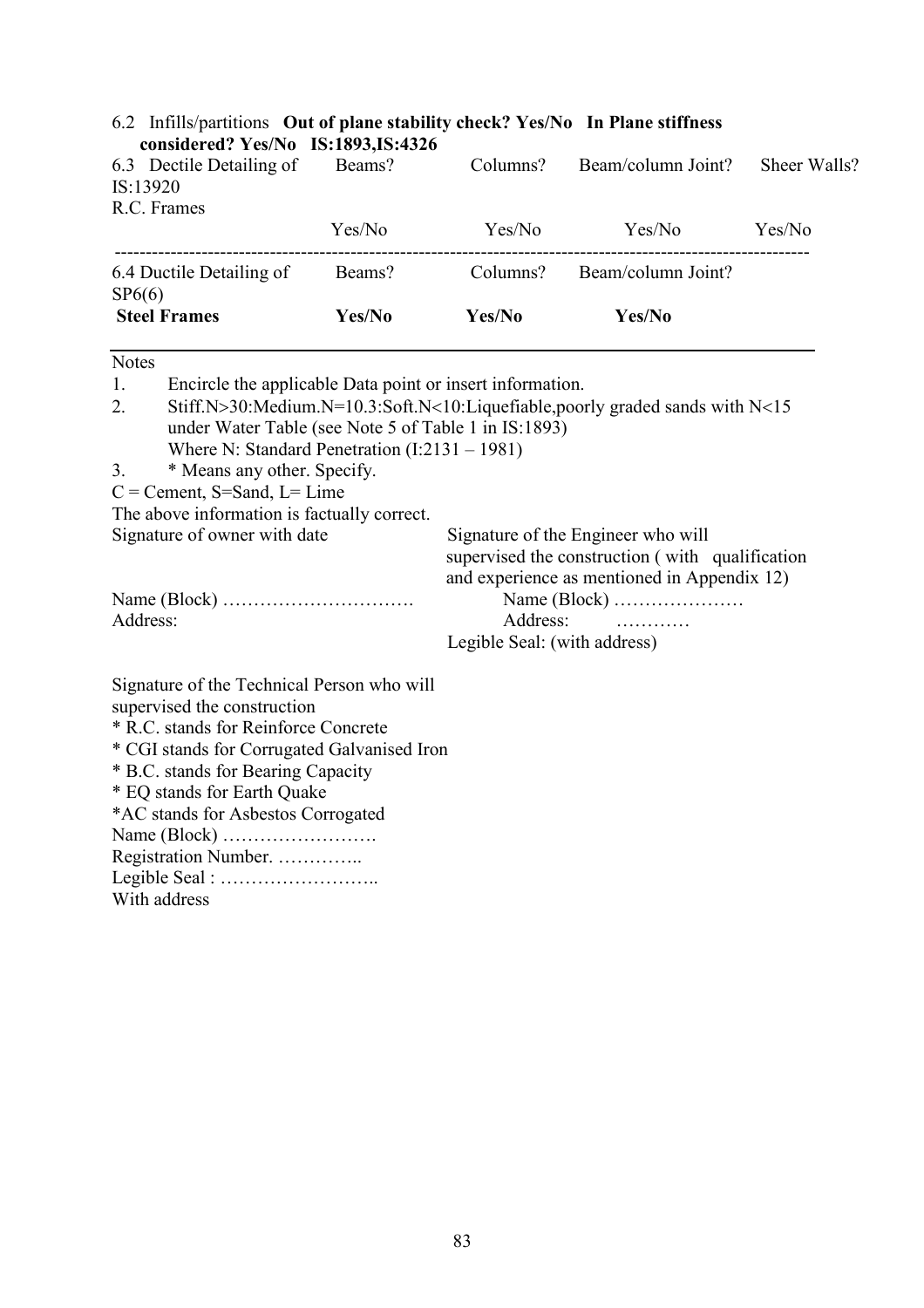6.2 Infills/partitions **Out of plane stability check? Yes/No In Plane stiffness considered? Yes/No IS:1893,IS:4326**

| 6.3 Dectile Detailing of IS:13920 R.C. Frames | Beams? | Columns? | Beam/column Joint? | Sheer Walls? |
|---|---|---|---|---|
| | Yes/No | Yes/No | Yes/No | Yes/No |

| 6.4 Ductile Detailing of SP6(6) | Beams? | Columns? | Beam/column Joint? |
|---|---|---|---|
| **Steel Frames** | **Yes/No** | **Yes/No** | **Yes/No** |

Notes

1. Encircle the applicable Data point or insert information.
2. Stiff.N>30:Medium.N=10.3:Soft.N<10:Liquefiable,poorly graded sands with N<15 under Water Table (see Note 5 of Table 1 in IS:1893)
   Where N: Standard Penetration (I:2131 – 1981)
3. * Means any other. Specify.

C = Cement, S=Sand, L= Lime

The above information is factually correct.

Signature of owner with date

Name (Block) ………………………….

Address:

Signature of the Engineer who will supervised the construction ( with qualification and experience as mentioned in Appendix 12)

Name (Block) …………………

Address: …………

Legible Seal: (with address)

Signature of the Technical Person who will supervised the construction

* R.C. stands for Reinforce Concrete
* CGI stands for Corrugated Galvanised Iron
* B.C. stands for Bearing Capacity
* EQ stands for Earth Quake

*AC stands for Asbestos Corrogated

Name (Block) …………………….

Registration Number. …………..

Legible Seal : ……………………..

With address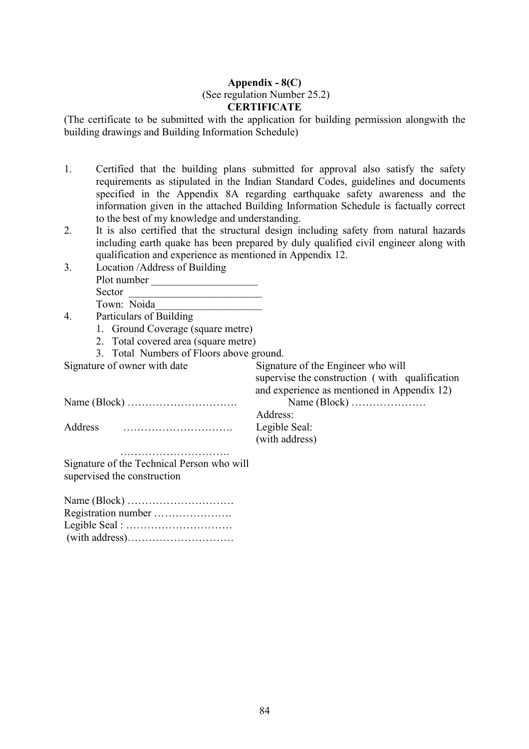**Appendix - 8(C)**

(See regulation Number 25.2)

**CERTIFICATE**

(The certificate to be submitted with the application for building permission alongwith the building drawings and Building Information Schedule)

1. Certified that the building plans submitted for approval also satisfy the safety requirements as stipulated in the Indian Standard Codes, guidelines and documents specified in the Appendix 8A regarding earthquake safety awareness and the information given in the attached Building Information Schedule is factually correct to the best of my knowledge and understanding.
2. It is also certified that the structural design including safety from natural hazards including earth quake has been prepared by duly qualified civil engineer along with qualification and experience as mentioned in Appendix 12.
3. Location /Address of Building
   Plot number ____________________
   Sector ________________________
   Town: Noida___________________
4. Particulars of Building
   1. Ground Coverage (square metre)
   2. Total covered area (square metre)
   3. Total Numbers of Floors above ground.

Signature of owner with date

Name (Block) ………………………….

Address ………………………….

………………………….

Signature of the Engineer who will supervise the construction ( with qualification and experience as mentioned in Appendix 12)

Name (Block) …………………

Address:

Legible Seal:
(with address)

Signature of the Technical Person who will supervised the construction

Name (Block) …………………………

Registration number ………………….

Legible Seal : …………………………

(with address)…………………………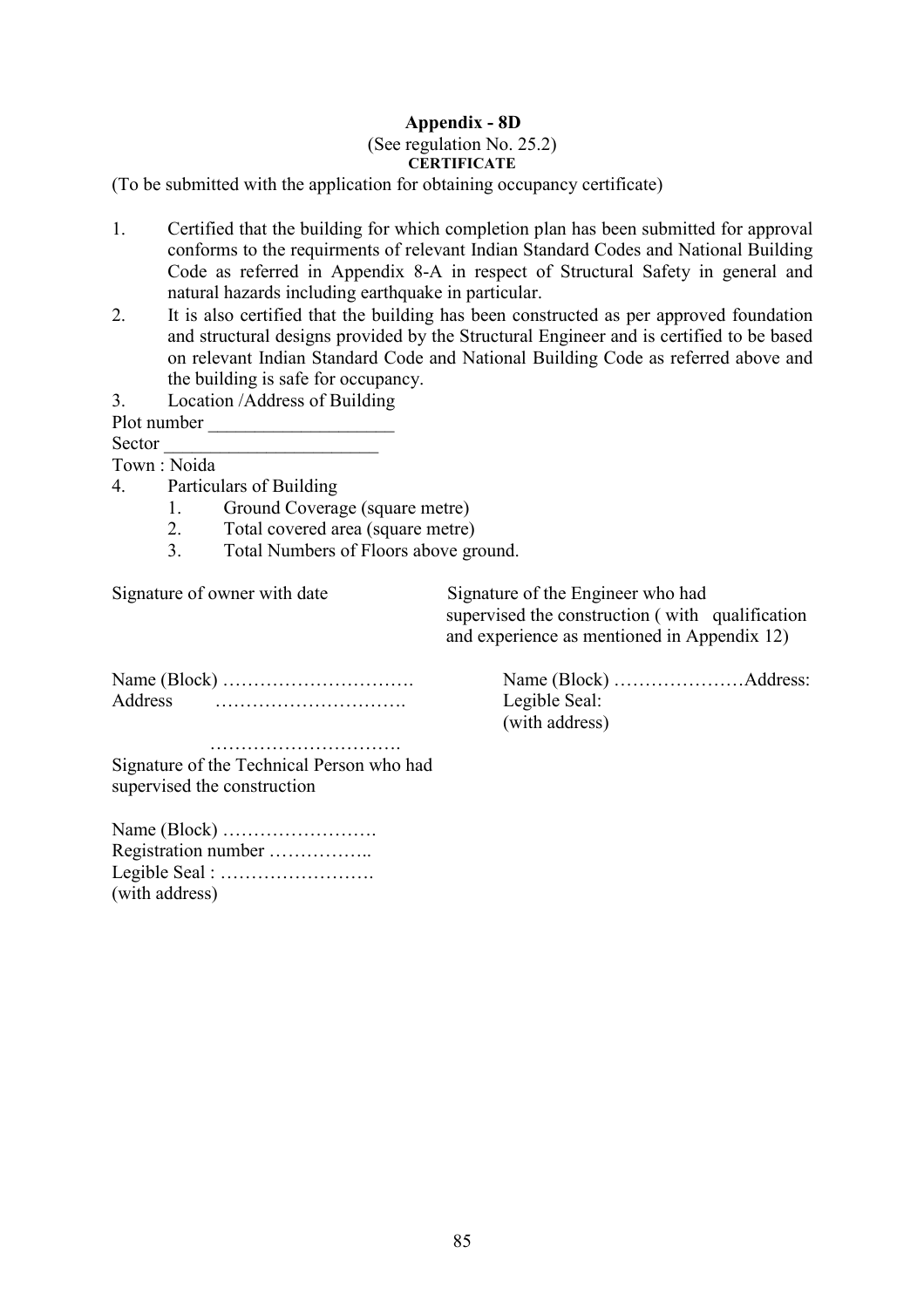**Appendix - 8D**

(See regulation No. 25.2)

**CERTIFICATE**

(To be submitted with the application for obtaining occupancy certificate)

1. Certified that the building for which completion plan has been submitted for approval conforms to the requirments of relevant Indian Standard Codes and National Building Code as referred in Appendix 8-A in respect of Structural Safety in general and natural hazards including earthquake in particular.
2. It is also certified that the building has been constructed as per approved foundation and structural designs provided by the Structural Engineer and is certified to be based on relevant Indian Standard Code and National Building Code as referred above and the building is safe for occupancy.
3. Location /Address of Building

Plot number ___________________

Sector _______________________

Town : Noida

4. Particulars of Building
   1. Ground Coverage (square metre)
   2. Total covered area (square metre)
   3. Total Numbers of Floors above ground.

Signature of owner with date

Name (Block) ………………………….

Address ………………………….

………………………….

Signature of the Engineer who had supervised the construction ( with qualification and experience as mentioned in Appendix 12)

Name (Block) …………………Address:

Legible Seal:

(with address)

Signature of the Technical Person who had supervised the construction

Name (Block) …………………….

Registration number ……………..

Legible Seal : …………………….

(with address)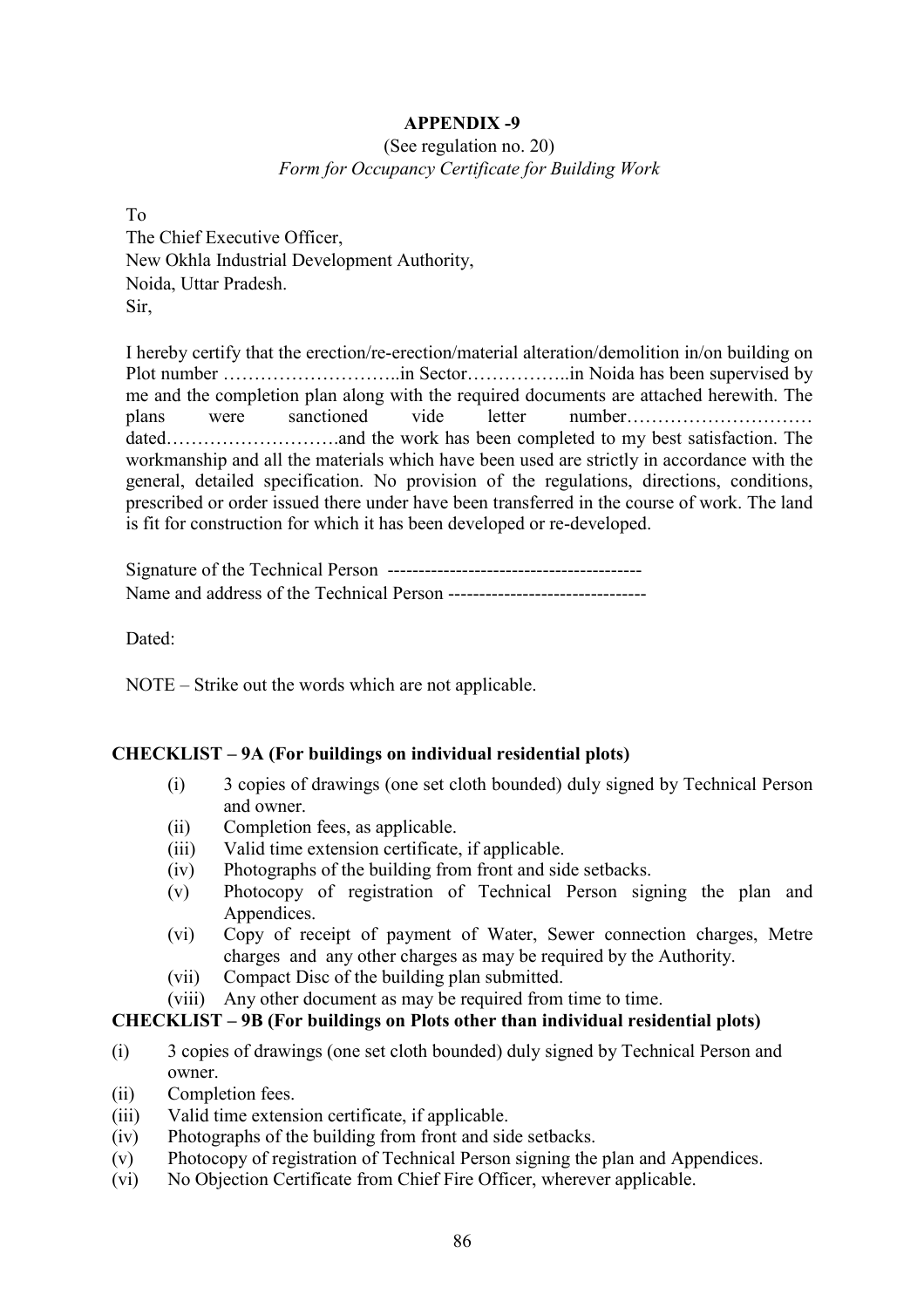**APPENDIX -9**

(See regulation no. 20)

*Form for Occupancy Certificate for Building Work*

To
The Chief Executive Officer,
New Okhla Industrial Development Authority,
Noida, Uttar Pradesh.
Sir,

I hereby certify that the erection/re-erection/material alteration/demolition in/on building on Plot number ………………………..in Sector……………..in Noida has been supervised by me and the completion plan along with the required documents are attached herewith. The plans were sanctioned vide letter number………………………… dated……………………….and the work has been completed to my best satisfaction. The workmanship and all the materials which have been used are strictly in accordance with the general, detailed specification. No provision of the regulations, directions, conditions, prescribed or order issued there under have been transferred in the course of work. The land is fit for construction for which it has been developed or re-developed.

Signature of the Technical Person -----------------------------------------
Name and address of the Technical Person --------------------------------

Dated:

NOTE – Strike out the words which are not applicable.

**CHECKLIST – 9A (For buildings on individual residential plots)**

(i) 3 copies of drawings (one set cloth bounded) duly signed by Technical Person and owner.
(ii) Completion fees, as applicable.
(iii) Valid time extension certificate, if applicable.
(iv) Photographs of the building from front and side setbacks.
(v) Photocopy of registration of Technical Person signing the plan and Appendices.
(vi) Copy of receipt of payment of Water, Sewer connection charges, Metre charges and any other charges as may be required by the Authority.
(vii) Compact Disc of the building plan submitted.
(viii) Any other document as may be required from time to time.

**CHECKLIST – 9B (For buildings on Plots other than individual residential plots)**

(i) 3 copies of drawings (one set cloth bounded) duly signed by Technical Person and owner.
(ii) Completion fees.
(iii) Valid time extension certificate, if applicable.
(iv) Photographs of the building from front and side setbacks.
(v) Photocopy of registration of Technical Person signing the plan and Appendices.
(vi) No Objection Certificate from Chief Fire Officer, wherever applicable.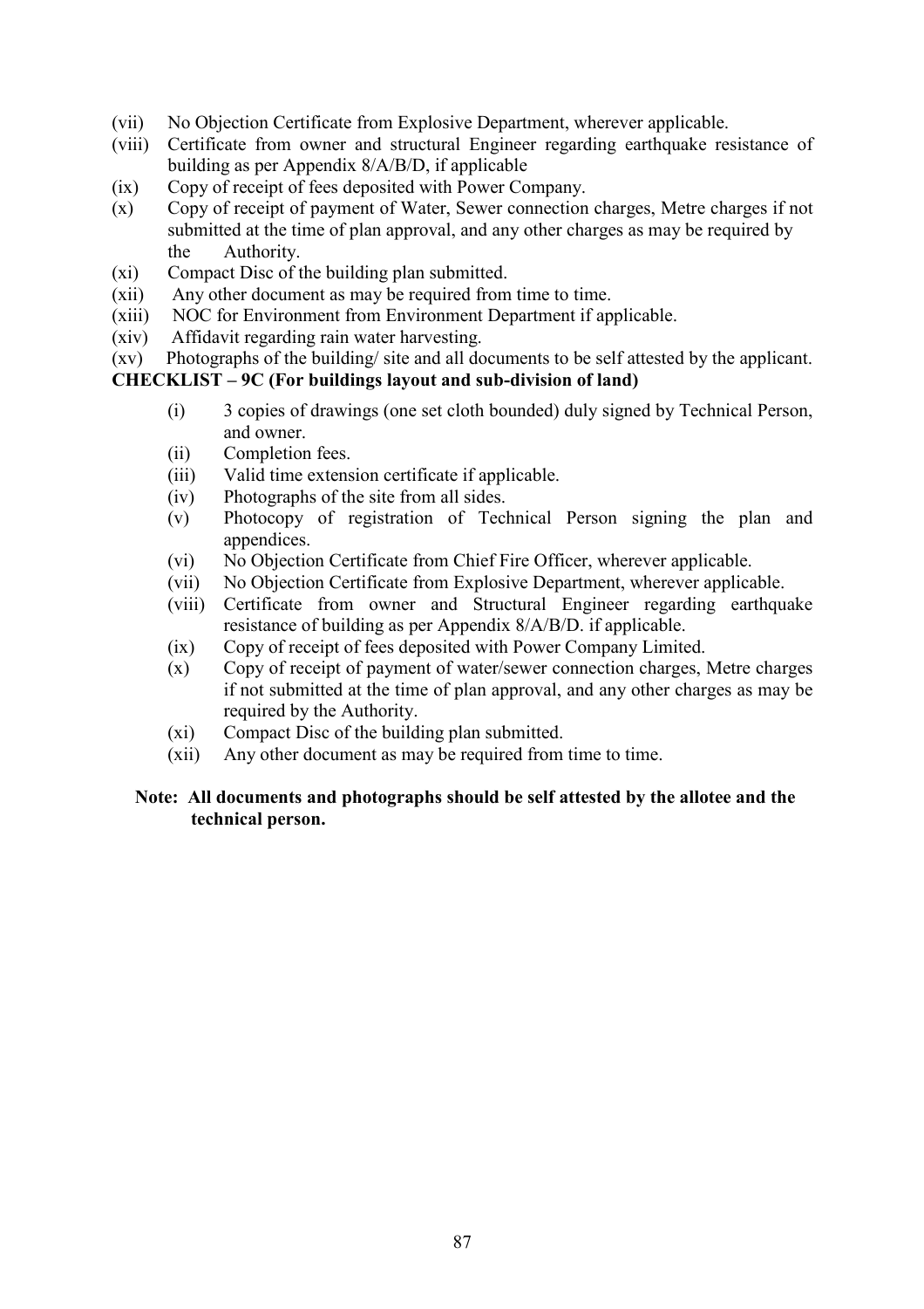(vii) No Objection Certificate from Explosive Department, wherever applicable.

(viii) Certificate from owner and structural Engineer regarding earthquake resistance of building as per Appendix 8/A/B/D, if applicable

(ix) Copy of receipt of fees deposited with Power Company.

(x) Copy of receipt of payment of Water, Sewer connection charges, Metre charges if not submitted at the time of plan approval, and any other charges as may be required by the Authority.

(xi) Compact Disc of the building plan submitted.

(xii) Any other document as may be required from time to time.

(xiii) NOC for Environment from Environment Department if applicable.

(xiv) Affidavit regarding rain water harvesting.

(xv) Photographs of the building/ site and all documents to be self attested by the applicant.

**CHECKLIST – 9C (For buildings layout and sub-division of land)**

(i) 3 copies of drawings (one set cloth bounded) duly signed by Technical Person, and owner.

(ii) Completion fees.

(iii) Valid time extension certificate if applicable.

(iv) Photographs of the site from all sides.

(v) Photocopy of registration of Technical Person signing the plan and appendices.

(vi) No Objection Certificate from Chief Fire Officer, wherever applicable.

(vii) No Objection Certificate from Explosive Department, wherever applicable.

(viii) Certificate from owner and Structural Engineer regarding earthquake resistance of building as per Appendix 8/A/B/D. if applicable.

(ix) Copy of receipt of fees deposited with Power Company Limited.

(x) Copy of receipt of payment of water/sewer connection charges, Metre charges if not submitted at the time of plan approval, and any other charges as may be required by the Authority.

(xi) Compact Disc of the building plan submitted.

(xii) Any other document as may be required from time to time.

**Note: All documents and photographs should be self attested by the allotee and the technical person.**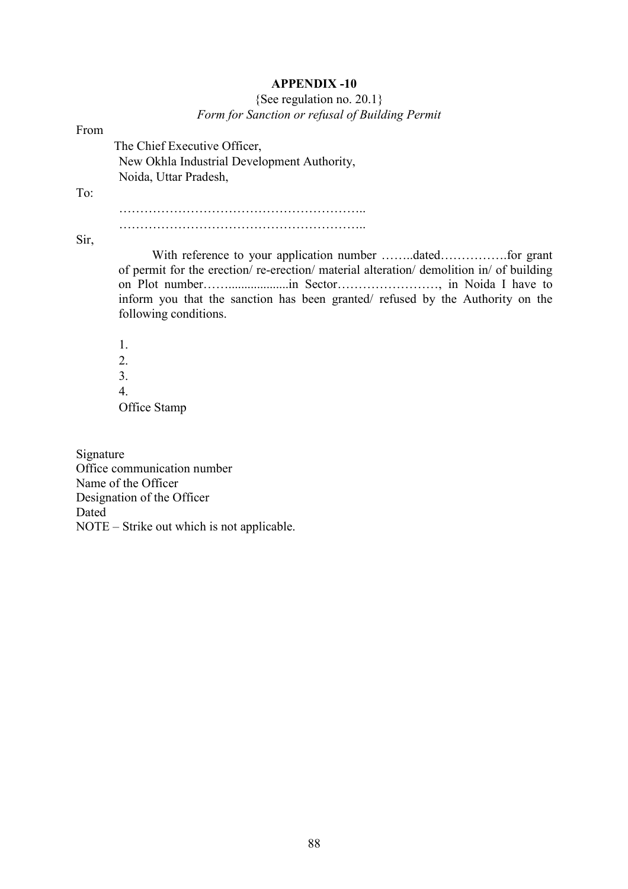**APPENDIX -10**

{See regulation no. 20.1}

*Form for Sanction or refusal of Building Permit*

From

The Chief Executive Officer,
New Okhla Industrial Development Authority,
Noida, Uttar Pradesh,

To:

…………………………………………………..
…………………………………………………..

Sir,

With reference to your application number ……..dated…………….for grant of permit for the erection/ re-erection/ material alteration/ demolition in/ of building on Plot number……..................in Sector……………………, in Noida I have to inform you that the sanction has been granted/ refused by the Authority on the following conditions.

1.
2.
3.
4.

Office Stamp

Signature
Office communication number
Name of the Officer
Designation of the Officer
Dated
NOTE – Strike out which is not applicable.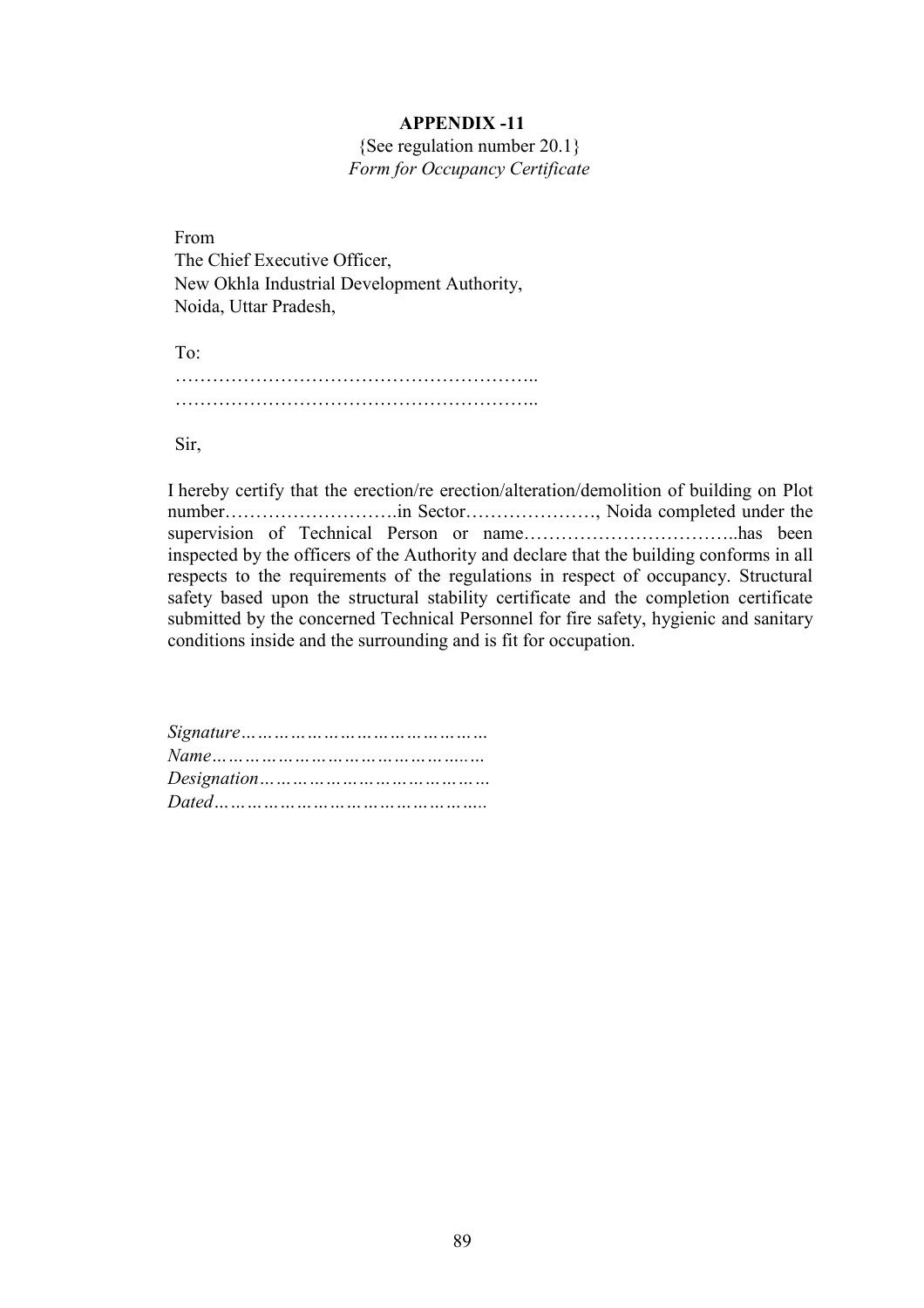**APPENDIX -11**

{See regulation number 20.1}

*Form for Occupancy Certificate*

From
The Chief Executive Officer,
New Okhla Industrial Development Authority,
Noida, Uttar Pradesh,

To:
…………………………………………………..
…………………………………………………..

Sir,

I hereby certify that the erection/re erection/alteration/demolition of building on Plot number……………………….in Sector…………………, Noida completed under the supervision of Technical Person or name……………………………..has been inspected by the officers of the Authority and declare that the building conforms in all respects to the requirements of the regulations in respect of occupancy. Structural safety based upon the structural stability certificate and the completion certificate submitted by the concerned Technical Personnel for fire safety, hygienic and sanitary conditions inside and the surrounding and is fit for occupation.

*Signature……………………………………*
*Name…………………………………..……*
*Designation…………………………………*
*Dated……………………………………….*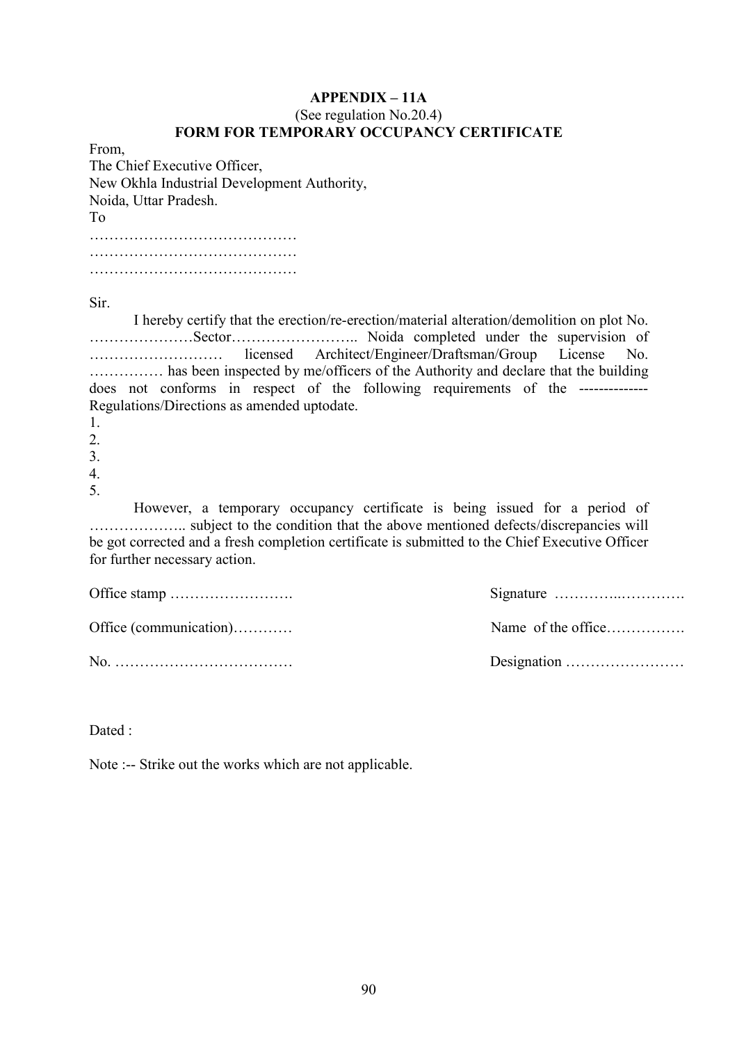**APPENDIX – 11A**

(See regulation No.20.4)

**FORM FOR TEMPORARY OCCUPANCY CERTIFICATE**

From,
The Chief Executive Officer,
New Okhla Industrial Development Authority,
Noida, Uttar Pradesh.

To
……………………………………
……………………………………
……………………………………

Sir.

I hereby certify that the erection/re-erection/material alteration/demolition on plot No. …………………Sector…………………….. Noida completed under the supervision of ……………………… licensed Architect/Engineer/Draftsman/Group License No. …………… has been inspected by me/officers of the Authority and declare that the building does not conforms in respect of the following requirements of the ------------- Regulations/Directions as amended uptodate.

1.
2.
3.
4.
5.

However, a temporary occupancy certificate is being issued for a period of ……………….. subject to the condition that the above mentioned defects/discrepancies will be got corrected and a fresh completion certificate is submitted to the Chief Executive Officer for further necessary action.

Office stamp …………………….    Signature …………..………….

Office (communication)…………    Name of the office…………….

No. ………………………………    Designation ……………………

Dated :

Note :-- Strike out the works which are not applicable.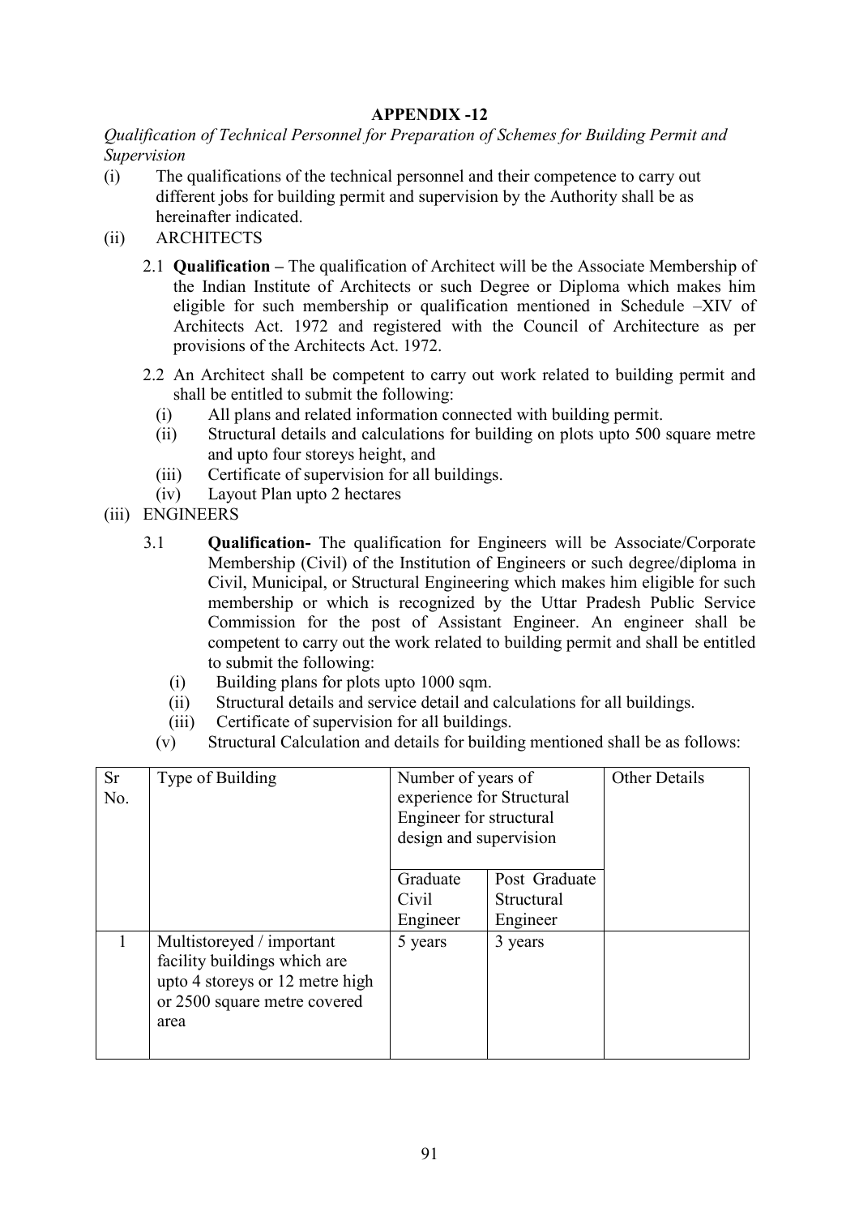## APPENDIX -12

*Qualification of Technical Personnel for Preparation of Schemes for Building Permit and Supervision*

(i) The qualifications of the technical personnel and their competence to carry out different jobs for building permit and supervision by the Authority shall be as hereinafter indicated.

(ii) ARCHITECTS

2.1 **Qualification –** The qualification of Architect will be the Associate Membership of the Indian Institute of Architects or such Degree or Diploma which makes him eligible for such membership or qualification mentioned in Schedule –XIV of Architects Act. 1972 and registered with the Council of Architecture as per provisions of the Architects Act. 1972.

2.2 An Architect shall be competent to carry out work related to building permit and shall be entitled to submit the following:

- (i) All plans and related information connected with building permit.
- (ii) Structural details and calculations for building on plots upto 500 square metre and upto four storeys height, and
- (iii) Certificate of supervision for all buildings.
- (iv) Layout Plan upto 2 hectares

(iii) ENGINEERS

3.1 **Qualification-** The qualification for Engineers will be Associate/Corporate Membership (Civil) of the Institution of Engineers or such degree/diploma in Civil, Municipal, or Structural Engineering which makes him eligible for such membership or which is recognized by the Uttar Pradesh Public Service Commission for the post of Assistant Engineer. An engineer shall be competent to carry out the work related to building permit and shall be entitled to submit the following:

- (i) Building plans for plots upto 1000 sqm.
- (ii) Structural details and service detail and calculations for all buildings.
- (iii) Certificate of supervision for all buildings.
- (v) Structural Calculation and details for building mentioned shall be as follows:

| Sr No. | Type of Building | Number of years of experience for Structural Engineer for structural design and supervision | | Other Details |
|---|---|---|---|---|
| | | Graduate Civil Engineer | Post Graduate Structural Engineer | |
| 1 | Multistoreyed / important facility buildings which are upto 4 storeys or 12 metre high or 2500 square metre covered area | 5 years | 3 years | |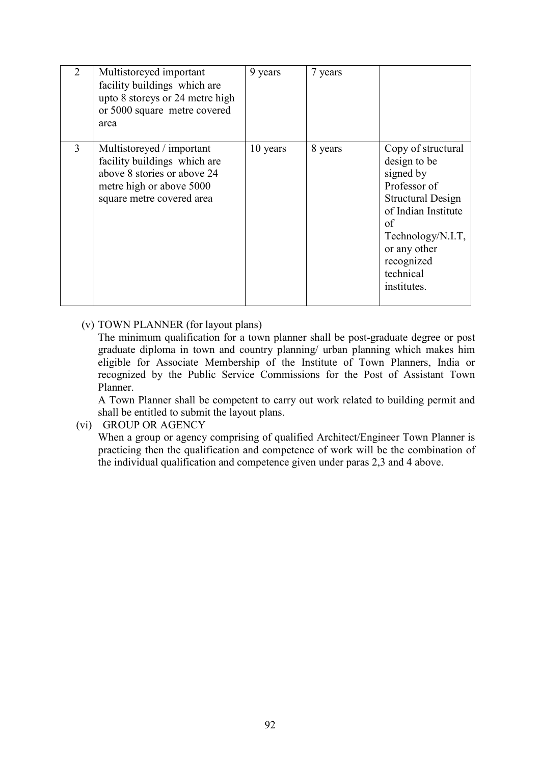| | | | | |
|---|---|---|---|---|
| 2 | Multistoreyed important facility buildings which are upto 8 storeys or 24 metre high or 5000 square metre covered area | 9 years | 7 years | |
| 3 | Multistoreyed / important facility buildings which are above 8 stories or above 24 metre high or above 5000 square metre covered area | 10 years | 8 years | Copy of structural design to be signed by Professor of Structural Design of Indian Institute of Technology/N.I.T, or any other recognized technical institutes. |

(v) TOWN PLANNER (for layout plans)

The minimum qualification for a town planner shall be post-graduate degree or post graduate diploma in town and country planning/ urban planning which makes him eligible for Associate Membership of the Institute of Town Planners, India or recognized by the Public Service Commissions for the Post of Assistant Town Planner.

A Town Planner shall be competent to carry out work related to building permit and shall be entitled to submit the layout plans.

(vi) GROUP OR AGENCY

When a group or agency comprising of qualified Architect/Engineer Town Planner is practicing then the qualification and competence of work will be the combination of the individual qualification and competence given under paras 2,3 and 4 above.